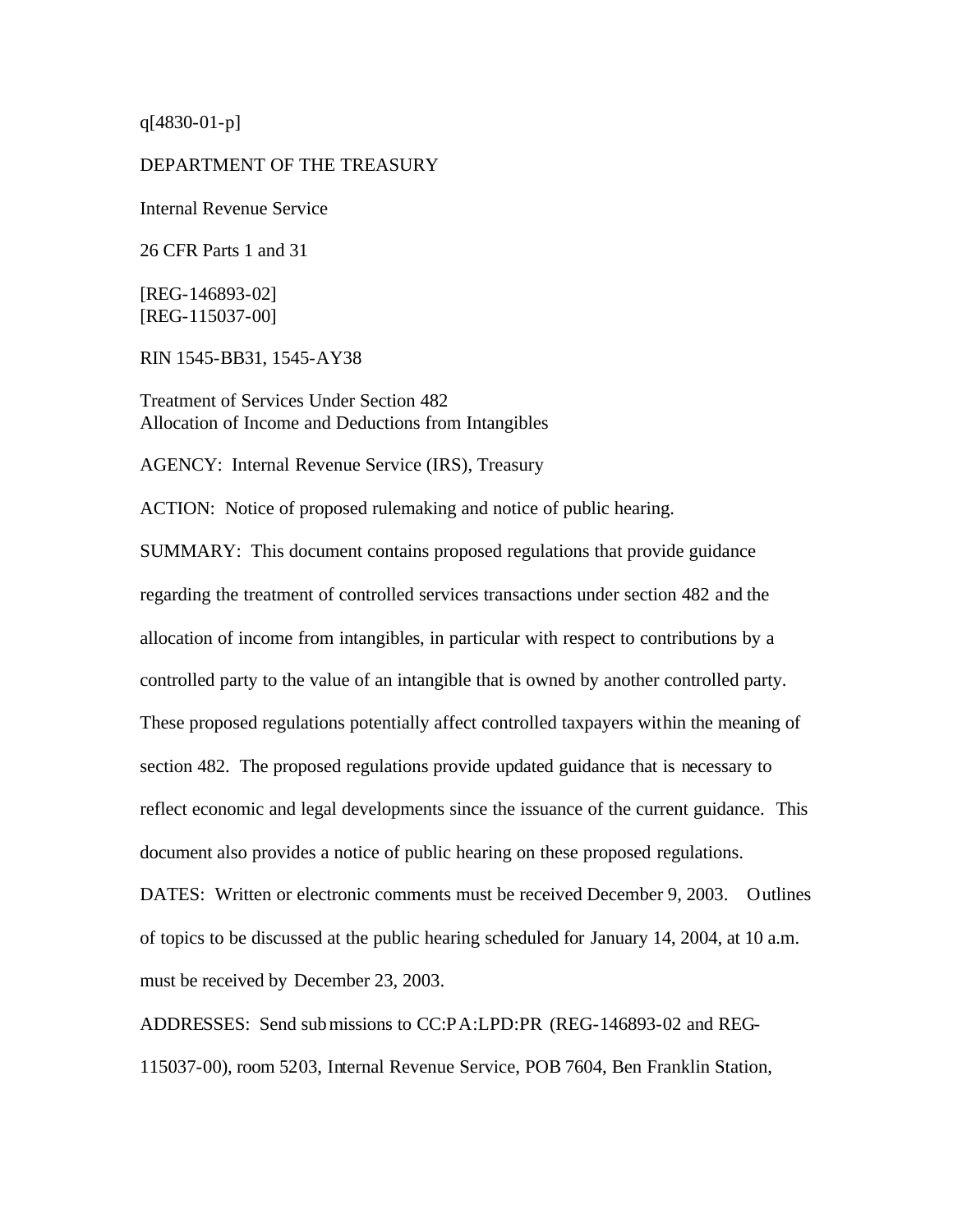q[4830-01-p]

DEPARTMENT OF THE TREASURY

Internal Revenue Service

26 CFR Parts 1 and 31

[REG-146893-02]
[REG-115037-00]

RIN 1545-BB31, 1545-AY38

Treatment of Services Under Section 482
Allocation of Income and Deductions from Intangibles

AGENCY: Internal Revenue Service (IRS), Treasury

ACTION: Notice of proposed rulemaking and notice of public hearing.

SUMMARY: This document contains proposed regulations that provide guidance regarding the treatment of controlled services transactions under section 482 and the allocation of income from intangibles, in particular with respect to contributions by a controlled party to the value of an intangible that is owned by another controlled party. These proposed regulations potentially affect controlled taxpayers within the meaning of section 482. The proposed regulations provide updated guidance that is necessary to reflect economic and legal developments since the issuance of the current guidance. This document also provides a notice of public hearing on these proposed regulations.

DATES: Written or electronic comments must be received December 9, 2003. Outlines of topics to be discussed at the public hearing scheduled for January 14, 2004, at 10 a.m. must be received by December 23, 2003.

ADDRESSES: Send submissions to CC:PA:LPD:PR (REG-146893-02 and REG-115037-00), room 5203, Internal Revenue Service, POB 7604, Ben Franklin Station,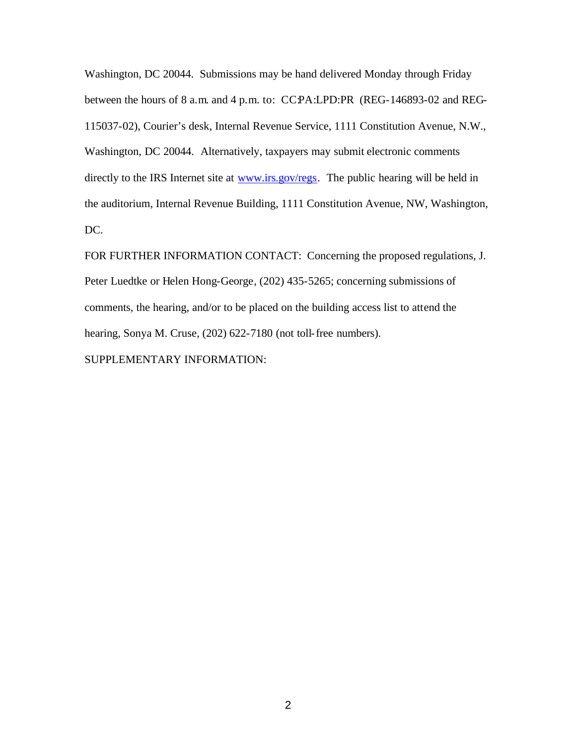Washington, DC 20044. Submissions may be hand delivered Monday through Friday between the hours of 8 a.m. and 4 p.m. to: CC:PA:LPD:PR (REG-146893-02 and REG-115037-02), Courier's desk, Internal Revenue Service, 1111 Constitution Avenue, N.W., Washington, DC 20044. Alternatively, taxpayers may submit electronic comments directly to the IRS Internet site at www.irs.gov/regs. The public hearing will be held in the auditorium, Internal Revenue Building, 1111 Constitution Avenue, NW, Washington, DC.

FOR FURTHER INFORMATION CONTACT: Concerning the proposed regulations, J. Peter Luedtke or Helen Hong-George, (202) 435-5265; concerning submissions of comments, the hearing, and/or to be placed on the building access list to attend the hearing, Sonya M. Cruse, (202) 622-7180 (not toll-free numbers).

SUPPLEMENTARY INFORMATION: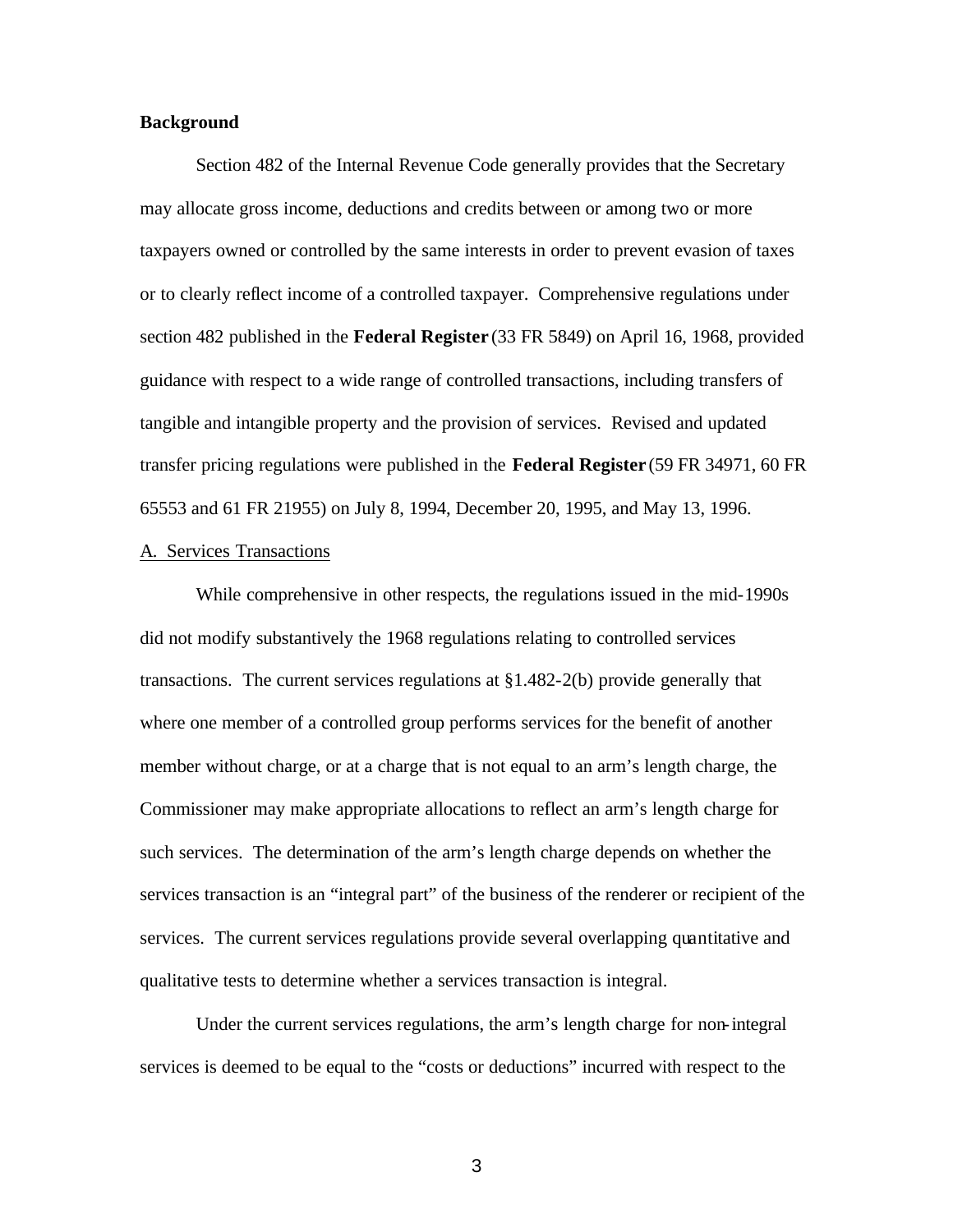**Background**

Section 482 of the Internal Revenue Code generally provides that the Secretary may allocate gross income, deductions and credits between or among two or more taxpayers owned or controlled by the same interests in order to prevent evasion of taxes or to clearly reflect income of a controlled taxpayer. Comprehensive regulations under section 482 published in the **Federal Register** (33 FR 5849) on April 16, 1968, provided guidance with respect to a wide range of controlled transactions, including transfers of tangible and intangible property and the provision of services. Revised and updated transfer pricing regulations were published in the **Federal Register** (59 FR 34971, 60 FR 65553 and 61 FR 21955) on July 8, 1994, December 20, 1995, and May 13, 1996.

A. Services Transactions

While comprehensive in other respects, the regulations issued in the mid-1990s did not modify substantively the 1968 regulations relating to controlled services transactions. The current services regulations at §1.482-2(b) provide generally that where one member of a controlled group performs services for the benefit of another member without charge, or at a charge that is not equal to an arm's length charge, the Commissioner may make appropriate allocations to reflect an arm's length charge for such services. The determination of the arm's length charge depends on whether the services transaction is an "integral part" of the business of the renderer or recipient of the services. The current services regulations provide several overlapping quantitative and qualitative tests to determine whether a services transaction is integral.

Under the current services regulations, the arm's length charge for non-integral services is deemed to be equal to the "costs or deductions" incurred with respect to the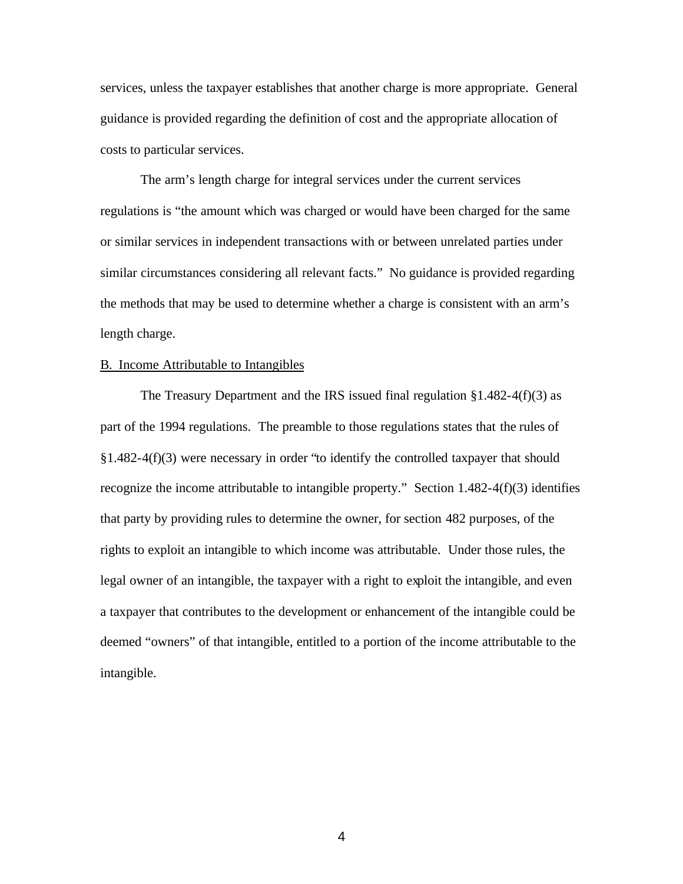services, unless the taxpayer establishes that another charge is more appropriate. General guidance is provided regarding the definition of cost and the appropriate allocation of costs to particular services.

The arm's length charge for integral services under the current services regulations is "the amount which was charged or would have been charged for the same or similar services in independent transactions with or between unrelated parties under similar circumstances considering all relevant facts." No guidance is provided regarding the methods that may be used to determine whether a charge is consistent with an arm's length charge.

B. Income Attributable to Intangibles

The Treasury Department and the IRS issued final regulation §1.482-4(f)(3) as part of the 1994 regulations. The preamble to those regulations states that the rules of §1.482-4(f)(3) were necessary in order "to identify the controlled taxpayer that should recognize the income attributable to intangible property." Section 1.482-4(f)(3) identifies that party by providing rules to determine the owner, for section 482 purposes, of the rights to exploit an intangible to which income was attributable. Under those rules, the legal owner of an intangible, the taxpayer with a right to exploit the intangible, and even a taxpayer that contributes to the development or enhancement of the intangible could be deemed "owners" of that intangible, entitled to a portion of the income attributable to the intangible.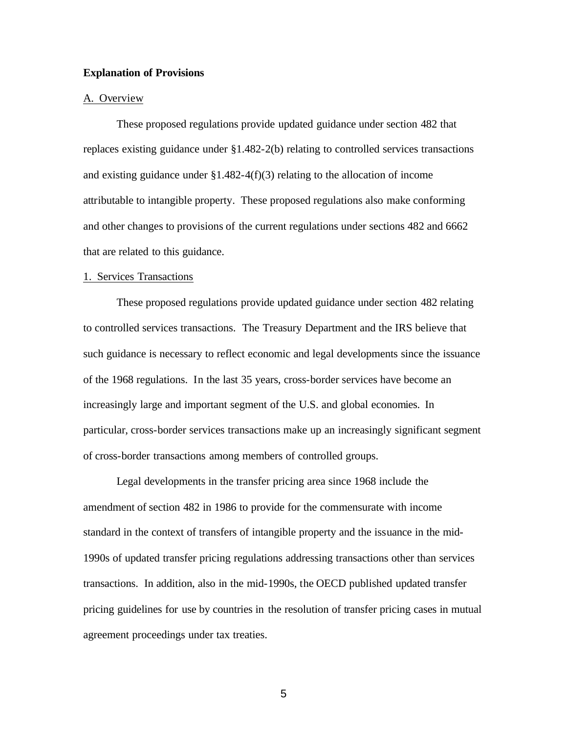**Explanation of Provisions**

A. Overview

These proposed regulations provide updated guidance under section 482 that replaces existing guidance under §1.482-2(b) relating to controlled services transactions and existing guidance under §1.482-4(f)(3) relating to the allocation of income attributable to intangible property. These proposed regulations also make conforming and other changes to provisions of the current regulations under sections 482 and 6662 that are related to this guidance.

1. Services Transactions

These proposed regulations provide updated guidance under section 482 relating to controlled services transactions. The Treasury Department and the IRS believe that such guidance is necessary to reflect economic and legal developments since the issuance of the 1968 regulations. In the last 35 years, cross-border services have become an increasingly large and important segment of the U.S. and global economies. In particular, cross-border services transactions make up an increasingly significant segment of cross-border transactions among members of controlled groups.

Legal developments in the transfer pricing area since 1968 include the amendment of section 482 in 1986 to provide for the commensurate with income standard in the context of transfers of intangible property and the issuance in the mid-1990s of updated transfer pricing regulations addressing transactions other than services transactions. In addition, also in the mid-1990s, the OECD published updated transfer pricing guidelines for use by countries in the resolution of transfer pricing cases in mutual agreement proceedings under tax treaties.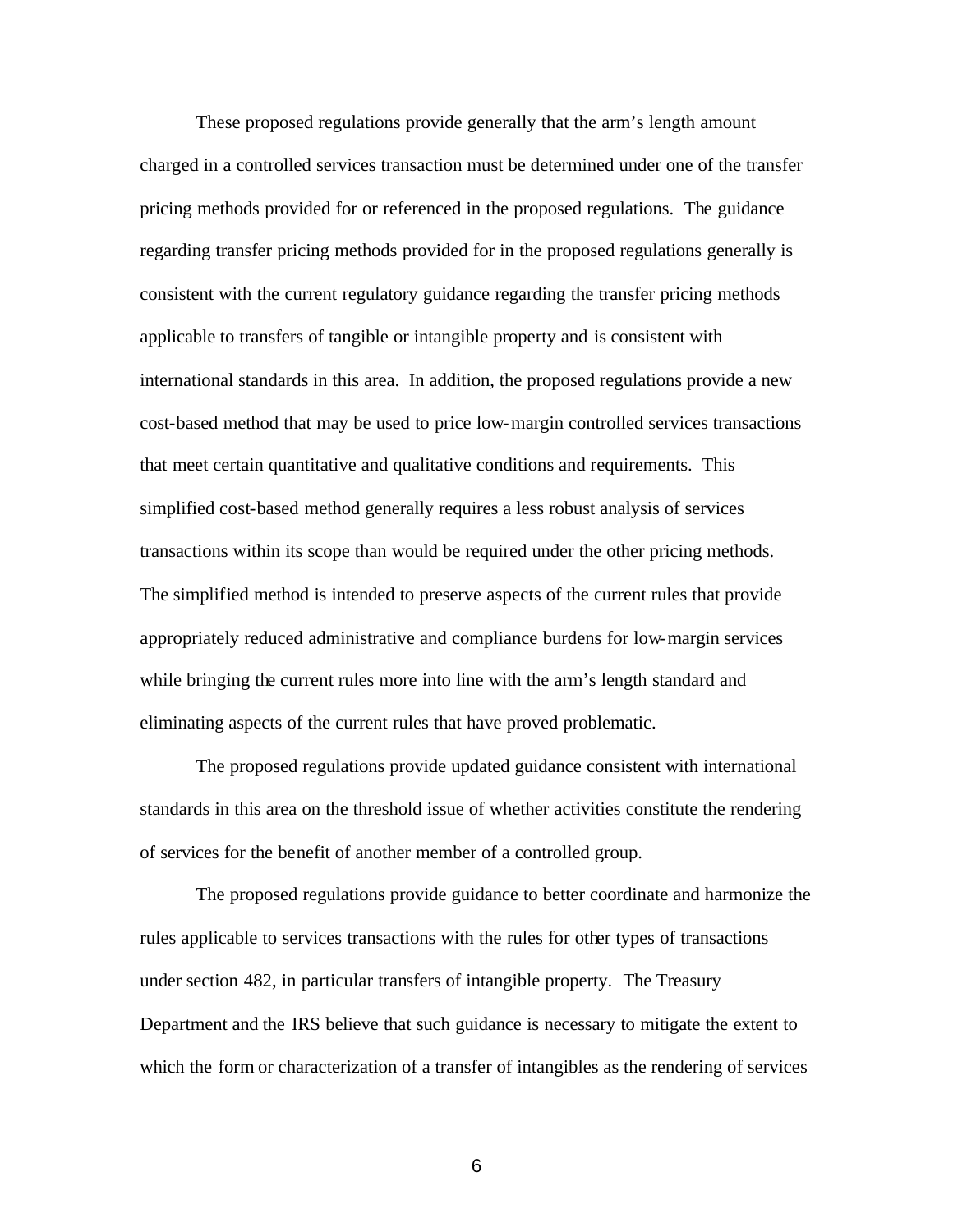These proposed regulations provide generally that the arm's length amount charged in a controlled services transaction must be determined under one of the transfer pricing methods provided for or referenced in the proposed regulations. The guidance regarding transfer pricing methods provided for in the proposed regulations generally is consistent with the current regulatory guidance regarding the transfer pricing methods applicable to transfers of tangible or intangible property and is consistent with international standards in this area. In addition, the proposed regulations provide a new cost-based method that may be used to price low-margin controlled services transactions that meet certain quantitative and qualitative conditions and requirements. This simplified cost-based method generally requires a less robust analysis of services transactions within its scope than would be required under the other pricing methods. The simplified method is intended to preserve aspects of the current rules that provide appropriately reduced administrative and compliance burdens for low-margin services while bringing the current rules more into line with the arm's length standard and eliminating aspects of the current rules that have proved problematic.

The proposed regulations provide updated guidance consistent with international standards in this area on the threshold issue of whether activities constitute the rendering of services for the benefit of another member of a controlled group.

The proposed regulations provide guidance to better coordinate and harmonize the rules applicable to services transactions with the rules for other types of transactions under section 482, in particular transfers of intangible property. The Treasury Department and the IRS believe that such guidance is necessary to mitigate the extent to which the form or characterization of a transfer of intangibles as the rendering of services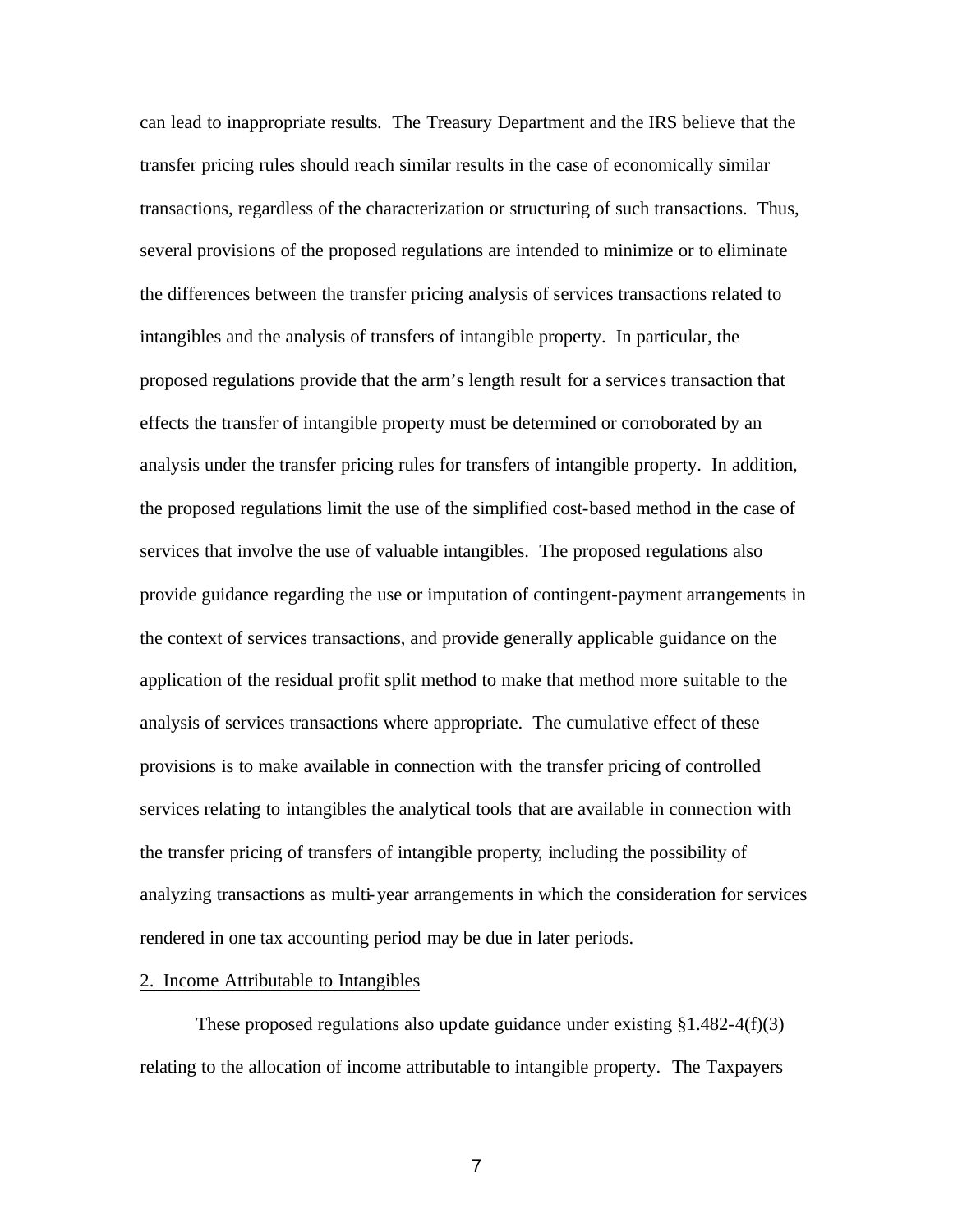can lead to inappropriate results. The Treasury Department and the IRS believe that the transfer pricing rules should reach similar results in the case of economically similar transactions, regardless of the characterization or structuring of such transactions. Thus, several provisions of the proposed regulations are intended to minimize or to eliminate the differences between the transfer pricing analysis of services transactions related to intangibles and the analysis of transfers of intangible property. In particular, the proposed regulations provide that the arm's length result for a services transaction that effects the transfer of intangible property must be determined or corroborated by an analysis under the transfer pricing rules for transfers of intangible property. In addition, the proposed regulations limit the use of the simplified cost-based method in the case of services that involve the use of valuable intangibles. The proposed regulations also provide guidance regarding the use or imputation of contingent-payment arrangements in the context of services transactions, and provide generally applicable guidance on the application of the residual profit split method to make that method more suitable to the analysis of services transactions where appropriate. The cumulative effect of these provisions is to make available in connection with the transfer pricing of controlled services relating to intangibles the analytical tools that are available in connection with the transfer pricing of transfers of intangible property, including the possibility of analyzing transactions as multi-year arrangements in which the consideration for services rendered in one tax accounting period may be due in later periods.

2. Income Attributable to Intangibles

These proposed regulations also update guidance under existing §1.482-4(f)(3) relating to the allocation of income attributable to intangible property. The Taxpayers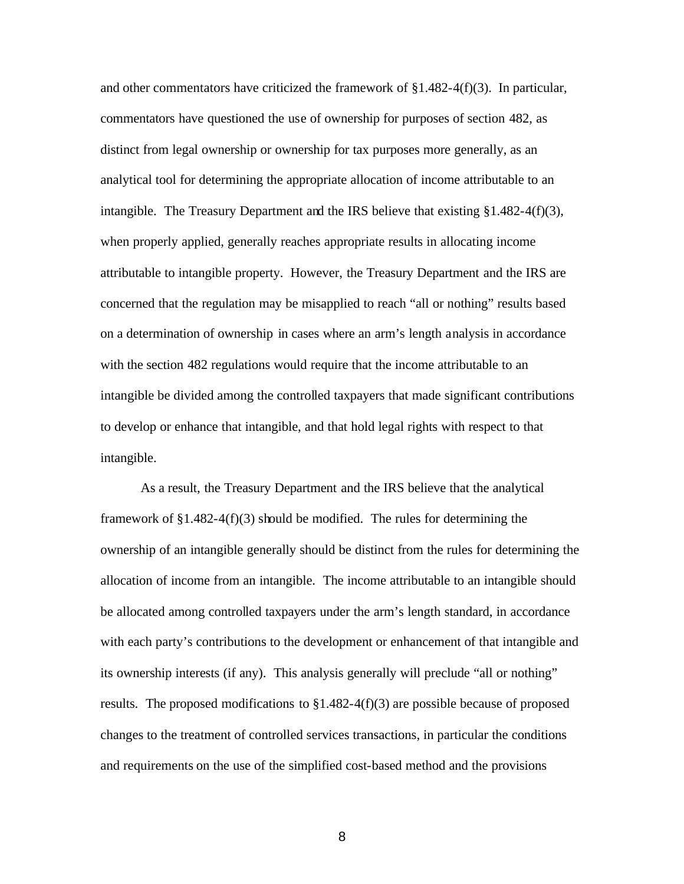and other commentators have criticized the framework of §1.482-4(f)(3). In particular, commentators have questioned the use of ownership for purposes of section 482, as distinct from legal ownership or ownership for tax purposes more generally, as an analytical tool for determining the appropriate allocation of income attributable to an intangible. The Treasury Department and the IRS believe that existing §1.482-4(f)(3), when properly applied, generally reaches appropriate results in allocating income attributable to intangible property. However, the Treasury Department and the IRS are concerned that the regulation may be misapplied to reach "all or nothing" results based on a determination of ownership in cases where an arm's length analysis in accordance with the section 482 regulations would require that the income attributable to an intangible be divided among the controlled taxpayers that made significant contributions to develop or enhance that intangible, and that hold legal rights with respect to that intangible.

As a result, the Treasury Department and the IRS believe that the analytical framework of §1.482-4(f)(3) should be modified. The rules for determining the ownership of an intangible generally should be distinct from the rules for determining the allocation of income from an intangible. The income attributable to an intangible should be allocated among controlled taxpayers under the arm's length standard, in accordance with each party's contributions to the development or enhancement of that intangible and its ownership interests (if any). This analysis generally will preclude "all or nothing" results. The proposed modifications to §1.482-4(f)(3) are possible because of proposed changes to the treatment of controlled services transactions, in particular the conditions and requirements on the use of the simplified cost-based method and the provisions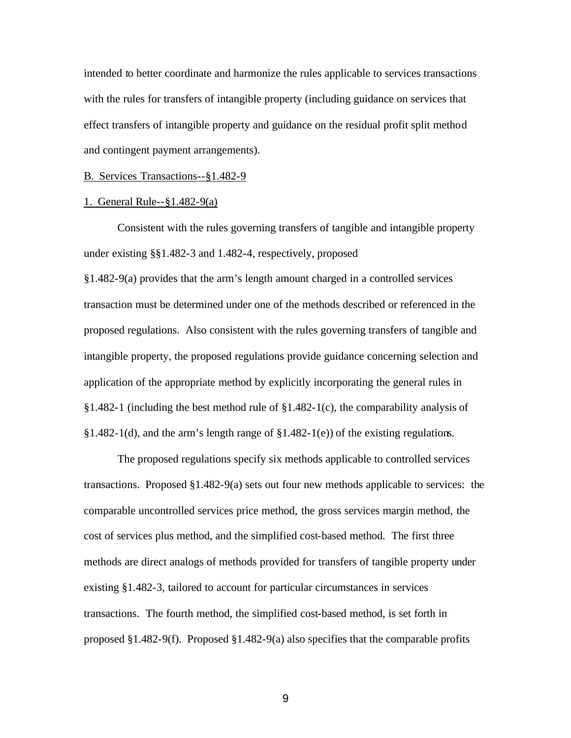intended to better coordinate and harmonize the rules applicable to services transactions with the rules for transfers of intangible property (including guidance on services that effect transfers of intangible property and guidance on the residual profit split method and contingent payment arrangements).

B. Services Transactions--§1.482-9

1. General Rule--§1.482-9(a)

Consistent with the rules governing transfers of tangible and intangible property under existing §§1.482-3 and 1.482-4, respectively, proposed §1.482-9(a) provides that the arm's length amount charged in a controlled services transaction must be determined under one of the methods described or referenced in the proposed regulations. Also consistent with the rules governing transfers of tangible and intangible property, the proposed regulations provide guidance concerning selection and application of the appropriate method by explicitly incorporating the general rules in §1.482-1 (including the best method rule of §1.482-1(c), the comparability analysis of §1.482-1(d), and the arm's length range of §1.482-1(e)) of the existing regulations.

The proposed regulations specify six methods applicable to controlled services transactions. Proposed §1.482-9(a) sets out four new methods applicable to services: the comparable uncontrolled services price method, the gross services margin method, the cost of services plus method, and the simplified cost-based method. The first three methods are direct analogs of methods provided for transfers of tangible property under existing §1.482-3, tailored to account for particular circumstances in services transactions. The fourth method, the simplified cost-based method, is set forth in proposed §1.482-9(f). Proposed §1.482-9(a) also specifies that the comparable profits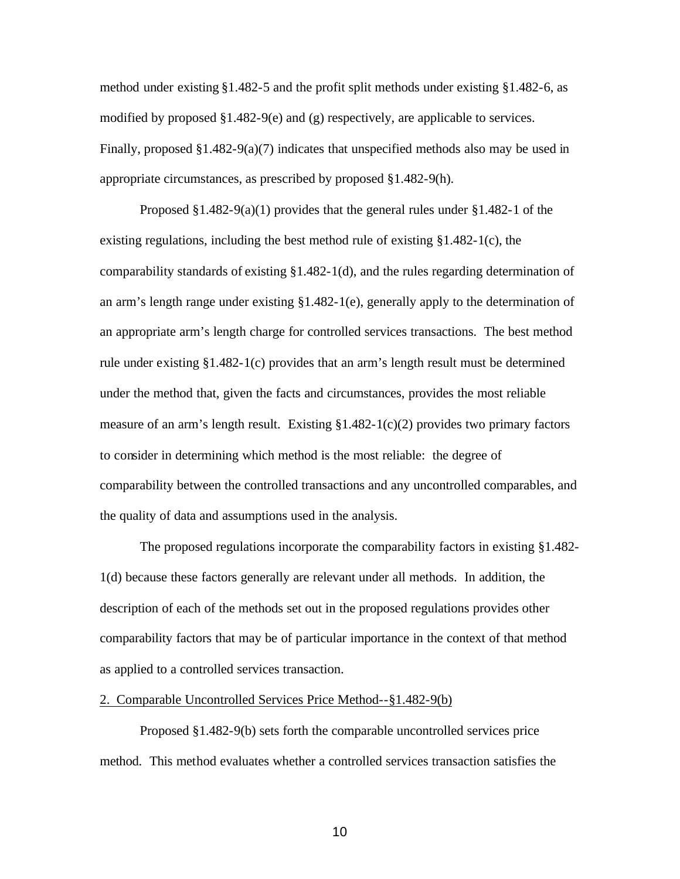method under existing §1.482-5 and the profit split methods under existing §1.482-6, as modified by proposed §1.482-9(e) and (g) respectively, are applicable to services. Finally, proposed §1.482-9(a)(7) indicates that unspecified methods also may be used in appropriate circumstances, as prescribed by proposed §1.482-9(h).

Proposed §1.482-9(a)(1) provides that the general rules under §1.482-1 of the existing regulations, including the best method rule of existing §1.482-1(c), the comparability standards of existing §1.482-1(d), and the rules regarding determination of an arm's length range under existing §1.482-1(e), generally apply to the determination of an appropriate arm's length charge for controlled services transactions. The best method rule under existing §1.482-1(c) provides that an arm's length result must be determined under the method that, given the facts and circumstances, provides the most reliable measure of an arm's length result. Existing §1.482-1(c)(2) provides two primary factors to consider in determining which method is the most reliable: the degree of comparability between the controlled transactions and any uncontrolled comparables, and the quality of data and assumptions used in the analysis.

The proposed regulations incorporate the comparability factors in existing §1.482-1(d) because these factors generally are relevant under all methods. In addition, the description of each of the methods set out in the proposed regulations provides other comparability factors that may be of particular importance in the context of that method as applied to a controlled services transaction.

2. Comparable Uncontrolled Services Price Method--§1.482-9(b)

Proposed §1.482-9(b) sets forth the comparable uncontrolled services price method. This method evaluates whether a controlled services transaction satisfies the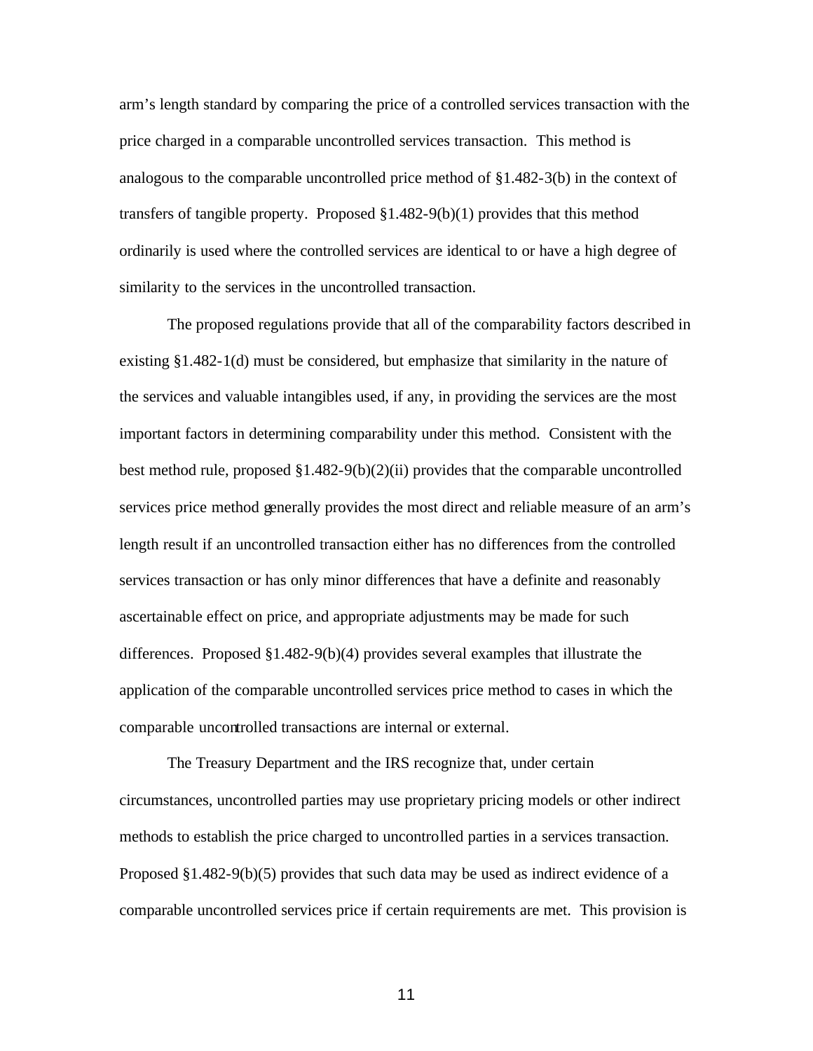arm's length standard by comparing the price of a controlled services transaction with the price charged in a comparable uncontrolled services transaction. This method is analogous to the comparable uncontrolled price method of §1.482-3(b) in the context of transfers of tangible property. Proposed §1.482-9(b)(1) provides that this method ordinarily is used where the controlled services are identical to or have a high degree of similarity to the services in the uncontrolled transaction.

The proposed regulations provide that all of the comparability factors described in existing §1.482-1(d) must be considered, but emphasize that similarity in the nature of the services and valuable intangibles used, if any, in providing the services are the most important factors in determining comparability under this method. Consistent with the best method rule, proposed §1.482-9(b)(2)(ii) provides that the comparable uncontrolled services price method generally provides the most direct and reliable measure of an arm's length result if an uncontrolled transaction either has no differences from the controlled services transaction or has only minor differences that have a definite and reasonably ascertainable effect on price, and appropriate adjustments may be made for such differences. Proposed §1.482-9(b)(4) provides several examples that illustrate the application of the comparable uncontrolled services price method to cases in which the comparable uncontrolled transactions are internal or external.

The Treasury Department and the IRS recognize that, under certain circumstances, uncontrolled parties may use proprietary pricing models or other indirect methods to establish the price charged to uncontrolled parties in a services transaction. Proposed §1.482-9(b)(5) provides that such data may be used as indirect evidence of a comparable uncontrolled services price if certain requirements are met. This provision is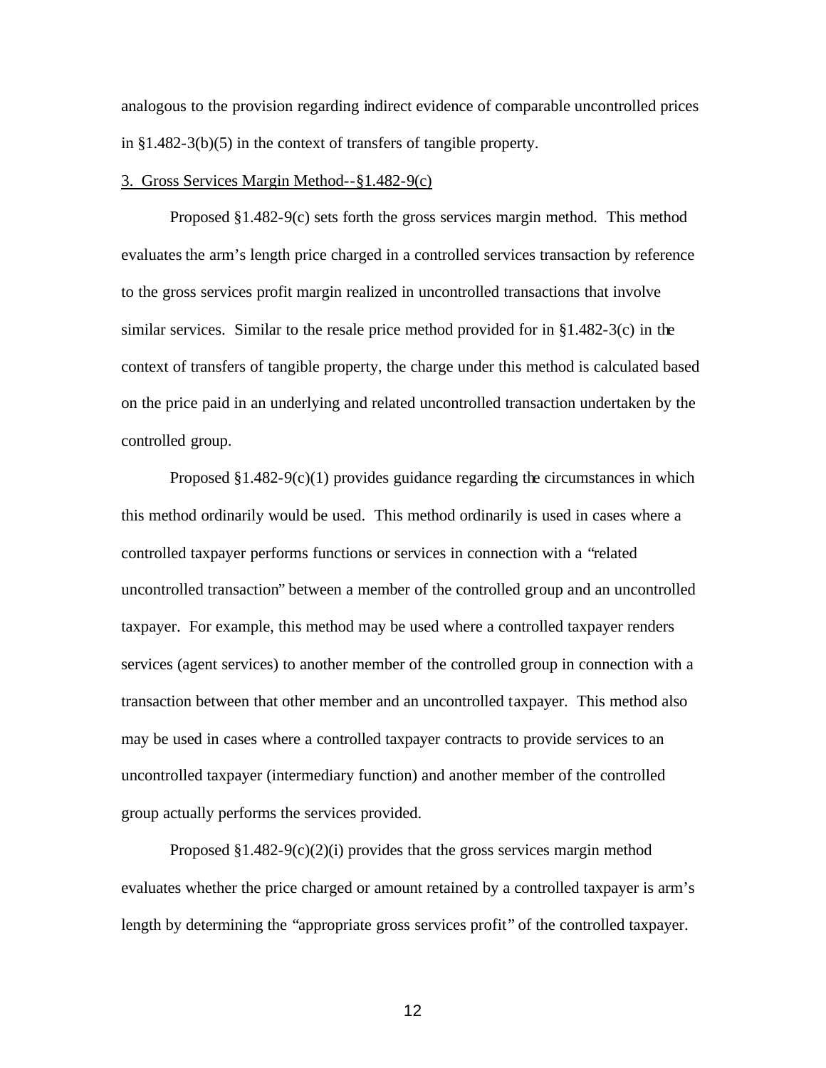analogous to the provision regarding indirect evidence of comparable uncontrolled prices in §1.482-3(b)(5) in the context of transfers of tangible property.

3. Gross Services Margin Method--§1.482-9(c)

Proposed §1.482-9(c) sets forth the gross services margin method. This method evaluates the arm's length price charged in a controlled services transaction by reference to the gross services profit margin realized in uncontrolled transactions that involve similar services. Similar to the resale price method provided for in §1.482-3(c) in the context of transfers of tangible property, the charge under this method is calculated based on the price paid in an underlying and related uncontrolled transaction undertaken by the controlled group.

Proposed §1.482-9(c)(1) provides guidance regarding the circumstances in which this method ordinarily would be used. This method ordinarily is used in cases where a controlled taxpayer performs functions or services in connection with a "related uncontrolled transaction" between a member of the controlled group and an uncontrolled taxpayer. For example, this method may be used where a controlled taxpayer renders services (agent services) to another member of the controlled group in connection with a transaction between that other member and an uncontrolled taxpayer. This method also may be used in cases where a controlled taxpayer contracts to provide services to an uncontrolled taxpayer (intermediary function) and another member of the controlled group actually performs the services provided.

Proposed §1.482-9(c)(2)(i) provides that the gross services margin method evaluates whether the price charged or amount retained by a controlled taxpayer is arm's length by determining the "appropriate gross services profit" of the controlled taxpayer.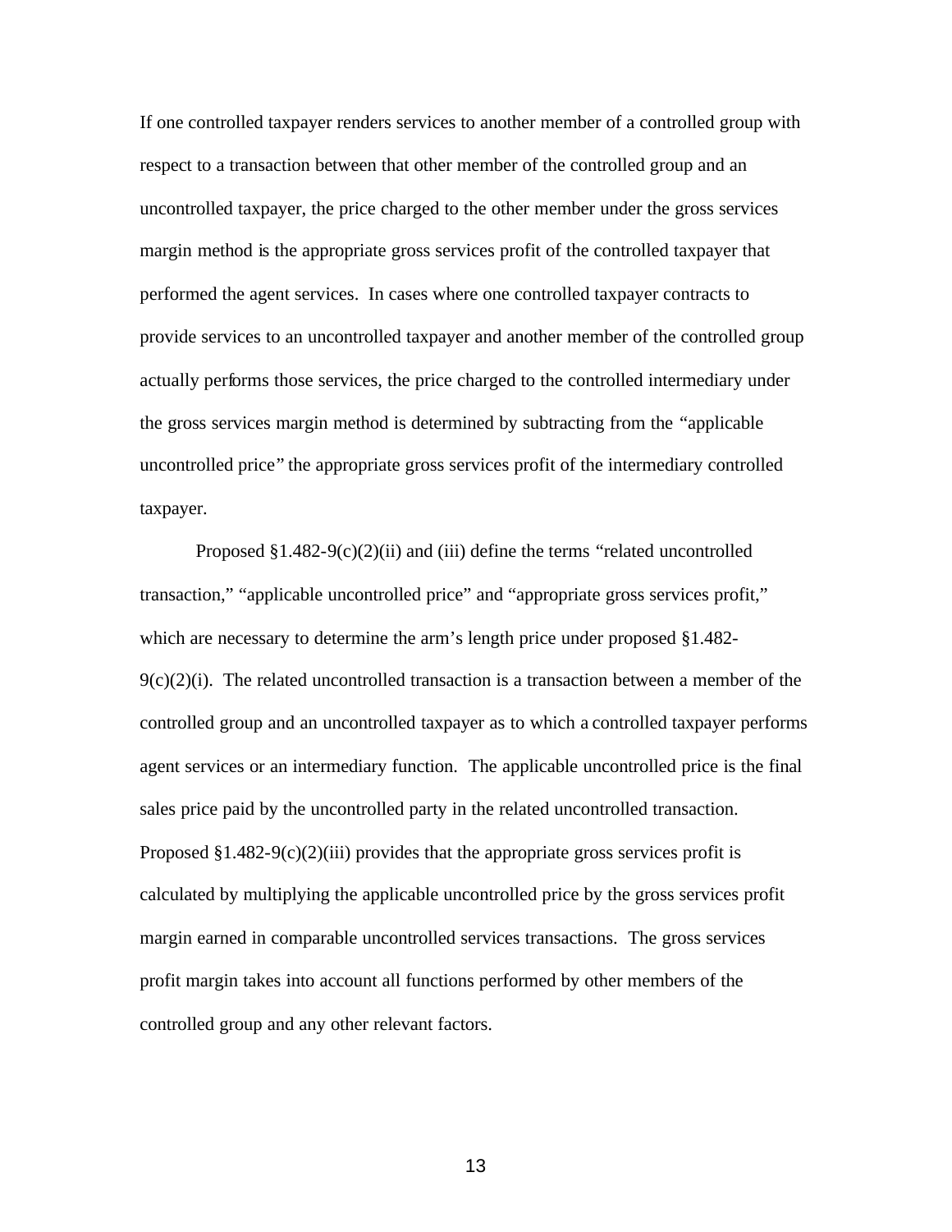If one controlled taxpayer renders services to another member of a controlled group with respect to a transaction between that other member of the controlled group and an uncontrolled taxpayer, the price charged to the other member under the gross services margin method is the appropriate gross services profit of the controlled taxpayer that performed the agent services. In cases where one controlled taxpayer contracts to provide services to an uncontrolled taxpayer and another member of the controlled group actually performs those services, the price charged to the controlled intermediary under the gross services margin method is determined by subtracting from the "applicable uncontrolled price" the appropriate gross services profit of the intermediary controlled taxpayer.

Proposed §1.482-9(c)(2)(ii) and (iii) define the terms "related uncontrolled transaction," "applicable uncontrolled price" and "appropriate gross services profit," which are necessary to determine the arm's length price under proposed §1.482-9(c)(2)(i). The related uncontrolled transaction is a transaction between a member of the controlled group and an uncontrolled taxpayer as to which a controlled taxpayer performs agent services or an intermediary function. The applicable uncontrolled price is the final sales price paid by the uncontrolled party in the related uncontrolled transaction. Proposed §1.482-9(c)(2)(iii) provides that the appropriate gross services profit is calculated by multiplying the applicable uncontrolled price by the gross services profit margin earned in comparable uncontrolled services transactions. The gross services profit margin takes into account all functions performed by other members of the controlled group and any other relevant factors.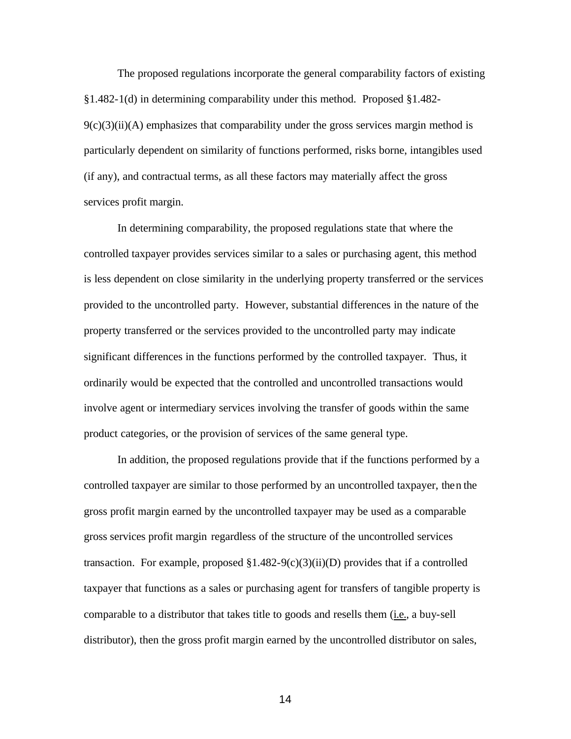The proposed regulations incorporate the general comparability factors of existing §1.482-1(d) in determining comparability under this method. Proposed §1.482-9(c)(3)(ii)(A) emphasizes that comparability under the gross services margin method is particularly dependent on similarity of functions performed, risks borne, intangibles used (if any), and contractual terms, as all these factors may materially affect the gross services profit margin.

In determining comparability, the proposed regulations state that where the controlled taxpayer provides services similar to a sales or purchasing agent, this method is less dependent on close similarity in the underlying property transferred or the services provided to the uncontrolled party. However, substantial differences in the nature of the property transferred or the services provided to the uncontrolled party may indicate significant differences in the functions performed by the controlled taxpayer. Thus, it ordinarily would be expected that the controlled and uncontrolled transactions would involve agent or intermediary services involving the transfer of goods within the same product categories, or the provision of services of the same general type.

In addition, the proposed regulations provide that if the functions performed by a controlled taxpayer are similar to those performed by an uncontrolled taxpayer, then the gross profit margin earned by the uncontrolled taxpayer may be used as a comparable gross services profit margin regardless of the structure of the uncontrolled services transaction. For example, proposed §1.482-9(c)(3)(ii)(D) provides that if a controlled taxpayer that functions as a sales or purchasing agent for transfers of tangible property is comparable to a distributor that takes title to goods and resells them (i.e., a buy-sell distributor), then the gross profit margin earned by the uncontrolled distributor on sales,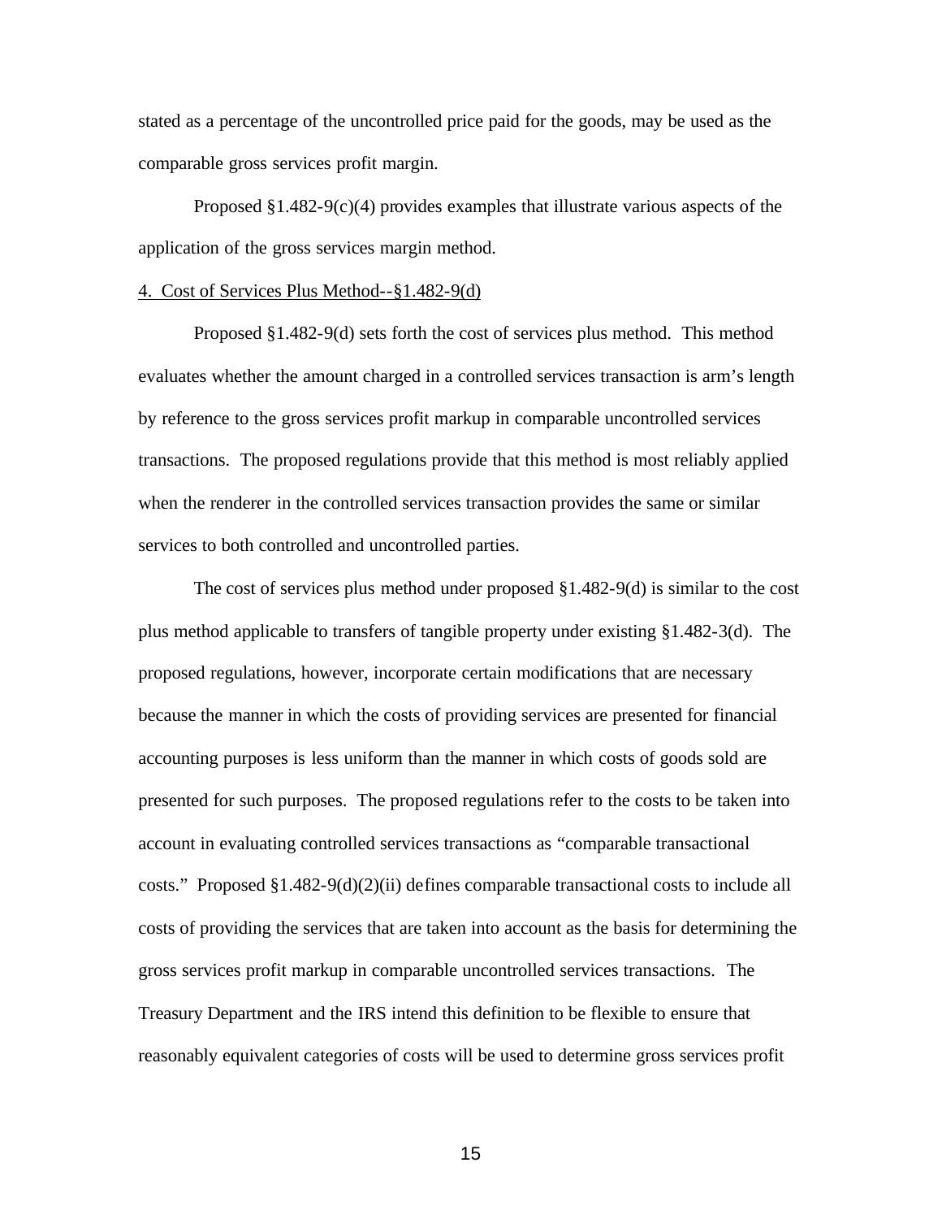stated as a percentage of the uncontrolled price paid for the goods, may be used as the comparable gross services profit margin.

Proposed §1.482-9(c)(4) provides examples that illustrate various aspects of the application of the gross services margin method.

4. Cost of Services Plus Method--§1.482-9(d)

Proposed §1.482-9(d) sets forth the cost of services plus method. This method evaluates whether the amount charged in a controlled services transaction is arm's length by reference to the gross services profit markup in comparable uncontrolled services transactions. The proposed regulations provide that this method is most reliably applied when the renderer in the controlled services transaction provides the same or similar services to both controlled and uncontrolled parties.

The cost of services plus method under proposed §1.482-9(d) is similar to the cost plus method applicable to transfers of tangible property under existing §1.482-3(d). The proposed regulations, however, incorporate certain modifications that are necessary because the manner in which the costs of providing services are presented for financial accounting purposes is less uniform than the manner in which costs of goods sold are presented for such purposes. The proposed regulations refer to the costs to be taken into account in evaluating controlled services transactions as "comparable transactional costs." Proposed §1.482-9(d)(2)(ii) defines comparable transactional costs to include all costs of providing the services that are taken into account as the basis for determining the gross services profit markup in comparable uncontrolled services transactions. The Treasury Department and the IRS intend this definition to be flexible to ensure that reasonably equivalent categories of costs will be used to determine gross services profit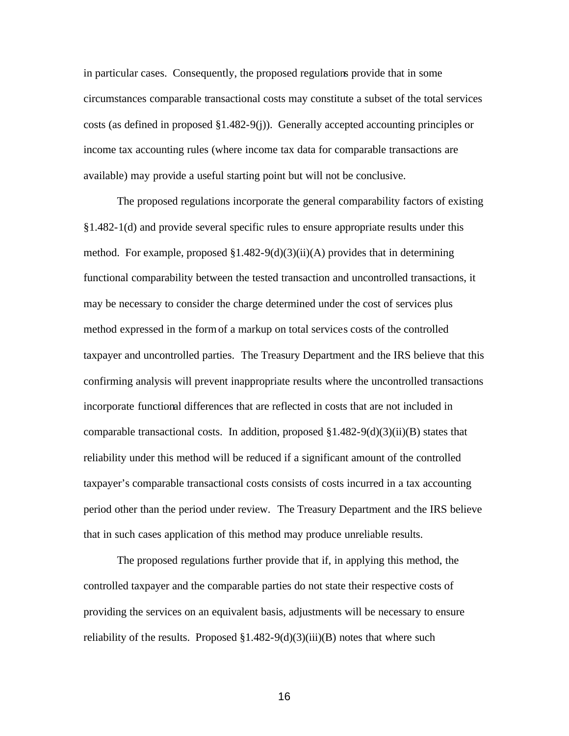in particular cases. Consequently, the proposed regulations provide that in some circumstances comparable transactional costs may constitute a subset of the total services costs (as defined in proposed §1.482-9(j)). Generally accepted accounting principles or income tax accounting rules (where income tax data for comparable transactions are available) may provide a useful starting point but will not be conclusive.

The proposed regulations incorporate the general comparability factors of existing §1.482-1(d) and provide several specific rules to ensure appropriate results under this method. For example, proposed §1.482-9(d)(3)(ii)(A) provides that in determining functional comparability between the tested transaction and uncontrolled transactions, it may be necessary to consider the charge determined under the cost of services plus method expressed in the form of a markup on total services costs of the controlled taxpayer and uncontrolled parties. The Treasury Department and the IRS believe that this confirming analysis will prevent inappropriate results where the uncontrolled transactions incorporate functional differences that are reflected in costs that are not included in comparable transactional costs. In addition, proposed §1.482-9(d)(3)(ii)(B) states that reliability under this method will be reduced if a significant amount of the controlled taxpayer's comparable transactional costs consists of costs incurred in a tax accounting period other than the period under review. The Treasury Department and the IRS believe that in such cases application of this method may produce unreliable results.

The proposed regulations further provide that if, in applying this method, the controlled taxpayer and the comparable parties do not state their respective costs of providing the services on an equivalent basis, adjustments will be necessary to ensure reliability of the results. Proposed §1.482-9(d)(3)(iii)(B) notes that where such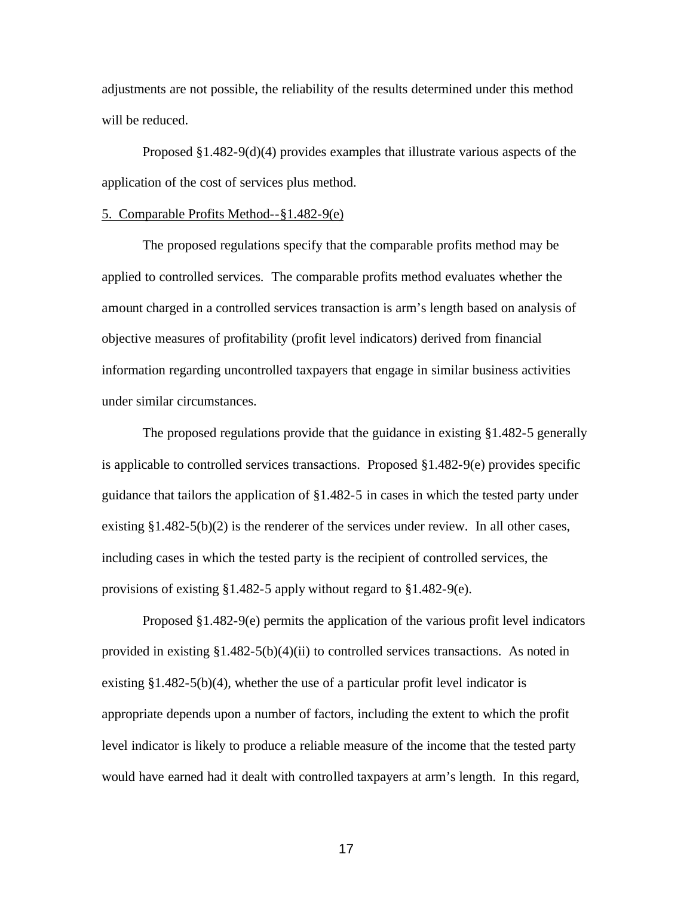adjustments are not possible, the reliability of the results determined under this method will be reduced.

Proposed §1.482-9(d)(4) provides examples that illustrate various aspects of the application of the cost of services plus method.

5. Comparable Profits Method--§1.482-9(e)

The proposed regulations specify that the comparable profits method may be applied to controlled services. The comparable profits method evaluates whether the amount charged in a controlled services transaction is arm's length based on analysis of objective measures of profitability (profit level indicators) derived from financial information regarding uncontrolled taxpayers that engage in similar business activities under similar circumstances.

The proposed regulations provide that the guidance in existing §1.482-5 generally is applicable to controlled services transactions. Proposed §1.482-9(e) provides specific guidance that tailors the application of §1.482-5 in cases in which the tested party under existing §1.482-5(b)(2) is the renderer of the services under review. In all other cases, including cases in which the tested party is the recipient of controlled services, the provisions of existing §1.482-5 apply without regard to §1.482-9(e).

Proposed §1.482-9(e) permits the application of the various profit level indicators provided in existing §1.482-5(b)(4)(ii) to controlled services transactions. As noted in existing §1.482-5(b)(4), whether the use of a particular profit level indicator is appropriate depends upon a number of factors, including the extent to which the profit level indicator is likely to produce a reliable measure of the income that the tested party would have earned had it dealt with controlled taxpayers at arm's length. In this regard,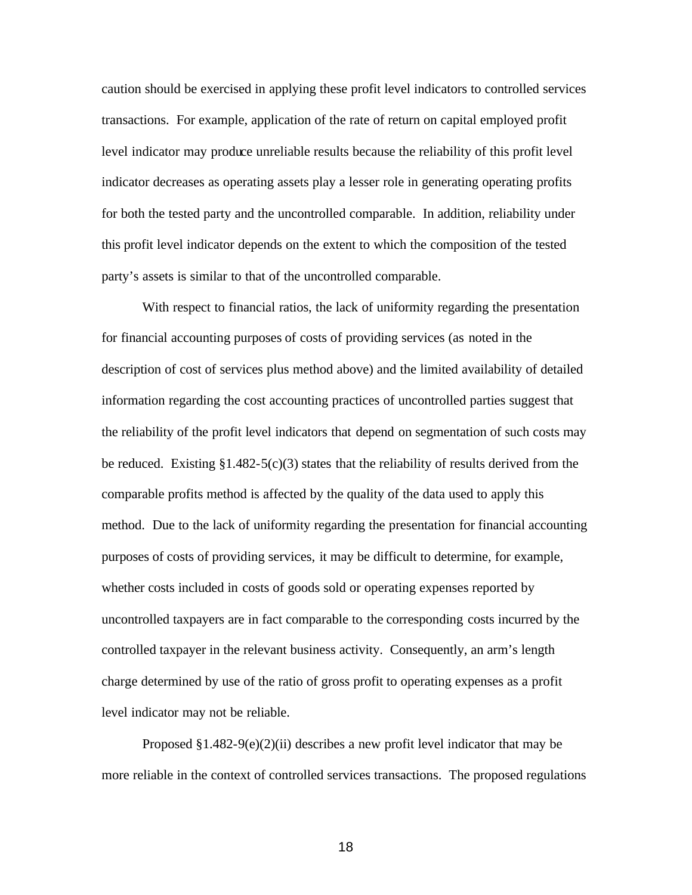caution should be exercised in applying these profit level indicators to controlled services transactions. For example, application of the rate of return on capital employed profit level indicator may produce unreliable results because the reliability of this profit level indicator decreases as operating assets play a lesser role in generating operating profits for both the tested party and the uncontrolled comparable. In addition, reliability under this profit level indicator depends on the extent to which the composition of the tested party's assets is similar to that of the uncontrolled comparable.

With respect to financial ratios, the lack of uniformity regarding the presentation for financial accounting purposes of costs of providing services (as noted in the description of cost of services plus method above) and the limited availability of detailed information regarding the cost accounting practices of uncontrolled parties suggest that the reliability of the profit level indicators that depend on segmentation of such costs may be reduced. Existing §1.482-5(c)(3) states that the reliability of results derived from the comparable profits method is affected by the quality of the data used to apply this method. Due to the lack of uniformity regarding the presentation for financial accounting purposes of costs of providing services, it may be difficult to determine, for example, whether costs included in costs of goods sold or operating expenses reported by uncontrolled taxpayers are in fact comparable to the corresponding costs incurred by the controlled taxpayer in the relevant business activity. Consequently, an arm's length charge determined by use of the ratio of gross profit to operating expenses as a profit level indicator may not be reliable.

Proposed §1.482-9(e)(2)(ii) describes a new profit level indicator that may be more reliable in the context of controlled services transactions. The proposed regulations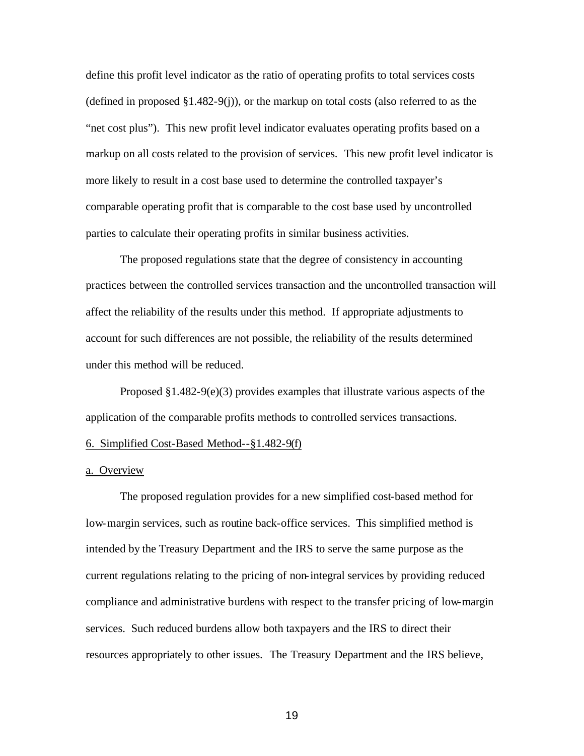define this profit level indicator as the ratio of operating profits to total services costs (defined in proposed §1.482-9(j)), or the markup on total costs (also referred to as the "net cost plus"). This new profit level indicator evaluates operating profits based on a markup on all costs related to the provision of services. This new profit level indicator is more likely to result in a cost base used to determine the controlled taxpayer's comparable operating profit that is comparable to the cost base used by uncontrolled parties to calculate their operating profits in similar business activities.

The proposed regulations state that the degree of consistency in accounting practices between the controlled services transaction and the uncontrolled transaction will affect the reliability of the results under this method. If appropriate adjustments to account for such differences are not possible, the reliability of the results determined under this method will be reduced.

Proposed §1.482-9(e)(3) provides examples that illustrate various aspects of the application of the comparable profits methods to controlled services transactions.

6. Simplified Cost-Based Method--§1.482-9(f)

a. Overview

The proposed regulation provides for a new simplified cost-based method for low-margin services, such as routine back-office services. This simplified method is intended by the Treasury Department and the IRS to serve the same purpose as the current regulations relating to the pricing of non-integral services by providing reduced compliance and administrative burdens with respect to the transfer pricing of low-margin services. Such reduced burdens allow both taxpayers and the IRS to direct their resources appropriately to other issues. The Treasury Department and the IRS believe,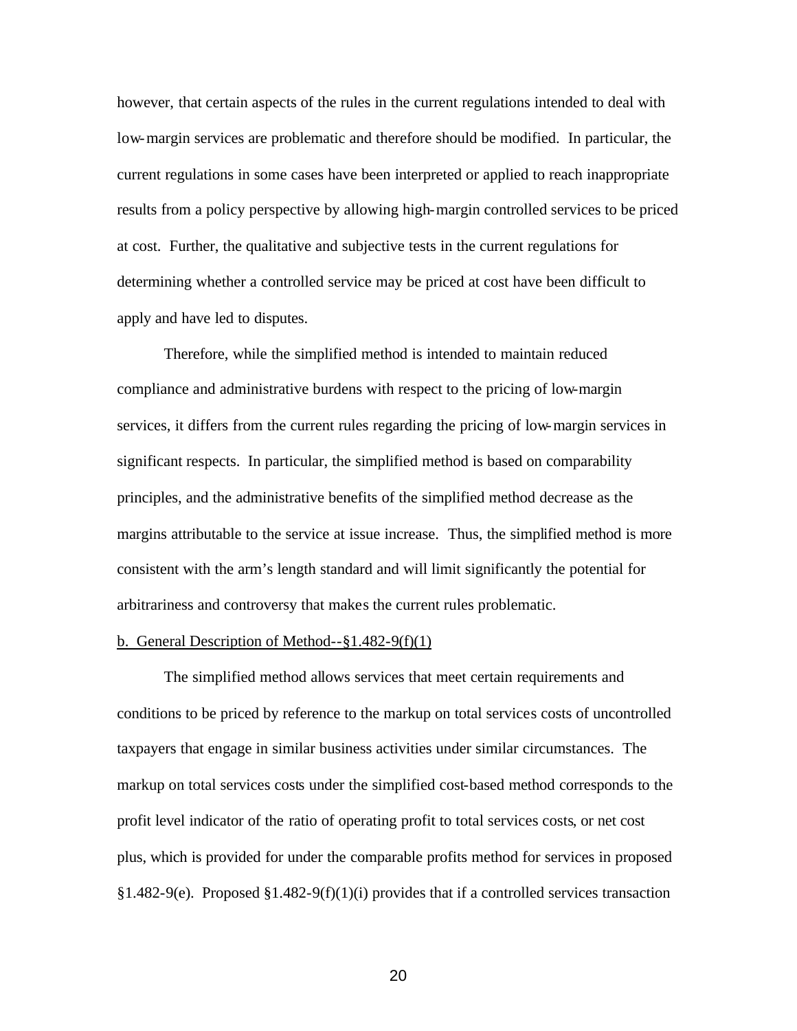however, that certain aspects of the rules in the current regulations intended to deal with low-margin services are problematic and therefore should be modified. In particular, the current regulations in some cases have been interpreted or applied to reach inappropriate results from a policy perspective by allowing high-margin controlled services to be priced at cost. Further, the qualitative and subjective tests in the current regulations for determining whether a controlled service may be priced at cost have been difficult to apply and have led to disputes.

Therefore, while the simplified method is intended to maintain reduced compliance and administrative burdens with respect to the pricing of low-margin services, it differs from the current rules regarding the pricing of low-margin services in significant respects. In particular, the simplified method is based on comparability principles, and the administrative benefits of the simplified method decrease as the margins attributable to the service at issue increase. Thus, the simplified method is more consistent with the arm's length standard and will limit significantly the potential for arbitrariness and controversy that makes the current rules problematic.

b. General Description of Method--§1.482-9(f)(1)

The simplified method allows services that meet certain requirements and conditions to be priced by reference to the markup on total services costs of uncontrolled taxpayers that engage in similar business activities under similar circumstances. The markup on total services costs under the simplified cost-based method corresponds to the profit level indicator of the ratio of operating profit to total services costs, or net cost plus, which is provided for under the comparable profits method for services in proposed §1.482-9(e). Proposed §1.482-9(f)(1)(i) provides that if a controlled services transaction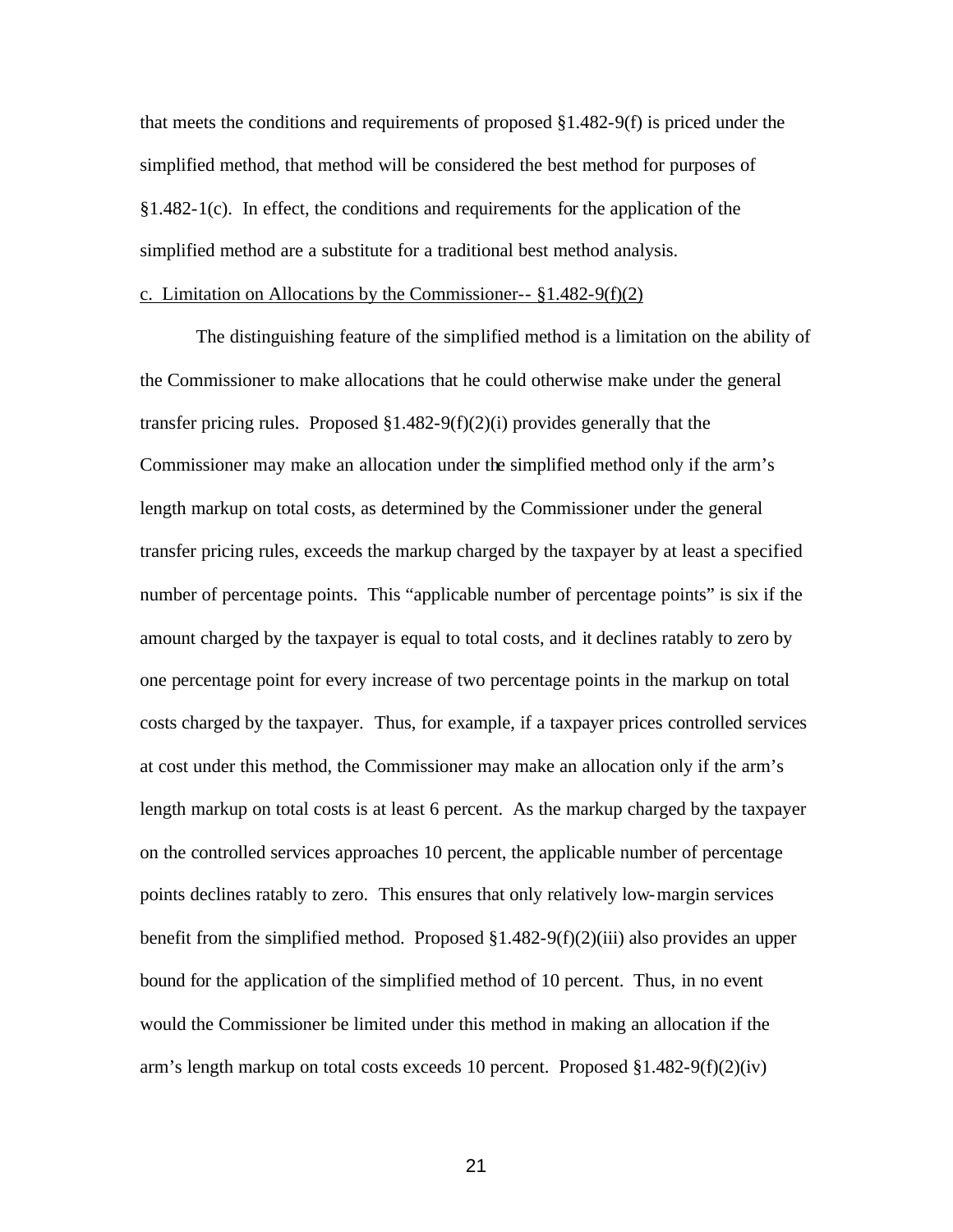that meets the conditions and requirements of proposed §1.482-9(f) is priced under the simplified method, that method will be considered the best method for purposes of §1.482-1(c). In effect, the conditions and requirements for the application of the simplified method are a substitute for a traditional best method analysis.

c. Limitation on Allocations by the Commissioner-- §1.482-9(f)(2)

The distinguishing feature of the simplified method is a limitation on the ability of the Commissioner to make allocations that he could otherwise make under the general transfer pricing rules. Proposed §1.482-9(f)(2)(i) provides generally that the Commissioner may make an allocation under the simplified method only if the arm's length markup on total costs, as determined by the Commissioner under the general transfer pricing rules, exceeds the markup charged by the taxpayer by at least a specified number of percentage points. This "applicable number of percentage points" is six if the amount charged by the taxpayer is equal to total costs, and it declines ratably to zero by one percentage point for every increase of two percentage points in the markup on total costs charged by the taxpayer. Thus, for example, if a taxpayer prices controlled services at cost under this method, the Commissioner may make an allocation only if the arm's length markup on total costs is at least 6 percent. As the markup charged by the taxpayer on the controlled services approaches 10 percent, the applicable number of percentage points declines ratably to zero. This ensures that only relatively low-margin services benefit from the simplified method. Proposed §1.482-9(f)(2)(iii) also provides an upper bound for the application of the simplified method of 10 percent. Thus, in no event would the Commissioner be limited under this method in making an allocation if the arm's length markup on total costs exceeds 10 percent. Proposed §1.482-9(f)(2)(iv)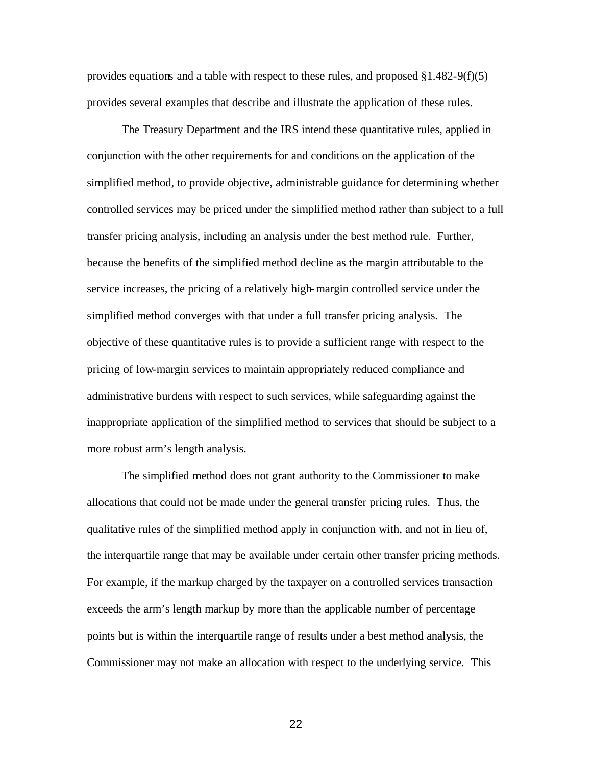provides equations and a table with respect to these rules, and proposed §1.482-9(f)(5) provides several examples that describe and illustrate the application of these rules.

The Treasury Department and the IRS intend these quantitative rules, applied in conjunction with the other requirements for and conditions on the application of the simplified method, to provide objective, administrable guidance for determining whether controlled services may be priced under the simplified method rather than subject to a full transfer pricing analysis, including an analysis under the best method rule. Further, because the benefits of the simplified method decline as the margin attributable to the service increases, the pricing of a relatively high-margin controlled service under the simplified method converges with that under a full transfer pricing analysis. The objective of these quantitative rules is to provide a sufficient range with respect to the pricing of low-margin services to maintain appropriately reduced compliance and administrative burdens with respect to such services, while safeguarding against the inappropriate application of the simplified method to services that should be subject to a more robust arm's length analysis.

The simplified method does not grant authority to the Commissioner to make allocations that could not be made under the general transfer pricing rules. Thus, the qualitative rules of the simplified method apply in conjunction with, and not in lieu of, the interquartile range that may be available under certain other transfer pricing methods. For example, if the markup charged by the taxpayer on a controlled services transaction exceeds the arm's length markup by more than the applicable number of percentage points but is within the interquartile range of results under a best method analysis, the Commissioner may not make an allocation with respect to the underlying service. This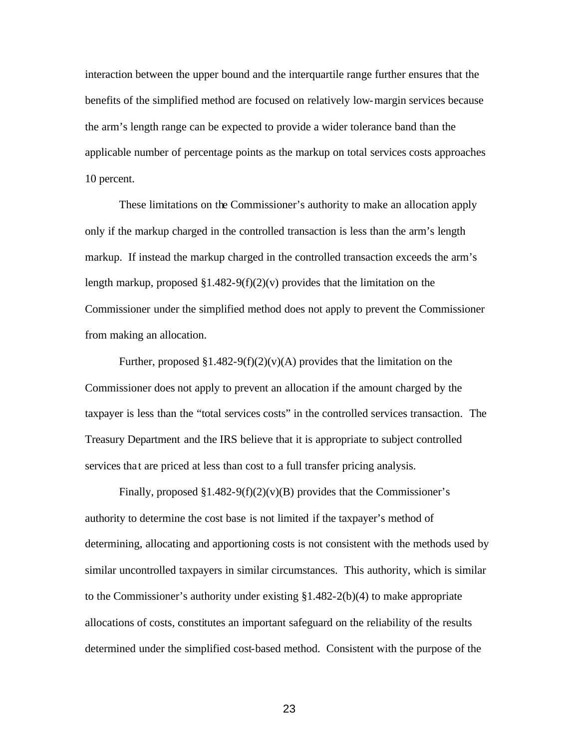interaction between the upper bound and the interquartile range further ensures that the benefits of the simplified method are focused on relatively low-margin services because the arm's length range can be expected to provide a wider tolerance band than the applicable number of percentage points as the markup on total services costs approaches 10 percent.

These limitations on the Commissioner's authority to make an allocation apply only if the markup charged in the controlled transaction is less than the arm's length markup. If instead the markup charged in the controlled transaction exceeds the arm's length markup, proposed §1.482-9(f)(2)(v) provides that the limitation on the Commissioner under the simplified method does not apply to prevent the Commissioner from making an allocation.

Further, proposed §1.482-9(f)(2)(v)(A) provides that the limitation on the Commissioner does not apply to prevent an allocation if the amount charged by the taxpayer is less than the "total services costs" in the controlled services transaction. The Treasury Department and the IRS believe that it is appropriate to subject controlled services that are priced at less than cost to a full transfer pricing analysis.

Finally, proposed §1.482-9(f)(2)(v)(B) provides that the Commissioner's authority to determine the cost base is not limited if the taxpayer's method of determining, allocating and apportioning costs is not consistent with the methods used by similar uncontrolled taxpayers in similar circumstances. This authority, which is similar to the Commissioner's authority under existing §1.482-2(b)(4) to make appropriate allocations of costs, constitutes an important safeguard on the reliability of the results determined under the simplified cost-based method. Consistent with the purpose of the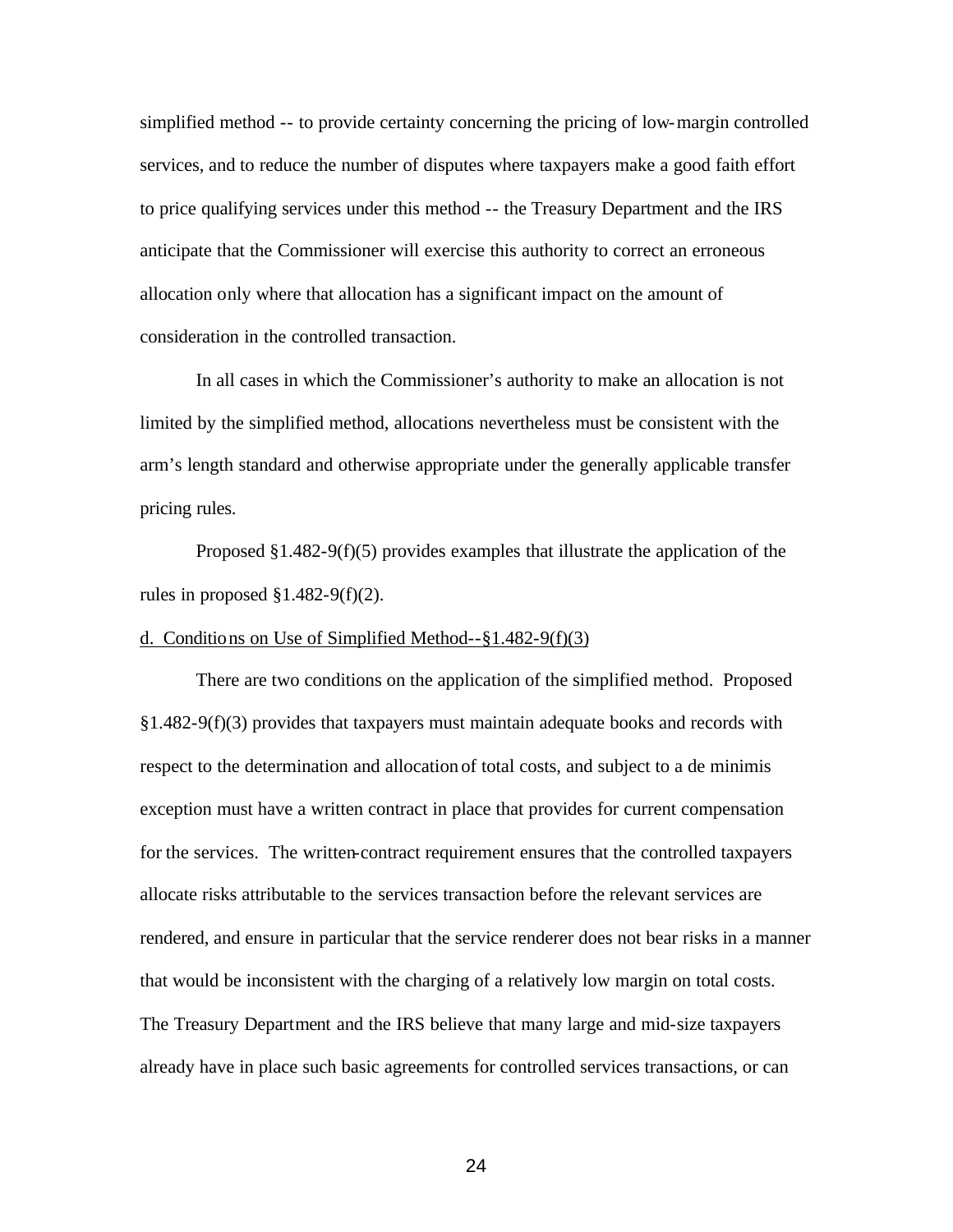simplified method -- to provide certainty concerning the pricing of low-margin controlled services, and to reduce the number of disputes where taxpayers make a good faith effort to price qualifying services under this method -- the Treasury Department and the IRS anticipate that the Commissioner will exercise this authority to correct an erroneous allocation only where that allocation has a significant impact on the amount of consideration in the controlled transaction.

In all cases in which the Commissioner's authority to make an allocation is not limited by the simplified method, allocations nevertheless must be consistent with the arm's length standard and otherwise appropriate under the generally applicable transfer pricing rules.

Proposed §1.482-9(f)(5) provides examples that illustrate the application of the rules in proposed §1.482-9(f)(2).

d. Conditions on Use of Simplified Method--§1.482-9(f)(3)

There are two conditions on the application of the simplified method. Proposed §1.482-9(f)(3) provides that taxpayers must maintain adequate books and records with respect to the determination and allocation of total costs, and subject to a de minimis exception must have a written contract in place that provides for current compensation for the services. The written-contract requirement ensures that the controlled taxpayers allocate risks attributable to the services transaction before the relevant services are rendered, and ensure in particular that the service renderer does not bear risks in a manner that would be inconsistent with the charging of a relatively low margin on total costs. The Treasury Department and the IRS believe that many large and mid-size taxpayers already have in place such basic agreements for controlled services transactions, or can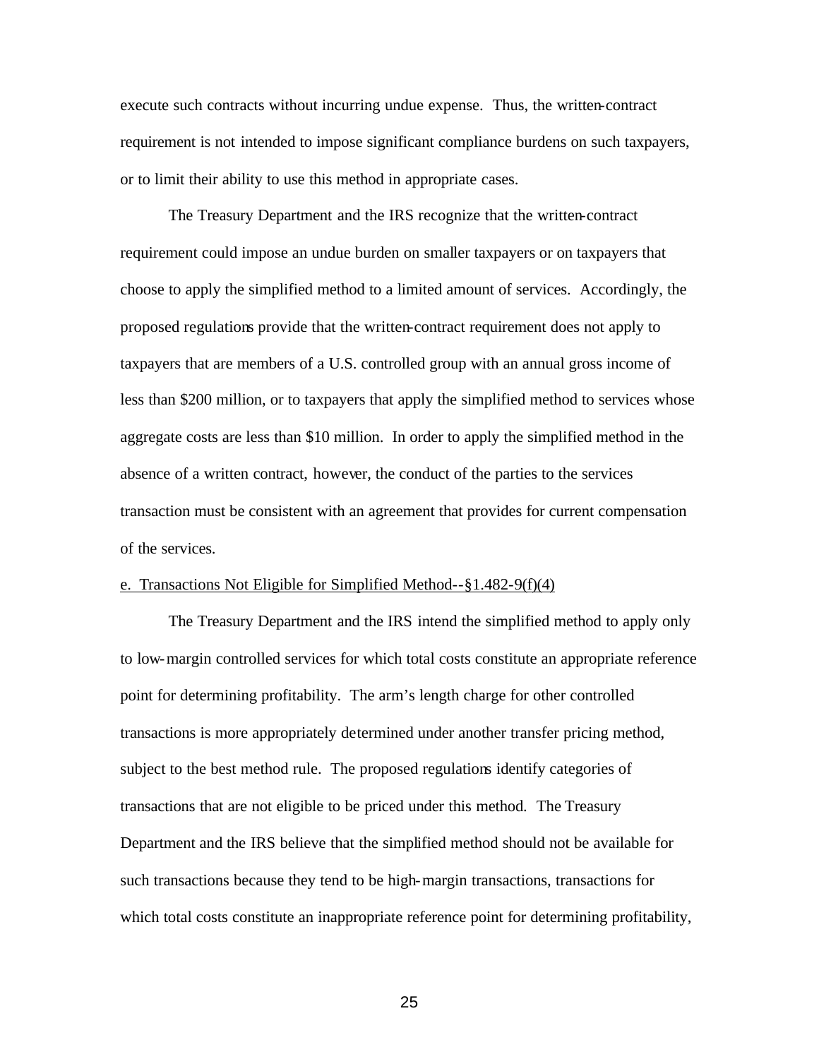execute such contracts without incurring undue expense. Thus, the written-contract requirement is not intended to impose significant compliance burdens on such taxpayers, or to limit their ability to use this method in appropriate cases.

The Treasury Department and the IRS recognize that the written-contract requirement could impose an undue burden on smaller taxpayers or on taxpayers that choose to apply the simplified method to a limited amount of services. Accordingly, the proposed regulations provide that the written-contract requirement does not apply to taxpayers that are members of a U.S. controlled group with an annual gross income of less than $200 million, or to taxpayers that apply the simplified method to services whose aggregate costs are less than $10 million. In order to apply the simplified method in the absence of a written contract, however, the conduct of the parties to the services transaction must be consistent with an agreement that provides for current compensation of the services.

e. Transactions Not Eligible for Simplified Method--§1.482-9(f)(4)

The Treasury Department and the IRS intend the simplified method to apply only to low-margin controlled services for which total costs constitute an appropriate reference point for determining profitability. The arm's length charge for other controlled transactions is more appropriately determined under another transfer pricing method, subject to the best method rule. The proposed regulations identify categories of transactions that are not eligible to be priced under this method. The Treasury Department and the IRS believe that the simplified method should not be available for such transactions because they tend to be high-margin transactions, transactions for which total costs constitute an inappropriate reference point for determining profitability,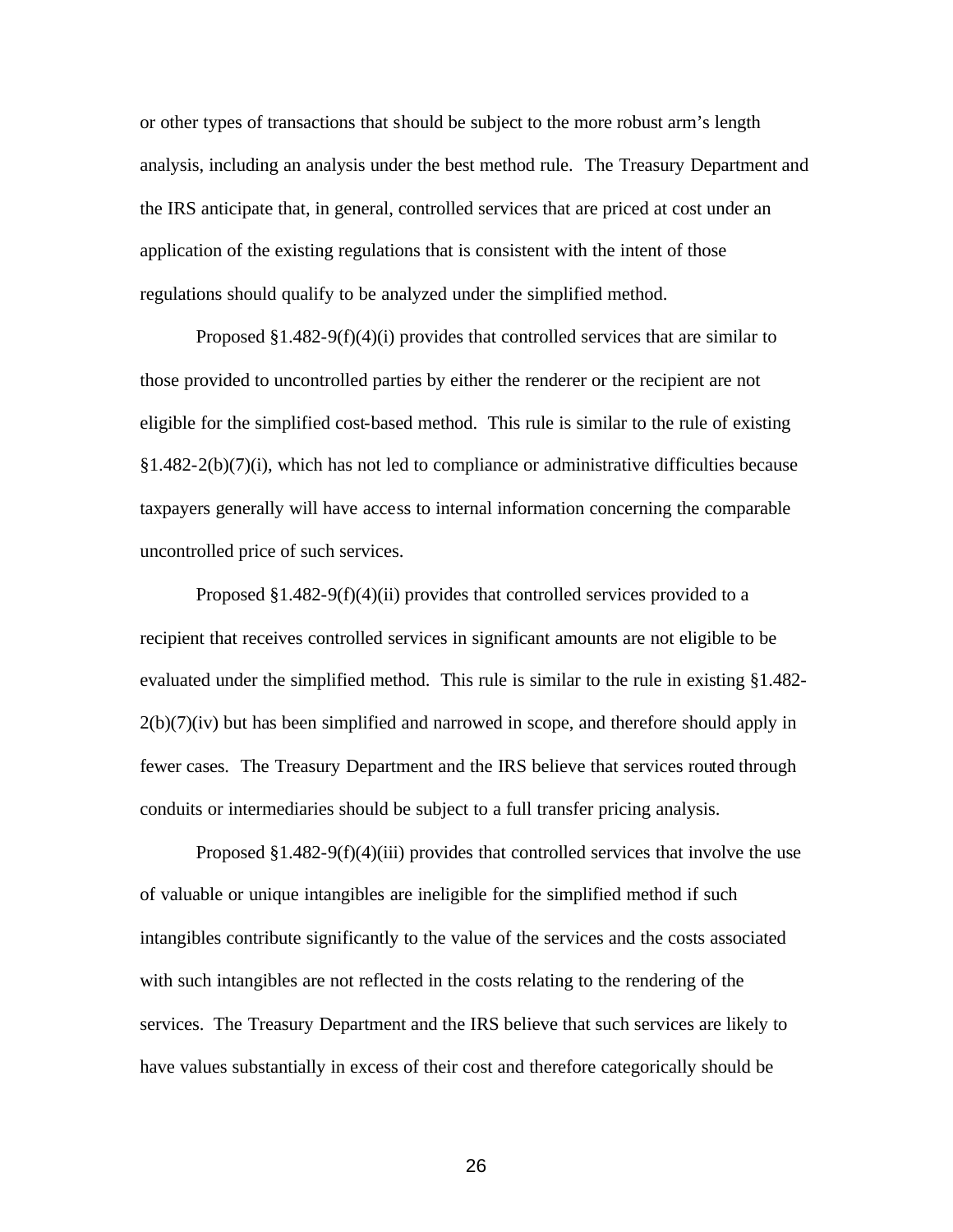or other types of transactions that should be subject to the more robust arm's length analysis, including an analysis under the best method rule. The Treasury Department and the IRS anticipate that, in general, controlled services that are priced at cost under an application of the existing regulations that is consistent with the intent of those regulations should qualify to be analyzed under the simplified method.

Proposed §1.482-9(f)(4)(i) provides that controlled services that are similar to those provided to uncontrolled parties by either the renderer or the recipient are not eligible for the simplified cost-based method. This rule is similar to the rule of existing §1.482-2(b)(7)(i), which has not led to compliance or administrative difficulties because taxpayers generally will have access to internal information concerning the comparable uncontrolled price of such services.

Proposed §1.482-9(f)(4)(ii) provides that controlled services provided to a recipient that receives controlled services in significant amounts are not eligible to be evaluated under the simplified method. This rule is similar to the rule in existing §1.482-2(b)(7)(iv) but has been simplified and narrowed in scope, and therefore should apply in fewer cases. The Treasury Department and the IRS believe that services routed through conduits or intermediaries should be subject to a full transfer pricing analysis.

Proposed §1.482-9(f)(4)(iii) provides that controlled services that involve the use of valuable or unique intangibles are ineligible for the simplified method if such intangibles contribute significantly to the value of the services and the costs associated with such intangibles are not reflected in the costs relating to the rendering of the services. The Treasury Department and the IRS believe that such services are likely to have values substantially in excess of their cost and therefore categorically should be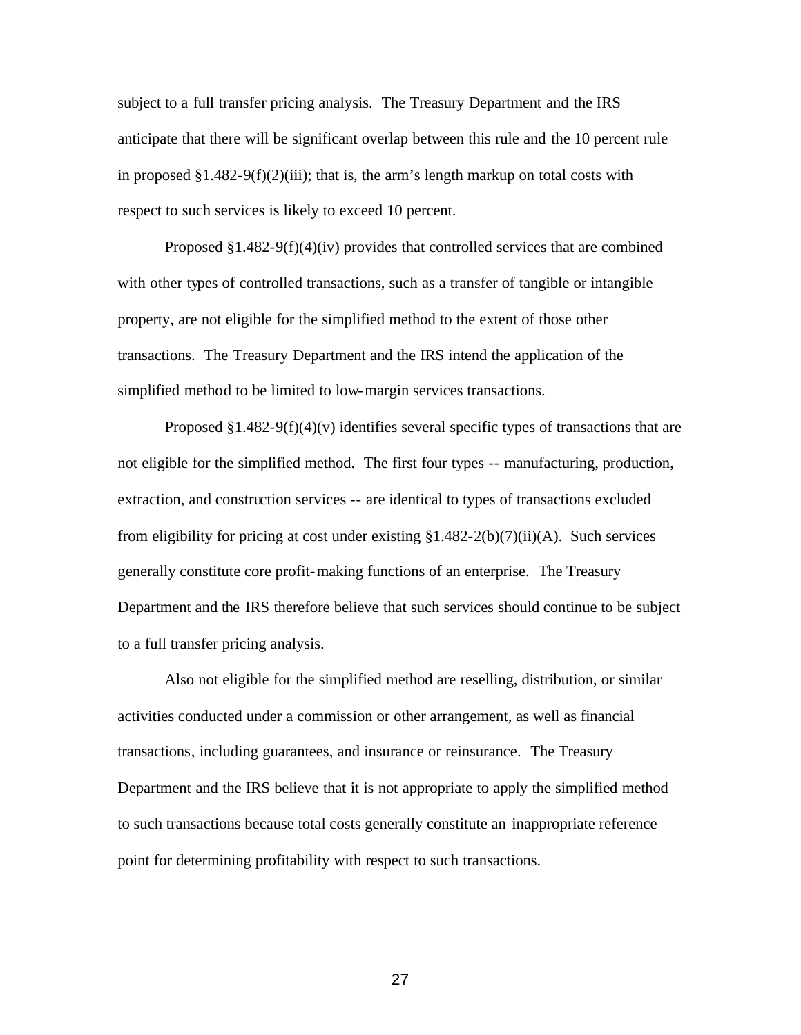subject to a full transfer pricing analysis. The Treasury Department and the IRS anticipate that there will be significant overlap between this rule and the 10 percent rule in proposed §1.482-9(f)(2)(iii); that is, the arm's length markup on total costs with respect to such services is likely to exceed 10 percent.

Proposed §1.482-9(f)(4)(iv) provides that controlled services that are combined with other types of controlled transactions, such as a transfer of tangible or intangible property, are not eligible for the simplified method to the extent of those other transactions. The Treasury Department and the IRS intend the application of the simplified method to be limited to low-margin services transactions.

Proposed §1.482-9(f)(4)(v) identifies several specific types of transactions that are not eligible for the simplified method. The first four types -- manufacturing, production, extraction, and construction services -- are identical to types of transactions excluded from eligibility for pricing at cost under existing §1.482-2(b)(7)(ii)(A). Such services generally constitute core profit-making functions of an enterprise. The Treasury Department and the IRS therefore believe that such services should continue to be subject to a full transfer pricing analysis.

Also not eligible for the simplified method are reselling, distribution, or similar activities conducted under a commission or other arrangement, as well as financial transactions, including guarantees, and insurance or reinsurance. The Treasury Department and the IRS believe that it is not appropriate to apply the simplified method to such transactions because total costs generally constitute an inappropriate reference point for determining profitability with respect to such transactions.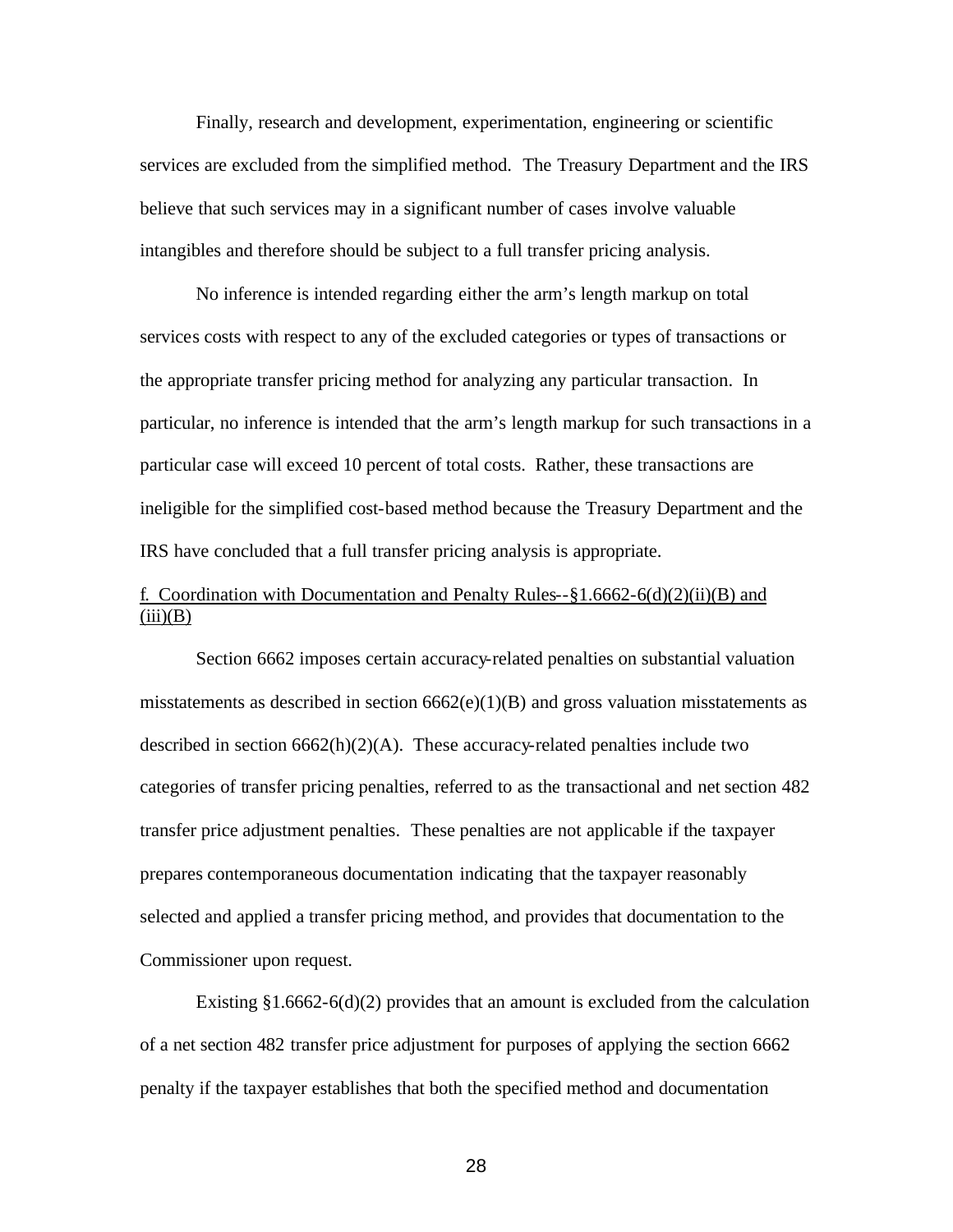Finally, research and development, experimentation, engineering or scientific services are excluded from the simplified method. The Treasury Department and the IRS believe that such services may in a significant number of cases involve valuable intangibles and therefore should be subject to a full transfer pricing analysis.

No inference is intended regarding either the arm's length markup on total services costs with respect to any of the excluded categories or types of transactions or the appropriate transfer pricing method for analyzing any particular transaction. In particular, no inference is intended that the arm's length markup for such transactions in a particular case will exceed 10 percent of total costs. Rather, these transactions are ineligible for the simplified cost-based method because the Treasury Department and the IRS have concluded that a full transfer pricing analysis is appropriate.

f. Coordination with Documentation and Penalty Rules--§1.6662-6(d)(2)(ii)(B) and (iii)(B)

Section 6662 imposes certain accuracy-related penalties on substantial valuation misstatements as described in section 6662(e)(1)(B) and gross valuation misstatements as described in section 6662(h)(2)(A). These accuracy-related penalties include two categories of transfer pricing penalties, referred to as the transactional and net section 482 transfer price adjustment penalties. These penalties are not applicable if the taxpayer prepares contemporaneous documentation indicating that the taxpayer reasonably selected and applied a transfer pricing method, and provides that documentation to the Commissioner upon request.

Existing §1.6662-6(d)(2) provides that an amount is excluded from the calculation of a net section 482 transfer price adjustment for purposes of applying the section 6662 penalty if the taxpayer establishes that both the specified method and documentation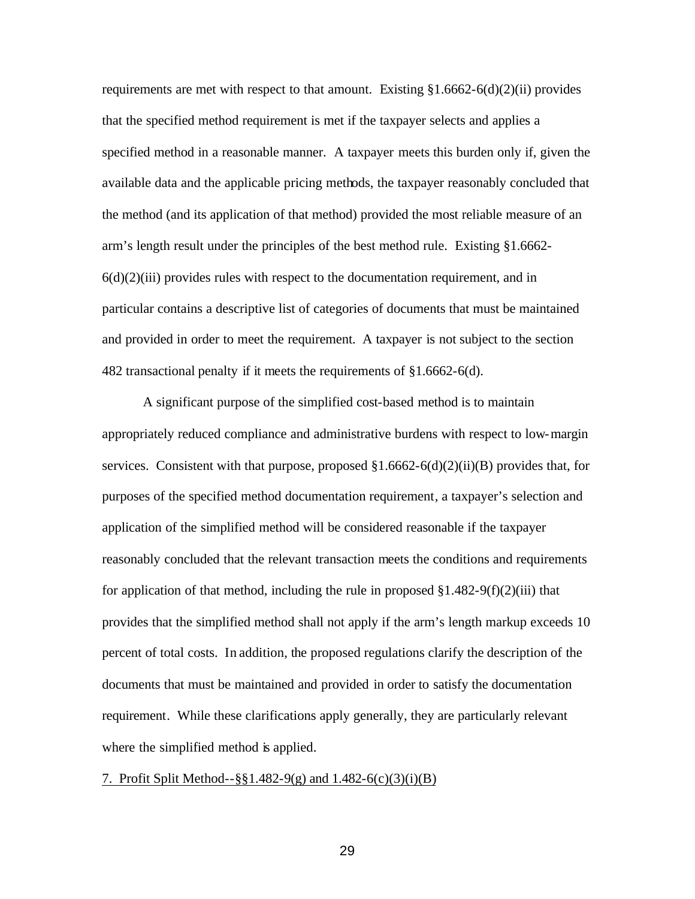requirements are met with respect to that amount. Existing §1.6662-6(d)(2)(ii) provides that the specified method requirement is met if the taxpayer selects and applies a specified method in a reasonable manner. A taxpayer meets this burden only if, given the available data and the applicable pricing methods, the taxpayer reasonably concluded that the method (and its application of that method) provided the most reliable measure of an arm's length result under the principles of the best method rule. Existing §1.6662-6(d)(2)(iii) provides rules with respect to the documentation requirement, and in particular contains a descriptive list of categories of documents that must be maintained and provided in order to meet the requirement. A taxpayer is not subject to the section 482 transactional penalty if it meets the requirements of §1.6662-6(d).

A significant purpose of the simplified cost-based method is to maintain appropriately reduced compliance and administrative burdens with respect to low-margin services. Consistent with that purpose, proposed §1.6662-6(d)(2)(ii)(B) provides that, for purposes of the specified method documentation requirement, a taxpayer's selection and application of the simplified method will be considered reasonable if the taxpayer reasonably concluded that the relevant transaction meets the conditions and requirements for application of that method, including the rule in proposed §1.482-9(f)(2)(iii) that provides that the simplified method shall not apply if the arm's length markup exceeds 10 percent of total costs. In addition, the proposed regulations clarify the description of the documents that must be maintained and provided in order to satisfy the documentation requirement. While these clarifications apply generally, they are particularly relevant where the simplified method is applied.

7. Profit Split Method--§§1.482-9(g) and 1.482-6(c)(3)(i)(B)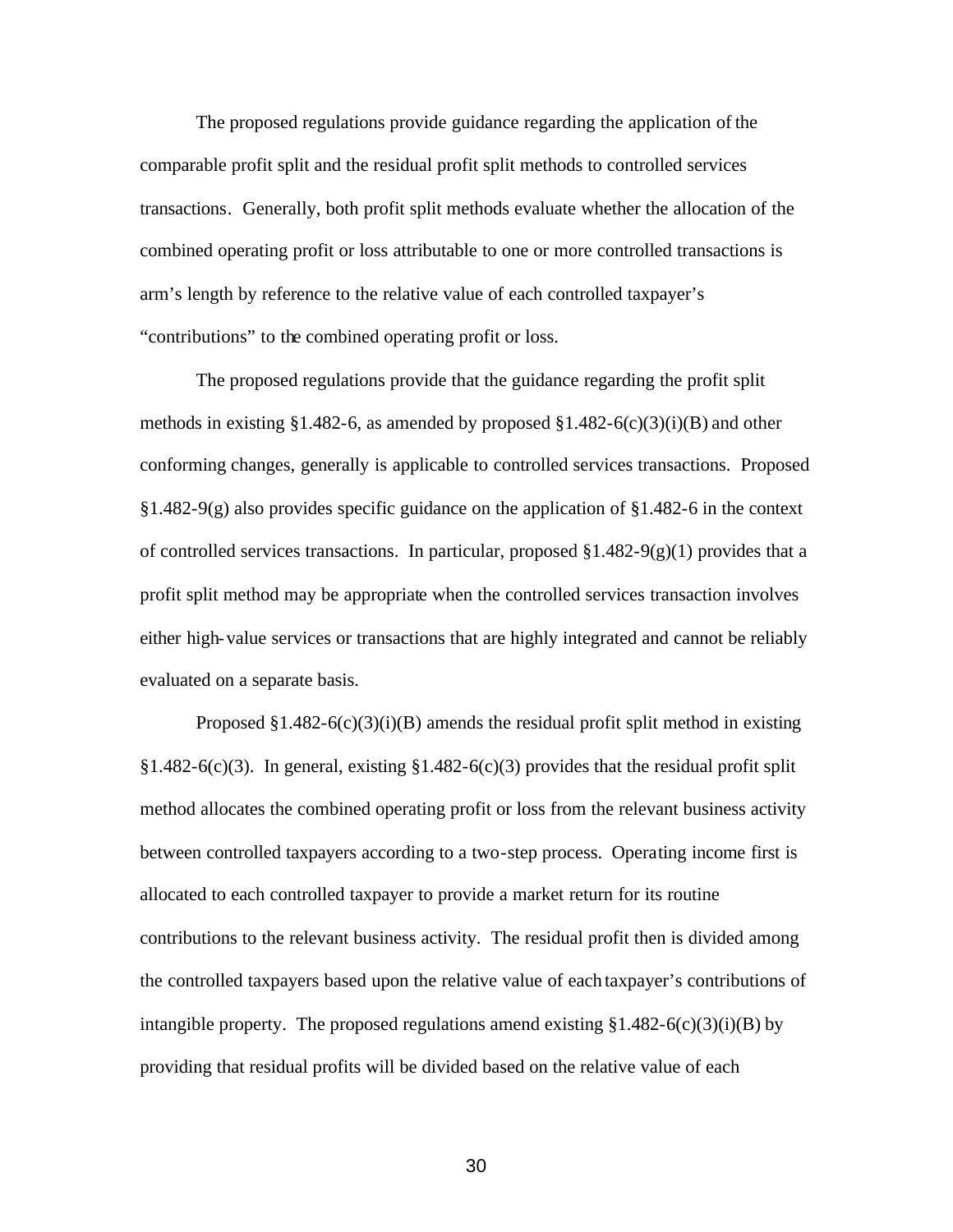The proposed regulations provide guidance regarding the application of the comparable profit split and the residual profit split methods to controlled services transactions. Generally, both profit split methods evaluate whether the allocation of the combined operating profit or loss attributable to one or more controlled transactions is arm's length by reference to the relative value of each controlled taxpayer's "contributions" to the combined operating profit or loss.

The proposed regulations provide that the guidance regarding the profit split methods in existing §1.482-6, as amended by proposed §1.482-6(c)(3)(i)(B) and other conforming changes, generally is applicable to controlled services transactions. Proposed §1.482-9(g) also provides specific guidance on the application of §1.482-6 in the context of controlled services transactions. In particular, proposed §1.482-9(g)(1) provides that a profit split method may be appropriate when the controlled services transaction involves either high-value services or transactions that are highly integrated and cannot be reliably evaluated on a separate basis.

Proposed §1.482-6(c)(3)(i)(B) amends the residual profit split method in existing §1.482-6(c)(3). In general, existing §1.482-6(c)(3) provides that the residual profit split method allocates the combined operating profit or loss from the relevant business activity between controlled taxpayers according to a two-step process. Operating income first is allocated to each controlled taxpayer to provide a market return for its routine contributions to the relevant business activity. The residual profit then is divided among the controlled taxpayers based upon the relative value of each taxpayer's contributions of intangible property. The proposed regulations amend existing §1.482-6(c)(3)(i)(B) by providing that residual profits will be divided based on the relative value of each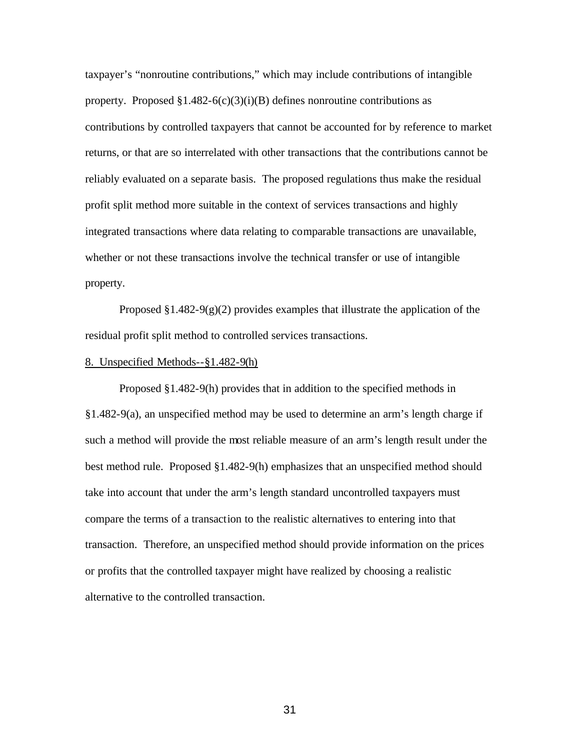taxpayer's "nonroutine contributions," which may include contributions of intangible property. Proposed §1.482-6(c)(3)(i)(B) defines nonroutine contributions as contributions by controlled taxpayers that cannot be accounted for by reference to market returns, or that are so interrelated with other transactions that the contributions cannot be reliably evaluated on a separate basis. The proposed regulations thus make the residual profit split method more suitable in the context of services transactions and highly integrated transactions where data relating to comparable transactions are unavailable, whether or not these transactions involve the technical transfer or use of intangible property.

Proposed §1.482-9(g)(2) provides examples that illustrate the application of the residual profit split method to controlled services transactions.

<u>8. Unspecified Methods--§1.482-9(h)</u>

Proposed §1.482-9(h) provides that in addition to the specified methods in §1.482-9(a), an unspecified method may be used to determine an arm's length charge if such a method will provide the most reliable measure of an arm's length result under the best method rule. Proposed §1.482-9(h) emphasizes that an unspecified method should take into account that under the arm's length standard uncontrolled taxpayers must compare the terms of a transaction to the realistic alternatives to entering into that transaction. Therefore, an unspecified method should provide information on the prices or profits that the controlled taxpayer might have realized by choosing a realistic alternative to the controlled transaction.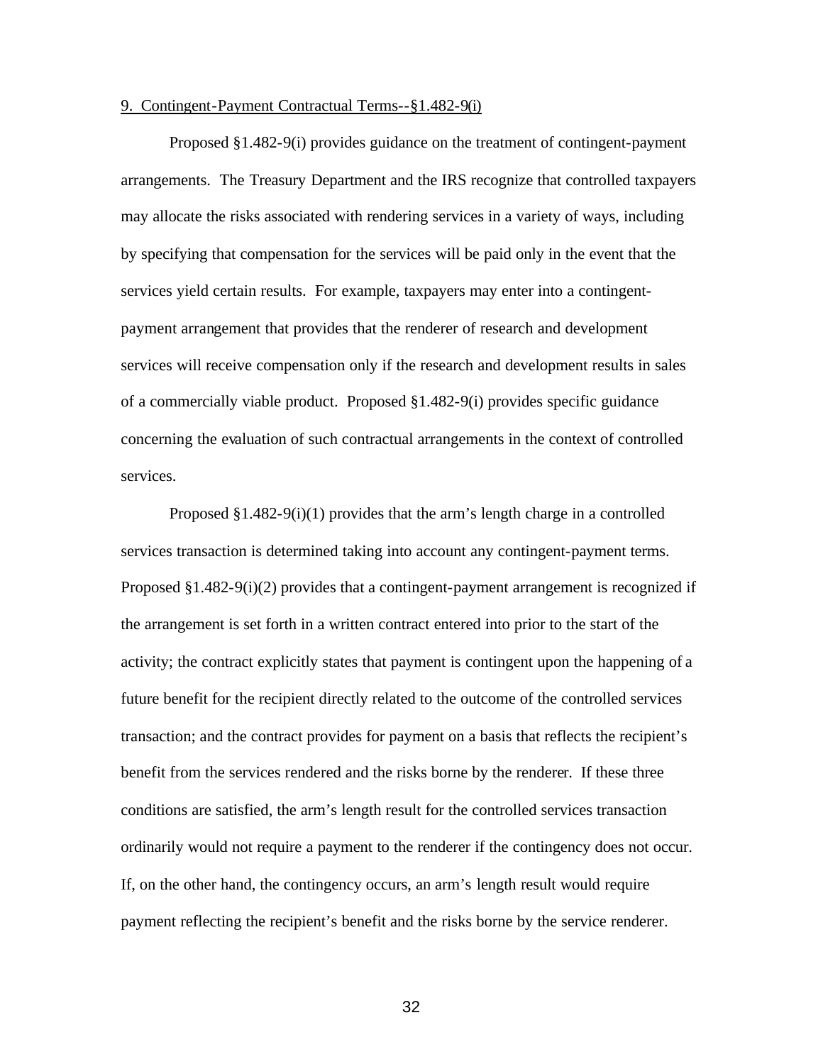9. Contingent-Payment Contractual Terms--§1.482-9(i)

Proposed §1.482-9(i) provides guidance on the treatment of contingent-payment arrangements. The Treasury Department and the IRS recognize that controlled taxpayers may allocate the risks associated with rendering services in a variety of ways, including by specifying that compensation for the services will be paid only in the event that the services yield certain results. For example, taxpayers may enter into a contingent-payment arrangement that provides that the renderer of research and development services will receive compensation only if the research and development results in sales of a commercially viable product. Proposed §1.482-9(i) provides specific guidance concerning the evaluation of such contractual arrangements in the context of controlled services.

Proposed §1.482-9(i)(1) provides that the arm's length charge in a controlled services transaction is determined taking into account any contingent-payment terms. Proposed §1.482-9(i)(2) provides that a contingent-payment arrangement is recognized if the arrangement is set forth in a written contract entered into prior to the start of the activity; the contract explicitly states that payment is contingent upon the happening of a future benefit for the recipient directly related to the outcome of the controlled services transaction; and the contract provides for payment on a basis that reflects the recipient's benefit from the services rendered and the risks borne by the renderer. If these three conditions are satisfied, the arm's length result for the controlled services transaction ordinarily would not require a payment to the renderer if the contingency does not occur. If, on the other hand, the contingency occurs, an arm's length result would require payment reflecting the recipient's benefit and the risks borne by the service renderer.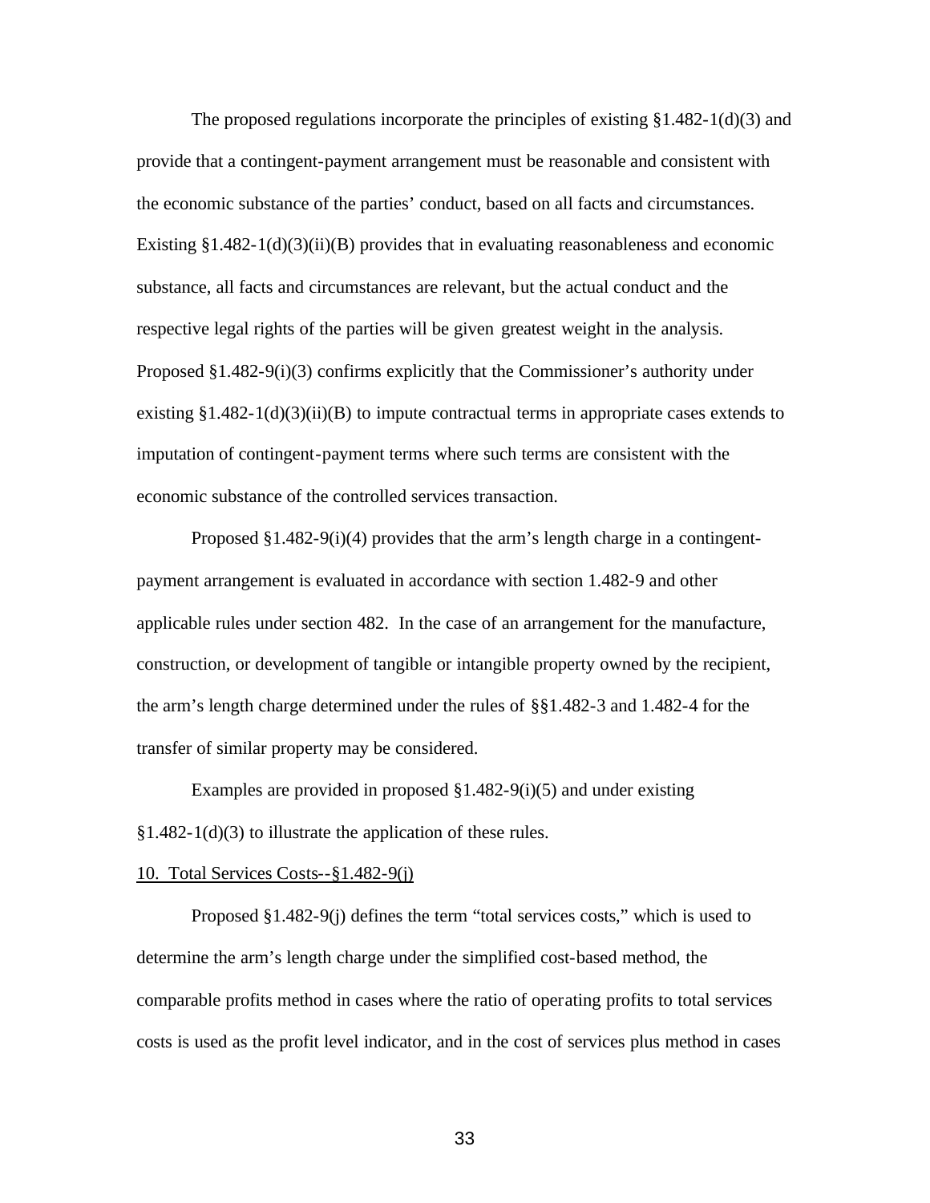The proposed regulations incorporate the principles of existing §1.482-1(d)(3) and provide that a contingent-payment arrangement must be reasonable and consistent with the economic substance of the parties' conduct, based on all facts and circumstances. Existing §1.482-1(d)(3)(ii)(B) provides that in evaluating reasonableness and economic substance, all facts and circumstances are relevant, but the actual conduct and the respective legal rights of the parties will be given greatest weight in the analysis. Proposed §1.482-9(i)(3) confirms explicitly that the Commissioner's authority under existing §1.482-1(d)(3)(ii)(B) to impute contractual terms in appropriate cases extends to imputation of contingent-payment terms where such terms are consistent with the economic substance of the controlled services transaction.

Proposed §1.482-9(i)(4) provides that the arm's length charge in a contingent-payment arrangement is evaluated in accordance with section 1.482-9 and other applicable rules under section 482. In the case of an arrangement for the manufacture, construction, or development of tangible or intangible property owned by the recipient, the arm's length charge determined under the rules of §§1.482-3 and 1.482-4 for the transfer of similar property may be considered.

Examples are provided in proposed §1.482-9(i)(5) and under existing §1.482-1(d)(3) to illustrate the application of these rules.

10. Total Services Costs--§1.482-9(j)

Proposed §1.482-9(j) defines the term "total services costs," which is used to determine the arm's length charge under the simplified cost-based method, the comparable profits method in cases where the ratio of operating profits to total services costs is used as the profit level indicator, and in the cost of services plus method in cases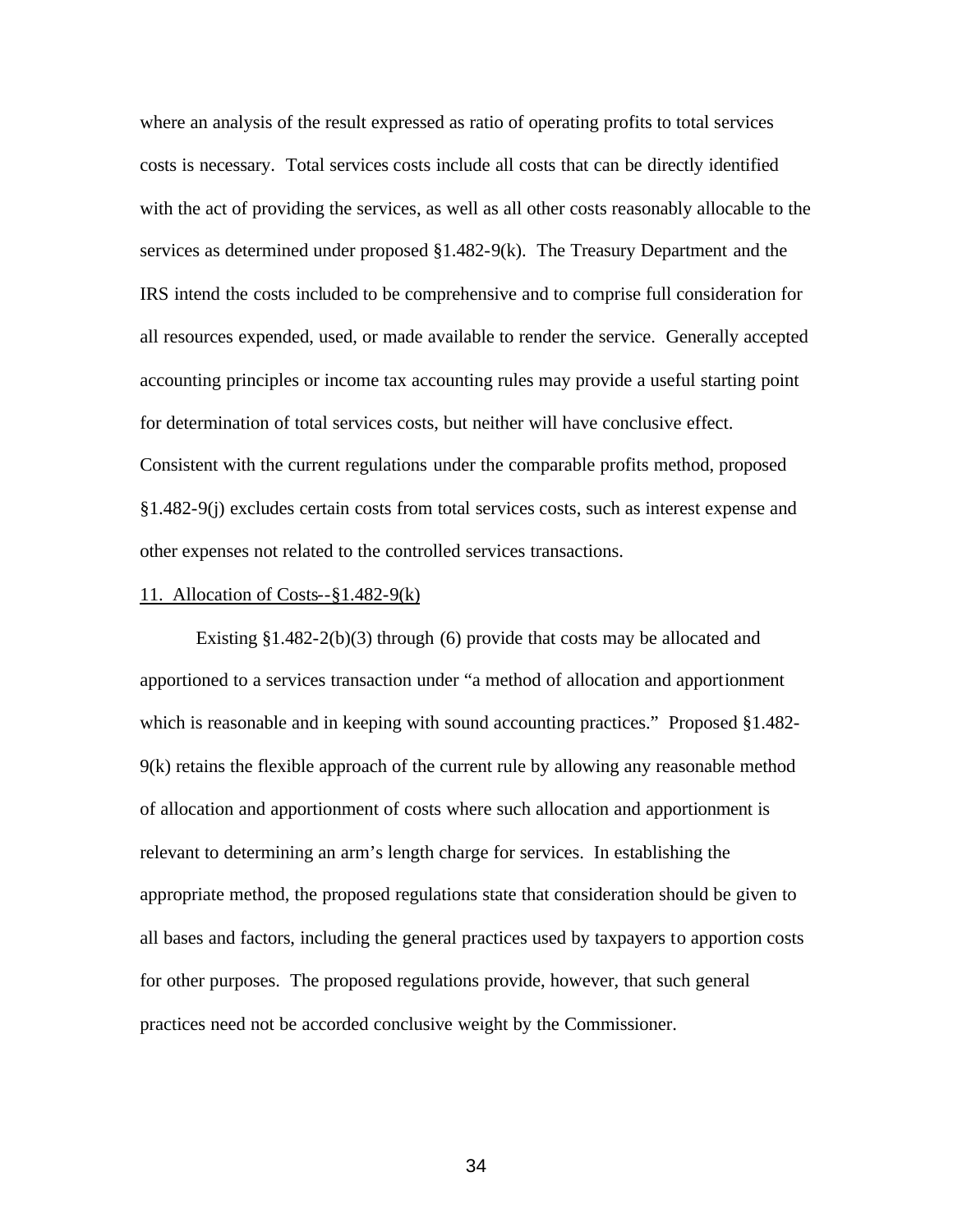where an analysis of the result expressed as ratio of operating profits to total services costs is necessary. Total services costs include all costs that can be directly identified with the act of providing the services, as well as all other costs reasonably allocable to the services as determined under proposed §1.482-9(k). The Treasury Department and the IRS intend the costs included to be comprehensive and to comprise full consideration for all resources expended, used, or made available to render the service. Generally accepted accounting principles or income tax accounting rules may provide a useful starting point for determination of total services costs, but neither will have conclusive effect. Consistent with the current regulations under the comparable profits method, proposed §1.482-9(j) excludes certain costs from total services costs, such as interest expense and other expenses not related to the controlled services transactions.

11. Allocation of Costs--§1.482-9(k)

Existing §1.482-2(b)(3) through (6) provide that costs may be allocated and apportioned to a services transaction under "a method of allocation and apportionment which is reasonable and in keeping with sound accounting practices." Proposed §1.482-9(k) retains the flexible approach of the current rule by allowing any reasonable method of allocation and apportionment of costs where such allocation and apportionment is relevant to determining an arm's length charge for services. In establishing the appropriate method, the proposed regulations state that consideration should be given to all bases and factors, including the general practices used by taxpayers to apportion costs for other purposes. The proposed regulations provide, however, that such general practices need not be accorded conclusive weight by the Commissioner.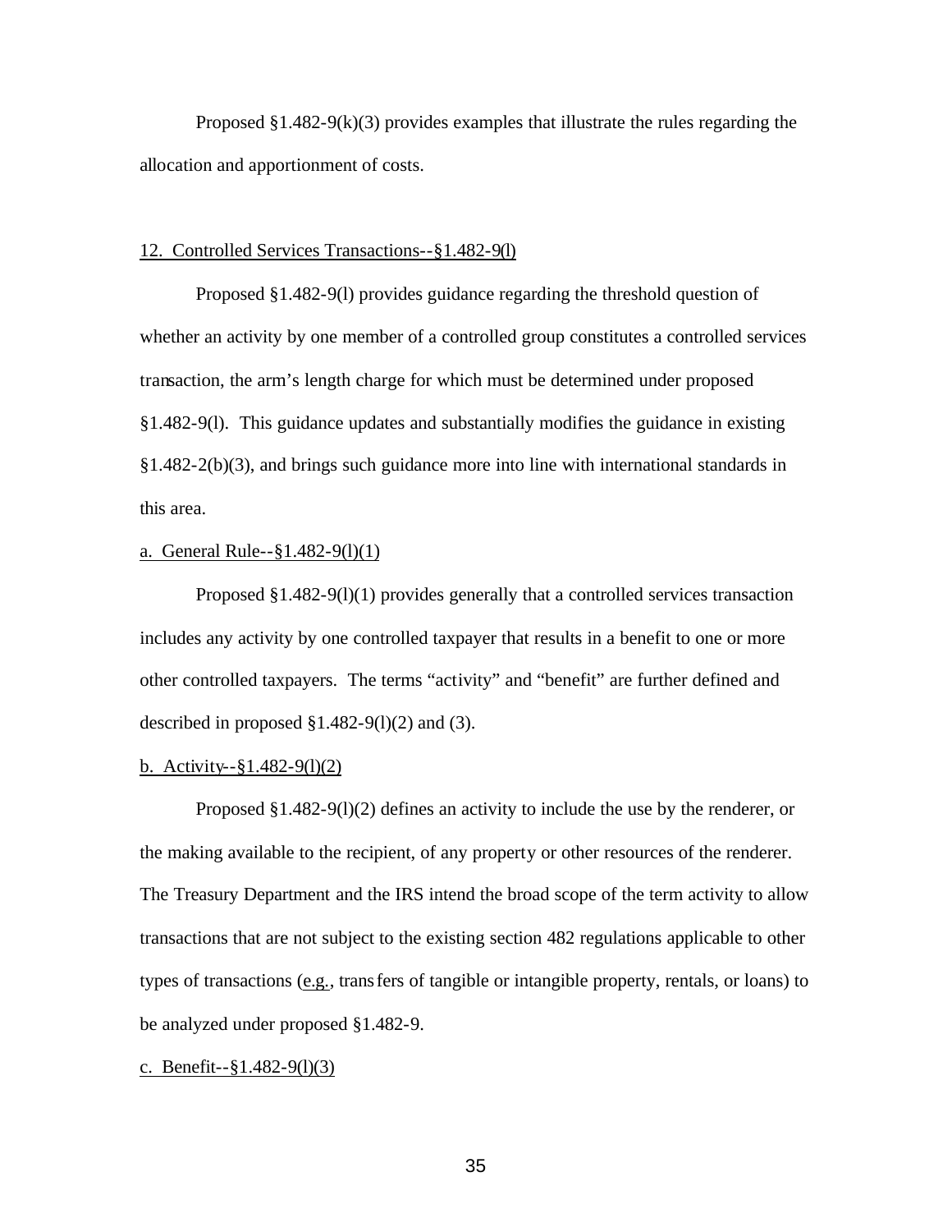Proposed §1.482-9(k)(3) provides examples that illustrate the rules regarding the allocation and apportionment of costs.

<u>12. Controlled Services Transactions--§1.482-9(l)</u>

Proposed §1.482-9(l) provides guidance regarding the threshold question of whether an activity by one member of a controlled group constitutes a controlled services transaction, the arm's length charge for which must be determined under proposed §1.482-9(l). This guidance updates and substantially modifies the guidance in existing §1.482-2(b)(3), and brings such guidance more into line with international standards in this area.

<u>a. General Rule--§1.482-9(l)(1)</u>

Proposed §1.482-9(l)(1) provides generally that a controlled services transaction includes any activity by one controlled taxpayer that results in a benefit to one or more other controlled taxpayers. The terms "activity" and "benefit" are further defined and described in proposed §1.482-9(l)(2) and (3).

<u>b. Activity--§1.482-9(l)(2)</u>

Proposed §1.482-9(l)(2) defines an activity to include the use by the renderer, or the making available to the recipient, of any property or other resources of the renderer. The Treasury Department and the IRS intend the broad scope of the term activity to allow transactions that are not subject to the existing section 482 regulations applicable to other types of transactions (<u>e.g.</u>, transfers of tangible or intangible property, rentals, or loans) to be analyzed under proposed §1.482-9.

<u>c. Benefit--§1.482-9(l)(3)</u>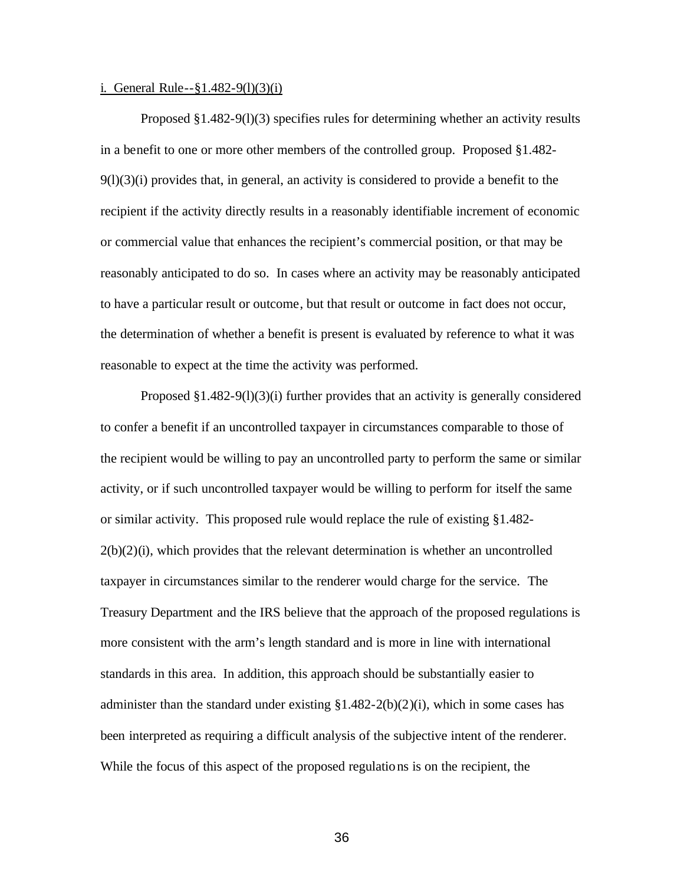i. General Rule--§1.482-9(l)(3)(i)

Proposed §1.482-9(l)(3) specifies rules for determining whether an activity results in a benefit to one or more other members of the controlled group. Proposed §1.482-9(l)(3)(i) provides that, in general, an activity is considered to provide a benefit to the recipient if the activity directly results in a reasonably identifiable increment of economic or commercial value that enhances the recipient's commercial position, or that may be reasonably anticipated to do so. In cases where an activity may be reasonably anticipated to have a particular result or outcome, but that result or outcome in fact does not occur, the determination of whether a benefit is present is evaluated by reference to what it was reasonable to expect at the time the activity was performed.

Proposed §1.482-9(l)(3)(i) further provides that an activity is generally considered to confer a benefit if an uncontrolled taxpayer in circumstances comparable to those of the recipient would be willing to pay an uncontrolled party to perform the same or similar activity, or if such uncontrolled taxpayer would be willing to perform for itself the same or similar activity. This proposed rule would replace the rule of existing §1.482-2(b)(2)(i), which provides that the relevant determination is whether an uncontrolled taxpayer in circumstances similar to the renderer would charge for the service. The Treasury Department and the IRS believe that the approach of the proposed regulations is more consistent with the arm's length standard and is more in line with international standards in this area. In addition, this approach should be substantially easier to administer than the standard under existing §1.482-2(b)(2)(i), which in some cases has been interpreted as requiring a difficult analysis of the subjective intent of the renderer. While the focus of this aspect of the proposed regulations is on the recipient, the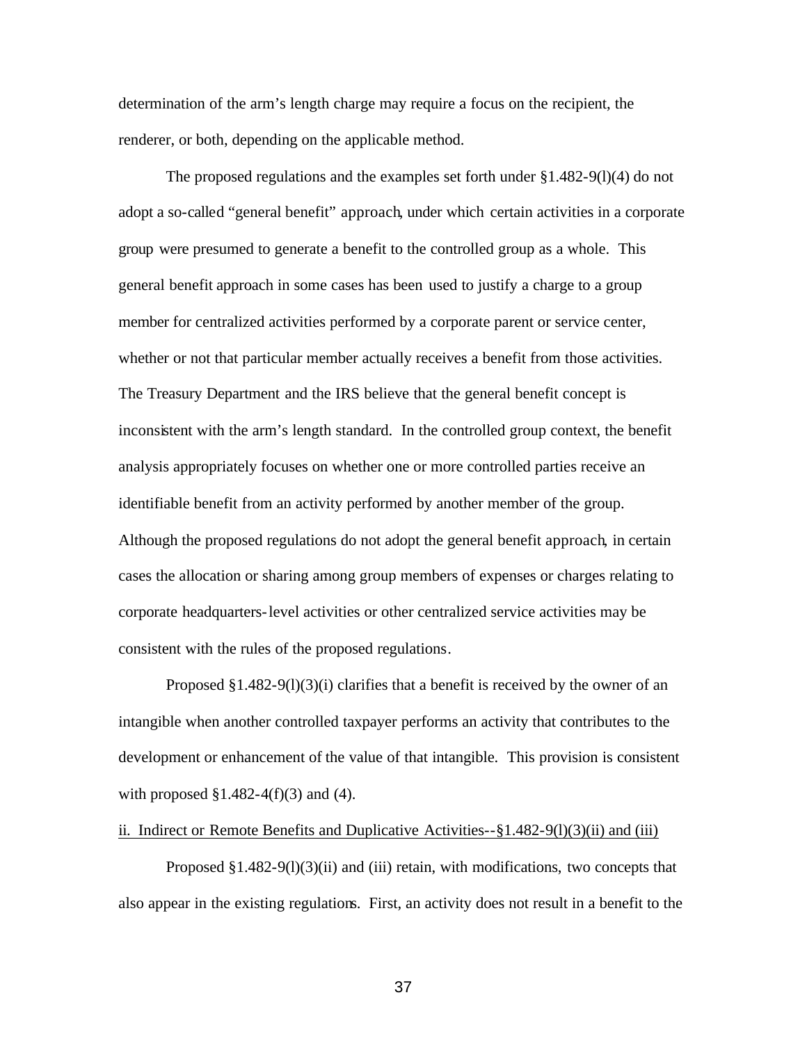determination of the arm's length charge may require a focus on the recipient, the renderer, or both, depending on the applicable method.

The proposed regulations and the examples set forth under §1.482-9(l)(4) do not adopt a so-called "general benefit" approach, under which certain activities in a corporate group were presumed to generate a benefit to the controlled group as a whole. This general benefit approach in some cases has been used to justify a charge to a group member for centralized activities performed by a corporate parent or service center, whether or not that particular member actually receives a benefit from those activities. The Treasury Department and the IRS believe that the general benefit concept is inconsistent with the arm's length standard. In the controlled group context, the benefit analysis appropriately focuses on whether one or more controlled parties receive an identifiable benefit from an activity performed by another member of the group. Although the proposed regulations do not adopt the general benefit approach, in certain cases the allocation or sharing among group members of expenses or charges relating to corporate headquarters-level activities or other centralized service activities may be consistent with the rules of the proposed regulations.

Proposed §1.482-9(l)(3)(i) clarifies that a benefit is received by the owner of an intangible when another controlled taxpayer performs an activity that contributes to the development or enhancement of the value of that intangible. This provision is consistent with proposed §1.482-4(f)(3) and (4).

ii. Indirect or Remote Benefits and Duplicative Activities--§1.482-9(l)(3)(ii) and (iii)

Proposed §1.482-9(l)(3)(ii) and (iii) retain, with modifications, two concepts that also appear in the existing regulations. First, an activity does not result in a benefit to the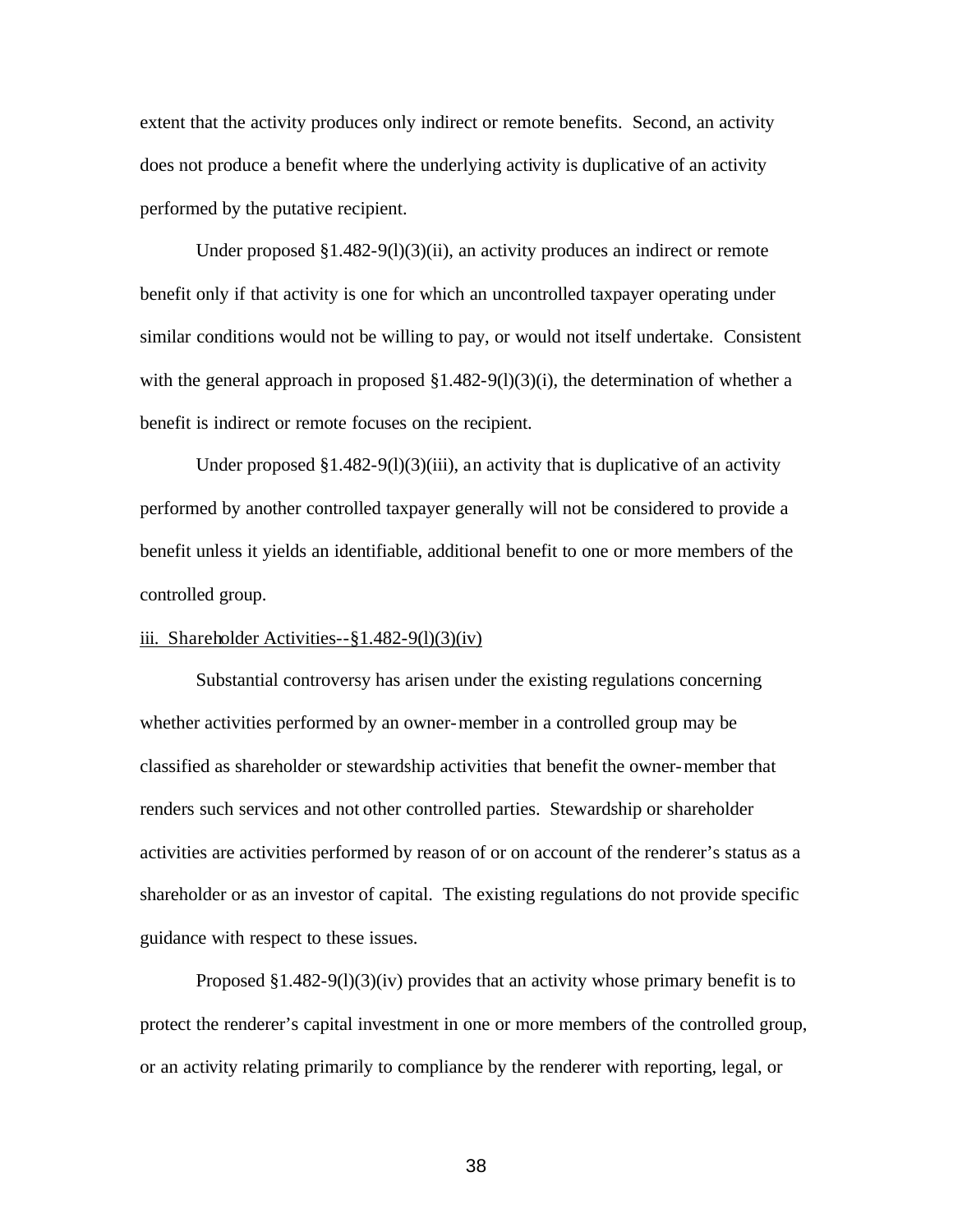extent that the activity produces only indirect or remote benefits. Second, an activity does not produce a benefit where the underlying activity is duplicative of an activity performed by the putative recipient.

Under proposed §1.482-9(l)(3)(ii), an activity produces an indirect or remote benefit only if that activity is one for which an uncontrolled taxpayer operating under similar conditions would not be willing to pay, or would not itself undertake. Consistent with the general approach in proposed §1.482-9(l)(3)(i), the determination of whether a benefit is indirect or remote focuses on the recipient.

Under proposed §1.482-9(l)(3)(iii), an activity that is duplicative of an activity performed by another controlled taxpayer generally will not be considered to provide a benefit unless it yields an identifiable, additional benefit to one or more members of the controlled group.

iii. Shareholder Activities--§1.482-9(l)(3)(iv)

Substantial controversy has arisen under the existing regulations concerning whether activities performed by an owner-member in a controlled group may be classified as shareholder or stewardship activities that benefit the owner-member that renders such services and not other controlled parties. Stewardship or shareholder activities are activities performed by reason of or on account of the renderer's status as a shareholder or as an investor of capital. The existing regulations do not provide specific guidance with respect to these issues.

Proposed §1.482-9(l)(3)(iv) provides that an activity whose primary benefit is to protect the renderer's capital investment in one or more members of the controlled group, or an activity relating primarily to compliance by the renderer with reporting, legal, or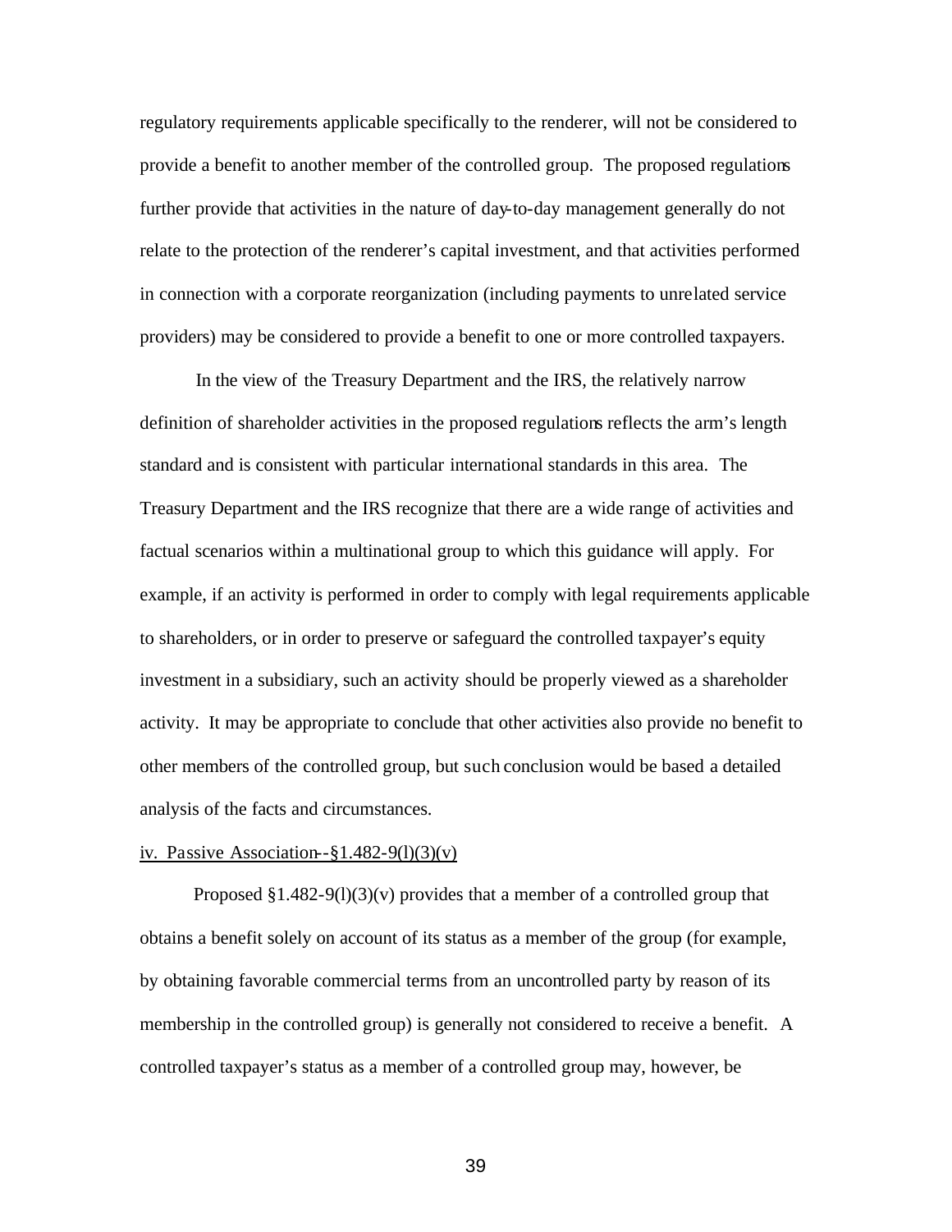regulatory requirements applicable specifically to the renderer, will not be considered to provide a benefit to another member of the controlled group. The proposed regulations further provide that activities in the nature of day-to-day management generally do not relate to the protection of the renderer's capital investment, and that activities performed in connection with a corporate reorganization (including payments to unrelated service providers) may be considered to provide a benefit to one or more controlled taxpayers.

In the view of the Treasury Department and the IRS, the relatively narrow definition of shareholder activities in the proposed regulations reflects the arm's length standard and is consistent with particular international standards in this area. The Treasury Department and the IRS recognize that there are a wide range of activities and factual scenarios within a multinational group to which this guidance will apply. For example, if an activity is performed in order to comply with legal requirements applicable to shareholders, or in order to preserve or safeguard the controlled taxpayer's equity investment in a subsidiary, such an activity should be properly viewed as a shareholder activity. It may be appropriate to conclude that other activities also provide no benefit to other members of the controlled group, but such conclusion would be based a detailed analysis of the facts and circumstances.

<u>iv. Passive Association--§1.482-9(l)(3)(v)</u>

Proposed §1.482-9(l)(3)(v) provides that a member of a controlled group that obtains a benefit solely on account of its status as a member of the group (for example, by obtaining favorable commercial terms from an uncontrolled party by reason of its membership in the controlled group) is generally not considered to receive a benefit. A controlled taxpayer's status as a member of a controlled group may, however, be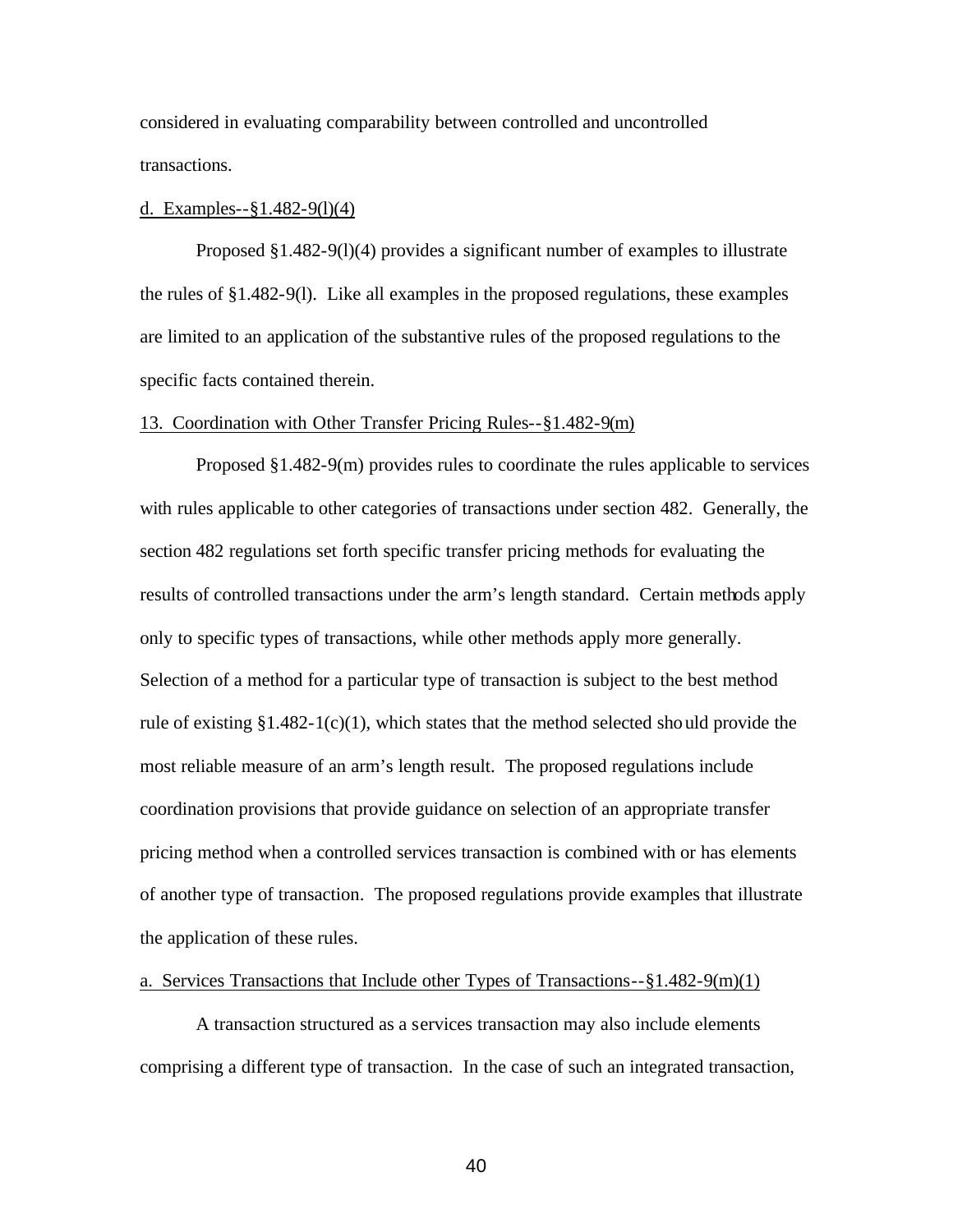considered in evaluating comparability between controlled and uncontrolled transactions.

d. Examples--§1.482-9(l)(4)

Proposed §1.482-9(l)(4) provides a significant number of examples to illustrate the rules of §1.482-9(l). Like all examples in the proposed regulations, these examples are limited to an application of the substantive rules of the proposed regulations to the specific facts contained therein.

13. Coordination with Other Transfer Pricing Rules--§1.482-9(m)

Proposed §1.482-9(m) provides rules to coordinate the rules applicable to services with rules applicable to other categories of transactions under section 482. Generally, the section 482 regulations set forth specific transfer pricing methods for evaluating the results of controlled transactions under the arm's length standard. Certain methods apply only to specific types of transactions, while other methods apply more generally. Selection of a method for a particular type of transaction is subject to the best method rule of existing §1.482-1(c)(1), which states that the method selected should provide the most reliable measure of an arm's length result. The proposed regulations include coordination provisions that provide guidance on selection of an appropriate transfer pricing method when a controlled services transaction is combined with or has elements of another type of transaction. The proposed regulations provide examples that illustrate the application of these rules.

a. Services Transactions that Include other Types of Transactions--§1.482-9(m)(1)

A transaction structured as a services transaction may also include elements comprising a different type of transaction. In the case of such an integrated transaction,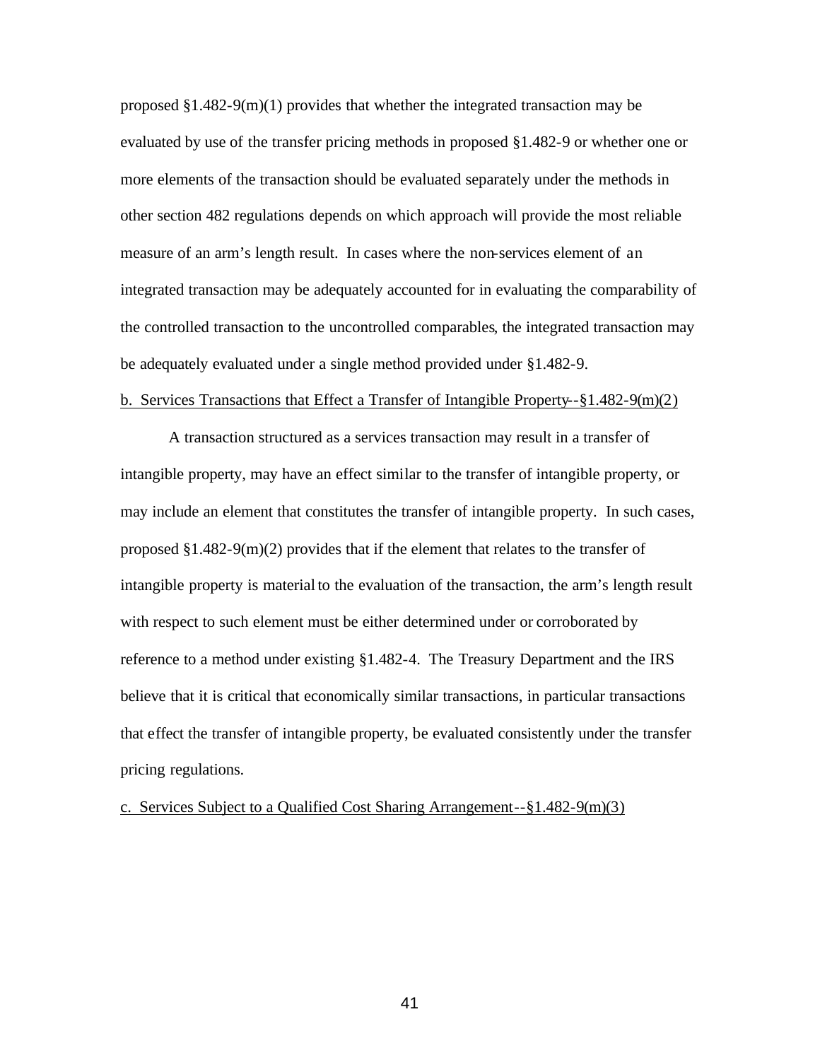proposed §1.482-9(m)(1) provides that whether the integrated transaction may be evaluated by use of the transfer pricing methods in proposed §1.482-9 or whether one or more elements of the transaction should be evaluated separately under the methods in other section 482 regulations depends on which approach will provide the most reliable measure of an arm's length result. In cases where the non-services element of an integrated transaction may be adequately accounted for in evaluating the comparability of the controlled transaction to the uncontrolled comparables, the integrated transaction may be adequately evaluated under a single method provided under §1.482-9.

b. Services Transactions that Effect a Transfer of Intangible Property--§1.482-9(m)(2)

A transaction structured as a services transaction may result in a transfer of intangible property, may have an effect similar to the transfer of intangible property, or may include an element that constitutes the transfer of intangible property. In such cases, proposed §1.482-9(m)(2) provides that if the element that relates to the transfer of intangible property is material to the evaluation of the transaction, the arm's length result with respect to such element must be either determined under or corroborated by reference to a method under existing §1.482-4. The Treasury Department and the IRS believe that it is critical that economically similar transactions, in particular transactions that effect the transfer of intangible property, be evaluated consistently under the transfer pricing regulations.

c. Services Subject to a Qualified Cost Sharing Arrangement--§1.482-9(m)(3)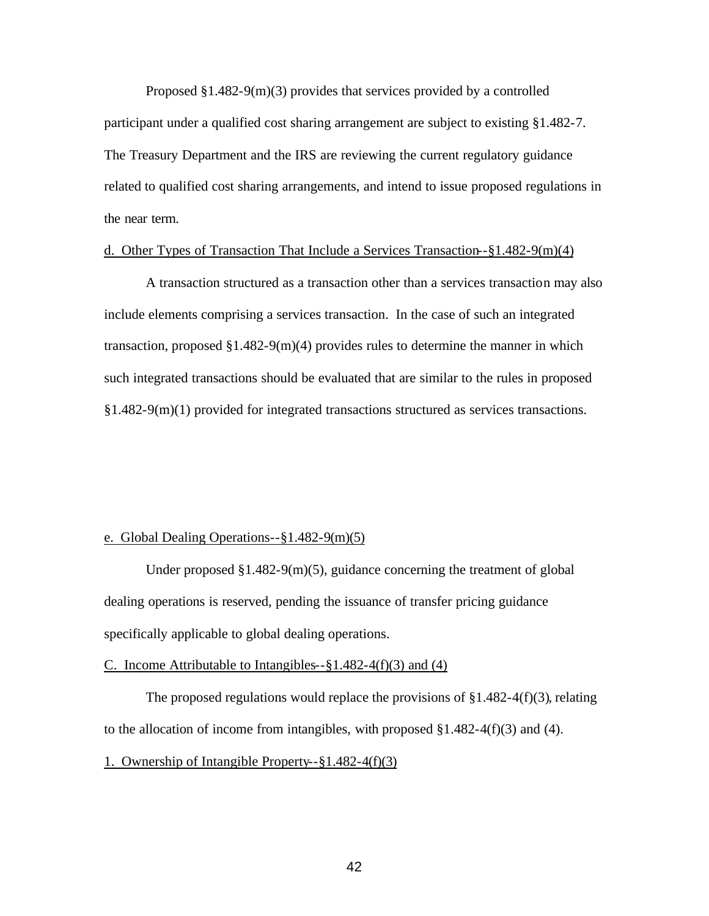Proposed §1.482-9(m)(3) provides that services provided by a controlled participant under a qualified cost sharing arrangement are subject to existing §1.482-7. The Treasury Department and the IRS are reviewing the current regulatory guidance related to qualified cost sharing arrangements, and intend to issue proposed regulations in the near term.

d. Other Types of Transaction That Include a Services Transaction--§1.482-9(m)(4)

A transaction structured as a transaction other than a services transaction may also include elements comprising a services transaction. In the case of such an integrated transaction, proposed §1.482-9(m)(4) provides rules to determine the manner in which such integrated transactions should be evaluated that are similar to the rules in proposed §1.482-9(m)(1) provided for integrated transactions structured as services transactions.

e. Global Dealing Operations--§1.482-9(m)(5)

Under proposed §1.482-9(m)(5), guidance concerning the treatment of global dealing operations is reserved, pending the issuance of transfer pricing guidance specifically applicable to global dealing operations.

C. Income Attributable to Intangibles--§1.482-4(f)(3) and (4)

The proposed regulations would replace the provisions of §1.482-4(f)(3), relating to the allocation of income from intangibles, with proposed §1.482-4(f)(3) and (4).

1. Ownership of Intangible Property--§1.482-4(f)(3)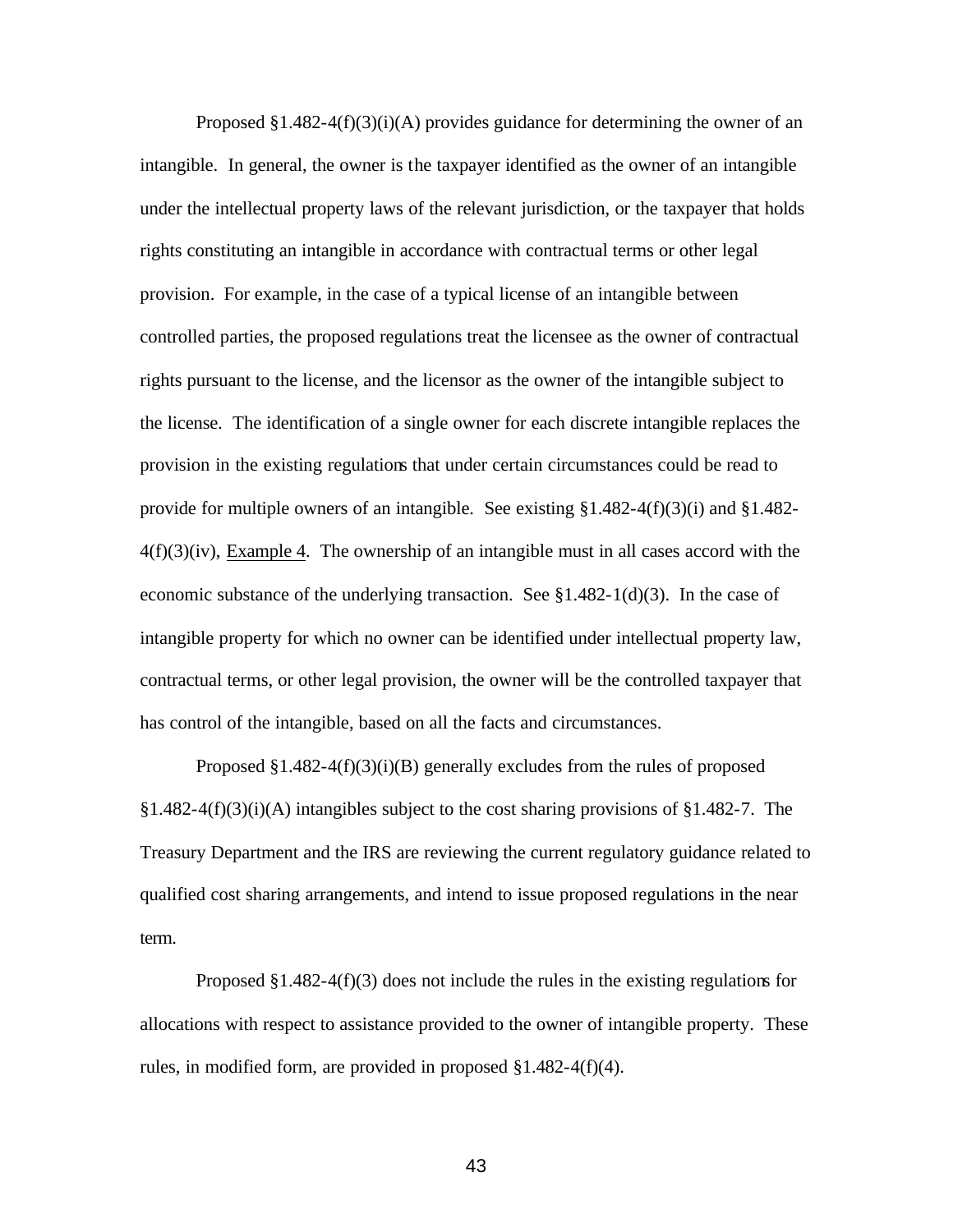Proposed §1.482-4(f)(3)(i)(A) provides guidance for determining the owner of an intangible. In general, the owner is the taxpayer identified as the owner of an intangible under the intellectual property laws of the relevant jurisdiction, or the taxpayer that holds rights constituting an intangible in accordance with contractual terms or other legal provision. For example, in the case of a typical license of an intangible between controlled parties, the proposed regulations treat the licensee as the owner of contractual rights pursuant to the license, and the licensor as the owner of the intangible subject to the license. The identification of a single owner for each discrete intangible replaces the provision in the existing regulations that under certain circumstances could be read to provide for multiple owners of an intangible. See existing §1.482-4(f)(3)(i) and §1.482-4(f)(3)(iv), Example 4. The ownership of an intangible must in all cases accord with the economic substance of the underlying transaction. See §1.482-1(d)(3). In the case of intangible property for which no owner can be identified under intellectual property law, contractual terms, or other legal provision, the owner will be the controlled taxpayer that has control of the intangible, based on all the facts and circumstances.

Proposed §1.482-4(f)(3)(i)(B) generally excludes from the rules of proposed §1.482-4(f)(3)(i)(A) intangibles subject to the cost sharing provisions of §1.482-7. The Treasury Department and the IRS are reviewing the current regulatory guidance related to qualified cost sharing arrangements, and intend to issue proposed regulations in the near term.

Proposed §1.482-4(f)(3) does not include the rules in the existing regulations for allocations with respect to assistance provided to the owner of intangible property. These rules, in modified form, are provided in proposed §1.482-4(f)(4).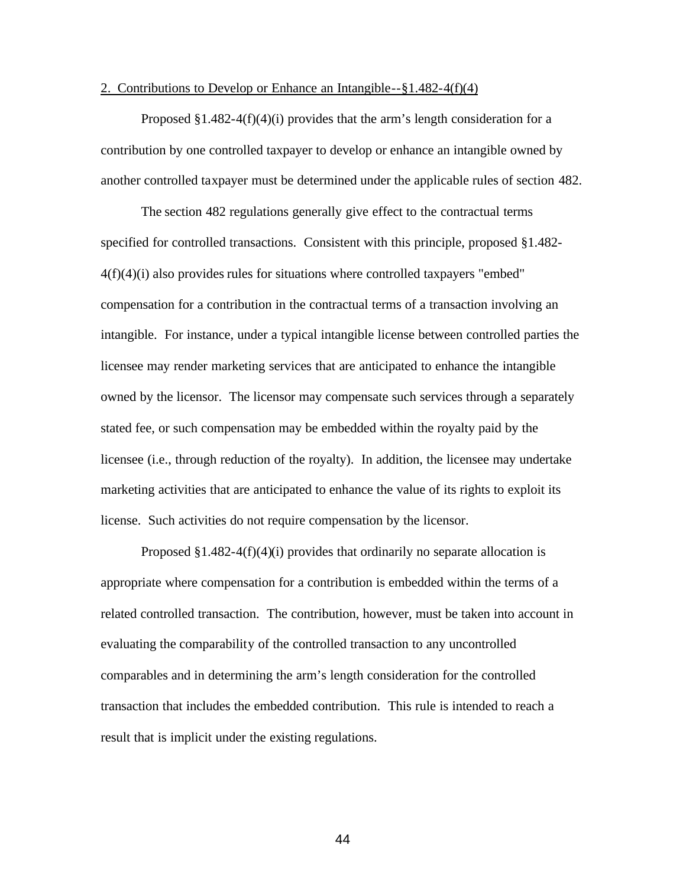2. Contributions to Develop or Enhance an Intangible--§1.482-4(f)(4)

Proposed §1.482-4(f)(4)(i) provides that the arm's length consideration for a contribution by one controlled taxpayer to develop or enhance an intangible owned by another controlled taxpayer must be determined under the applicable rules of section 482.

The section 482 regulations generally give effect to the contractual terms specified for controlled transactions. Consistent with this principle, proposed §1.482-4(f)(4)(i) also provides rules for situations where controlled taxpayers "embed" compensation for a contribution in the contractual terms of a transaction involving an intangible. For instance, under a typical intangible license between controlled parties the licensee may render marketing services that are anticipated to enhance the intangible owned by the licensor. The licensor may compensate such services through a separately stated fee, or such compensation may be embedded within the royalty paid by the licensee (i.e., through reduction of the royalty). In addition, the licensee may undertake marketing activities that are anticipated to enhance the value of its rights to exploit its license. Such activities do not require compensation by the licensor.

Proposed §1.482-4(f)(4)(i) provides that ordinarily no separate allocation is appropriate where compensation for a contribution is embedded within the terms of a related controlled transaction. The contribution, however, must be taken into account in evaluating the comparability of the controlled transaction to any uncontrolled comparables and in determining the arm's length consideration for the controlled transaction that includes the embedded contribution. This rule is intended to reach a result that is implicit under the existing regulations.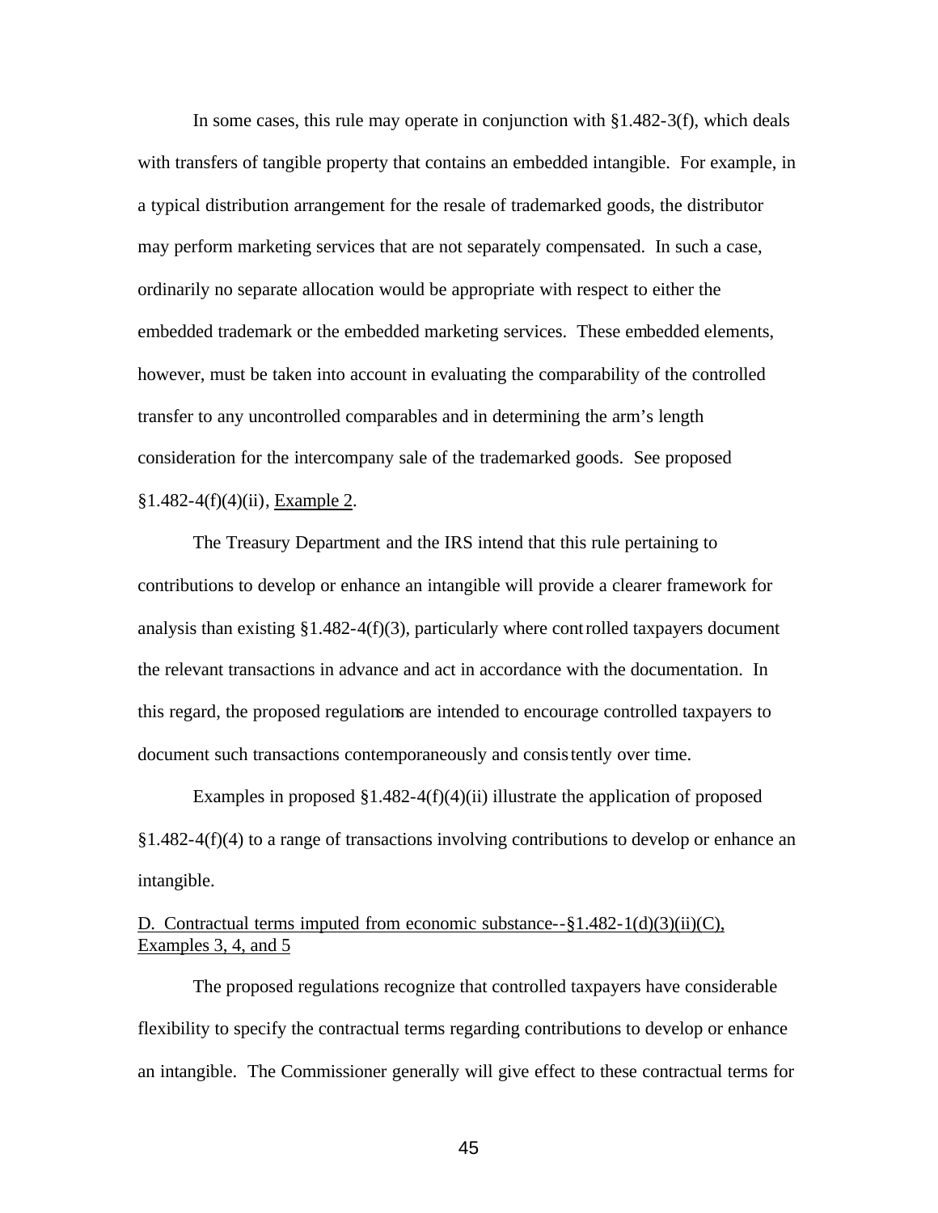In some cases, this rule may operate in conjunction with §1.482-3(f), which deals with transfers of tangible property that contains an embedded intangible. For example, in a typical distribution arrangement for the resale of trademarked goods, the distributor may perform marketing services that are not separately compensated. In such a case, ordinarily no separate allocation would be appropriate with respect to either the embedded trademark or the embedded marketing services. These embedded elements, however, must be taken into account in evaluating the comparability of the controlled transfer to any uncontrolled comparables and in determining the arm's length consideration for the intercompany sale of the trademarked goods. See proposed §1.482-4(f)(4)(ii), Example 2.

The Treasury Department and the IRS intend that this rule pertaining to contributions to develop or enhance an intangible will provide a clearer framework for analysis than existing §1.482-4(f)(3), particularly where controlled taxpayers document the relevant transactions in advance and act in accordance with the documentation. In this regard, the proposed regulations are intended to encourage controlled taxpayers to document such transactions contemporaneously and consistently over time.

Examples in proposed §1.482-4(f)(4)(ii) illustrate the application of proposed §1.482-4(f)(4) to a range of transactions involving contributions to develop or enhance an intangible.

D. Contractual terms imputed from economic substance--§1.482-1(d)(3)(ii)(C), Examples 3, 4, and 5

The proposed regulations recognize that controlled taxpayers have considerable flexibility to specify the contractual terms regarding contributions to develop or enhance an intangible. The Commissioner generally will give effect to these contractual terms for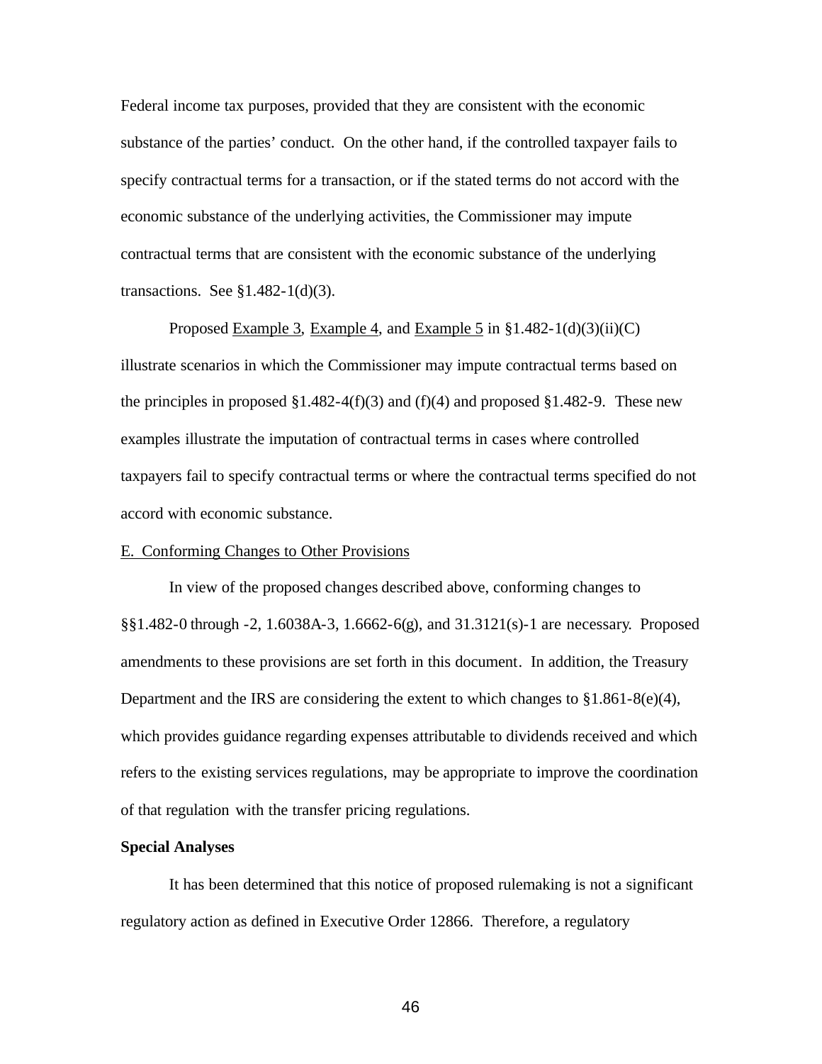Federal income tax purposes, provided that they are consistent with the economic substance of the parties' conduct. On the other hand, if the controlled taxpayer fails to specify contractual terms for a transaction, or if the stated terms do not accord with the economic substance of the underlying activities, the Commissioner may impute contractual terms that are consistent with the economic substance of the underlying transactions. See §1.482-1(d)(3).

Proposed Example 3, Example 4, and Example 5 in §1.482-1(d)(3)(ii)(C) illustrate scenarios in which the Commissioner may impute contractual terms based on the principles in proposed §1.482-4(f)(3) and (f)(4) and proposed §1.482-9. These new examples illustrate the imputation of contractual terms in cases where controlled taxpayers fail to specify contractual terms or where the contractual terms specified do not accord with economic substance.

E. Conforming Changes to Other Provisions

In view of the proposed changes described above, conforming changes to §§1.482-0 through -2, 1.6038A-3, 1.6662-6(g), and 31.3121(s)-1 are necessary. Proposed amendments to these provisions are set forth in this document. In addition, the Treasury Department and the IRS are considering the extent to which changes to §1.861-8(e)(4), which provides guidance regarding expenses attributable to dividends received and which refers to the existing services regulations, may be appropriate to improve the coordination of that regulation with the transfer pricing regulations.

**Special Analyses**

It has been determined that this notice of proposed rulemaking is not a significant regulatory action as defined in Executive Order 12866. Therefore, a regulatory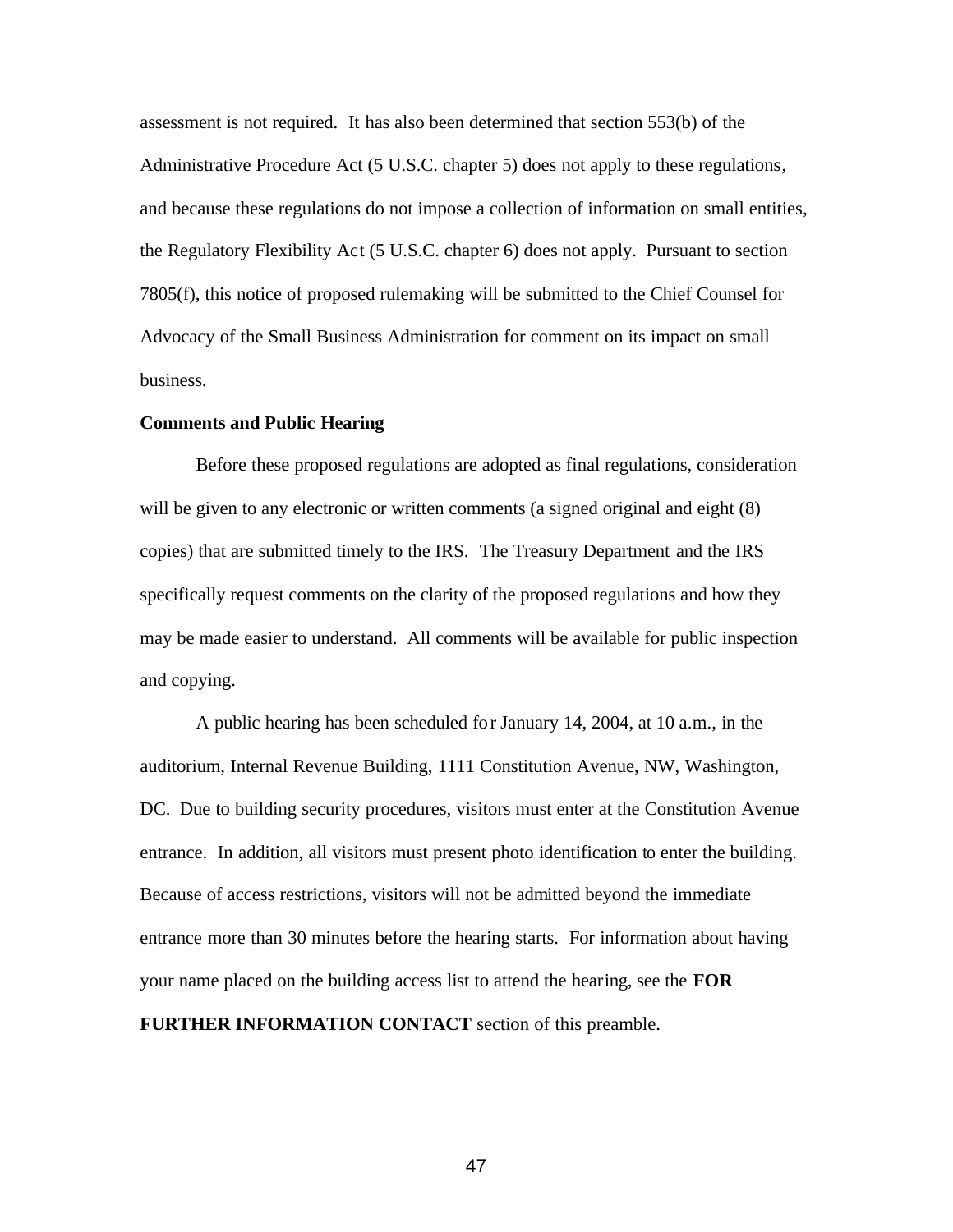assessment is not required. It has also been determined that section 553(b) of the Administrative Procedure Act (5 U.S.C. chapter 5) does not apply to these regulations, and because these regulations do not impose a collection of information on small entities, the Regulatory Flexibility Act (5 U.S.C. chapter 6) does not apply. Pursuant to section 7805(f), this notice of proposed rulemaking will be submitted to the Chief Counsel for Advocacy of the Small Business Administration for comment on its impact on small business.

**Comments and Public Hearing**

Before these proposed regulations are adopted as final regulations, consideration will be given to any electronic or written comments (a signed original and eight (8) copies) that are submitted timely to the IRS. The Treasury Department and the IRS specifically request comments on the clarity of the proposed regulations and how they may be made easier to understand. All comments will be available for public inspection and copying.

A public hearing has been scheduled for January 14, 2004, at 10 a.m., in the auditorium, Internal Revenue Building, 1111 Constitution Avenue, NW, Washington, DC. Due to building security procedures, visitors must enter at the Constitution Avenue entrance. In addition, all visitors must present photo identification to enter the building. Because of access restrictions, visitors will not be admitted beyond the immediate entrance more than 30 minutes before the hearing starts. For information about having your name placed on the building access list to attend the hearing, see the **FOR FURTHER INFORMATION CONTACT** section of this preamble.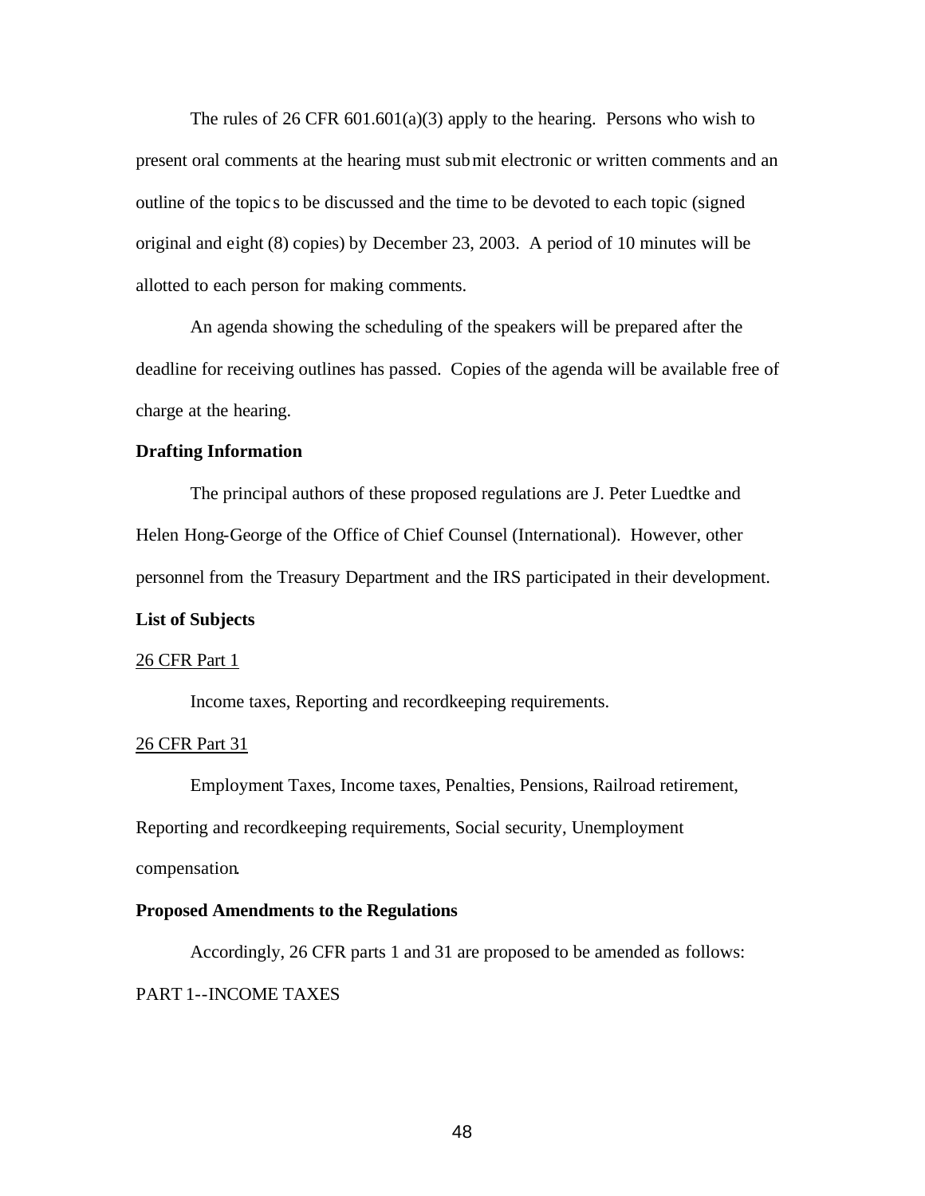The rules of 26 CFR 601.601(a)(3) apply to the hearing. Persons who wish to present oral comments at the hearing must submit electronic or written comments and an outline of the topics to be discussed and the time to be devoted to each topic (signed original and eight (8) copies) by December 23, 2003. A period of 10 minutes will be allotted to each person for making comments.

An agenda showing the scheduling of the speakers will be prepared after the deadline for receiving outlines has passed. Copies of the agenda will be available free of charge at the hearing.

**Drafting Information**

The principal authors of these proposed regulations are J. Peter Luedtke and Helen Hong-George of the Office of Chief Counsel (International). However, other personnel from the Treasury Department and the IRS participated in their development.

**List of Subjects**

26 CFR Part 1

Income taxes, Reporting and recordkeeping requirements.

26 CFR Part 31

Employment Taxes, Income taxes, Penalties, Pensions, Railroad retirement, Reporting and recordkeeping requirements, Social security, Unemployment compensation.

**Proposed Amendments to the Regulations**

Accordingly, 26 CFR parts 1 and 31 are proposed to be amended as follows:

PART 1--INCOME TAXES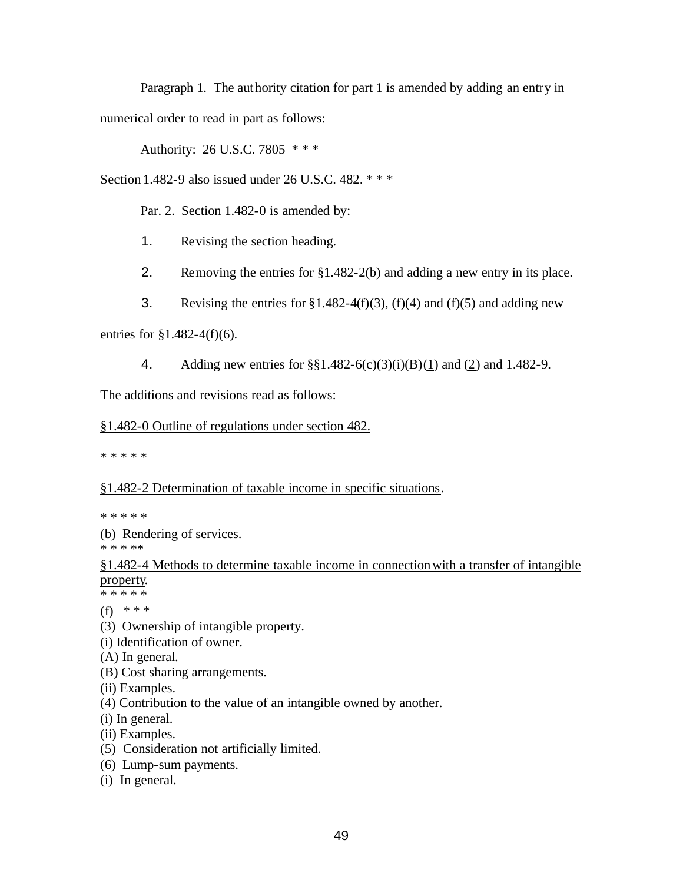Paragraph 1. The authority citation for part 1 is amended by adding an entry in numerical order to read in part as follows:

Authority: 26 U.S.C. 7805 * * *

Section 1.482-9 also issued under 26 U.S.C. 482. * * *

Par. 2. Section 1.482-0 is amended by:

1. Revising the section heading.

2. Removing the entries for §1.482-2(b) and adding a new entry in its place.

3. Revising the entries for §1.482-4(f)(3), (f)(4) and (f)(5) and adding new entries for §1.482-4(f)(6).

4. Adding new entries for §§1.482-6(c)(3)(i)(B)(1) and (2) and 1.482-9.

The additions and revisions read as follows:

§1.482-0 Outline of regulations under section 482.

* * * * *

§1.482-2 Determination of taxable income in specific situations.

* * * * *

(b) Rendering of services.

* * * **

§1.482-4 Methods to determine taxable income in connection with a transfer of intangible property.

* * * * *

(f) * * *

(3) Ownership of intangible property.

(i) Identification of owner.

(A) In general.

(B) Cost sharing arrangements.

(ii) Examples.

(4) Contribution to the value of an intangible owned by another.

(i) In general.

(ii) Examples.

(5) Consideration not artificially limited.

(6) Lump-sum payments.

(i) In general.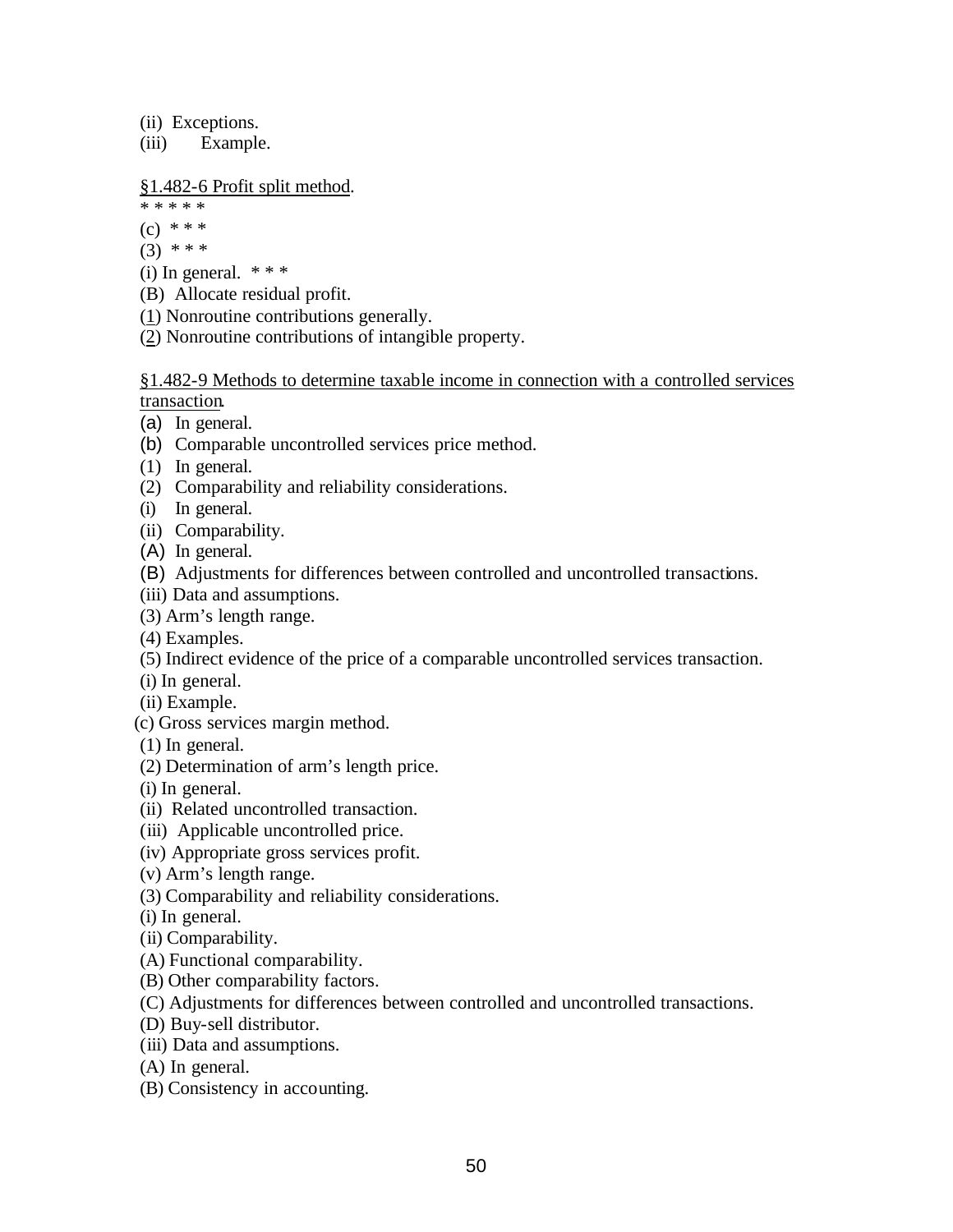(ii) Exceptions.
(iii) Example.

§1.482-6 Profit split method.
* * * * *
(c) * * *
(3) * * *
(i) In general. * * *
(B) Allocate residual profit.
(1) Nonroutine contributions generally.
(2) Nonroutine contributions of intangible property.

§1.482-9 Methods to determine taxable income in connection with a controlled services transaction.
(a) In general.
(b) Comparable uncontrolled services price method.
(1) In general.
(2) Comparability and reliability considerations.
(i) In general.
(ii) Comparability.
(A) In general.
(B) Adjustments for differences between controlled and uncontrolled transactions.
(iii) Data and assumptions.
(3) Arm's length range.
(4) Examples.
(5) Indirect evidence of the price of a comparable uncontrolled services transaction.
(i) In general.
(ii) Example.
(c) Gross services margin method.
(1) In general.
(2) Determination of arm's length price.
(i) In general.
(ii) Related uncontrolled transaction.
(iii) Applicable uncontrolled price.
(iv) Appropriate gross services profit.
(v) Arm's length range.
(3) Comparability and reliability considerations.
(i) In general.
(ii) Comparability.
(A) Functional comparability.
(B) Other comparability factors.
(C) Adjustments for differences between controlled and uncontrolled transactions.
(D) Buy-sell distributor.
(iii) Data and assumptions.
(A) In general.
(B) Consistency in accounting.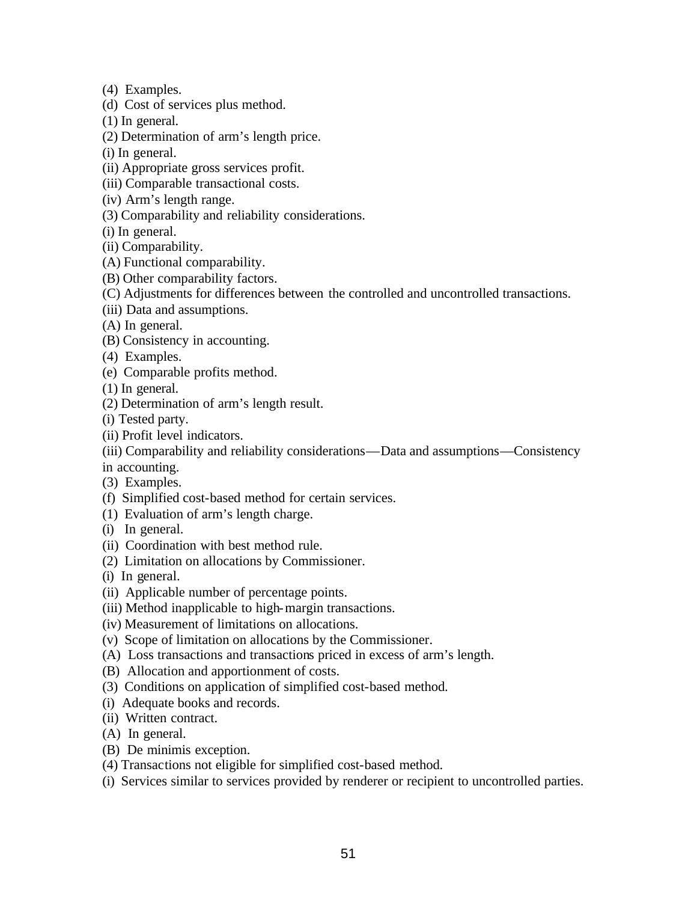(4) Examples.

(d) Cost of services plus method.

(1) In general.

(2) Determination of arm's length price.

(i) In general.

(ii) Appropriate gross services profit.

(iii) Comparable transactional costs.

(iv) Arm's length range.

(3) Comparability and reliability considerations.

(i) In general.

(ii) Comparability.

(A) Functional comparability.

(B) Other comparability factors.

(C) Adjustments for differences between the controlled and uncontrolled transactions.

(iii) Data and assumptions.

(A) In general.

(B) Consistency in accounting.

(4) Examples.

(e) Comparable profits method.

(1) In general.

(2) Determination of arm's length result.

(i) Tested party.

(ii) Profit level indicators.

(iii) Comparability and reliability considerations—Data and assumptions—Consistency in accounting.

(3) Examples.

(f) Simplified cost-based method for certain services.

(1) Evaluation of arm's length charge.

(i) In general.

(ii) Coordination with best method rule.

(2) Limitation on allocations by Commissioner.

(i) In general.

(ii) Applicable number of percentage points.

(iii) Method inapplicable to high-margin transactions.

(iv) Measurement of limitations on allocations.

(v) Scope of limitation on allocations by the Commissioner.

(A) Loss transactions and transactions priced in excess of arm's length.

(B) Allocation and apportionment of costs.

(3) Conditions on application of simplified cost-based method.

(i) Adequate books and records.

(ii) Written contract.

(A) In general.

(B) De minimis exception.

(4) Transactions not eligible for simplified cost-based method.

(i) Services similar to services provided by renderer or recipient to uncontrolled parties.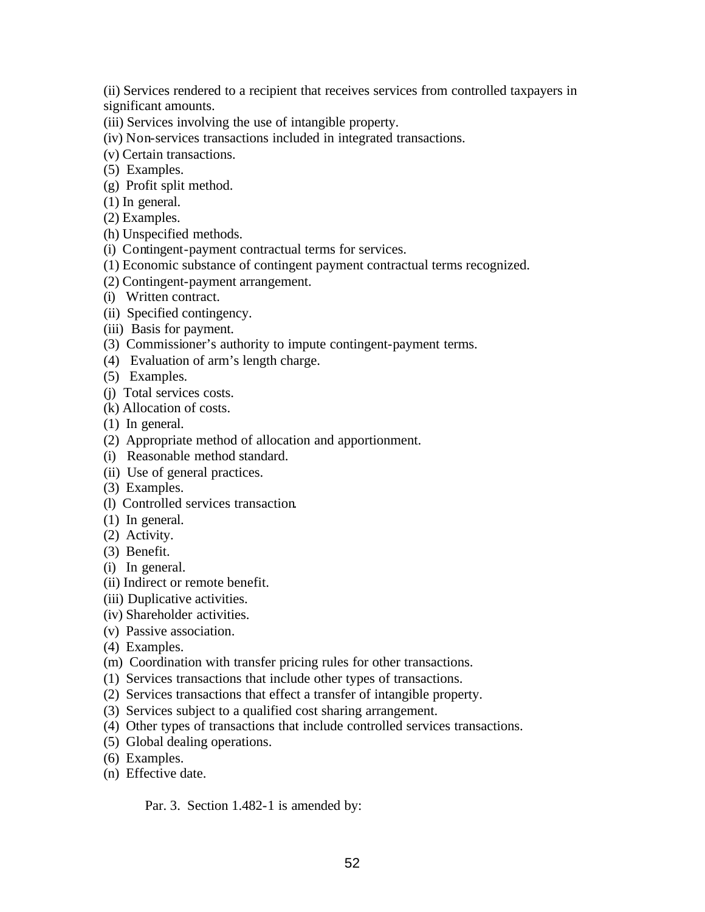(ii) Services rendered to a recipient that receives services from controlled taxpayers in significant amounts.
(iii) Services involving the use of intangible property.
(iv) Non-services transactions included in integrated transactions.
(v) Certain transactions.
(5) Examples.
(g) Profit split method.
(1) In general.
(2) Examples.
(h) Unspecified methods.
(i) Contingent-payment contractual terms for services.
(1) Economic substance of contingent payment contractual terms recognized.
(2) Contingent-payment arrangement.
(i) Written contract.
(ii) Specified contingency.
(iii) Basis for payment.
(3) Commissioner's authority to impute contingent-payment terms.
(4) Evaluation of arm's length charge.
(5) Examples.
(j) Total services costs.
(k) Allocation of costs.
(1) In general.
(2) Appropriate method of allocation and apportionment.
(i) Reasonable method standard.
(ii) Use of general practices.
(3) Examples.
(l) Controlled services transaction.
(1) In general.
(2) Activity.
(3) Benefit.
(i) In general.
(ii) Indirect or remote benefit.
(iii) Duplicative activities.
(iv) Shareholder activities.
(v) Passive association.
(4) Examples.
(m) Coordination with transfer pricing rules for other transactions.
(1) Services transactions that include other types of transactions.
(2) Services transactions that effect a transfer of intangible property.
(3) Services subject to a qualified cost sharing arrangement.
(4) Other types of transactions that include controlled services transactions.
(5) Global dealing operations.
(6) Examples.
(n) Effective date.

Par. 3. Section 1.482-1 is amended by: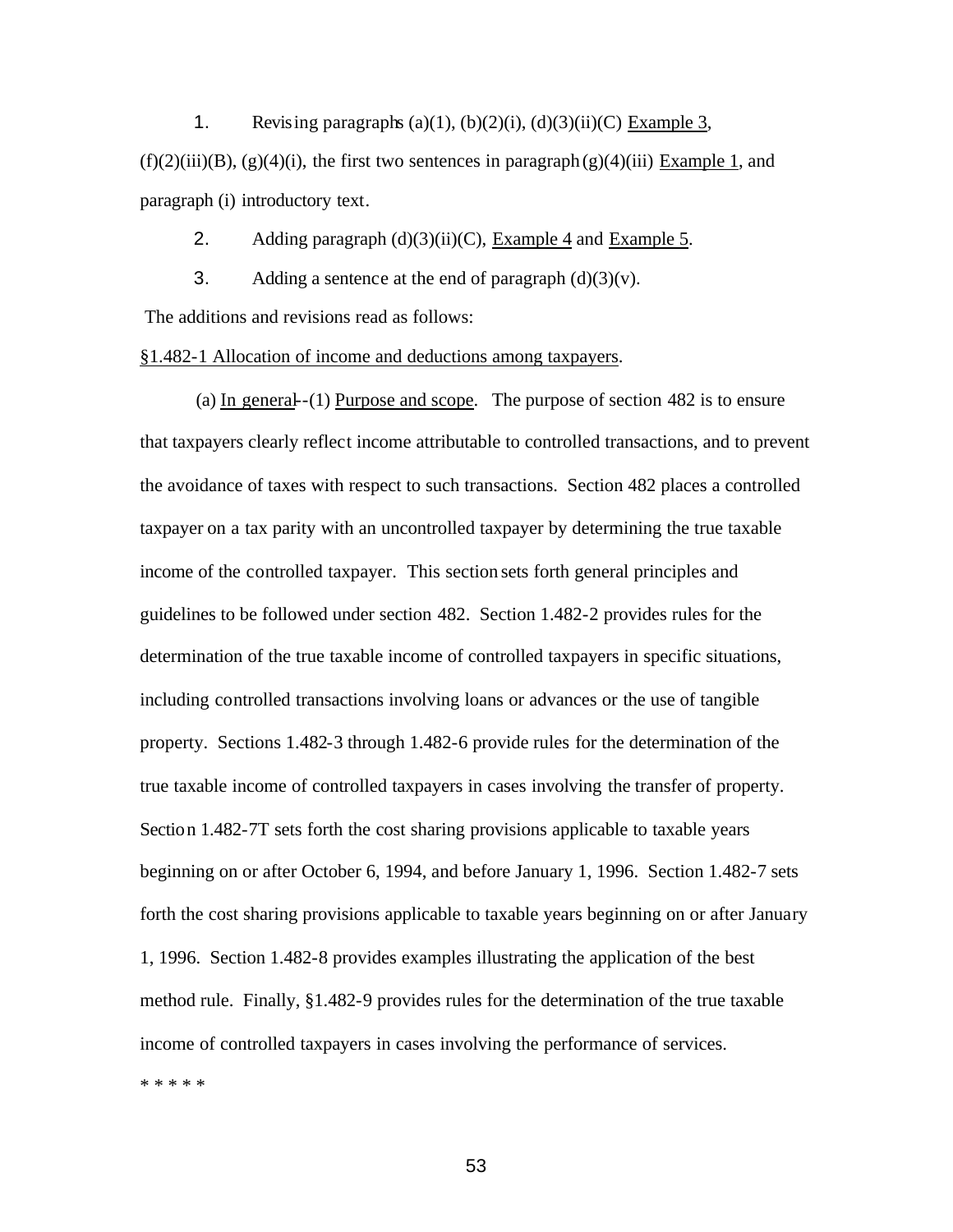1. Revising paragraphs (a)(1), (b)(2)(i), (d)(3)(ii)(C) Example 3, (f)(2)(iii)(B), (g)(4)(i), the first two sentences in paragraph (g)(4)(iii) Example 1, and paragraph (i) introductory text.

2. Adding paragraph (d)(3)(ii)(C), Example 4 and Example 5.

3. Adding a sentence at the end of paragraph (d)(3)(v).

The additions and revisions read as follows:

§1.482-1 Allocation of income and deductions among taxpayers.

(a) In general--(1) Purpose and scope. The purpose of section 482 is to ensure that taxpayers clearly reflect income attributable to controlled transactions, and to prevent the avoidance of taxes with respect to such transactions. Section 482 places a controlled taxpayer on a tax parity with an uncontrolled taxpayer by determining the true taxable income of the controlled taxpayer. This section sets forth general principles and guidelines to be followed under section 482. Section 1.482-2 provides rules for the determination of the true taxable income of controlled taxpayers in specific situations, including controlled transactions involving loans or advances or the use of tangible property. Sections 1.482-3 through 1.482-6 provide rules for the determination of the true taxable income of controlled taxpayers in cases involving the transfer of property. Section 1.482-7T sets forth the cost sharing provisions applicable to taxable years beginning on or after October 6, 1994, and before January 1, 1996. Section 1.482-7 sets forth the cost sharing provisions applicable to taxable years beginning on or after January 1, 1996. Section 1.482-8 provides examples illustrating the application of the best method rule. Finally, §1.482-9 provides rules for the determination of the true taxable income of controlled taxpayers in cases involving the performance of services.

* * * * *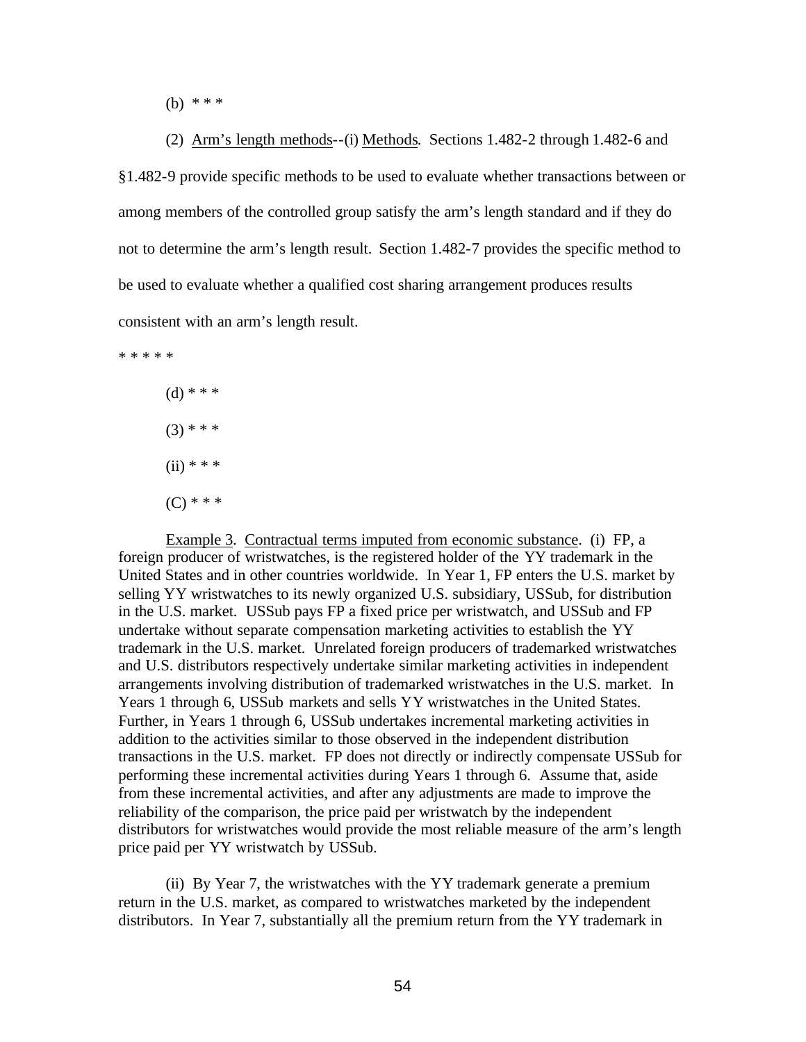(b) * * *

(2) Arm's length methods--(i) Methods. Sections 1.482-2 through 1.482-6 and §1.482-9 provide specific methods to be used to evaluate whether transactions between or among members of the controlled group satisfy the arm's length standard and if they do not to determine the arm's length result. Section 1.482-7 provides the specific method to be used to evaluate whether a qualified cost sharing arrangement produces results consistent with an arm's length result.

* * * * *

(d) * * *

(3) * * *

(ii) * * *

(C) * * *

Example 3. Contractual terms imputed from economic substance. (i) FP, a foreign producer of wristwatches, is the registered holder of the YY trademark in the United States and in other countries worldwide. In Year 1, FP enters the U.S. market by selling YY wristwatches to its newly organized U.S. subsidiary, USSub, for distribution in the U.S. market. USSub pays FP a fixed price per wristwatch, and USSub and FP undertake without separate compensation marketing activities to establish the YY trademark in the U.S. market. Unrelated foreign producers of trademarked wristwatches and U.S. distributors respectively undertake similar marketing activities in independent arrangements involving distribution of trademarked wristwatches in the U.S. market. In Years 1 through 6, USSub markets and sells YY wristwatches in the United States. Further, in Years 1 through 6, USSub undertakes incremental marketing activities in addition to the activities similar to those observed in the independent distribution transactions in the U.S. market. FP does not directly or indirectly compensate USSub for performing these incremental activities during Years 1 through 6. Assume that, aside from these incremental activities, and after any adjustments are made to improve the reliability of the comparison, the price paid per wristwatch by the independent distributors for wristwatches would provide the most reliable measure of the arm's length price paid per YY wristwatch by USSub.

(ii) By Year 7, the wristwatches with the YY trademark generate a premium return in the U.S. market, as compared to wristwatches marketed by the independent distributors. In Year 7, substantially all the premium return from the YY trademark in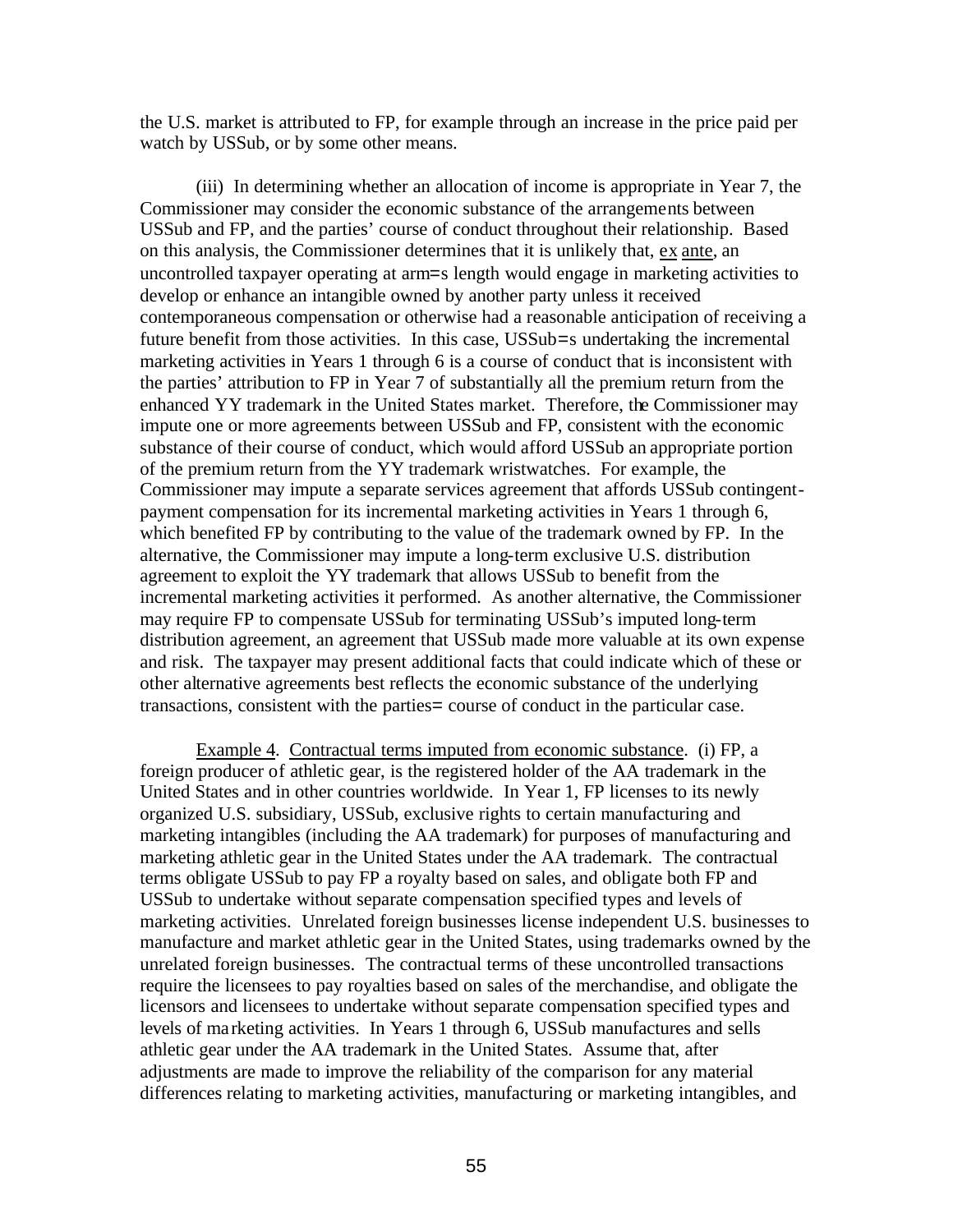the U.S. market is attributed to FP, for example through an increase in the price paid per watch by USSub, or by some other means.

(iii) In determining whether an allocation of income is appropriate in Year 7, the Commissioner may consider the economic substance of the arrangements between USSub and FP, and the parties' course of conduct throughout their relationship. Based on this analysis, the Commissioner determines that it is unlikely that, ex ante, an uncontrolled taxpayer operating at arm=s length would engage in marketing activities to develop or enhance an intangible owned by another party unless it received contemporaneous compensation or otherwise had a reasonable anticipation of receiving a future benefit from those activities. In this case, USSub=s undertaking the incremental marketing activities in Years 1 through 6 is a course of conduct that is inconsistent with the parties' attribution to FP in Year 7 of substantially all the premium return from the enhanced YY trademark in the United States market. Therefore, the Commissioner may impute one or more agreements between USSub and FP, consistent with the economic substance of their course of conduct, which would afford USSub an appropriate portion of the premium return from the YY trademark wristwatches. For example, the Commissioner may impute a separate services agreement that affords USSub contingent-payment compensation for its incremental marketing activities in Years 1 through 6, which benefited FP by contributing to the value of the trademark owned by FP. In the alternative, the Commissioner may impute a long-term exclusive U.S. distribution agreement to exploit the YY trademark that allows USSub to benefit from the incremental marketing activities it performed. As another alternative, the Commissioner may require FP to compensate USSub for terminating USSub's imputed long-term distribution agreement, an agreement that USSub made more valuable at its own expense and risk. The taxpayer may present additional facts that could indicate which of these or other alternative agreements best reflects the economic substance of the underlying transactions, consistent with the parties= course of conduct in the particular case.

Example 4. Contractual terms imputed from economic substance. (i) FP, a foreign producer of athletic gear, is the registered holder of the AA trademark in the United States and in other countries worldwide. In Year 1, FP licenses to its newly organized U.S. subsidiary, USSub, exclusive rights to certain manufacturing and marketing intangibles (including the AA trademark) for purposes of manufacturing and marketing athletic gear in the United States under the AA trademark. The contractual terms obligate USSub to pay FP a royalty based on sales, and obligate both FP and USSub to undertake without separate compensation specified types and levels of marketing activities. Unrelated foreign businesses license independent U.S. businesses to manufacture and market athletic gear in the United States, using trademarks owned by the unrelated foreign businesses. The contractual terms of these uncontrolled transactions require the licensees to pay royalties based on sales of the merchandise, and obligate the licensors and licensees to undertake without separate compensation specified types and levels of marketing activities. In Years 1 through 6, USSub manufactures and sells athletic gear under the AA trademark in the United States. Assume that, after adjustments are made to improve the reliability of the comparison for any material differences relating to marketing activities, manufacturing or marketing intangibles, and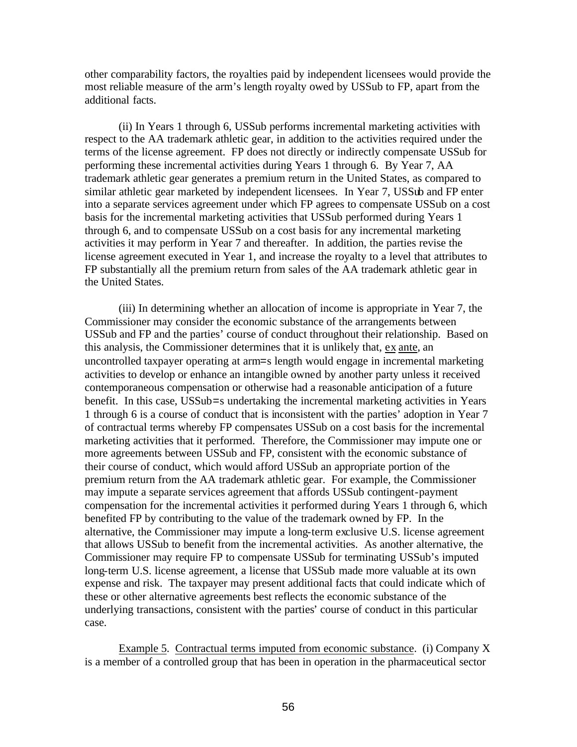other comparability factors, the royalties paid by independent licensees would provide the most reliable measure of the arm's length royalty owed by USSub to FP, apart from the additional facts.

(ii) In Years 1 through 6, USSub performs incremental marketing activities with respect to the AA trademark athletic gear, in addition to the activities required under the terms of the license agreement. FP does not directly or indirectly compensate USSub for performing these incremental activities during Years 1 through 6. By Year 7, AA trademark athletic gear generates a premium return in the United States, as compared to similar athletic gear marketed by independent licensees. In Year 7, USSub and FP enter into a separate services agreement under which FP agrees to compensate USSub on a cost basis for the incremental marketing activities that USSub performed during Years 1 through 6, and to compensate USSub on a cost basis for any incremental marketing activities it may perform in Year 7 and thereafter. In addition, the parties revise the license agreement executed in Year 1, and increase the royalty to a level that attributes to FP substantially all the premium return from sales of the AA trademark athletic gear in the United States.

(iii) In determining whether an allocation of income is appropriate in Year 7, the Commissioner may consider the economic substance of the arrangements between USSub and FP and the parties' course of conduct throughout their relationship. Based on this analysis, the Commissioner determines that it is unlikely that, ex ante, an uncontrolled taxpayer operating at arm=s length would engage in incremental marketing activities to develop or enhance an intangible owned by another party unless it received contemporaneous compensation or otherwise had a reasonable anticipation of a future benefit. In this case, USSub=s undertaking the incremental marketing activities in Years 1 through 6 is a course of conduct that is inconsistent with the parties' adoption in Year 7 of contractual terms whereby FP compensates USSub on a cost basis for the incremental marketing activities that it performed. Therefore, the Commissioner may impute one or more agreements between USSub and FP, consistent with the economic substance of their course of conduct, which would afford USSub an appropriate portion of the premium return from the AA trademark athletic gear. For example, the Commissioner may impute a separate services agreement that affords USSub contingent-payment compensation for the incremental activities it performed during Years 1 through 6, which benefited FP by contributing to the value of the trademark owned by FP. In the alternative, the Commissioner may impute a long-term exclusive U.S. license agreement that allows USSub to benefit from the incremental activities. As another alternative, the Commissioner may require FP to compensate USSub for terminating USSub's imputed long-term U.S. license agreement, a license that USSub made more valuable at its own expense and risk. The taxpayer may present additional facts that could indicate which of these or other alternative agreements best reflects the economic substance of the underlying transactions, consistent with the parties' course of conduct in this particular case.

Example 5. Contractual terms imputed from economic substance. (i) Company X is a member of a controlled group that has been in operation in the pharmaceutical sector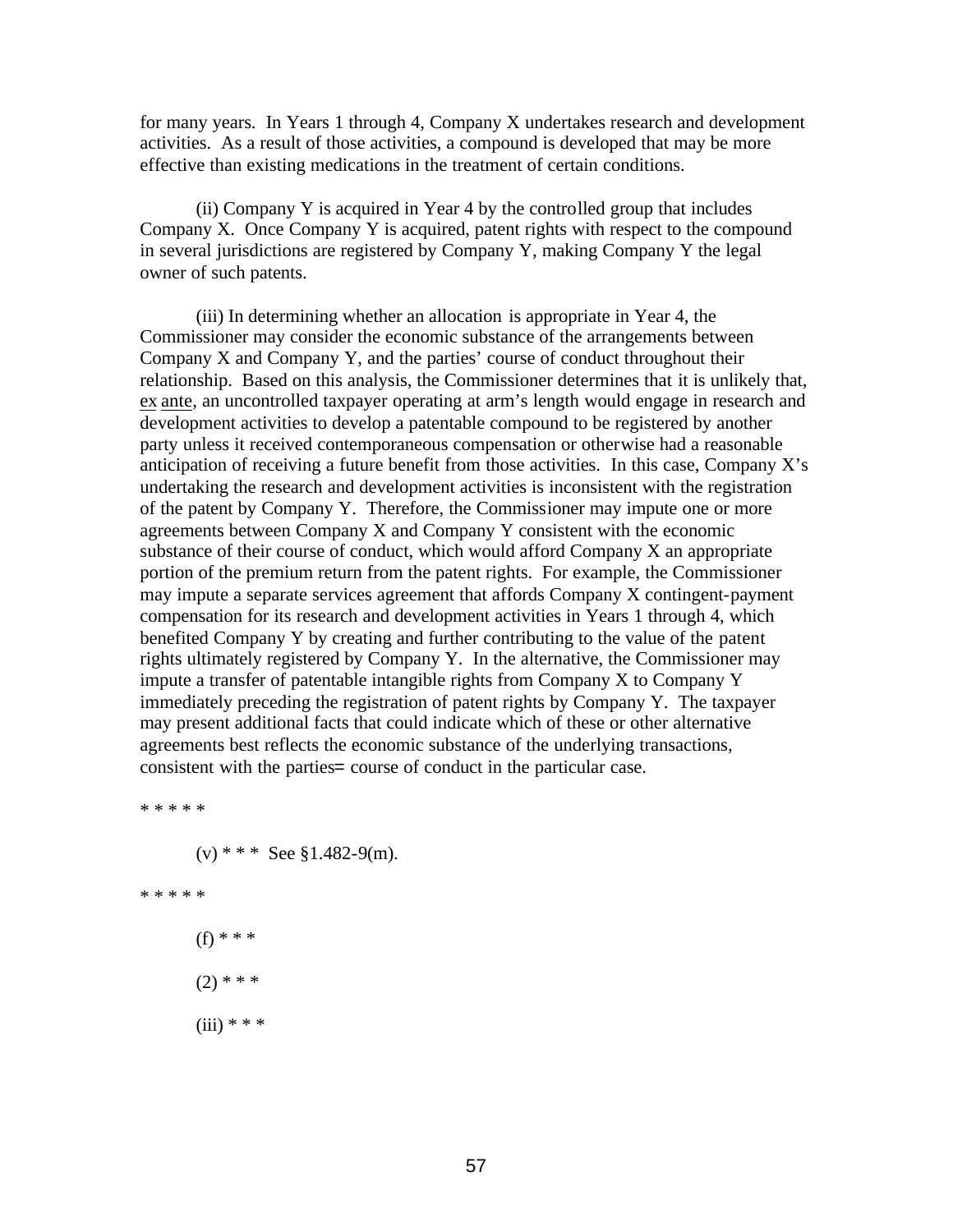for many years. In Years 1 through 4, Company X undertakes research and development activities. As a result of those activities, a compound is developed that may be more effective than existing medications in the treatment of certain conditions.

(ii) Company Y is acquired in Year 4 by the controlled group that includes Company X. Once Company Y is acquired, patent rights with respect to the compound in several jurisdictions are registered by Company Y, making Company Y the legal owner of such patents.

(iii) In determining whether an allocation is appropriate in Year 4, the Commissioner may consider the economic substance of the arrangements between Company X and Company Y, and the parties' course of conduct throughout their relationship. Based on this analysis, the Commissioner determines that it is unlikely that, ex ante, an uncontrolled taxpayer operating at arm's length would engage in research and development activities to develop a patentable compound to be registered by another party unless it received contemporaneous compensation or otherwise had a reasonable anticipation of receiving a future benefit from those activities. In this case, Company X's undertaking the research and development activities is inconsistent with the registration of the patent by Company Y. Therefore, the Commissioner may impute one or more agreements between Company X and Company Y consistent with the economic substance of their course of conduct, which would afford Company X an appropriate portion of the premium return from the patent rights. For example, the Commissioner may impute a separate services agreement that affords Company X contingent-payment compensation for its research and development activities in Years 1 through 4, which benefited Company Y by creating and further contributing to the value of the patent rights ultimately registered by Company Y. In the alternative, the Commissioner may impute a transfer of patentable intangible rights from Company X to Company Y immediately preceding the registration of patent rights by Company Y. The taxpayer may present additional facts that could indicate which of these or other alternative agreements best reflects the economic substance of the underlying transactions, consistent with the parties= course of conduct in the particular case.

\* \* \* \* \*

(v) \* \* \* See §1.482-9(m).

\* \* \* \* \*

(f) \* \* \*

(2) \* \* \*

(iii) \* \* \*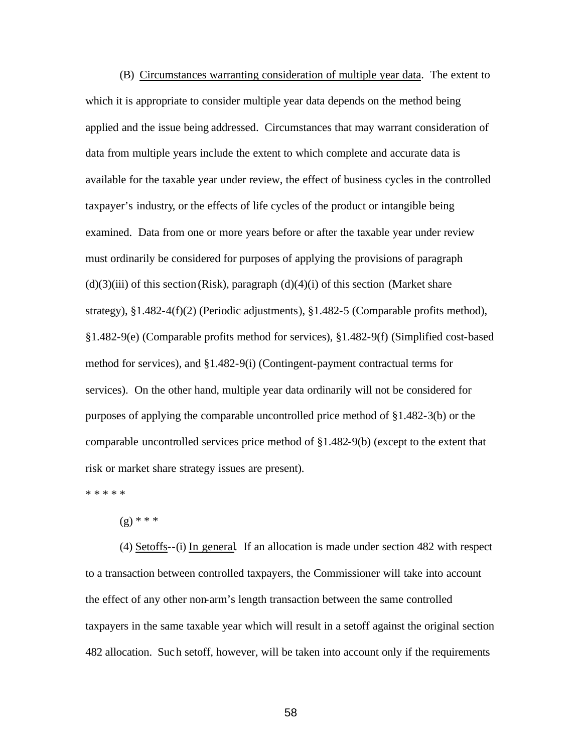(B) Circumstances warranting consideration of multiple year data. The extent to which it is appropriate to consider multiple year data depends on the method being applied and the issue being addressed. Circumstances that may warrant consideration of data from multiple years include the extent to which complete and accurate data is available for the taxable year under review, the effect of business cycles in the controlled taxpayer's industry, or the effects of life cycles of the product or intangible being examined. Data from one or more years before or after the taxable year under review must ordinarily be considered for purposes of applying the provisions of paragraph (d)(3)(iii) of this section (Risk), paragraph (d)(4)(i) of this section (Market share strategy), §1.482-4(f)(2) (Periodic adjustments), §1.482-5 (Comparable profits method), §1.482-9(e) (Comparable profits method for services), §1.482-9(f) (Simplified cost-based method for services), and §1.482-9(i) (Contingent-payment contractual terms for services). On the other hand, multiple year data ordinarily will not be considered for purposes of applying the comparable uncontrolled price method of §1.482-3(b) or the comparable uncontrolled services price method of §1.482-9(b) (except to the extent that risk or market share strategy issues are present).

* * * * *

(g) * * *

(4) Setoffs--(i) In general. If an allocation is made under section 482 with respect to a transaction between controlled taxpayers, the Commissioner will take into account the effect of any other non-arm's length transaction between the same controlled taxpayers in the same taxable year which will result in a setoff against the original section 482 allocation. Such setoff, however, will be taken into account only if the requirements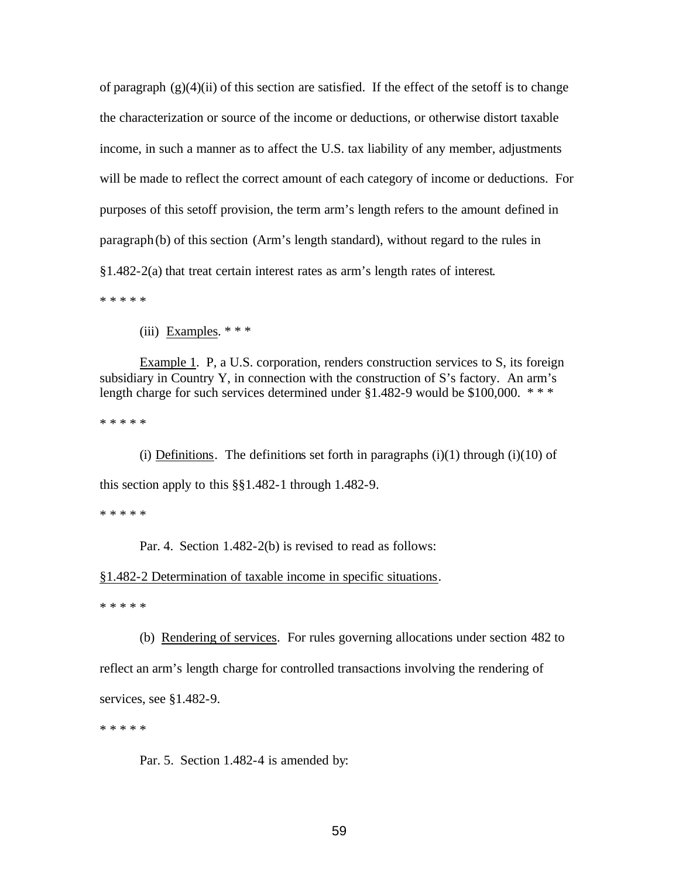of paragraph (g)(4)(ii) of this section are satisfied. If the effect of the setoff is to change the characterization or source of the income or deductions, or otherwise distort taxable income, in such a manner as to affect the U.S. tax liability of any member, adjustments will be made to reflect the correct amount of each category of income or deductions. For purposes of this setoff provision, the term arm's length refers to the amount defined in paragraph (b) of this section (Arm's length standard), without regard to the rules in §1.482-2(a) that treat certain interest rates as arm's length rates of interest.

* * * * *

(iii) Examples. * * *

Example 1. P, a U.S. corporation, renders construction services to S, its foreign subsidiary in Country Y, in connection with the construction of S's factory. An arm's length charge for such services determined under §1.482-9 would be $100,000. * * *

* * * * *

(i) Definitions. The definitions set forth in paragraphs (i)(1) through (i)(10) of this section apply to this §§1.482-1 through 1.482-9.

* * * * *

Par. 4. Section 1.482-2(b) is revised to read as follows:

§1.482-2 Determination of taxable income in specific situations.

* * * * *

(b) Rendering of services. For rules governing allocations under section 482 to reflect an arm's length charge for controlled transactions involving the rendering of services, see §1.482-9.

* * * * *

Par. 5. Section 1.482-4 is amended by: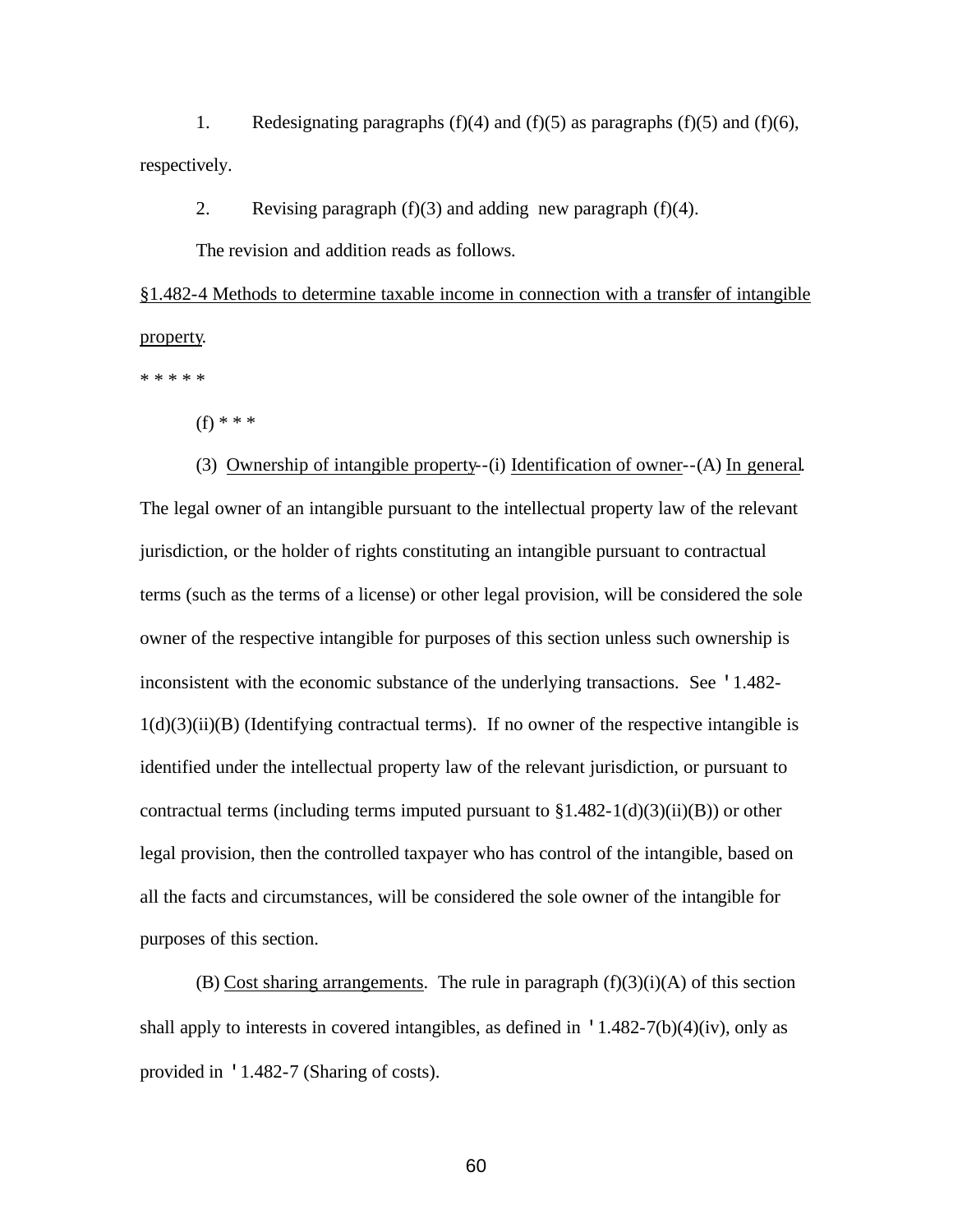1. Redesignating paragraphs (f)(4) and (f)(5) as paragraphs (f)(5) and (f)(6), respectively.

2. Revising paragraph (f)(3) and adding new paragraph (f)(4).

The revision and addition reads as follows.

<u>§1.482-4 Methods to determine taxable income in connection with a transfer of intangible property</u>.

* * * * *

(f) * * *

(3) <u>Ownership of intangible property</u>--(i) <u>Identification of owner</u>--(A) <u>In general</u>. The legal owner of an intangible pursuant to the intellectual property law of the relevant jurisdiction, or the holder of rights constituting an intangible pursuant to contractual terms (such as the terms of a license) or other legal provision, will be considered the sole owner of the respective intangible for purposes of this section unless such ownership is inconsistent with the economic substance of the underlying transactions. See '1.482-1(d)(3)(ii)(B) (Identifying contractual terms). If no owner of the respective intangible is identified under the intellectual property law of the relevant jurisdiction, or pursuant to contractual terms (including terms imputed pursuant to §1.482-1(d)(3)(ii)(B)) or other legal provision, then the controlled taxpayer who has control of the intangible, based on all the facts and circumstances, will be considered the sole owner of the intangible for purposes of this section.

(B) <u>Cost sharing arrangements</u>. The rule in paragraph (f)(3)(i)(A) of this section shall apply to interests in covered intangibles, as defined in '1.482-7(b)(4)(iv), only as provided in '1.482-7 (Sharing of costs).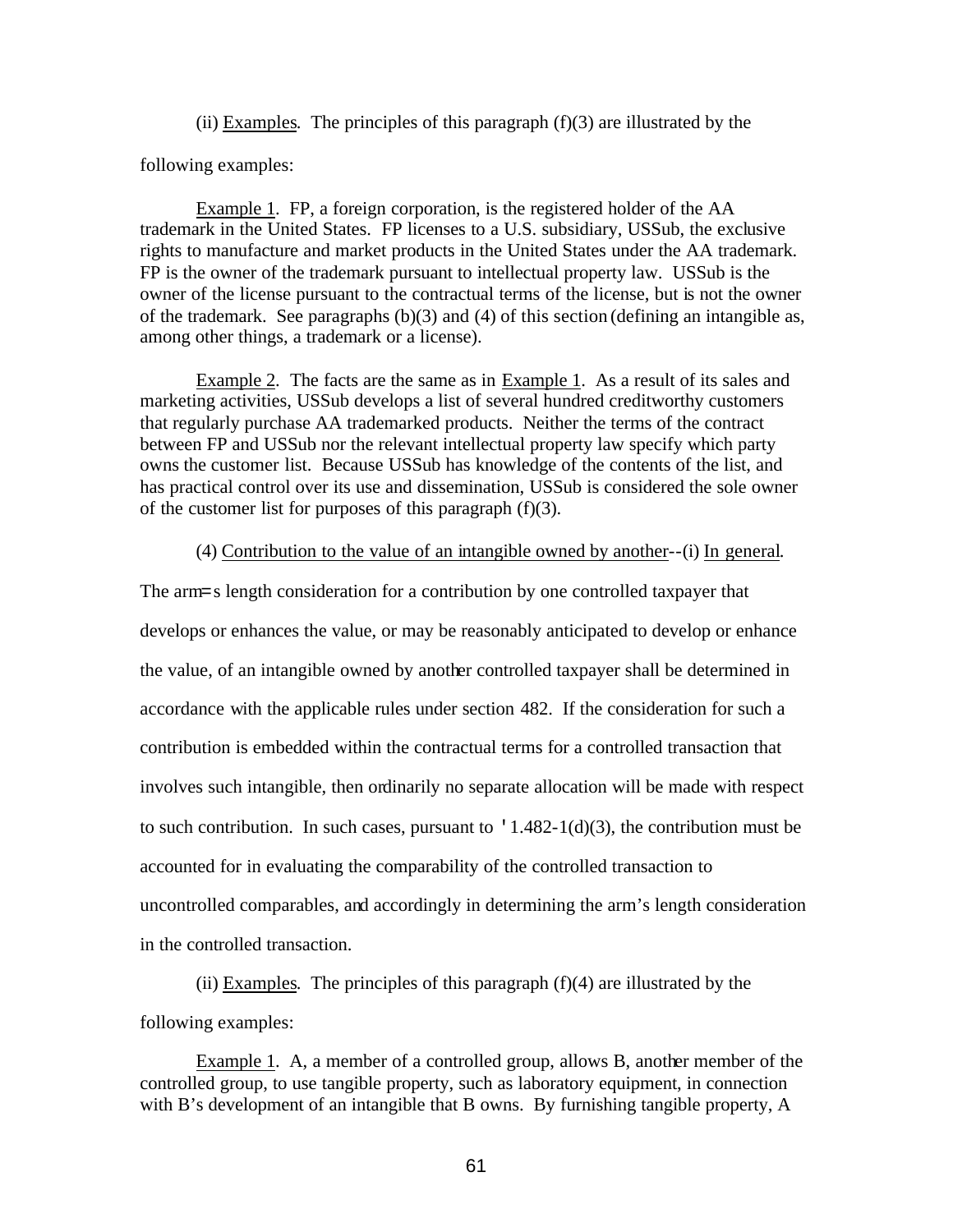(ii) Examples. The principles of this paragraph (f)(3) are illustrated by the following examples:

Example 1. FP, a foreign corporation, is the registered holder of the AA trademark in the United States. FP licenses to a U.S. subsidiary, USSub, the exclusive rights to manufacture and market products in the United States under the AA trademark. FP is the owner of the trademark pursuant to intellectual property law. USSub is the owner of the license pursuant to the contractual terms of the license, but is not the owner of the trademark. See paragraphs (b)(3) and (4) of this section (defining an intangible as, among other things, a trademark or a license).

Example 2. The facts are the same as in Example 1. As a result of its sales and marketing activities, USSub develops a list of several hundred creditworthy customers that regularly purchase AA trademarked products. Neither the terms of the contract between FP and USSub nor the relevant intellectual property law specify which party owns the customer list. Because USSub has knowledge of the contents of the list, and has practical control over its use and dissemination, USSub is considered the sole owner of the customer list for purposes of this paragraph (f)(3).

(4) Contribution to the value of an intangible owned by another--(i) In general. The arm=s length consideration for a contribution by one controlled taxpayer that develops or enhances the value, or may be reasonably anticipated to develop or enhance the value, of an intangible owned by another controlled taxpayer shall be determined in accordance with the applicable rules under section 482. If the consideration for such a contribution is embedded within the contractual terms for a controlled transaction that involves such intangible, then ordinarily no separate allocation will be made with respect to such contribution. In such cases, pursuant to '1.482-1(d)(3), the contribution must be accounted for in evaluating the comparability of the controlled transaction to uncontrolled comparables, and accordingly in determining the arm's length consideration in the controlled transaction.

(ii) Examples. The principles of this paragraph (f)(4) are illustrated by the following examples:

Example 1. A, a member of a controlled group, allows B, another member of the controlled group, to use tangible property, such as laboratory equipment, in connection with B's development of an intangible that B owns. By furnishing tangible property, A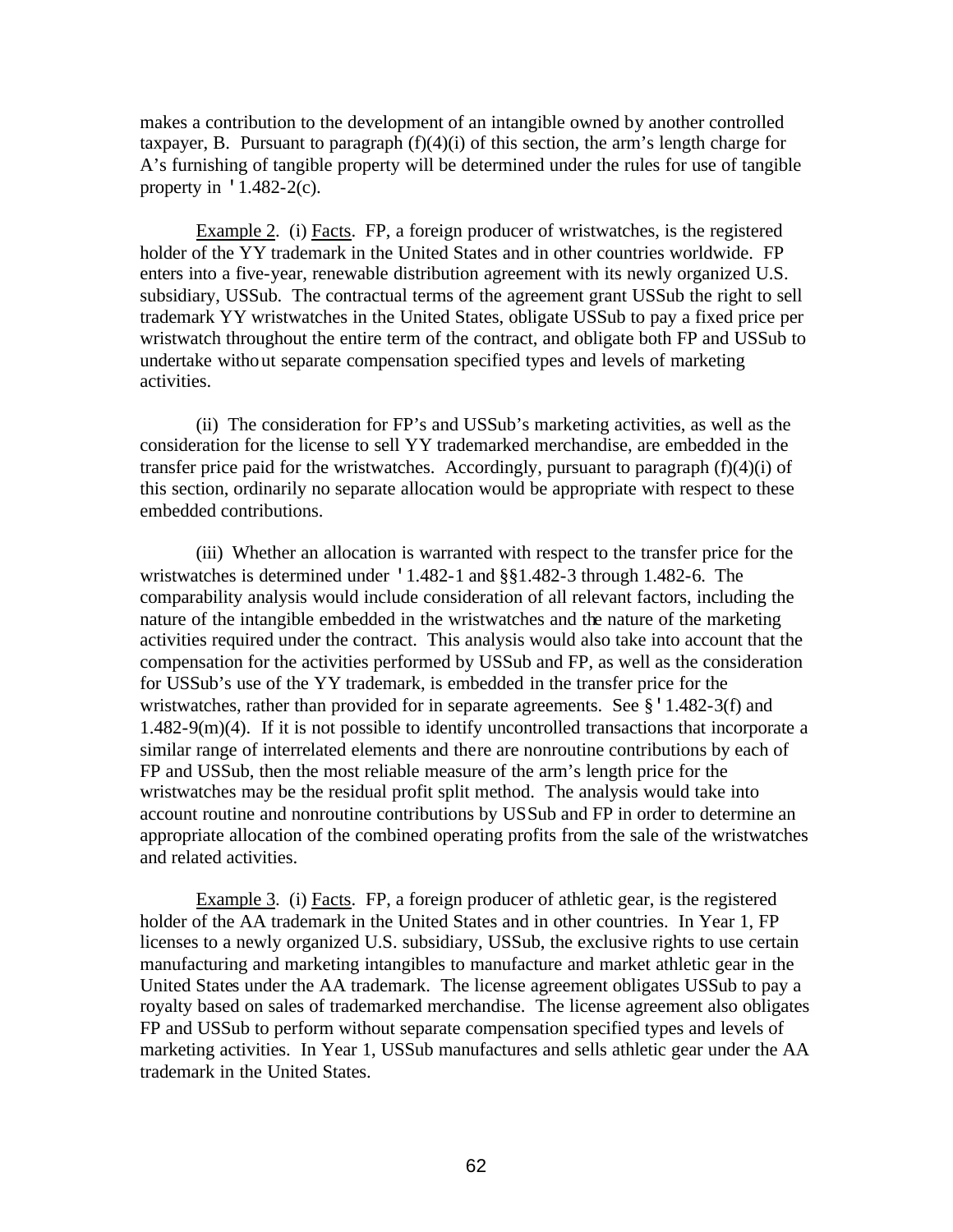makes a contribution to the development of an intangible owned by another controlled taxpayer, B. Pursuant to paragraph (f)(4)(i) of this section, the arm's length charge for A's furnishing of tangible property will be determined under the rules for use of tangible property in '1.482-2(c).

Example 2. (i) Facts. FP, a foreign producer of wristwatches, is the registered holder of the YY trademark in the United States and in other countries worldwide. FP enters into a five-year, renewable distribution agreement with its newly organized U.S. subsidiary, USSub. The contractual terms of the agreement grant USSub the right to sell trademark YY wristwatches in the United States, obligate USSub to pay a fixed price per wristwatch throughout the entire term of the contract, and obligate both FP and USSub to undertake without separate compensation specified types and levels of marketing activities.

(ii) The consideration for FP's and USSub's marketing activities, as well as the consideration for the license to sell YY trademarked merchandise, are embedded in the transfer price paid for the wristwatches. Accordingly, pursuant to paragraph (f)(4)(i) of this section, ordinarily no separate allocation would be appropriate with respect to these embedded contributions.

(iii) Whether an allocation is warranted with respect to the transfer price for the wristwatches is determined under '1.482-1 and §§1.482-3 through 1.482-6. The comparability analysis would include consideration of all relevant factors, including the nature of the intangible embedded in the wristwatches and the nature of the marketing activities required under the contract. This analysis would also take into account that the compensation for the activities performed by USSub and FP, as well as the consideration for USSub's use of the YY trademark, is embedded in the transfer price for the wristwatches, rather than provided for in separate agreements. See §'1.482-3(f) and 1.482-9(m)(4). If it is not possible to identify uncontrolled transactions that incorporate a similar range of interrelated elements and there are nonroutine contributions by each of FP and USSub, then the most reliable measure of the arm's length price for the wristwatches may be the residual profit split method. The analysis would take into account routine and nonroutine contributions by USSub and FP in order to determine an appropriate allocation of the combined operating profits from the sale of the wristwatches and related activities.

Example 3. (i) Facts. FP, a foreign producer of athletic gear, is the registered holder of the AA trademark in the United States and in other countries. In Year 1, FP licenses to a newly organized U.S. subsidiary, USSub, the exclusive rights to use certain manufacturing and marketing intangibles to manufacture and market athletic gear in the United States under the AA trademark. The license agreement obligates USSub to pay a royalty based on sales of trademarked merchandise. The license agreement also obligates FP and USSub to perform without separate compensation specified types and levels of marketing activities. In Year 1, USSub manufactures and sells athletic gear under the AA trademark in the United States.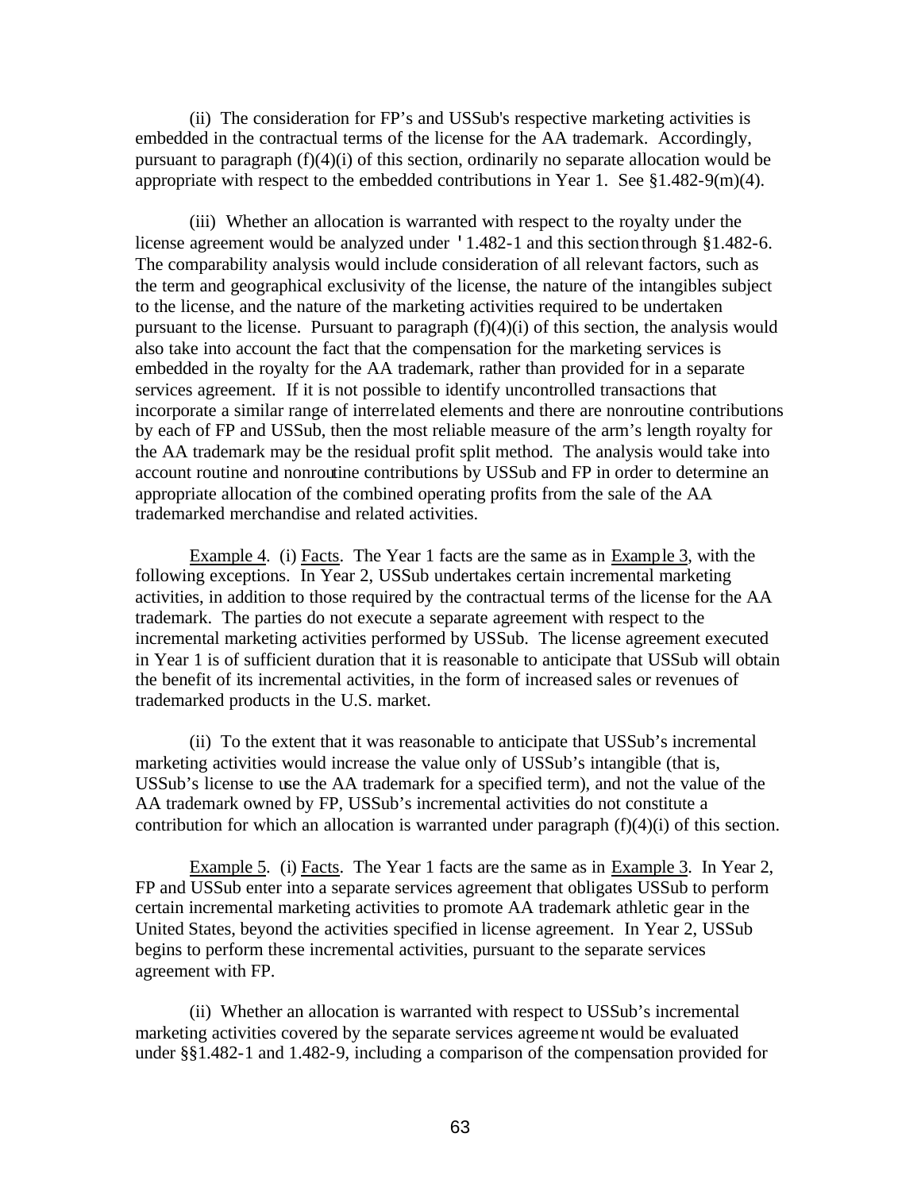(ii) The consideration for FP's and USSub's respective marketing activities is embedded in the contractual terms of the license for the AA trademark. Accordingly, pursuant to paragraph (f)(4)(i) of this section, ordinarily no separate allocation would be appropriate with respect to the embedded contributions in Year 1. See §1.482-9(m)(4).

(iii) Whether an allocation is warranted with respect to the royalty under the license agreement would be analyzed under §1.482-1 and this section through §1.482-6. The comparability analysis would include consideration of all relevant factors, such as the term and geographical exclusivity of the license, the nature of the intangibles subject to the license, and the nature of the marketing activities required to be undertaken pursuant to the license. Pursuant to paragraph (f)(4)(i) of this section, the analysis would also take into account the fact that the compensation for the marketing services is embedded in the royalty for the AA trademark, rather than provided for in a separate services agreement. If it is not possible to identify uncontrolled transactions that incorporate a similar range of interrelated elements and there are nonroutine contributions by each of FP and USSub, then the most reliable measure of the arm's length royalty for the AA trademark may be the residual profit split method. The analysis would take into account routine and nonroutine contributions by USSub and FP in order to determine an appropriate allocation of the combined operating profits from the sale of the AA trademarked merchandise and related activities.

Example 4. (i) Facts. The Year 1 facts are the same as in Example 3, with the following exceptions. In Year 2, USSub undertakes certain incremental marketing activities, in addition to those required by the contractual terms of the license for the AA trademark. The parties do not execute a separate agreement with respect to the incremental marketing activities performed by USSub. The license agreement executed in Year 1 is of sufficient duration that it is reasonable to anticipate that USSub will obtain the benefit of its incremental activities, in the form of increased sales or revenues of trademarked products in the U.S. market.

(ii) To the extent that it was reasonable to anticipate that USSub's incremental marketing activities would increase the value only of USSub's intangible (that is, USSub's license to use the AA trademark for a specified term), and not the value of the AA trademark owned by FP, USSub's incremental activities do not constitute a contribution for which an allocation is warranted under paragraph (f)(4)(i) of this section.

Example 5. (i) Facts. The Year 1 facts are the same as in Example 3. In Year 2, FP and USSub enter into a separate services agreement that obligates USSub to perform certain incremental marketing activities to promote AA trademark athletic gear in the United States, beyond the activities specified in license agreement. In Year 2, USSub begins to perform these incremental activities, pursuant to the separate services agreement with FP.

(ii) Whether an allocation is warranted with respect to USSub's incremental marketing activities covered by the separate services agreement would be evaluated under §§1.482-1 and 1.482-9, including a comparison of the compensation provided for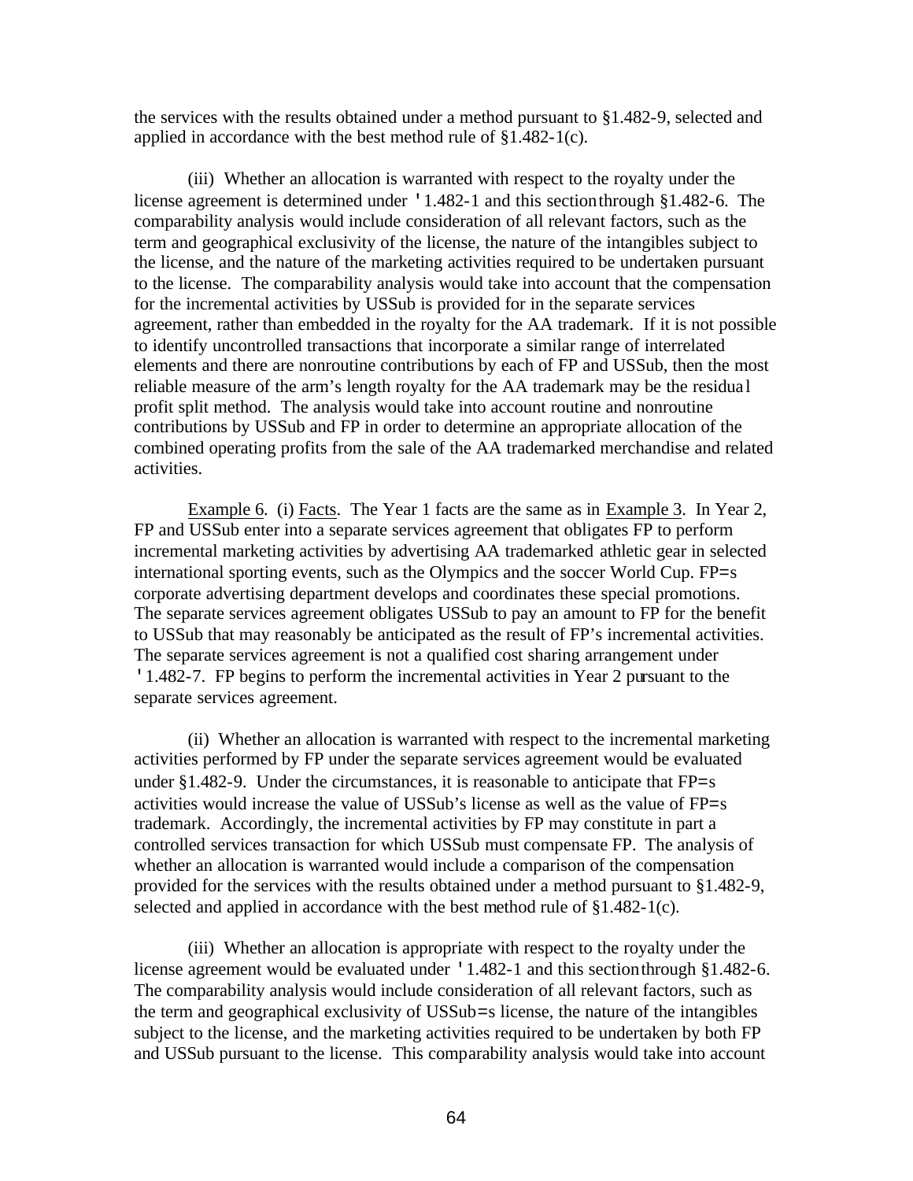the services with the results obtained under a method pursuant to §1.482-9, selected and applied in accordance with the best method rule of §1.482-1(c).

(iii) Whether an allocation is warranted with respect to the royalty under the license agreement is determined under '1.482-1 and this section through §1.482-6. The comparability analysis would include consideration of all relevant factors, such as the term and geographical exclusivity of the license, the nature of the intangibles subject to the license, and the nature of the marketing activities required to be undertaken pursuant to the license. The comparability analysis would take into account that the compensation for the incremental activities by USSub is provided for in the separate services agreement, rather than embedded in the royalty for the AA trademark. If it is not possible to identify uncontrolled transactions that incorporate a similar range of interrelated elements and there are nonroutine contributions by each of FP and USSub, then the most reliable measure of the arm's length royalty for the AA trademark may be the residual profit split method. The analysis would take into account routine and nonroutine contributions by USSub and FP in order to determine an appropriate allocation of the combined operating profits from the sale of the AA trademarked merchandise and related activities.

Example 6. (i) Facts. The Year 1 facts are the same as in Example 3. In Year 2, FP and USSub enter into a separate services agreement that obligates FP to perform incremental marketing activities by advertising AA trademarked athletic gear in selected international sporting events, such as the Olympics and the soccer World Cup. FP=s corporate advertising department develops and coordinates these special promotions. The separate services agreement obligates USSub to pay an amount to FP for the benefit to USSub that may reasonably be anticipated as the result of FP's incremental activities. The separate services agreement is not a qualified cost sharing arrangement under '1.482-7. FP begins to perform the incremental activities in Year 2 pursuant to the separate services agreement.

(ii) Whether an allocation is warranted with respect to the incremental marketing activities performed by FP under the separate services agreement would be evaluated under §1.482-9. Under the circumstances, it is reasonable to anticipate that FP=s activities would increase the value of USSub's license as well as the value of FP=s trademark. Accordingly, the incremental activities by FP may constitute in part a controlled services transaction for which USSub must compensate FP. The analysis of whether an allocation is warranted would include a comparison of the compensation provided for the services with the results obtained under a method pursuant to §1.482-9, selected and applied in accordance with the best method rule of §1.482-1(c).

(iii) Whether an allocation is appropriate with respect to the royalty under the license agreement would be evaluated under '1.482-1 and this section through §1.482-6. The comparability analysis would include consideration of all relevant factors, such as the term and geographical exclusivity of USSub=s license, the nature of the intangibles subject to the license, and the marketing activities required to be undertaken by both FP and USSub pursuant to the license. This comparability analysis would take into account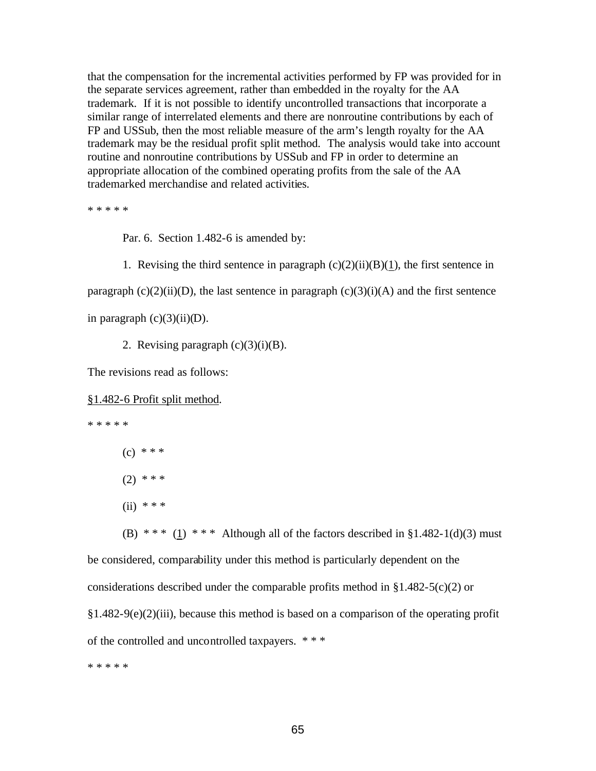that the compensation for the incremental activities performed by FP was provided for in the separate services agreement, rather than embedded in the royalty for the AA trademark. If it is not possible to identify uncontrolled transactions that incorporate a similar range of interrelated elements and there are nonroutine contributions by each of FP and USSub, then the most reliable measure of the arm's length royalty for the AA trademark may be the residual profit split method. The analysis would take into account routine and nonroutine contributions by USSub and FP in order to determine an appropriate allocation of the combined operating profits from the sale of the AA trademarked merchandise and related activities.

* * * * *

Par. 6. Section 1.482-6 is amended by:

1. Revising the third sentence in paragraph (c)(2)(ii)(B)(1), the first sentence in paragraph (c)(2)(ii)(D), the last sentence in paragraph (c)(3)(i)(A) and the first sentence in paragraph (c)(3)(ii)(D).

2. Revising paragraph (c)(3)(i)(B).

The revisions read as follows:

§1.482-6 Profit split method.

* * * * *

(c) * * *

(2) * * *

(ii) * * *

(B) * * * (1) * * * Although all of the factors described in §1.482-1(d)(3) must be considered, comparability under this method is particularly dependent on the considerations described under the comparable profits method in §1.482-5(c)(2) or §1.482-9(e)(2)(iii), because this method is based on a comparison of the operating profit of the controlled and uncontrolled taxpayers. * * *

* * * * *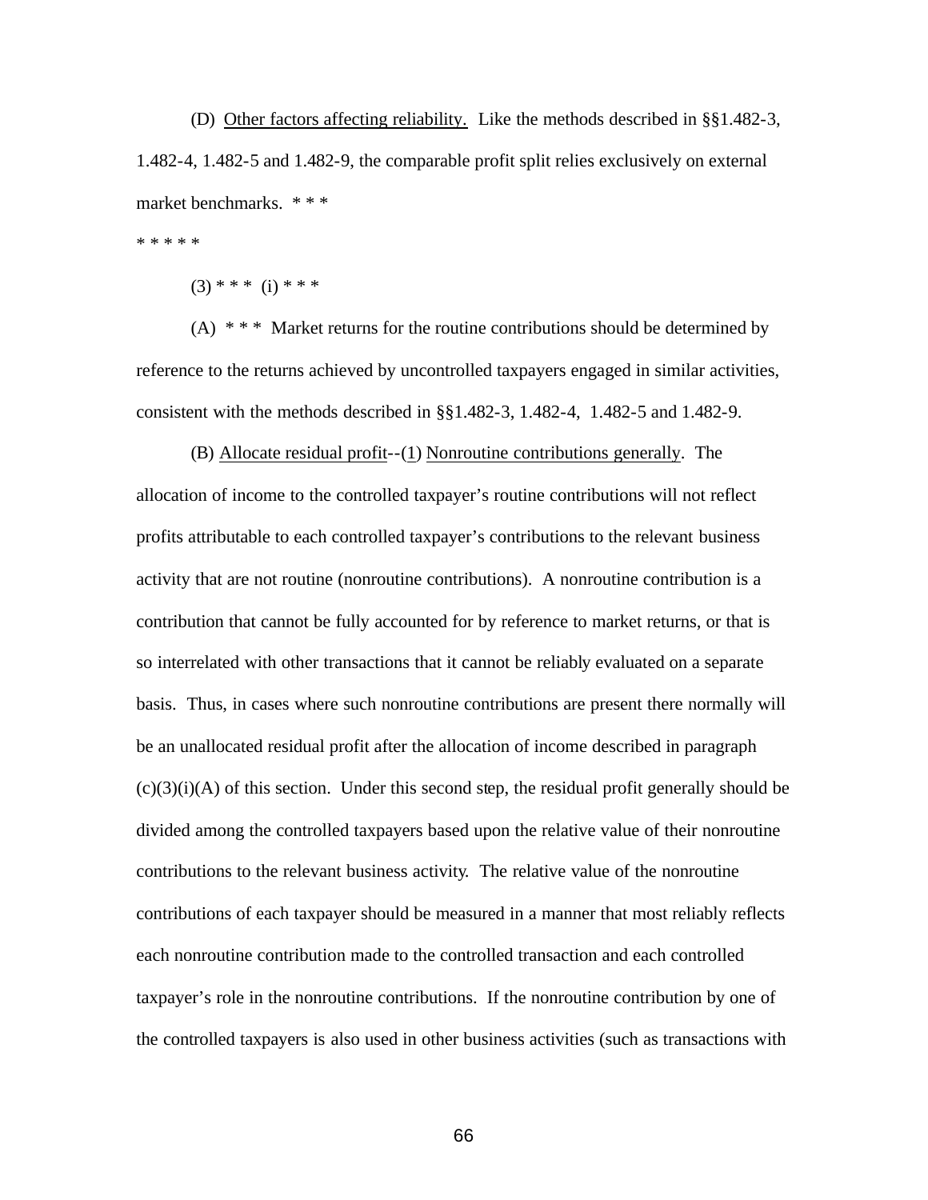(D) Other factors affecting reliability. Like the methods described in §§1.482-3, 1.482-4, 1.482-5 and 1.482-9, the comparable profit split relies exclusively on external market benchmarks. * * *

* * * * *

(3) * * * (i) * * *

(A) * * * Market returns for the routine contributions should be determined by reference to the returns achieved by uncontrolled taxpayers engaged in similar activities, consistent with the methods described in §§1.482-3, 1.482-4, 1.482-5 and 1.482-9.

(B) Allocate residual profit--(1) Nonroutine contributions generally. The allocation of income to the controlled taxpayer's routine contributions will not reflect profits attributable to each controlled taxpayer's contributions to the relevant business activity that are not routine (nonroutine contributions). A nonroutine contribution is a contribution that cannot be fully accounted for by reference to market returns, or that is so interrelated with other transactions that it cannot be reliably evaluated on a separate basis. Thus, in cases where such nonroutine contributions are present there normally will be an unallocated residual profit after the allocation of income described in paragraph (c)(3)(i)(A) of this section. Under this second step, the residual profit generally should be divided among the controlled taxpayers based upon the relative value of their nonroutine contributions to the relevant business activity. The relative value of the nonroutine contributions of each taxpayer should be measured in a manner that most reliably reflects each nonroutine contribution made to the controlled transaction and each controlled taxpayer's role in the nonroutine contributions. If the nonroutine contribution by one of the controlled taxpayers is also used in other business activities (such as transactions with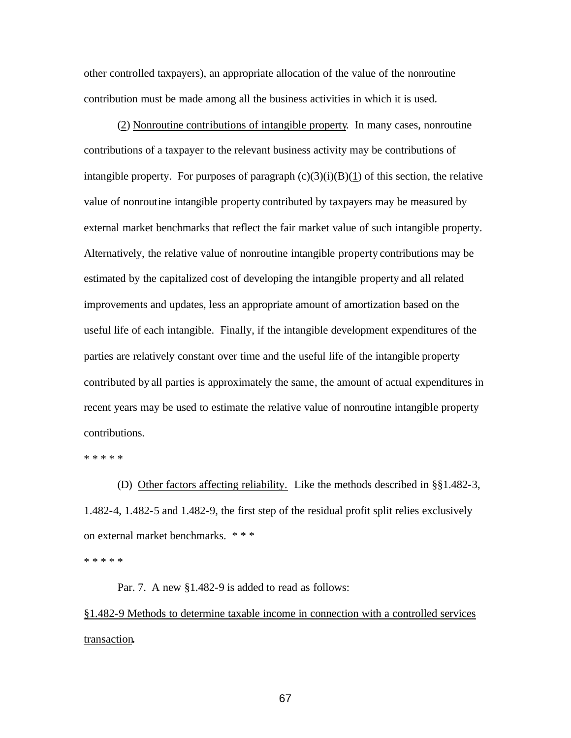other controlled taxpayers), an appropriate allocation of the value of the nonroutine contribution must be made among all the business activities in which it is used.

(2) Nonroutine contributions of intangible property. In many cases, nonroutine contributions of a taxpayer to the relevant business activity may be contributions of intangible property. For purposes of paragraph (c)(3)(i)(B)(1) of this section, the relative value of nonroutine intangible property contributed by taxpayers may be measured by external market benchmarks that reflect the fair market value of such intangible property. Alternatively, the relative value of nonroutine intangible property contributions may be estimated by the capitalized cost of developing the intangible property and all related improvements and updates, less an appropriate amount of amortization based on the useful life of each intangible. Finally, if the intangible development expenditures of the parties are relatively constant over time and the useful life of the intangible property contributed by all parties is approximately the same, the amount of actual expenditures in recent years may be used to estimate the relative value of nonroutine intangible property contributions.

* * * * *

(D) Other factors affecting reliability. Like the methods described in §§1.482-3, 1.482-4, 1.482-5 and 1.482-9, the first step of the residual profit split relies exclusively on external market benchmarks. * * *

* * * * *

Par. 7. A new §1.482-9 is added to read as follows:

§1.482-9 Methods to determine taxable income in connection with a controlled services transaction.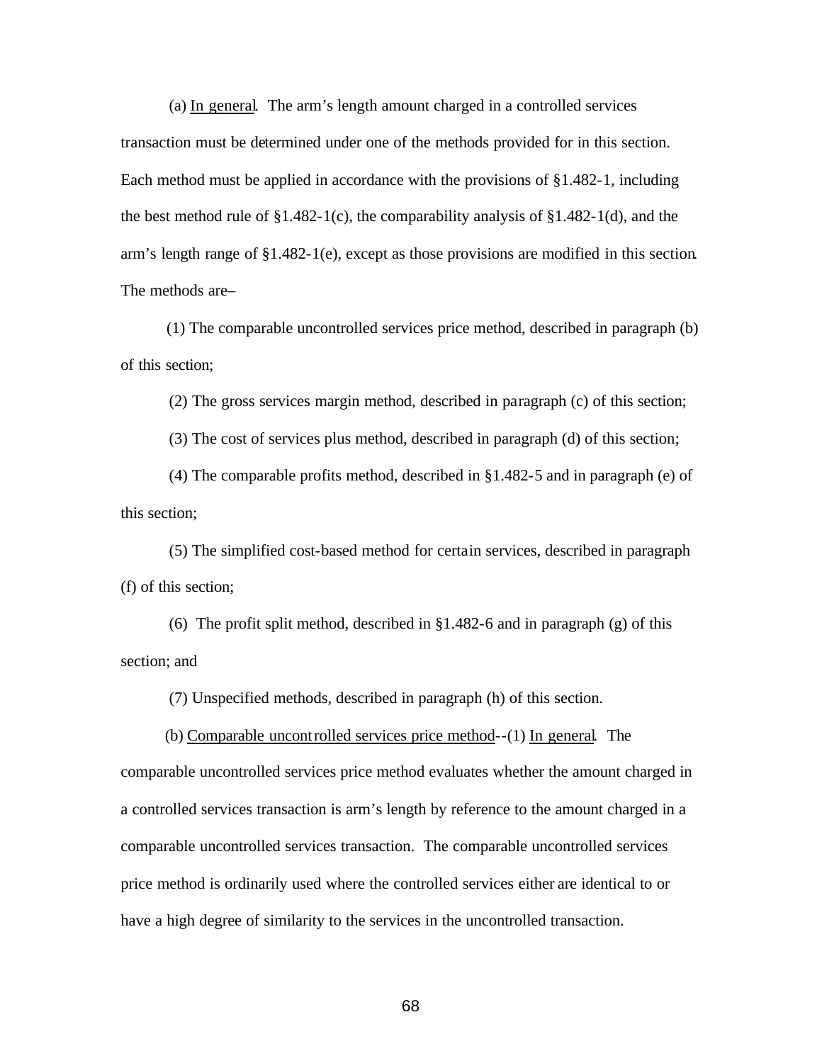(a) In general. The arm's length amount charged in a controlled services transaction must be determined under one of the methods provided for in this section. Each method must be applied in accordance with the provisions of §1.482-1, including the best method rule of §1.482-1(c), the comparability analysis of §1.482-1(d), and the arm's length range of §1.482-1(e), except as those provisions are modified in this section. The methods are–

(1) The comparable uncontrolled services price method, described in paragraph (b) of this section;

(2) The gross services margin method, described in paragraph (c) of this section;

(3) The cost of services plus method, described in paragraph (d) of this section;

(4) The comparable profits method, described in §1.482-5 and in paragraph (e) of this section;

(5) The simplified cost-based method for certain services, described in paragraph (f) of this section;

(6) The profit split method, described in §1.482-6 and in paragraph (g) of this section; and

(7) Unspecified methods, described in paragraph (h) of this section.

(b) Comparable uncontrolled services price method--(1) In general. The comparable uncontrolled services price method evaluates whether the amount charged in a controlled services transaction is arm's length by reference to the amount charged in a comparable uncontrolled services transaction. The comparable uncontrolled services price method is ordinarily used where the controlled services either are identical to or have a high degree of similarity to the services in the uncontrolled transaction.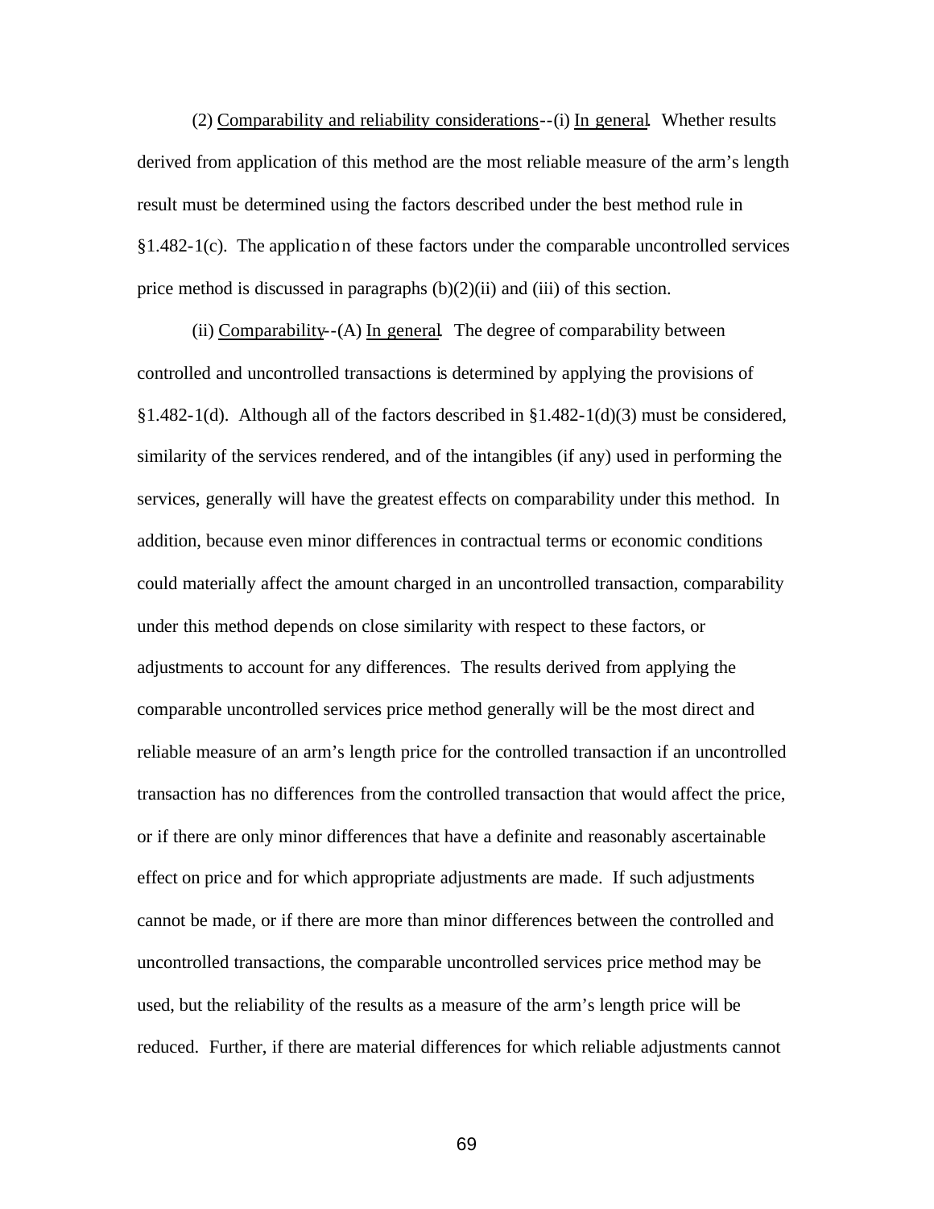(2) Comparability and reliability considerations--(i) In general. Whether results derived from application of this method are the most reliable measure of the arm's length result must be determined using the factors described under the best method rule in §1.482-1(c). The application of these factors under the comparable uncontrolled services price method is discussed in paragraphs (b)(2)(ii) and (iii) of this section.

(ii) Comparability--(A) In general. The degree of comparability between controlled and uncontrolled transactions is determined by applying the provisions of §1.482-1(d). Although all of the factors described in §1.482-1(d)(3) must be considered, similarity of the services rendered, and of the intangibles (if any) used in performing the services, generally will have the greatest effects on comparability under this method. In addition, because even minor differences in contractual terms or economic conditions could materially affect the amount charged in an uncontrolled transaction, comparability under this method depends on close similarity with respect to these factors, or adjustments to account for any differences. The results derived from applying the comparable uncontrolled services price method generally will be the most direct and reliable measure of an arm's length price for the controlled transaction if an uncontrolled transaction has no differences from the controlled transaction that would affect the price, or if there are only minor differences that have a definite and reasonably ascertainable effect on price and for which appropriate adjustments are made. If such adjustments cannot be made, or if there are more than minor differences between the controlled and uncontrolled transactions, the comparable uncontrolled services price method may be used, but the reliability of the results as a measure of the arm's length price will be reduced. Further, if there are material differences for which reliable adjustments cannot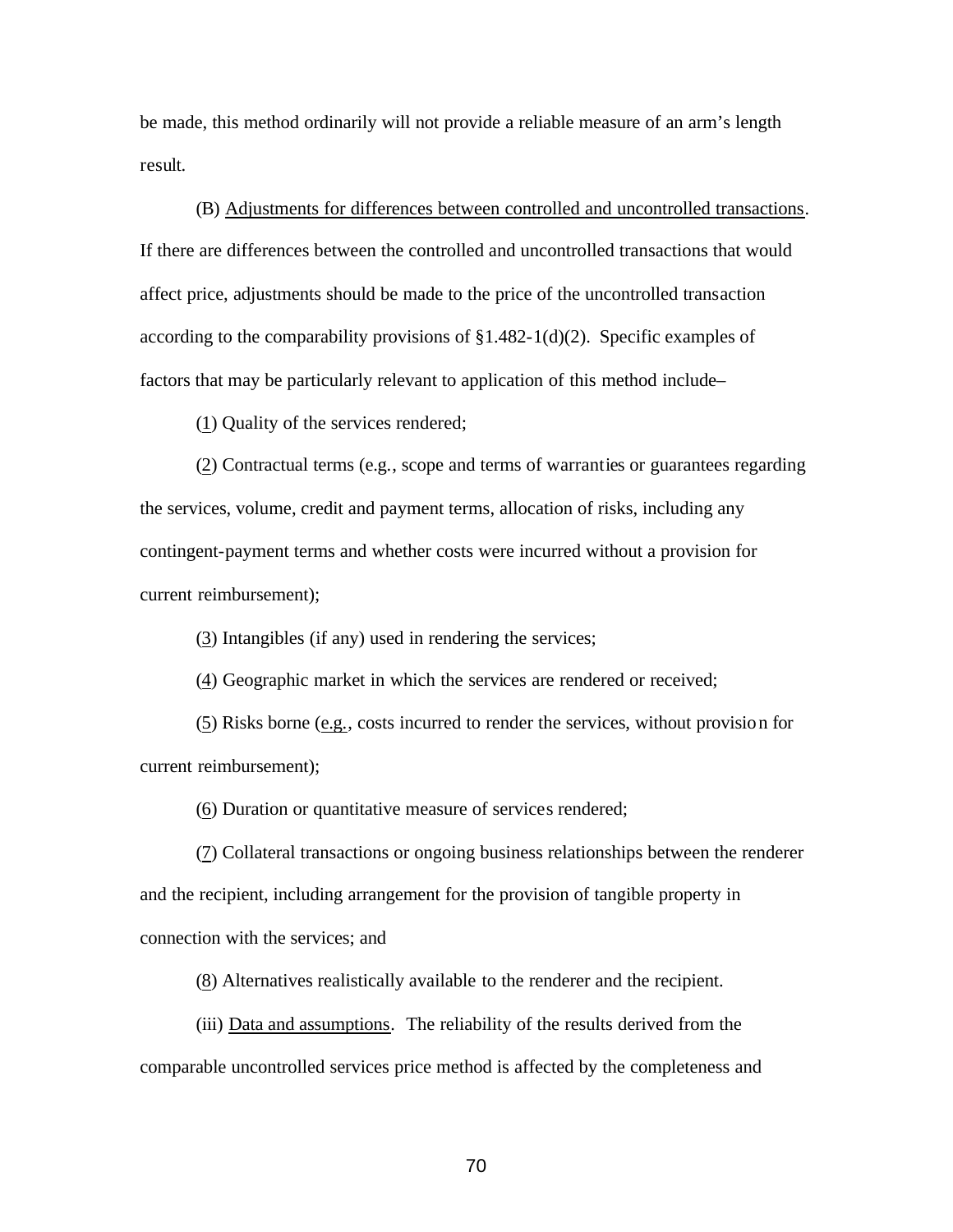be made, this method ordinarily will not provide a reliable measure of an arm's length result.

(B) Adjustments for differences between controlled and uncontrolled transactions. If there are differences between the controlled and uncontrolled transactions that would affect price, adjustments should be made to the price of the uncontrolled transaction according to the comparability provisions of §1.482-1(d)(2). Specific examples of factors that may be particularly relevant to application of this method include–

(1) Quality of the services rendered;

(2) Contractual terms (e.g., scope and terms of warranties or guarantees regarding the services, volume, credit and payment terms, allocation of risks, including any contingent-payment terms and whether costs were incurred without a provision for current reimbursement);

(3) Intangibles (if any) used in rendering the services;

(4) Geographic market in which the services are rendered or received;

(5) Risks borne (e.g., costs incurred to render the services, without provision for current reimbursement);

(6) Duration or quantitative measure of services rendered;

(7) Collateral transactions or ongoing business relationships between the renderer and the recipient, including arrangement for the provision of tangible property in connection with the services; and

(8) Alternatives realistically available to the renderer and the recipient.

(iii) Data and assumptions. The reliability of the results derived from the comparable uncontrolled services price method is affected by the completeness and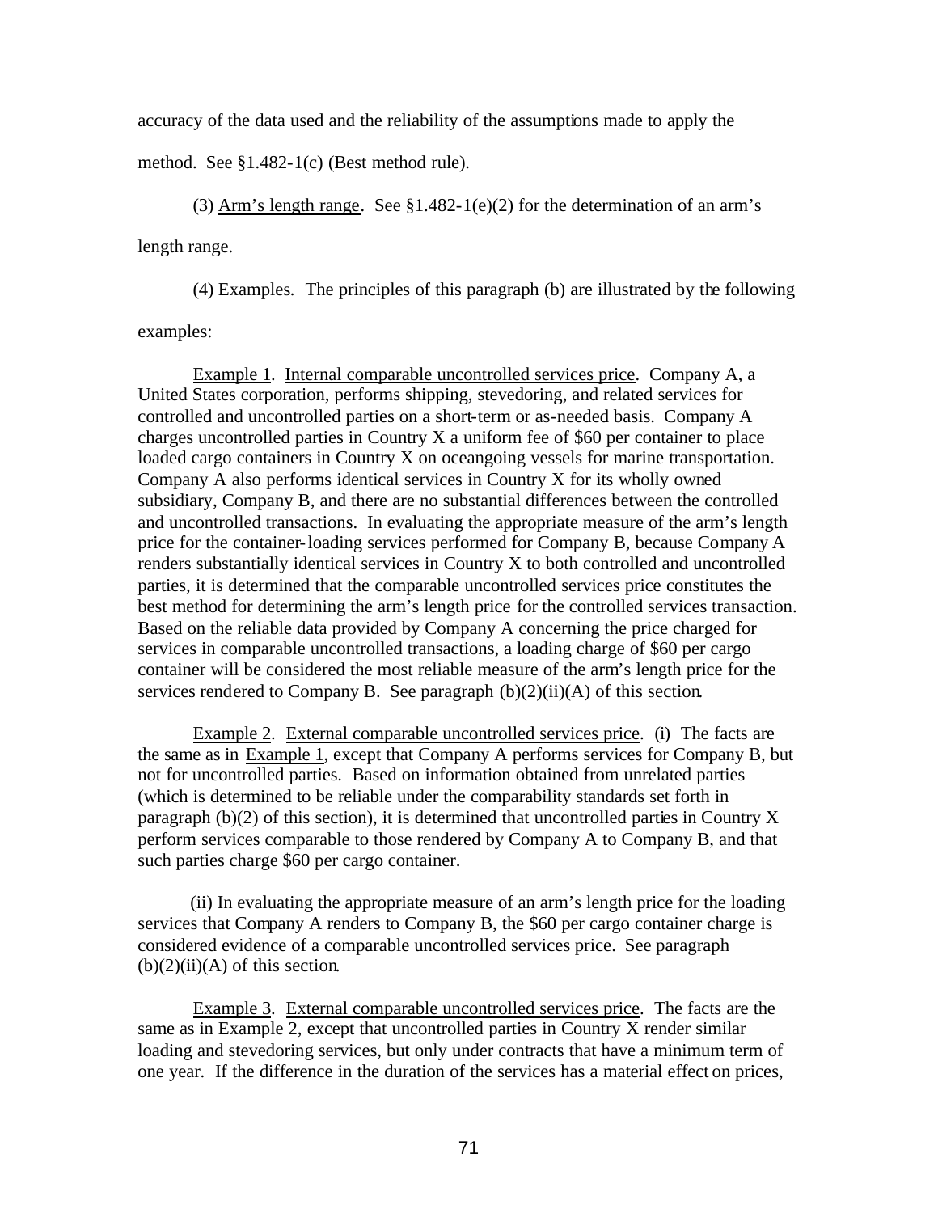accuracy of the data used and the reliability of the assumptions made to apply the method. See §1.482-1(c) (Best method rule).

(3) Arm's length range. See §1.482-1(e)(2) for the determination of an arm's length range.

(4) Examples. The principles of this paragraph (b) are illustrated by the following examples:

Example 1. Internal comparable uncontrolled services price. Company A, a United States corporation, performs shipping, stevedoring, and related services for controlled and uncontrolled parties on a short-term or as-needed basis. Company A charges uncontrolled parties in Country X a uniform fee of $60 per container to place loaded cargo containers in Country X on oceangoing vessels for marine transportation. Company A also performs identical services in Country X for its wholly owned subsidiary, Company B, and there are no substantial differences between the controlled and uncontrolled transactions. In evaluating the appropriate measure of the arm's length price for the container-loading services performed for Company B, because Company A renders substantially identical services in Country X to both controlled and uncontrolled parties, it is determined that the comparable uncontrolled services price constitutes the best method for determining the arm's length price for the controlled services transaction. Based on the reliable data provided by Company A concerning the price charged for services in comparable uncontrolled transactions, a loading charge of $60 per cargo container will be considered the most reliable measure of the arm's length price for the services rendered to Company B. See paragraph (b)(2)(ii)(A) of this section.

Example 2. External comparable uncontrolled services price. (i) The facts are the same as in Example 1, except that Company A performs services for Company B, but not for uncontrolled parties. Based on information obtained from unrelated parties (which is determined to be reliable under the comparability standards set forth in paragraph (b)(2) of this section), it is determined that uncontrolled parties in Country X perform services comparable to those rendered by Company A to Company B, and that such parties charge $60 per cargo container.

(ii) In evaluating the appropriate measure of an arm's length price for the loading services that Company A renders to Company B, the $60 per cargo container charge is considered evidence of a comparable uncontrolled services price. See paragraph (b)(2)(ii)(A) of this section.

Example 3. External comparable uncontrolled services price. The facts are the same as in Example 2, except that uncontrolled parties in Country X render similar loading and stevedoring services, but only under contracts that have a minimum term of one year. If the difference in the duration of the services has a material effect on prices,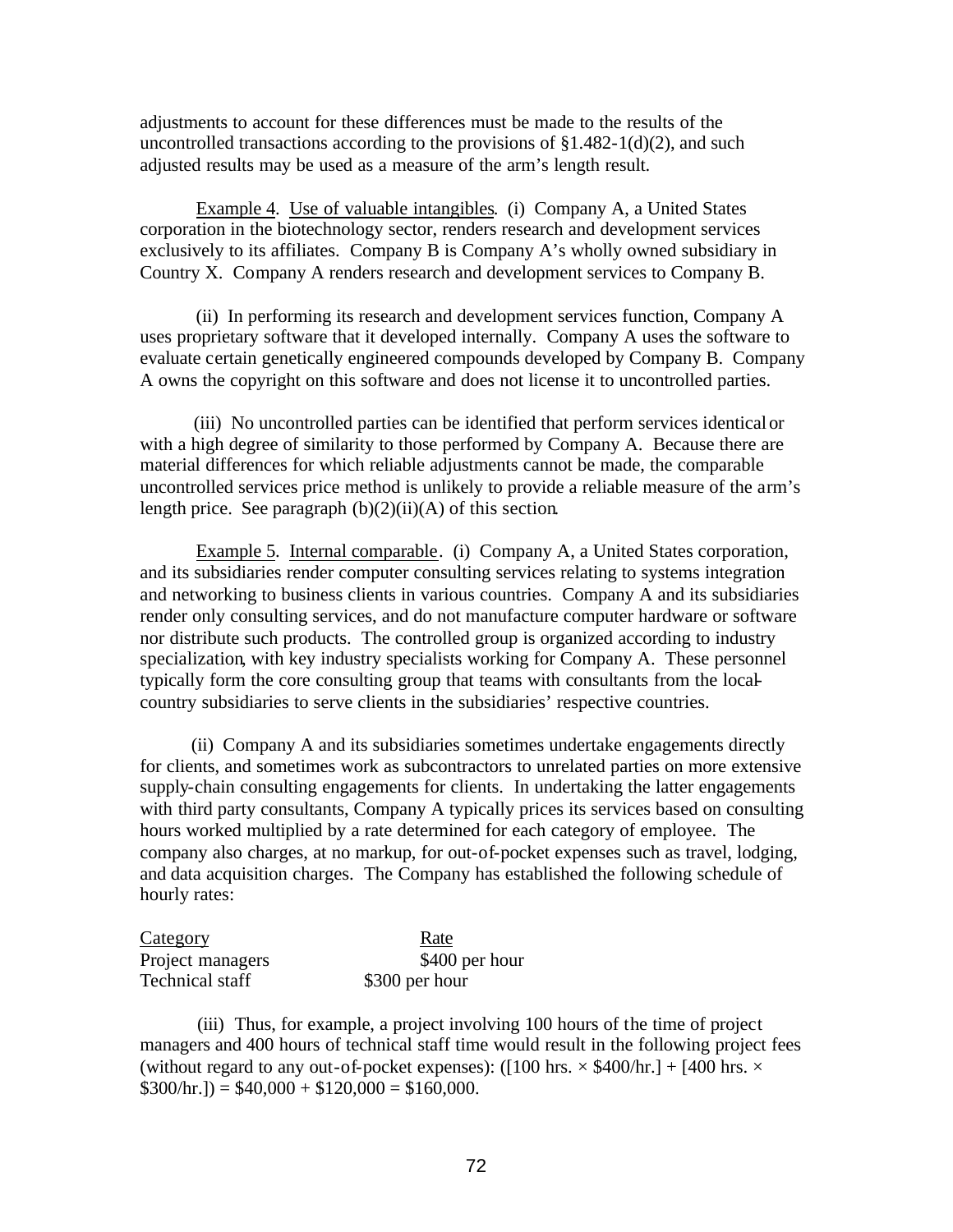adjustments to account for these differences must be made to the results of the uncontrolled transactions according to the provisions of §1.482-1(d)(2), and such adjusted results may be used as a measure of the arm's length result.

Example 4. Use of valuable intangibles. (i) Company A, a United States corporation in the biotechnology sector, renders research and development services exclusively to its affiliates. Company B is Company A's wholly owned subsidiary in Country X. Company A renders research and development services to Company B.

(ii) In performing its research and development services function, Company A uses proprietary software that it developed internally. Company A uses the software to evaluate certain genetically engineered compounds developed by Company B. Company A owns the copyright on this software and does not license it to uncontrolled parties.

(iii) No uncontrolled parties can be identified that perform services identical or with a high degree of similarity to those performed by Company A. Because there are material differences for which reliable adjustments cannot be made, the comparable uncontrolled services price method is unlikely to provide a reliable measure of the arm's length price. See paragraph (b)(2)(ii)(A) of this section.

Example 5. Internal comparable. (i) Company A, a United States corporation, and its subsidiaries render computer consulting services relating to systems integration and networking to business clients in various countries. Company A and its subsidiaries render only consulting services, and do not manufacture computer hardware or software nor distribute such products. The controlled group is organized according to industry specialization, with key industry specialists working for Company A. These personnel typically form the core consulting group that teams with consultants from the local-country subsidiaries to serve clients in the subsidiaries' respective countries.

(ii) Company A and its subsidiaries sometimes undertake engagements directly for clients, and sometimes work as subcontractors to unrelated parties on more extensive supply-chain consulting engagements for clients. In undertaking the latter engagements with third party consultants, Company A typically prices its services based on consulting hours worked multiplied by a rate determined for each category of employee. The company also charges, at no markup, for out-of-pocket expenses such as travel, lodging, and data acquisition charges. The Company has established the following schedule of hourly rates:

| Category | Rate |
|---|---|
| Project managers | \$400 per hour |
| Technical staff | \$300 per hour |

(iii) Thus, for example, a project involving 100 hours of the time of project managers and 400 hours of technical staff time would result in the following project fees (without regard to any out-of-pocket expenses): ([100 hrs. × \$400/hr.] + [400 hrs. × \$300/hr.]) = \$40,000 + \$120,000 = \$160,000.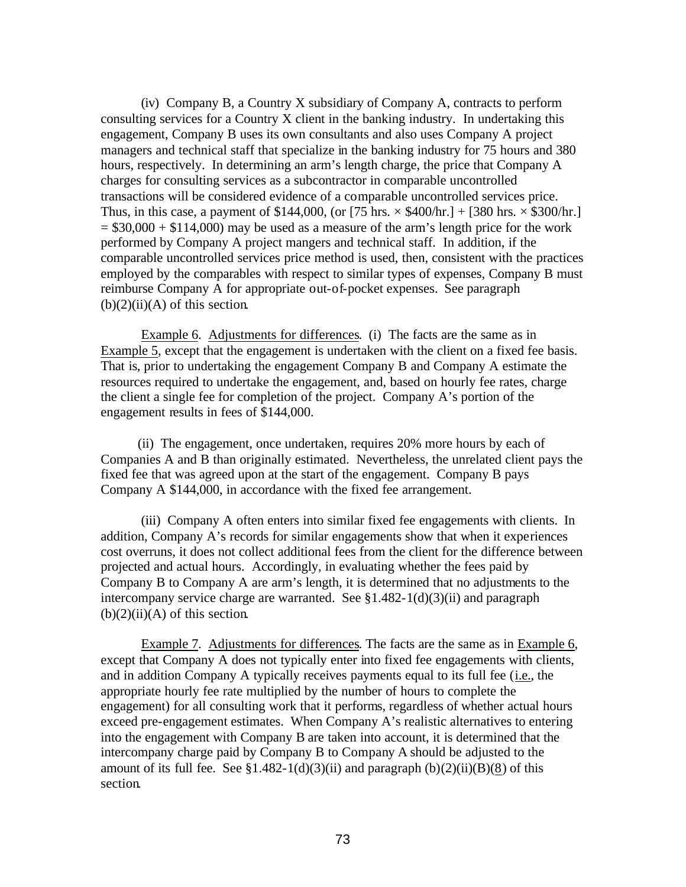(iv) Company B, a Country X subsidiary of Company A, contracts to perform consulting services for a Country X client in the banking industry. In undertaking this engagement, Company B uses its own consultants and also uses Company A project managers and technical staff that specialize in the banking industry for 75 hours and 380 hours, respectively. In determining an arm's length charge, the price that Company A charges for consulting services as a subcontractor in comparable uncontrolled transactions will be considered evidence of a comparable uncontrolled services price. Thus, in this case, a payment of \$144,000, (or [75 hrs. × \$400/hr.] + [380 hrs. × \$300/hr.] = \$30,000 + \$114,000) may be used as a measure of the arm's length price for the work performed by Company A project mangers and technical staff. In addition, if the comparable uncontrolled services price method is used, then, consistent with the practices employed by the comparables with respect to similar types of expenses, Company B must reimburse Company A for appropriate out-of-pocket expenses. See paragraph (b)(2)(ii)(A) of this section.

Example 6. Adjustments for differences. (i) The facts are the same as in Example 5, except that the engagement is undertaken with the client on a fixed fee basis. That is, prior to undertaking the engagement Company B and Company A estimate the resources required to undertake the engagement, and, based on hourly fee rates, charge the client a single fee for completion of the project. Company A's portion of the engagement results in fees of \$144,000.

(ii) The engagement, once undertaken, requires 20% more hours by each of Companies A and B than originally estimated. Nevertheless, the unrelated client pays the fixed fee that was agreed upon at the start of the engagement. Company B pays Company A \$144,000, in accordance with the fixed fee arrangement.

(iii) Company A often enters into similar fixed fee engagements with clients. In addition, Company A's records for similar engagements show that when it experiences cost overruns, it does not collect additional fees from the client for the difference between projected and actual hours. Accordingly, in evaluating whether the fees paid by Company B to Company A are arm's length, it is determined that no adjustments to the intercompany service charge are warranted. See §1.482-1(d)(3)(ii) and paragraph (b)(2)(ii)(A) of this section.

Example 7. Adjustments for differences. The facts are the same as in Example 6, except that Company A does not typically enter into fixed fee engagements with clients, and in addition Company A typically receives payments equal to its full fee (i.e., the appropriate hourly fee rate multiplied by the number of hours to complete the engagement) for all consulting work that it performs, regardless of whether actual hours exceed pre-engagement estimates. When Company A's realistic alternatives to entering into the engagement with Company B are taken into account, it is determined that the intercompany charge paid by Company B to Company A should be adjusted to the amount of its full fee. See §1.482-1(d)(3)(ii) and paragraph (b)(2)(ii)(B)(8) of this section.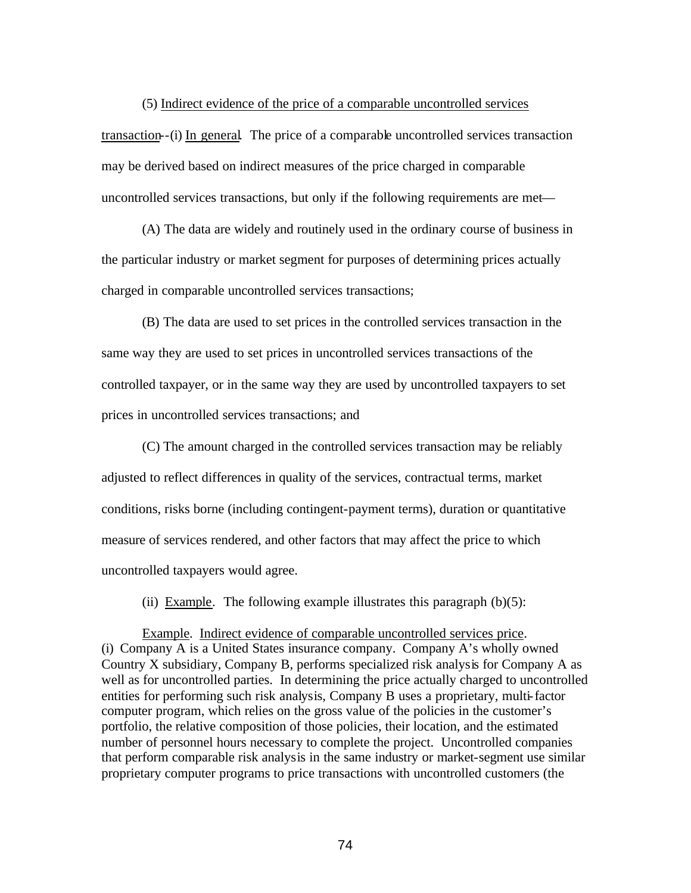(5) Indirect evidence of the price of a comparable uncontrolled services transaction--(i) In general. The price of a comparable uncontrolled services transaction may be derived based on indirect measures of the price charged in comparable uncontrolled services transactions, but only if the following requirements are met—

(A) The data are widely and routinely used in the ordinary course of business in the particular industry or market segment for purposes of determining prices actually charged in comparable uncontrolled services transactions;

(B) The data are used to set prices in the controlled services transaction in the same way they are used to set prices in uncontrolled services transactions of the controlled taxpayer, or in the same way they are used by uncontrolled taxpayers to set prices in uncontrolled services transactions; and

(C) The amount charged in the controlled services transaction may be reliably adjusted to reflect differences in quality of the services, contractual terms, market conditions, risks borne (including contingent-payment terms), duration or quantitative measure of services rendered, and other factors that may affect the price to which uncontrolled taxpayers would agree.

(ii) Example. The following example illustrates this paragraph (b)(5):

Example. Indirect evidence of comparable uncontrolled services price.
(i) Company A is a United States insurance company. Company A's wholly owned Country X subsidiary, Company B, performs specialized risk analysis for Company A as well as for uncontrolled parties. In determining the price actually charged to uncontrolled entities for performing such risk analysis, Company B uses a proprietary, multi-factor computer program, which relies on the gross value of the policies in the customer's portfolio, the relative composition of those policies, their location, and the estimated number of personnel hours necessary to complete the project. Uncontrolled companies that perform comparable risk analysis in the same industry or market-segment use similar proprietary computer programs to price transactions with uncontrolled customers (the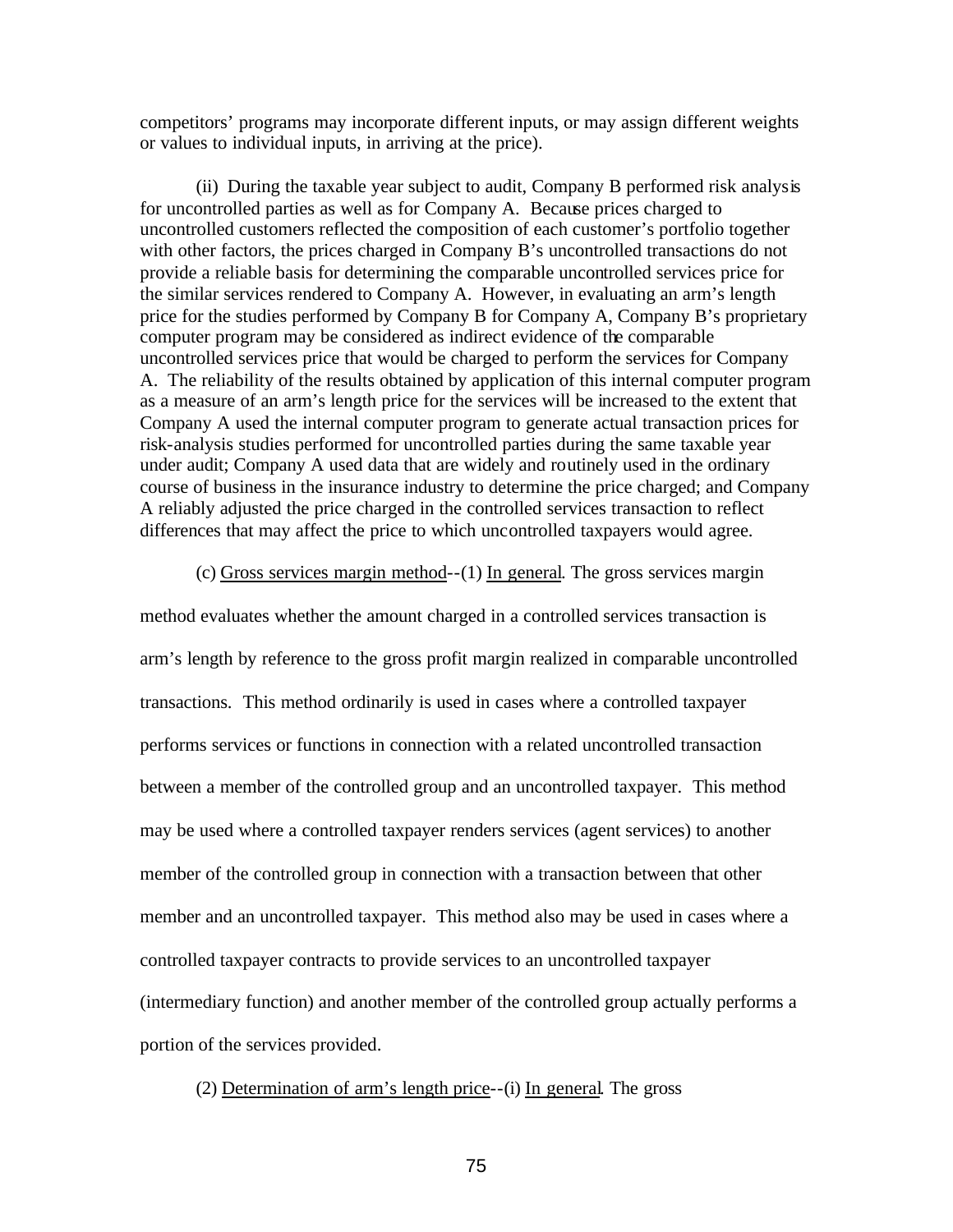competitors' programs may incorporate different inputs, or may assign different weights or values to individual inputs, in arriving at the price).

(ii) During the taxable year subject to audit, Company B performed risk analysis for uncontrolled parties as well as for Company A. Because prices charged to uncontrolled customers reflected the composition of each customer's portfolio together with other factors, the prices charged in Company B's uncontrolled transactions do not provide a reliable basis for determining the comparable uncontrolled services price for the similar services rendered to Company A. However, in evaluating an arm's length price for the studies performed by Company B for Company A, Company B's proprietary computer program may be considered as indirect evidence of the comparable uncontrolled services price that would be charged to perform the services for Company A. The reliability of the results obtained by application of this internal computer program as a measure of an arm's length price for the services will be increased to the extent that Company A used the internal computer program to generate actual transaction prices for risk-analysis studies performed for uncontrolled parties during the same taxable year under audit; Company A used data that are widely and routinely used in the ordinary course of business in the insurance industry to determine the price charged; and Company A reliably adjusted the price charged in the controlled services transaction to reflect differences that may affect the price to which uncontrolled taxpayers would agree.

(c) Gross services margin method--(1) In general. The gross services margin method evaluates whether the amount charged in a controlled services transaction is arm's length by reference to the gross profit margin realized in comparable uncontrolled transactions. This method ordinarily is used in cases where a controlled taxpayer performs services or functions in connection with a related uncontrolled transaction between a member of the controlled group and an uncontrolled taxpayer. This method may be used where a controlled taxpayer renders services (agent services) to another member of the controlled group in connection with a transaction between that other member and an uncontrolled taxpayer. This method also may be used in cases where a controlled taxpayer contracts to provide services to an uncontrolled taxpayer (intermediary function) and another member of the controlled group actually performs a portion of the services provided.

(2) Determination of arm's length price--(i) In general. The gross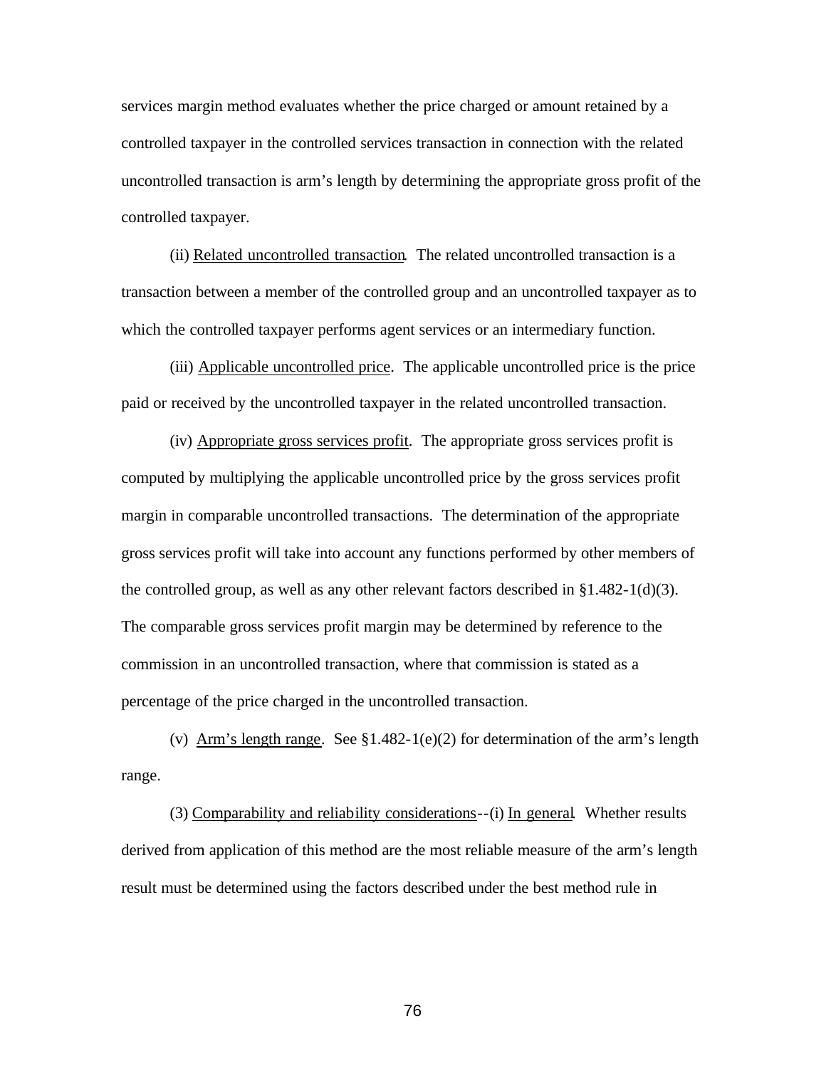services margin method evaluates whether the price charged or amount retained by a controlled taxpayer in the controlled services transaction in connection with the related uncontrolled transaction is arm's length by determining the appropriate gross profit of the controlled taxpayer.

(ii) Related uncontrolled transaction. The related uncontrolled transaction is a transaction between a member of the controlled group and an uncontrolled taxpayer as to which the controlled taxpayer performs agent services or an intermediary function.

(iii) Applicable uncontrolled price. The applicable uncontrolled price is the price paid or received by the uncontrolled taxpayer in the related uncontrolled transaction.

(iv) Appropriate gross services profit. The appropriate gross services profit is computed by multiplying the applicable uncontrolled price by the gross services profit margin in comparable uncontrolled transactions. The determination of the appropriate gross services profit will take into account any functions performed by other members of the controlled group, as well as any other relevant factors described in §1.482-1(d)(3). The comparable gross services profit margin may be determined by reference to the commission in an uncontrolled transaction, where that commission is stated as a percentage of the price charged in the uncontrolled transaction.

(v) Arm's length range. See §1.482-1(e)(2) for determination of the arm's length range.

(3) Comparability and reliability considerations--(i) In general. Whether results derived from application of this method are the most reliable measure of the arm's length result must be determined using the factors described under the best method rule in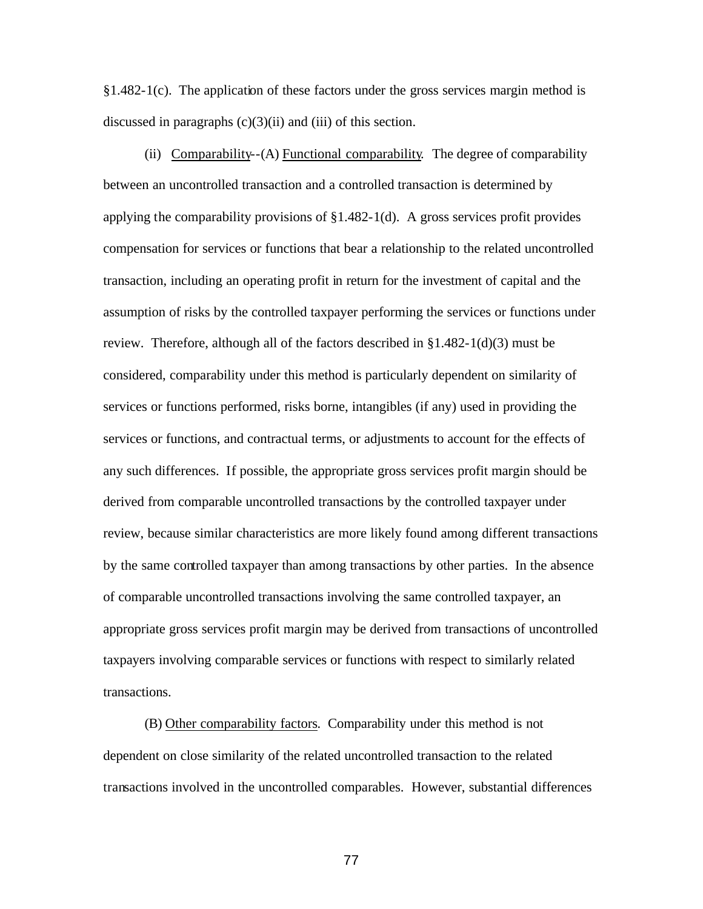§1.482-1(c). The application of these factors under the gross services margin method is discussed in paragraphs (c)(3)(ii) and (iii) of this section.

(ii) Comparability--(A) Functional comparability. The degree of comparability between an uncontrolled transaction and a controlled transaction is determined by applying the comparability provisions of §1.482-1(d). A gross services profit provides compensation for services or functions that bear a relationship to the related uncontrolled transaction, including an operating profit in return for the investment of capital and the assumption of risks by the controlled taxpayer performing the services or functions under review. Therefore, although all of the factors described in §1.482-1(d)(3) must be considered, comparability under this method is particularly dependent on similarity of services or functions performed, risks borne, intangibles (if any) used in providing the services or functions, and contractual terms, or adjustments to account for the effects of any such differences. If possible, the appropriate gross services profit margin should be derived from comparable uncontrolled transactions by the controlled taxpayer under review, because similar characteristics are more likely found among different transactions by the same controlled taxpayer than among transactions by other parties. In the absence of comparable uncontrolled transactions involving the same controlled taxpayer, an appropriate gross services profit margin may be derived from transactions of uncontrolled taxpayers involving comparable services or functions with respect to similarly related transactions.

(B) Other comparability factors. Comparability under this method is not dependent on close similarity of the related uncontrolled transaction to the related transactions involved in the uncontrolled comparables. However, substantial differences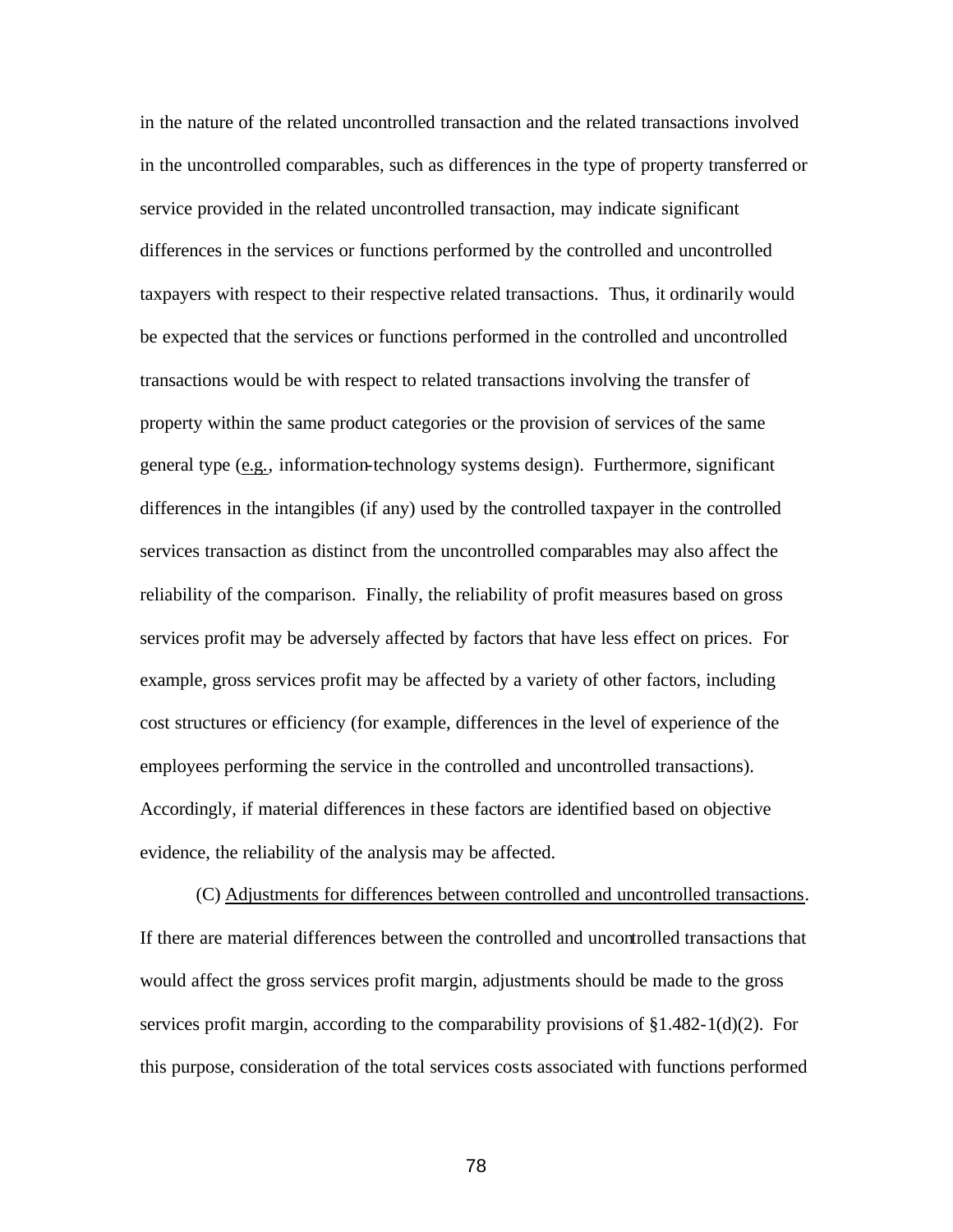in the nature of the related uncontrolled transaction and the related transactions involved in the uncontrolled comparables, such as differences in the type of property transferred or service provided in the related uncontrolled transaction, may indicate significant differences in the services or functions performed by the controlled and uncontrolled taxpayers with respect to their respective related transactions. Thus, it ordinarily would be expected that the services or functions performed in the controlled and uncontrolled transactions would be with respect to related transactions involving the transfer of property within the same product categories or the provision of services of the same general type (e.g., information-technology systems design). Furthermore, significant differences in the intangibles (if any) used by the controlled taxpayer in the controlled services transaction as distinct from the uncontrolled comparables may also affect the reliability of the comparison. Finally, the reliability of profit measures based on gross services profit may be adversely affected by factors that have less effect on prices. For example, gross services profit may be affected by a variety of other factors, including cost structures or efficiency (for example, differences in the level of experience of the employees performing the service in the controlled and uncontrolled transactions). Accordingly, if material differences in these factors are identified based on objective evidence, the reliability of the analysis may be affected.

(C) Adjustments for differences between controlled and uncontrolled transactions. If there are material differences between the controlled and uncontrolled transactions that would affect the gross services profit margin, adjustments should be made to the gross services profit margin, according to the comparability provisions of §1.482-1(d)(2). For this purpose, consideration of the total services costs associated with functions performed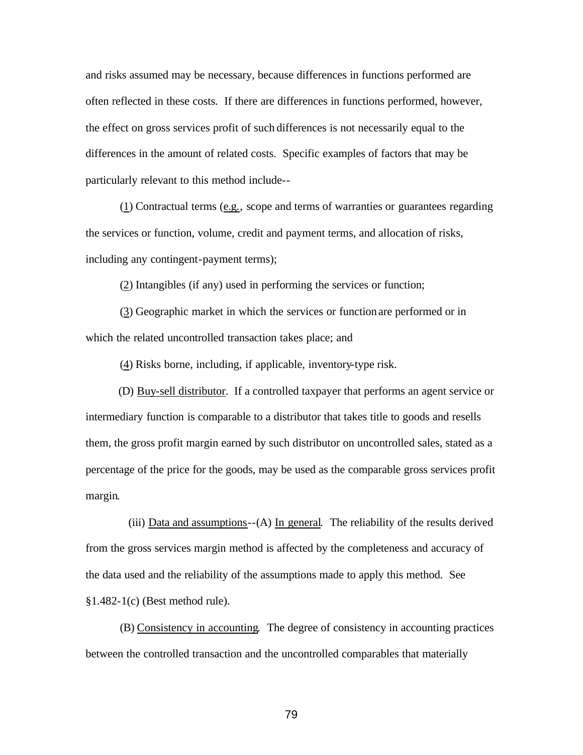and risks assumed may be necessary, because differences in functions performed are often reflected in these costs. If there are differences in functions performed, however, the effect on gross services profit of such differences is not necessarily equal to the differences in the amount of related costs. Specific examples of factors that may be particularly relevant to this method include--

(1) Contractual terms (e.g., scope and terms of warranties or guarantees regarding the services or function, volume, credit and payment terms, and allocation of risks, including any contingent-payment terms);

(2) Intangibles (if any) used in performing the services or function;

(3) Geographic market in which the services or function are performed or in which the related uncontrolled transaction takes place; and

(4) Risks borne, including, if applicable, inventory-type risk.

(D) Buy-sell distributor. If a controlled taxpayer that performs an agent service or intermediary function is comparable to a distributor that takes title to goods and resells them, the gross profit margin earned by such distributor on uncontrolled sales, stated as a percentage of the price for the goods, may be used as the comparable gross services profit margin.

(iii) Data and assumptions--(A) In general. The reliability of the results derived from the gross services margin method is affected by the completeness and accuracy of the data used and the reliability of the assumptions made to apply this method. See §1.482-1(c) (Best method rule).

(B) Consistency in accounting. The degree of consistency in accounting practices between the controlled transaction and the uncontrolled comparables that materially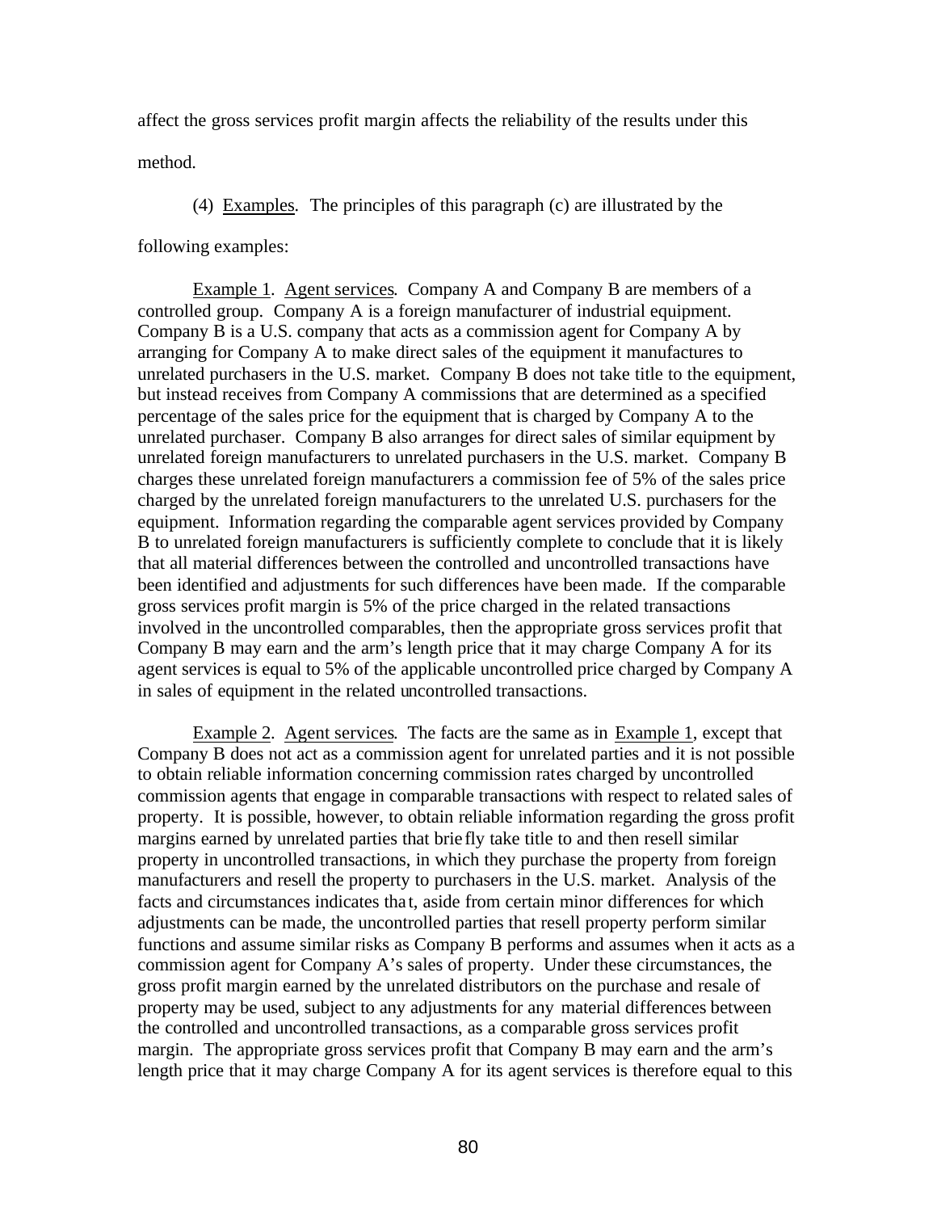affect the gross services profit margin affects the reliability of the results under this method.

(4) Examples. The principles of this paragraph (c) are illustrated by the following examples:

Example 1. Agent services. Company A and Company B are members of a controlled group. Company A is a foreign manufacturer of industrial equipment. Company B is a U.S. company that acts as a commission agent for Company A by arranging for Company A to make direct sales of the equipment it manufactures to unrelated purchasers in the U.S. market. Company B does not take title to the equipment, but instead receives from Company A commissions that are determined as a specified percentage of the sales price for the equipment that is charged by Company A to the unrelated purchaser. Company B also arranges for direct sales of similar equipment by unrelated foreign manufacturers to unrelated purchasers in the U.S. market. Company B charges these unrelated foreign manufacturers a commission fee of 5% of the sales price charged by the unrelated foreign manufacturers to the unrelated U.S. purchasers for the equipment. Information regarding the comparable agent services provided by Company B to unrelated foreign manufacturers is sufficiently complete to conclude that it is likely that all material differences between the controlled and uncontrolled transactions have been identified and adjustments for such differences have been made. If the comparable gross services profit margin is 5% of the price charged in the related transactions involved in the uncontrolled comparables, then the appropriate gross services profit that Company B may earn and the arm's length price that it may charge Company A for its agent services is equal to 5% of the applicable uncontrolled price charged by Company A in sales of equipment in the related uncontrolled transactions.

Example 2. Agent services. The facts are the same as in Example 1, except that Company B does not act as a commission agent for unrelated parties and it is not possible to obtain reliable information concerning commission rates charged by uncontrolled commission agents that engage in comparable transactions with respect to related sales of property. It is possible, however, to obtain reliable information regarding the gross profit margins earned by unrelated parties that briefly take title to and then resell similar property in uncontrolled transactions, in which they purchase the property from foreign manufacturers and resell the property to purchasers in the U.S. market. Analysis of the facts and circumstances indicates that, aside from certain minor differences for which adjustments can be made, the uncontrolled parties that resell property perform similar functions and assume similar risks as Company B performs and assumes when it acts as a commission agent for Company A's sales of property. Under these circumstances, the gross profit margin earned by the unrelated distributors on the purchase and resale of property may be used, subject to any adjustments for any material differences between the controlled and uncontrolled transactions, as a comparable gross services profit margin. The appropriate gross services profit that Company B may earn and the arm's length price that it may charge Company A for its agent services is therefore equal to this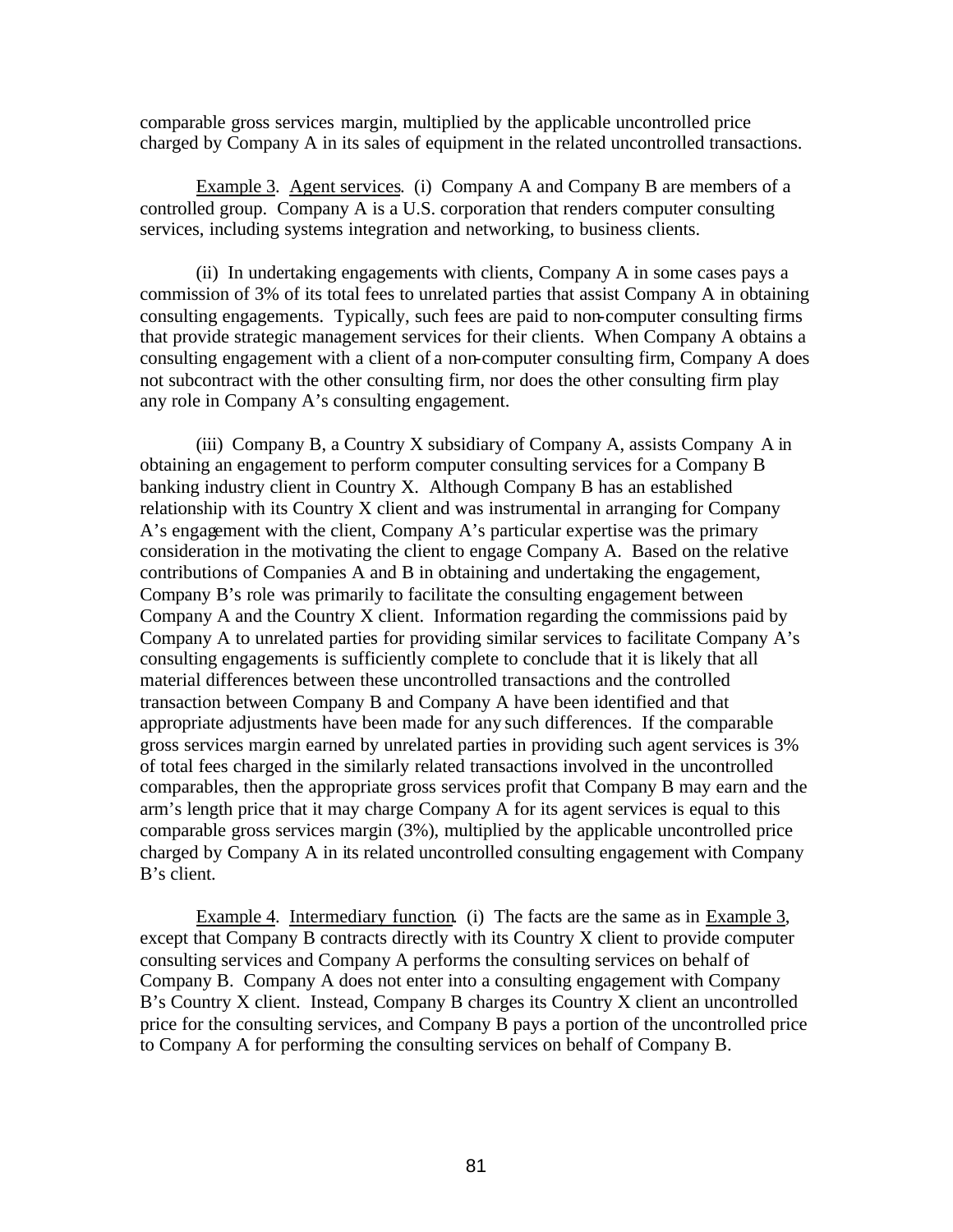comparable gross services margin, multiplied by the applicable uncontrolled price charged by Company A in its sales of equipment in the related uncontrolled transactions.

Example 3. Agent services. (i) Company A and Company B are members of a controlled group. Company A is a U.S. corporation that renders computer consulting services, including systems integration and networking, to business clients.

(ii) In undertaking engagements with clients, Company A in some cases pays a commission of 3% of its total fees to unrelated parties that assist Company A in obtaining consulting engagements. Typically, such fees are paid to non-computer consulting firms that provide strategic management services for their clients. When Company A obtains a consulting engagement with a client of a non-computer consulting firm, Company A does not subcontract with the other consulting firm, nor does the other consulting firm play any role in Company A's consulting engagement.

(iii) Company B, a Country X subsidiary of Company A, assists Company A in obtaining an engagement to perform computer consulting services for a Company B banking industry client in Country X. Although Company B has an established relationship with its Country X client and was instrumental in arranging for Company A's engagement with the client, Company A's particular expertise was the primary consideration in the motivating the client to engage Company A. Based on the relative contributions of Companies A and B in obtaining and undertaking the engagement, Company B's role was primarily to facilitate the consulting engagement between Company A and the Country X client. Information regarding the commissions paid by Company A to unrelated parties for providing similar services to facilitate Company A's consulting engagements is sufficiently complete to conclude that it is likely that all material differences between these uncontrolled transactions and the controlled transaction between Company B and Company A have been identified and that appropriate adjustments have been made for any such differences. If the comparable gross services margin earned by unrelated parties in providing such agent services is 3% of total fees charged in the similarly related transactions involved in the uncontrolled comparables, then the appropriate gross services profit that Company B may earn and the arm's length price that it may charge Company A for its agent services is equal to this comparable gross services margin (3%), multiplied by the applicable uncontrolled price charged by Company A in its related uncontrolled consulting engagement with Company B's client.

Example 4. Intermediary function. (i) The facts are the same as in Example 3, except that Company B contracts directly with its Country X client to provide computer consulting services and Company A performs the consulting services on behalf of Company B. Company A does not enter into a consulting engagement with Company B's Country X client. Instead, Company B charges its Country X client an uncontrolled price for the consulting services, and Company B pays a portion of the uncontrolled price to Company A for performing the consulting services on behalf of Company B.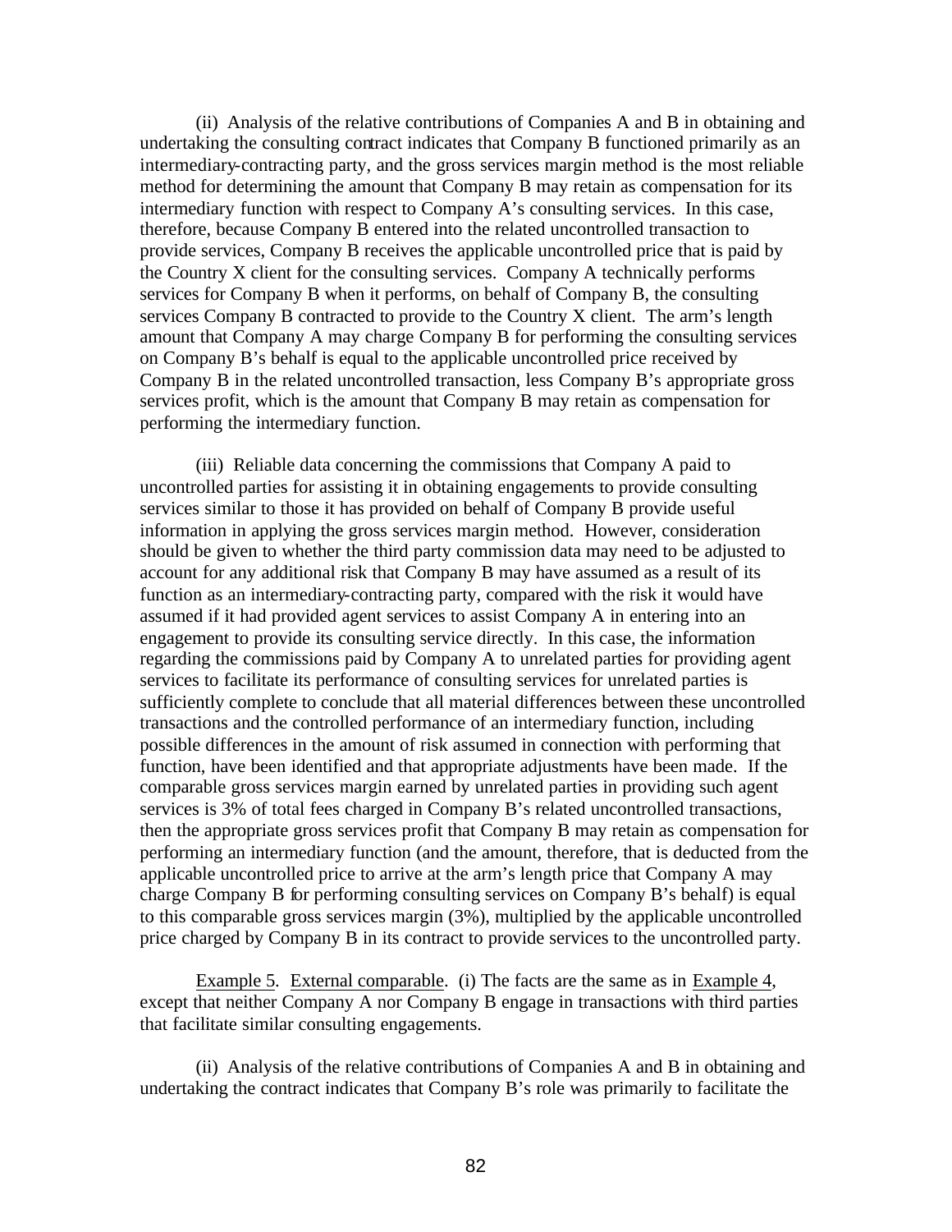(ii) Analysis of the relative contributions of Companies A and B in obtaining and undertaking the consulting contract indicates that Company B functioned primarily as an intermediary-contracting party, and the gross services margin method is the most reliable method for determining the amount that Company B may retain as compensation for its intermediary function with respect to Company A's consulting services. In this case, therefore, because Company B entered into the related uncontrolled transaction to provide services, Company B receives the applicable uncontrolled price that is paid by the Country X client for the consulting services. Company A technically performs services for Company B when it performs, on behalf of Company B, the consulting services Company B contracted to provide to the Country X client. The arm's length amount that Company A may charge Company B for performing the consulting services on Company B's behalf is equal to the applicable uncontrolled price received by Company B in the related uncontrolled transaction, less Company B's appropriate gross services profit, which is the amount that Company B may retain as compensation for performing the intermediary function.

(iii) Reliable data concerning the commissions that Company A paid to uncontrolled parties for assisting it in obtaining engagements to provide consulting services similar to those it has provided on behalf of Company B provide useful information in applying the gross services margin method. However, consideration should be given to whether the third party commission data may need to be adjusted to account for any additional risk that Company B may have assumed as a result of its function as an intermediary-contracting party, compared with the risk it would have assumed if it had provided agent services to assist Company A in entering into an engagement to provide its consulting service directly. In this case, the information regarding the commissions paid by Company A to unrelated parties for providing agent services to facilitate its performance of consulting services for unrelated parties is sufficiently complete to conclude that all material differences between these uncontrolled transactions and the controlled performance of an intermediary function, including possible differences in the amount of risk assumed in connection with performing that function, have been identified and that appropriate adjustments have been made. If the comparable gross services margin earned by unrelated parties in providing such agent services is 3% of total fees charged in Company B's related uncontrolled transactions, then the appropriate gross services profit that Company B may retain as compensation for performing an intermediary function (and the amount, therefore, that is deducted from the applicable uncontrolled price to arrive at the arm's length price that Company A may charge Company B for performing consulting services on Company B's behalf) is equal to this comparable gross services margin (3%), multiplied by the applicable uncontrolled price charged by Company B in its contract to provide services to the uncontrolled party.

Example 5. External comparable. (i) The facts are the same as in Example 4, except that neither Company A nor Company B engage in transactions with third parties that facilitate similar consulting engagements.

(ii) Analysis of the relative contributions of Companies A and B in obtaining and undertaking the contract indicates that Company B's role was primarily to facilitate the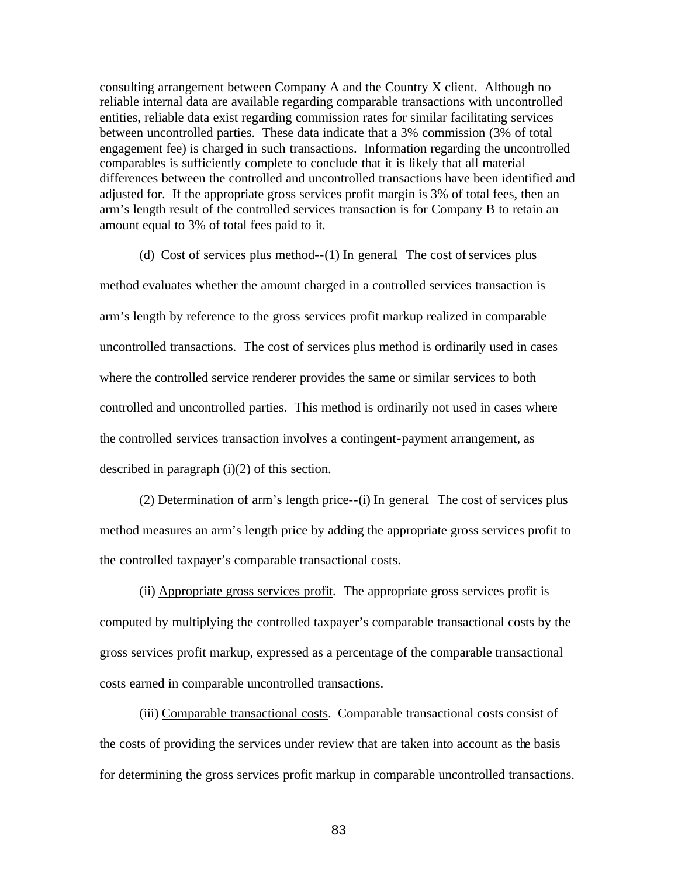consulting arrangement between Company A and the Country X client. Although no reliable internal data are available regarding comparable transactions with uncontrolled entities, reliable data exist regarding commission rates for similar facilitating services between uncontrolled parties. These data indicate that a 3% commission (3% of total engagement fee) is charged in such transactions. Information regarding the uncontrolled comparables is sufficiently complete to conclude that it is likely that all material differences between the controlled and uncontrolled transactions have been identified and adjusted for. If the appropriate gross services profit margin is 3% of total fees, then an arm's length result of the controlled services transaction is for Company B to retain an amount equal to 3% of total fees paid to it.

(d) Cost of services plus method--(1) In general. The cost of services plus method evaluates whether the amount charged in a controlled services transaction is arm's length by reference to the gross services profit markup realized in comparable uncontrolled transactions. The cost of services plus method is ordinarily used in cases where the controlled service renderer provides the same or similar services to both controlled and uncontrolled parties. This method is ordinarily not used in cases where the controlled services transaction involves a contingent-payment arrangement, as described in paragraph (i)(2) of this section.

(2) Determination of arm's length price--(i) In general. The cost of services plus method measures an arm's length price by adding the appropriate gross services profit to the controlled taxpayer's comparable transactional costs.

(ii) Appropriate gross services profit. The appropriate gross services profit is computed by multiplying the controlled taxpayer's comparable transactional costs by the gross services profit markup, expressed as a percentage of the comparable transactional costs earned in comparable uncontrolled transactions.

(iii) Comparable transactional costs. Comparable transactional costs consist of the costs of providing the services under review that are taken into account as the basis for determining the gross services profit markup in comparable uncontrolled transactions.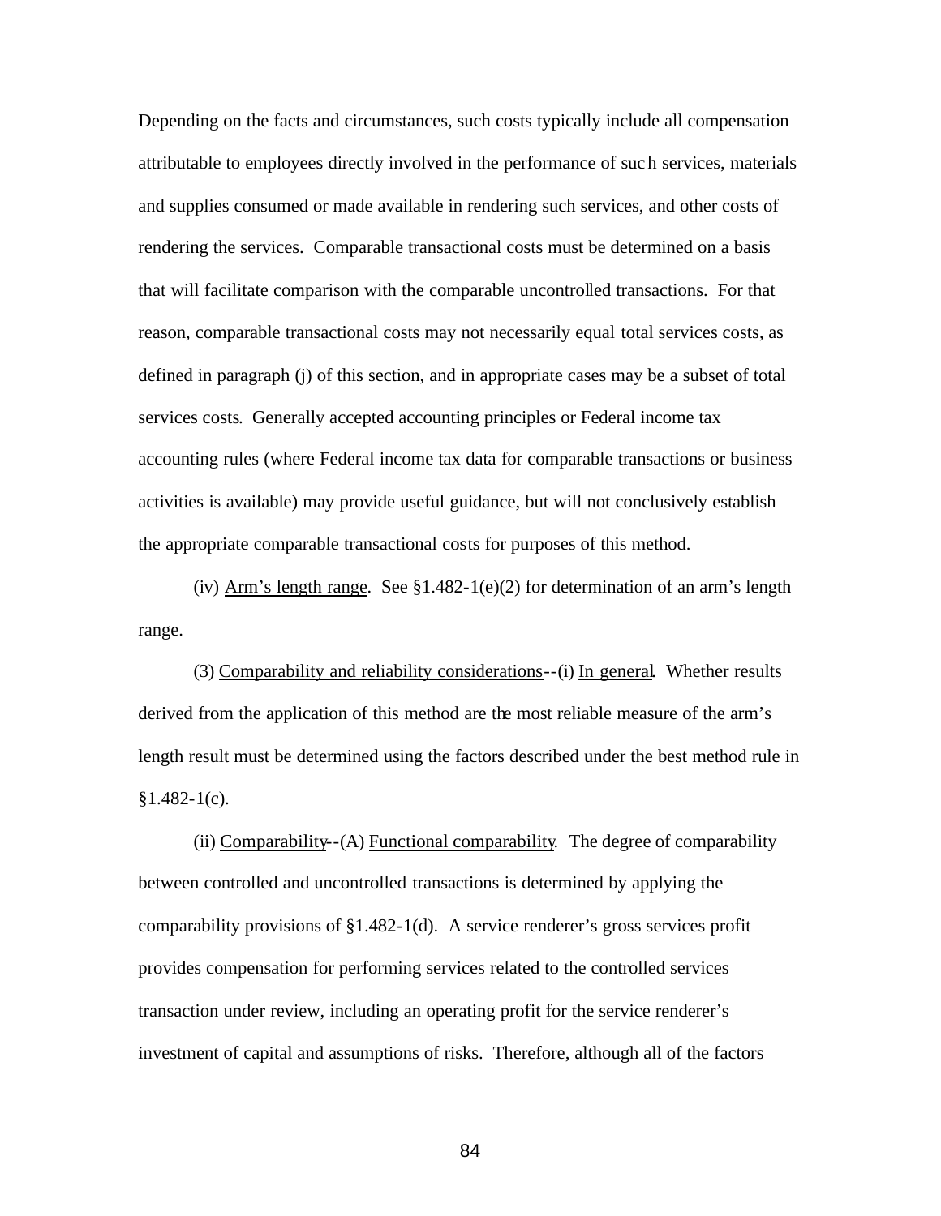Depending on the facts and circumstances, such costs typically include all compensation attributable to employees directly involved in the performance of such services, materials and supplies consumed or made available in rendering such services, and other costs of rendering the services. Comparable transactional costs must be determined on a basis that will facilitate comparison with the comparable uncontrolled transactions. For that reason, comparable transactional costs may not necessarily equal total services costs, as defined in paragraph (j) of this section, and in appropriate cases may be a subset of total services costs. Generally accepted accounting principles or Federal income tax accounting rules (where Federal income tax data for comparable transactions or business activities is available) may provide useful guidance, but will not conclusively establish the appropriate comparable transactional costs for purposes of this method.

(iv) Arm's length range. See §1.482-1(e)(2) for determination of an arm's length range.

(3) Comparability and reliability considerations--(i) In general. Whether results derived from the application of this method are the most reliable measure of the arm's length result must be determined using the factors described under the best method rule in §1.482-1(c).

(ii) Comparability--(A) Functional comparability. The degree of comparability between controlled and uncontrolled transactions is determined by applying the comparability provisions of §1.482-1(d). A service renderer's gross services profit provides compensation for performing services related to the controlled services transaction under review, including an operating profit for the service renderer's investment of capital and assumptions of risks. Therefore, although all of the factors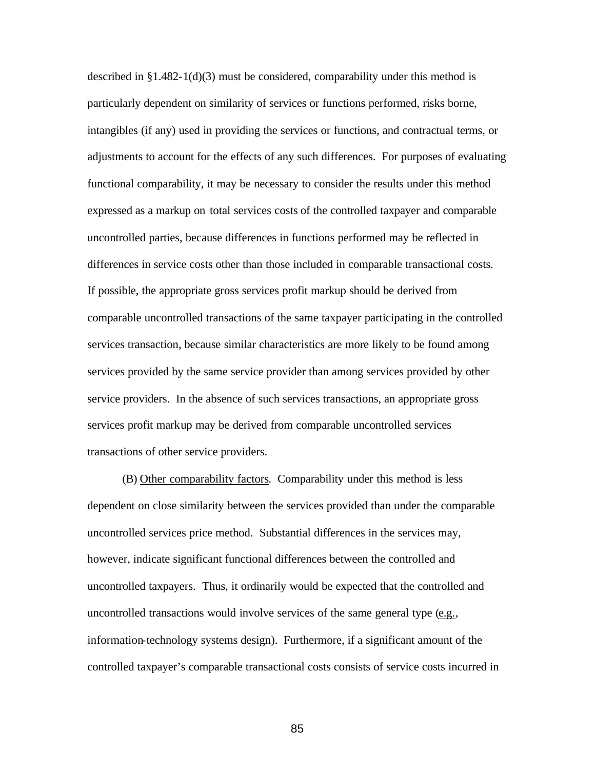described in §1.482-1(d)(3) must be considered, comparability under this method is particularly dependent on similarity of services or functions performed, risks borne, intangibles (if any) used in providing the services or functions, and contractual terms, or adjustments to account for the effects of any such differences. For purposes of evaluating functional comparability, it may be necessary to consider the results under this method expressed as a markup on total services costs of the controlled taxpayer and comparable uncontrolled parties, because differences in functions performed may be reflected in differences in service costs other than those included in comparable transactional costs. If possible, the appropriate gross services profit markup should be derived from comparable uncontrolled transactions of the same taxpayer participating in the controlled services transaction, because similar characteristics are more likely to be found among services provided by the same service provider than among services provided by other service providers. In the absence of such services transactions, an appropriate gross services profit markup may be derived from comparable uncontrolled services transactions of other service providers.

(B) Other comparability factors. Comparability under this method is less dependent on close similarity between the services provided than under the comparable uncontrolled services price method. Substantial differences in the services may, however, indicate significant functional differences between the controlled and uncontrolled taxpayers. Thus, it ordinarily would be expected that the controlled and uncontrolled transactions would involve services of the same general type (e.g., information-technology systems design). Furthermore, if a significant amount of the controlled taxpayer's comparable transactional costs consists of service costs incurred in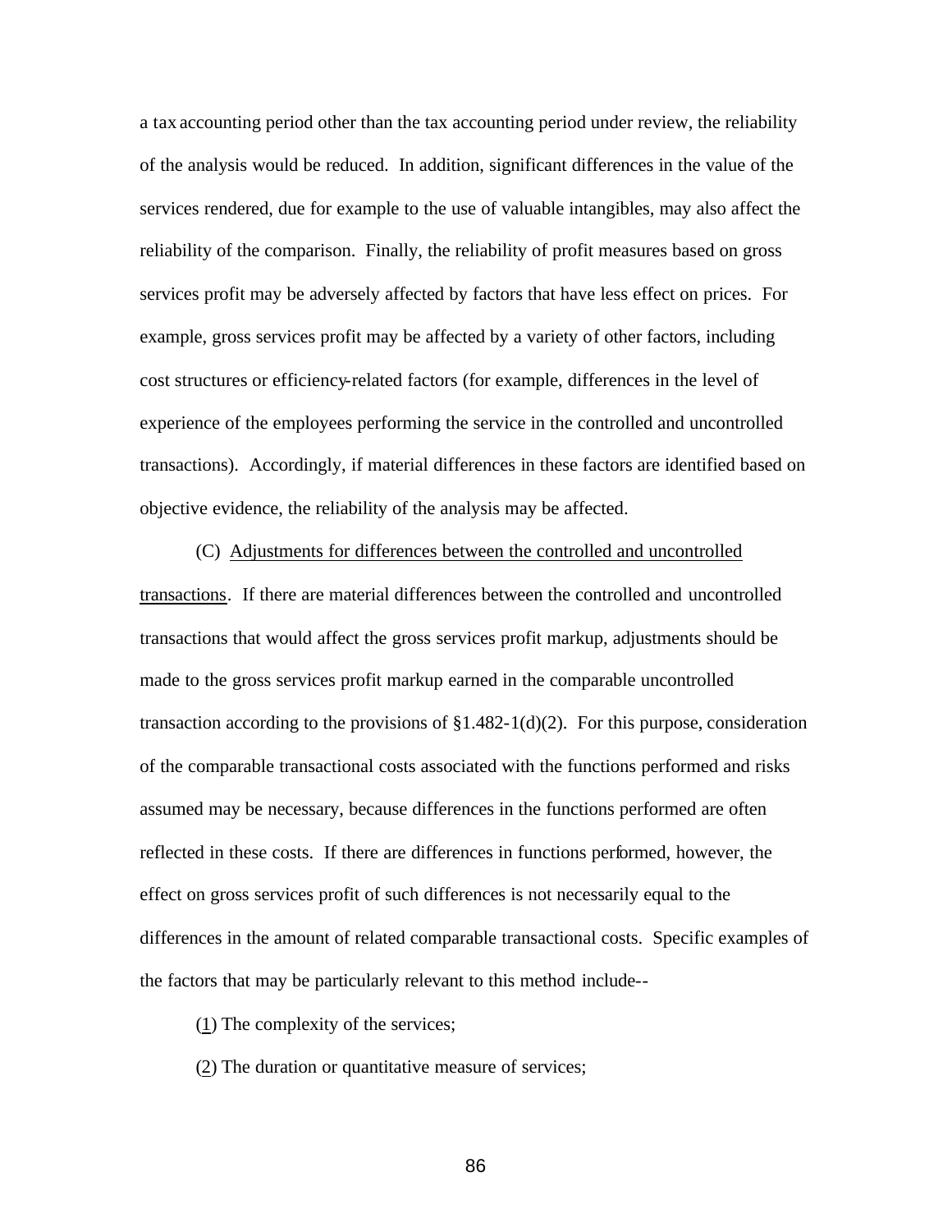a tax accounting period other than the tax accounting period under review, the reliability of the analysis would be reduced. In addition, significant differences in the value of the services rendered, due for example to the use of valuable intangibles, may also affect the reliability of the comparison. Finally, the reliability of profit measures based on gross services profit may be adversely affected by factors that have less effect on prices. For example, gross services profit may be affected by a variety of other factors, including cost structures or efficiency-related factors (for example, differences in the level of experience of the employees performing the service in the controlled and uncontrolled transactions). Accordingly, if material differences in these factors are identified based on objective evidence, the reliability of the analysis may be affected.

(C) Adjustments for differences between the controlled and uncontrolled transactions. If there are material differences between the controlled and uncontrolled transactions that would affect the gross services profit markup, adjustments should be made to the gross services profit markup earned in the comparable uncontrolled transaction according to the provisions of §1.482-1(d)(2). For this purpose, consideration of the comparable transactional costs associated with the functions performed and risks assumed may be necessary, because differences in the functions performed are often reflected in these costs. If there are differences in functions performed, however, the effect on gross services profit of such differences is not necessarily equal to the differences in the amount of related comparable transactional costs. Specific examples of the factors that may be particularly relevant to this method include--

(1) The complexity of the services;

(2) The duration or quantitative measure of services;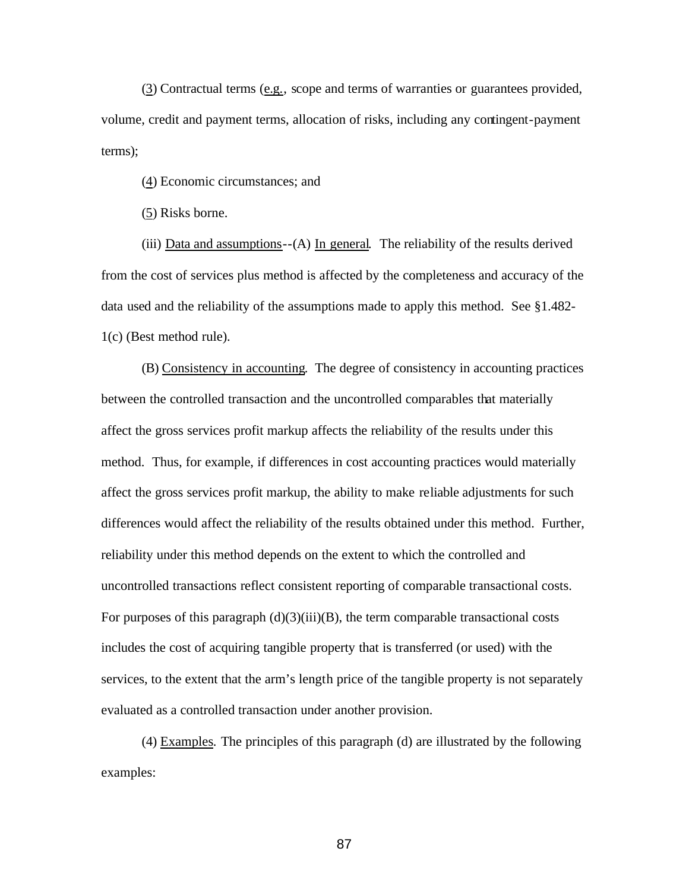(3) Contractual terms (e.g., scope and terms of warranties or guarantees provided, volume, credit and payment terms, allocation of risks, including any contingent-payment terms);

(4) Economic circumstances; and

(5) Risks borne.

(iii) Data and assumptions--(A) In general. The reliability of the results derived from the cost of services plus method is affected by the completeness and accuracy of the data used and the reliability of the assumptions made to apply this method. See §1.482-1(c) (Best method rule).

(B) Consistency in accounting. The degree of consistency in accounting practices between the controlled transaction and the uncontrolled comparables that materially affect the gross services profit markup affects the reliability of the results under this method. Thus, for example, if differences in cost accounting practices would materially affect the gross services profit markup, the ability to make reliable adjustments for such differences would affect the reliability of the results obtained under this method. Further, reliability under this method depends on the extent to which the controlled and uncontrolled transactions reflect consistent reporting of comparable transactional costs. For purposes of this paragraph (d)(3)(iii)(B), the term comparable transactional costs includes the cost of acquiring tangible property that is transferred (or used) with the services, to the extent that the arm's length price of the tangible property is not separately evaluated as a controlled transaction under another provision.

(4) Examples. The principles of this paragraph (d) are illustrated by the following examples: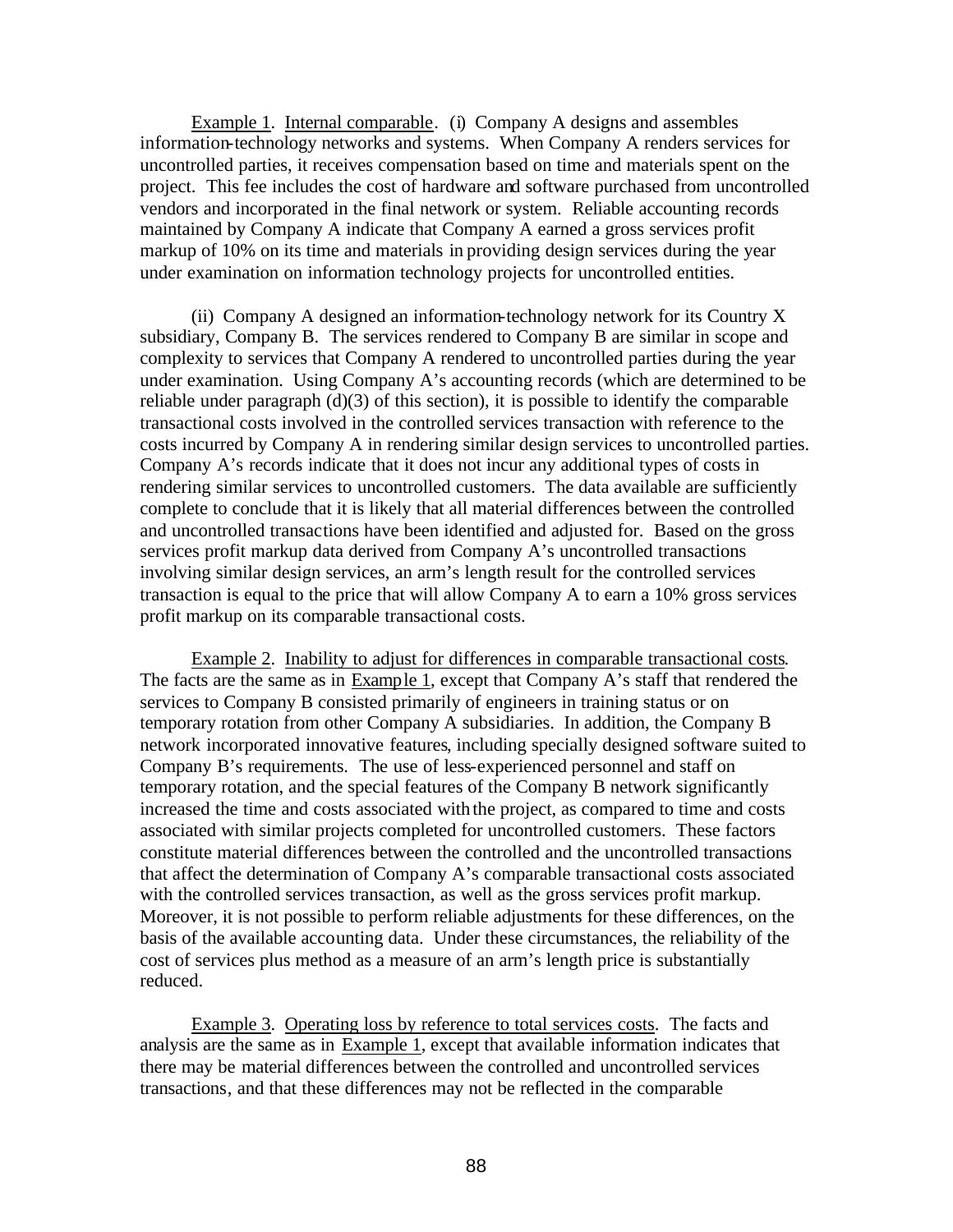Example 1. Internal comparable. (i) Company A designs and assembles information-technology networks and systems. When Company A renders services for uncontrolled parties, it receives compensation based on time and materials spent on the project. This fee includes the cost of hardware and software purchased from uncontrolled vendors and incorporated in the final network or system. Reliable accounting records maintained by Company A indicate that Company A earned a gross services profit markup of 10% on its time and materials in providing design services during the year under examination on information technology projects for uncontrolled entities.

(ii) Company A designed an information-technology network for its Country X subsidiary, Company B. The services rendered to Company B are similar in scope and complexity to services that Company A rendered to uncontrolled parties during the year under examination. Using Company A's accounting records (which are determined to be reliable under paragraph (d)(3) of this section), it is possible to identify the comparable transactional costs involved in the controlled services transaction with reference to the costs incurred by Company A in rendering similar design services to uncontrolled parties. Company A's records indicate that it does not incur any additional types of costs in rendering similar services to uncontrolled customers. The data available are sufficiently complete to conclude that it is likely that all material differences between the controlled and uncontrolled transactions have been identified and adjusted for. Based on the gross services profit markup data derived from Company A's uncontrolled transactions involving similar design services, an arm's length result for the controlled services transaction is equal to the price that will allow Company A to earn a 10% gross services profit markup on its comparable transactional costs.

Example 2. Inability to adjust for differences in comparable transactional costs. The facts are the same as in Example 1, except that Company A's staff that rendered the services to Company B consisted primarily of engineers in training status or on temporary rotation from other Company A subsidiaries. In addition, the Company B network incorporated innovative features, including specially designed software suited to Company B's requirements. The use of less-experienced personnel and staff on temporary rotation, and the special features of the Company B network significantly increased the time and costs associated with the project, as compared to time and costs associated with similar projects completed for uncontrolled customers. These factors constitute material differences between the controlled and the uncontrolled transactions that affect the determination of Company A's comparable transactional costs associated with the controlled services transaction, as well as the gross services profit markup. Moreover, it is not possible to perform reliable adjustments for these differences, on the basis of the available accounting data. Under these circumstances, the reliability of the cost of services plus method as a measure of an arm's length price is substantially reduced.

Example 3. Operating loss by reference to total services costs. The facts and analysis are the same as in Example 1, except that available information indicates that there may be material differences between the controlled and uncontrolled services transactions, and that these differences may not be reflected in the comparable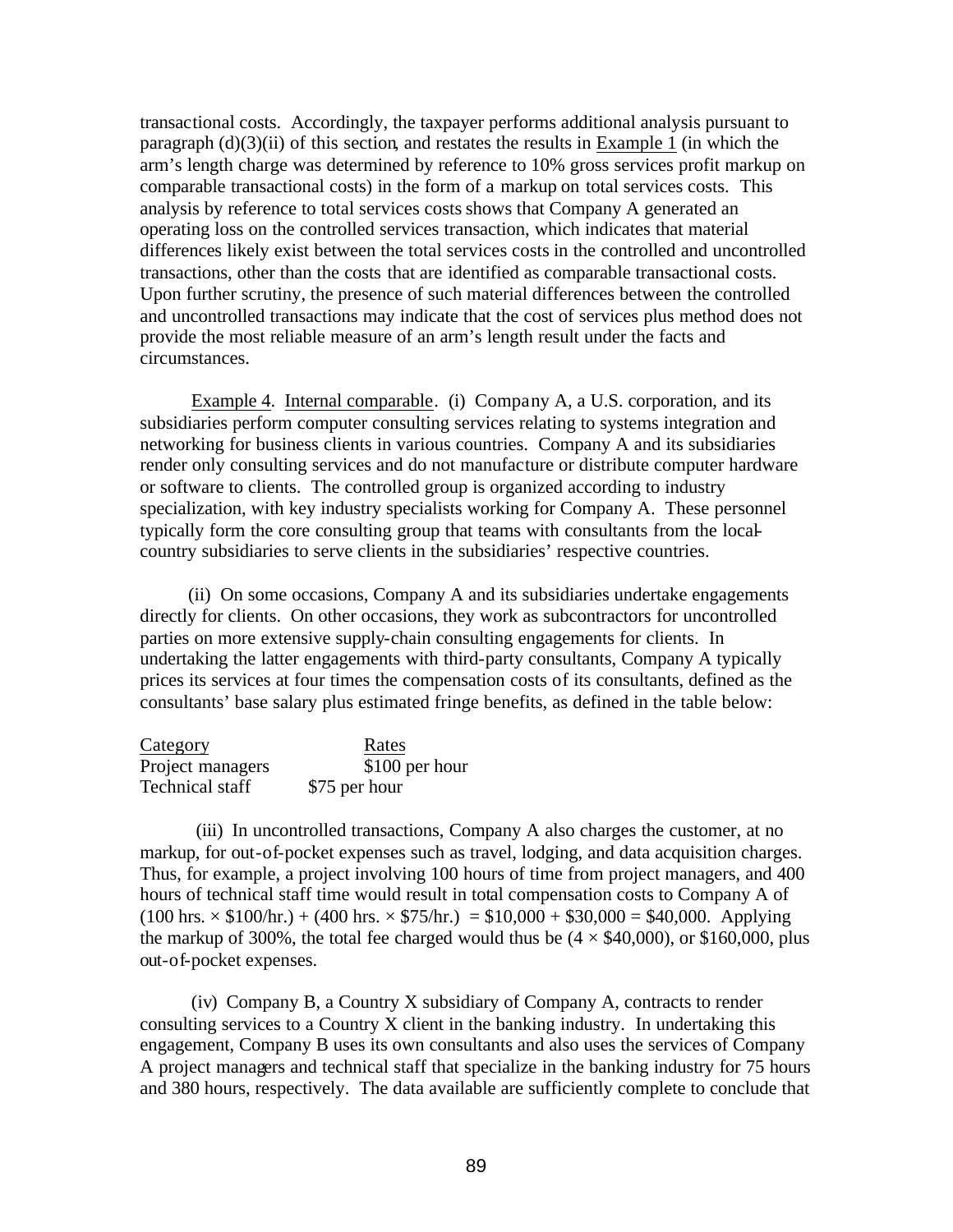transactional costs. Accordingly, the taxpayer performs additional analysis pursuant to paragraph (d)(3)(ii) of this section, and restates the results in Example 1 (in which the arm's length charge was determined by reference to 10% gross services profit markup on comparable transactional costs) in the form of a markup on total services costs. This analysis by reference to total services costs shows that Company A generated an operating loss on the controlled services transaction, which indicates that material differences likely exist between the total services costs in the controlled and uncontrolled transactions, other than the costs that are identified as comparable transactional costs. Upon further scrutiny, the presence of such material differences between the controlled and uncontrolled transactions may indicate that the cost of services plus method does not provide the most reliable measure of an arm's length result under the facts and circumstances.

Example 4. Internal comparable. (i) Company A, a U.S. corporation, and its subsidiaries perform computer consulting services relating to systems integration and networking for business clients in various countries. Company A and its subsidiaries render only consulting services and do not manufacture or distribute computer hardware or software to clients. The controlled group is organized according to industry specialization, with key industry specialists working for Company A. These personnel typically form the core consulting group that teams with consultants from the local-country subsidiaries to serve clients in the subsidiaries' respective countries.

(ii) On some occasions, Company A and its subsidiaries undertake engagements directly for clients. On other occasions, they work as subcontractors for uncontrolled parties on more extensive supply-chain consulting engagements for clients. In undertaking the latter engagements with third-party consultants, Company A typically prices its services at four times the compensation costs of its consultants, defined as the consultants' base salary plus estimated fringe benefits, as defined in the table below:

| Category | Rates |
|---|---|
| Project managers | \$100 per hour |
| Technical staff | \$75 per hour |

(iii) In uncontrolled transactions, Company A also charges the customer, at no markup, for out-of-pocket expenses such as travel, lodging, and data acquisition charges. Thus, for example, a project involving 100 hours of time from project managers, and 400 hours of technical staff time would result in total compensation costs to Company A of (100 hrs. × \$100/hr.) + (400 hrs. × \$75/hr.) = \$10,000 + \$30,000 = \$40,000. Applying the markup of 300%, the total fee charged would thus be (4 × \$40,000), or \$160,000, plus out-of-pocket expenses.

(iv) Company B, a Country X subsidiary of Company A, contracts to render consulting services to a Country X client in the banking industry. In undertaking this engagement, Company B uses its own consultants and also uses the services of Company A project managers and technical staff that specialize in the banking industry for 75 hours and 380 hours, respectively. The data available are sufficiently complete to conclude that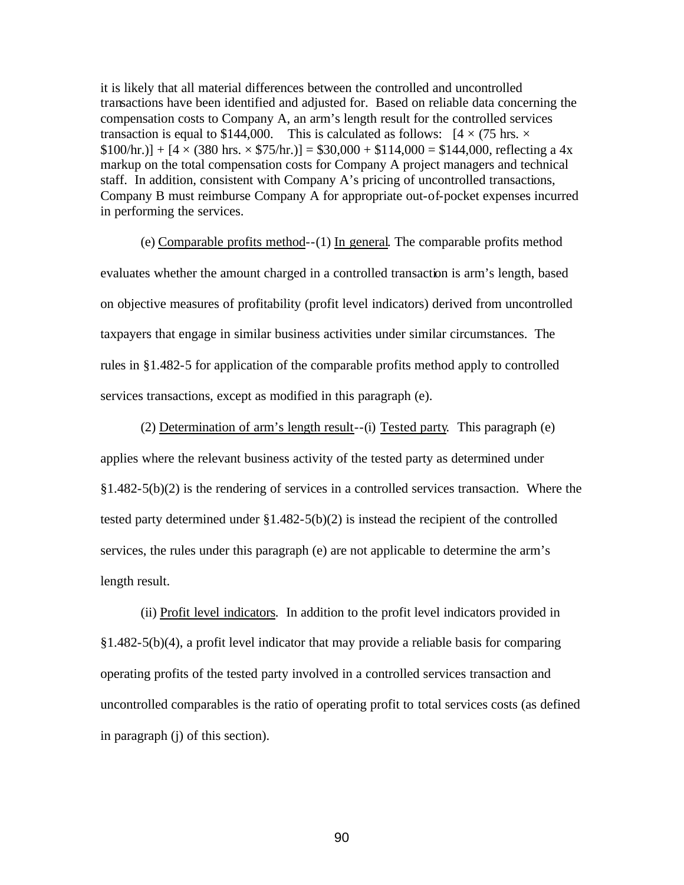it is likely that all material differences between the controlled and uncontrolled transactions have been identified and adjusted for. Based on reliable data concerning the compensation costs to Company A, an arm's length result for the controlled services transaction is equal to $144,000. This is calculated as follows: [4 × (75 hrs. × $100/hr.)] + [4 × (380 hrs. × $75/hr.)] = $30,000 + $114,000 = $144,000, reflecting a 4x markup on the total compensation costs for Company A project managers and technical staff. In addition, consistent with Company A's pricing of uncontrolled transactions, Company B must reimburse Company A for appropriate out-of-pocket expenses incurred in performing the services.

(e) Comparable profits method--(1) In general. The comparable profits method evaluates whether the amount charged in a controlled transaction is arm's length, based on objective measures of profitability (profit level indicators) derived from uncontrolled taxpayers that engage in similar business activities under similar circumstances. The rules in §1.482-5 for application of the comparable profits method apply to controlled services transactions, except as modified in this paragraph (e).

(2) Determination of arm's length result--(i) Tested party. This paragraph (e) applies where the relevant business activity of the tested party as determined under §1.482-5(b)(2) is the rendering of services in a controlled services transaction. Where the tested party determined under §1.482-5(b)(2) is instead the recipient of the controlled services, the rules under this paragraph (e) are not applicable to determine the arm's length result.

(ii) Profit level indicators. In addition to the profit level indicators provided in §1.482-5(b)(4), a profit level indicator that may provide a reliable basis for comparing operating profits of the tested party involved in a controlled services transaction and uncontrolled comparables is the ratio of operating profit to total services costs (as defined in paragraph (j) of this section).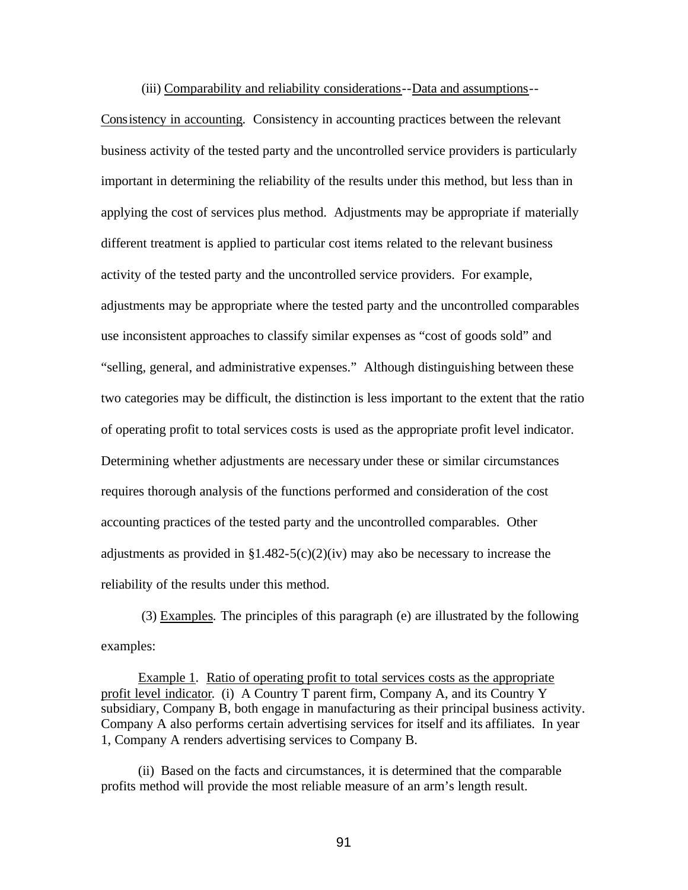(iii) Comparability and reliability considerations--Data and assumptions--Consistency in accounting. Consistency in accounting practices between the relevant business activity of the tested party and the uncontrolled service providers is particularly important in determining the reliability of the results under this method, but less than in applying the cost of services plus method. Adjustments may be appropriate if materially different treatment is applied to particular cost items related to the relevant business activity of the tested party and the uncontrolled service providers. For example, adjustments may be appropriate where the tested party and the uncontrolled comparables use inconsistent approaches to classify similar expenses as "cost of goods sold" and "selling, general, and administrative expenses." Although distinguishing between these two categories may be difficult, the distinction is less important to the extent that the ratio of operating profit to total services costs is used as the appropriate profit level indicator. Determining whether adjustments are necessary under these or similar circumstances requires thorough analysis of the functions performed and consideration of the cost accounting practices of the tested party and the uncontrolled comparables. Other adjustments as provided in §1.482-5(c)(2)(iv) may also be necessary to increase the reliability of the results under this method.

(3) Examples. The principles of this paragraph (e) are illustrated by the following examples:

Example 1. Ratio of operating profit to total services costs as the appropriate profit level indicator. (i) A Country T parent firm, Company A, and its Country Y subsidiary, Company B, both engage in manufacturing as their principal business activity. Company A also performs certain advertising services for itself and its affiliates. In year 1, Company A renders advertising services to Company B.

(ii) Based on the facts and circumstances, it is determined that the comparable profits method will provide the most reliable measure of an arm's length result.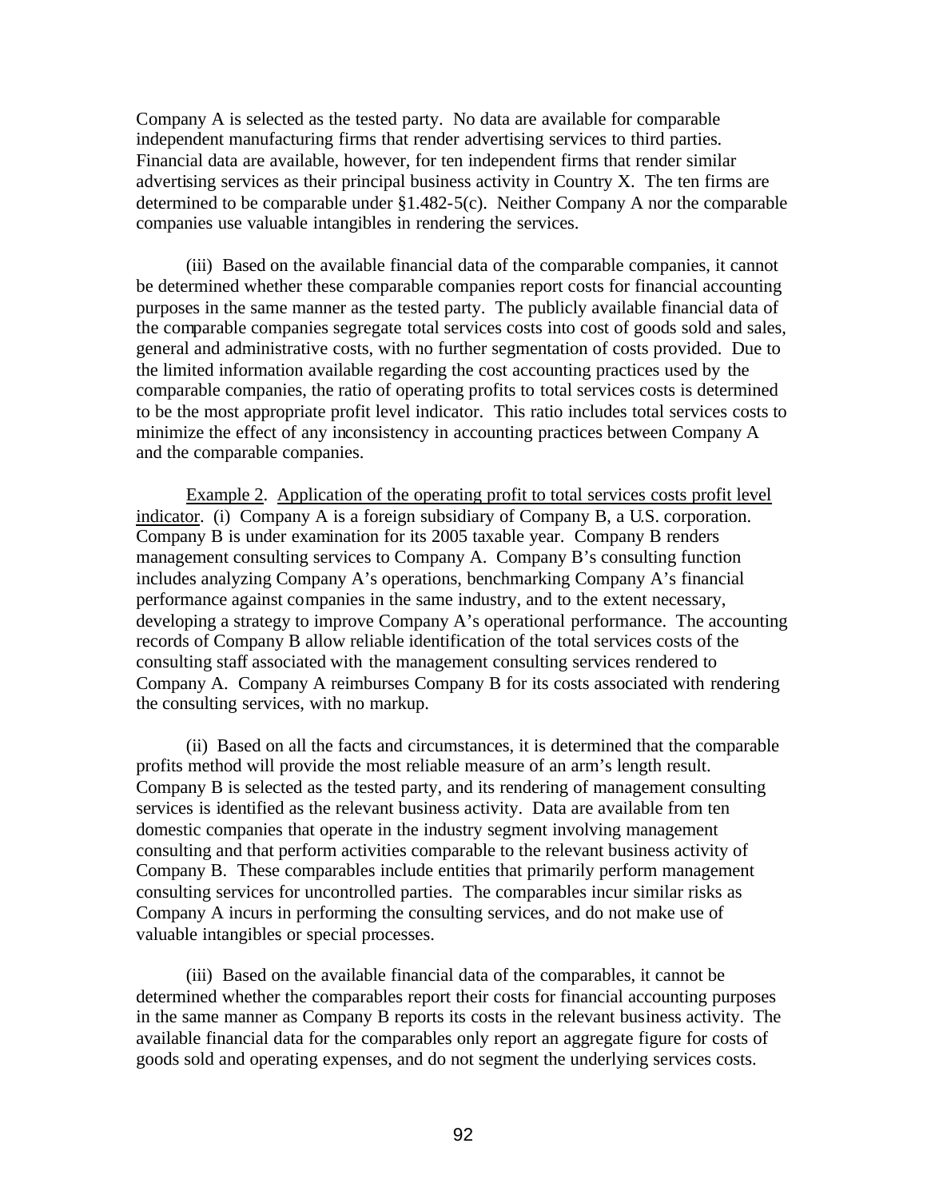Company A is selected as the tested party. No data are available for comparable independent manufacturing firms that render advertising services to third parties. Financial data are available, however, for ten independent firms that render similar advertising services as their principal business activity in Country X. The ten firms are determined to be comparable under §1.482-5(c). Neither Company A nor the comparable companies use valuable intangibles in rendering the services.

(iii) Based on the available financial data of the comparable companies, it cannot be determined whether these comparable companies report costs for financial accounting purposes in the same manner as the tested party. The publicly available financial data of the comparable companies segregate total services costs into cost of goods sold and sales, general and administrative costs, with no further segmentation of costs provided. Due to the limited information available regarding the cost accounting practices used by the comparable companies, the ratio of operating profits to total services costs is determined to be the most appropriate profit level indicator. This ratio includes total services costs to minimize the effect of any inconsistency in accounting practices between Company A and the comparable companies.

Example 2. Application of the operating profit to total services costs profit level indicator. (i) Company A is a foreign subsidiary of Company B, a U.S. corporation. Company B is under examination for its 2005 taxable year. Company B renders management consulting services to Company A. Company B's consulting function includes analyzing Company A's operations, benchmarking Company A's financial performance against companies in the same industry, and to the extent necessary, developing a strategy to improve Company A's operational performance. The accounting records of Company B allow reliable identification of the total services costs of the consulting staff associated with the management consulting services rendered to Company A. Company A reimburses Company B for its costs associated with rendering the consulting services, with no markup.

(ii) Based on all the facts and circumstances, it is determined that the comparable profits method will provide the most reliable measure of an arm's length result. Company B is selected as the tested party, and its rendering of management consulting services is identified as the relevant business activity. Data are available from ten domestic companies that operate in the industry segment involving management consulting and that perform activities comparable to the relevant business activity of Company B. These comparables include entities that primarily perform management consulting services for uncontrolled parties. The comparables incur similar risks as Company A incurs in performing the consulting services, and do not make use of valuable intangibles or special processes.

(iii) Based on the available financial data of the comparables, it cannot be determined whether the comparables report their costs for financial accounting purposes in the same manner as Company B reports its costs in the relevant business activity. The available financial data for the comparables only report an aggregate figure for costs of goods sold and operating expenses, and do not segment the underlying services costs.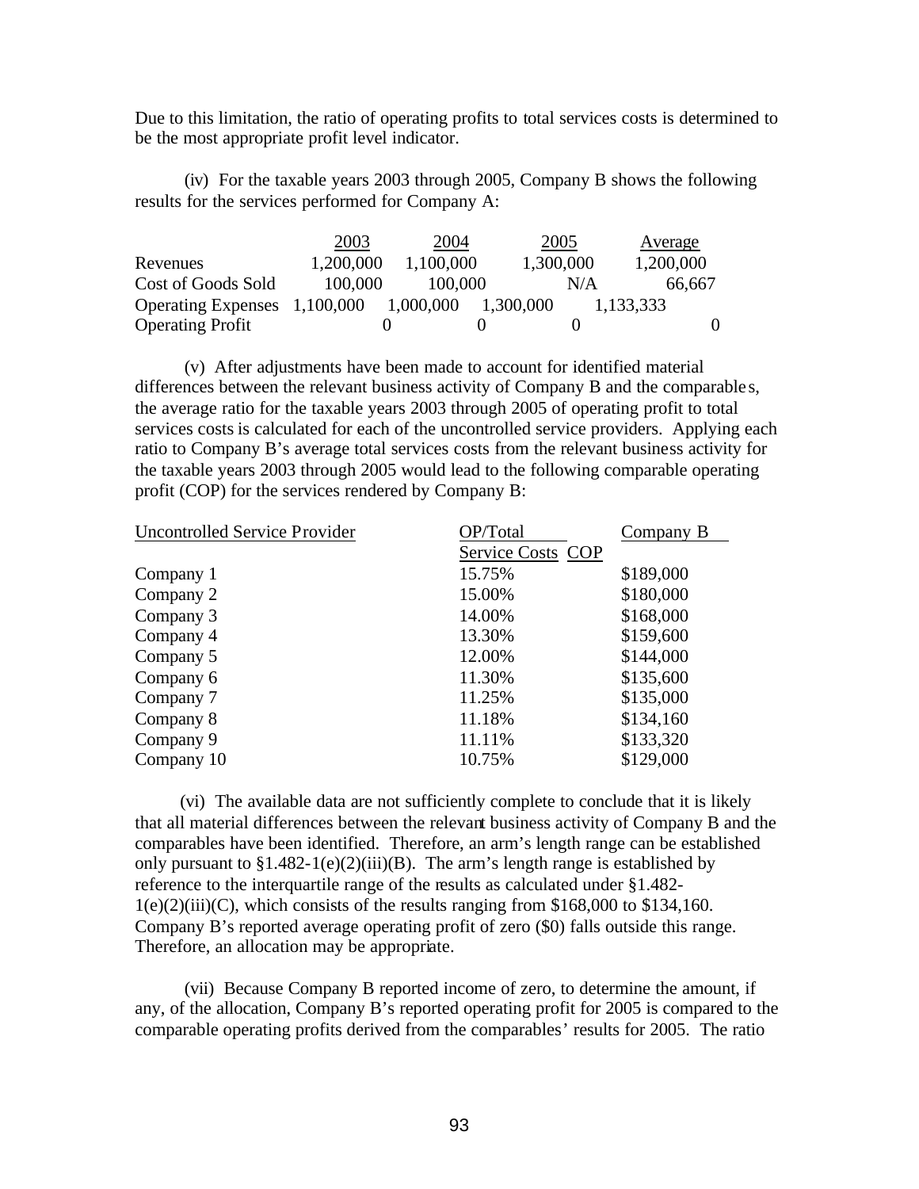Due to this limitation, the ratio of operating profits to total services costs is determined to be the most appropriate profit level indicator.

(iv) For the taxable years 2003 through 2005, Company B shows the following results for the services performed for Company A:

| | 2003 | 2004 | 2005 | Average |
|---|---|---|---|---|
| Revenues | 1,200,000 | 1,100,000 | 1,300,000 | 1,200,000 |
| Cost of Goods Sold | 100,000 | 100,000 | N/A | 66,667 |
| Operating Expenses | 1,100,000 | 1,000,000 | 1,300,000 | 1,133,333 |
| Operating Profit | 0 | 0 | 0 | 0 |

(v) After adjustments have been made to account for identified material differences between the relevant business activity of Company B and the comparables, the average ratio for the taxable years 2003 through 2005 of operating profit to total services costs is calculated for each of the uncontrolled service providers. Applying each ratio to Company B's average total services costs from the relevant business activity for the taxable years 2003 through 2005 would lead to the following comparable operating profit (COP) for the services rendered by Company B:

| Uncontrolled Service Provider | OP/Total Service Costs | Company B COP |
|---|---|---|
| Company 1 | 15.75% | \$189,000 |
| Company 2 | 15.00% | \$180,000 |
| Company 3 | 14.00% | \$168,000 |
| Company 4 | 13.30% | \$159,600 |
| Company 5 | 12.00% | \$144,000 |
| Company 6 | 11.30% | \$135,600 |
| Company 7 | 11.25% | \$135,000 |
| Company 8 | 11.18% | \$134,160 |
| Company 9 | 11.11% | \$133,320 |
| Company 10 | 10.75% | \$129,000 |

(vi) The available data are not sufficiently complete to conclude that it is likely that all material differences between the relevant business activity of Company B and the comparables have been identified. Therefore, an arm's length range can be established only pursuant to §1.482-1(e)(2)(iii)(B). The arm's length range is established by reference to the interquartile range of the results as calculated under §1.482-1(e)(2)(iii)(C), which consists of the results ranging from \$168,000 to \$134,160. Company B's reported average operating profit of zero (\$0) falls outside this range. Therefore, an allocation may be appropriate.

(vii) Because Company B reported income of zero, to determine the amount, if any, of the allocation, Company B's reported operating profit for 2005 is compared to the comparable operating profits derived from the comparables' results for 2005. The ratio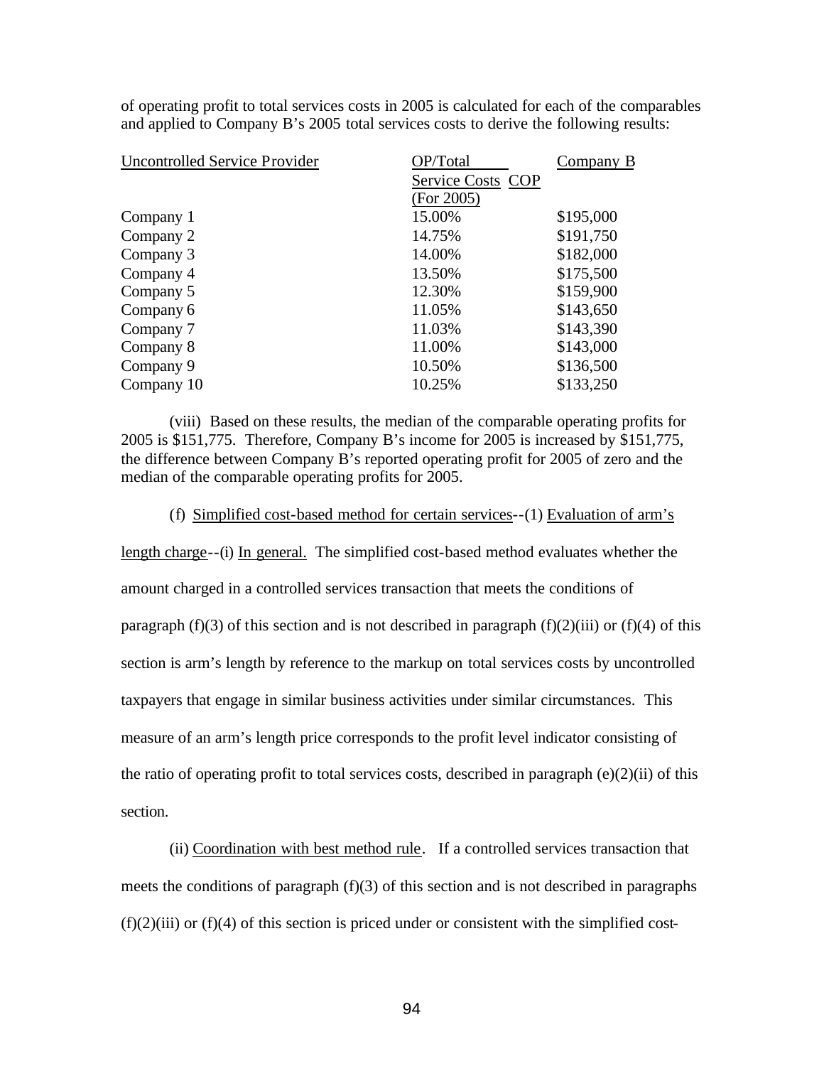of operating profit to total services costs in 2005 is calculated for each of the comparables and applied to Company B's 2005 total services costs to derive the following results:

| Uncontrolled Service Provider | OP/Total Service Costs (For 2005) | Company B COP |
|---|---|---|
| Company 1 | 15.00% | \$195,000 |
| Company 2 | 14.75% | \$191,750 |
| Company 3 | 14.00% | \$182,000 |
| Company 4 | 13.50% | \$175,500 |
| Company 5 | 12.30% | \$159,900 |
| Company 6 | 11.05% | \$143,650 |
| Company 7 | 11.03% | \$143,390 |
| Company 8 | 11.00% | \$143,000 |
| Company 9 | 10.50% | \$136,500 |
| Company 10 | 10.25% | \$133,250 |

(viii) Based on these results, the median of the comparable operating profits for 2005 is \$151,775. Therefore, Company B's income for 2005 is increased by \$151,775, the difference between Company B's reported operating profit for 2005 of zero and the median of the comparable operating profits for 2005.

(f) Simplified cost-based method for certain services--(1) Evaluation of arm's length charge--(i) In general. The simplified cost-based method evaluates whether the amount charged in a controlled services transaction that meets the conditions of paragraph (f)(3) of this section and is not described in paragraph (f)(2)(iii) or (f)(4) of this section is arm's length by reference to the markup on total services costs by uncontrolled taxpayers that engage in similar business activities under similar circumstances. This measure of an arm's length price corresponds to the profit level indicator consisting of the ratio of operating profit to total services costs, described in paragraph (e)(2)(ii) of this section.

(ii) Coordination with best method rule. If a controlled services transaction that meets the conditions of paragraph (f)(3) of this section and is not described in paragraphs (f)(2)(iii) or (f)(4) of this section is priced under or consistent with the simplified cost-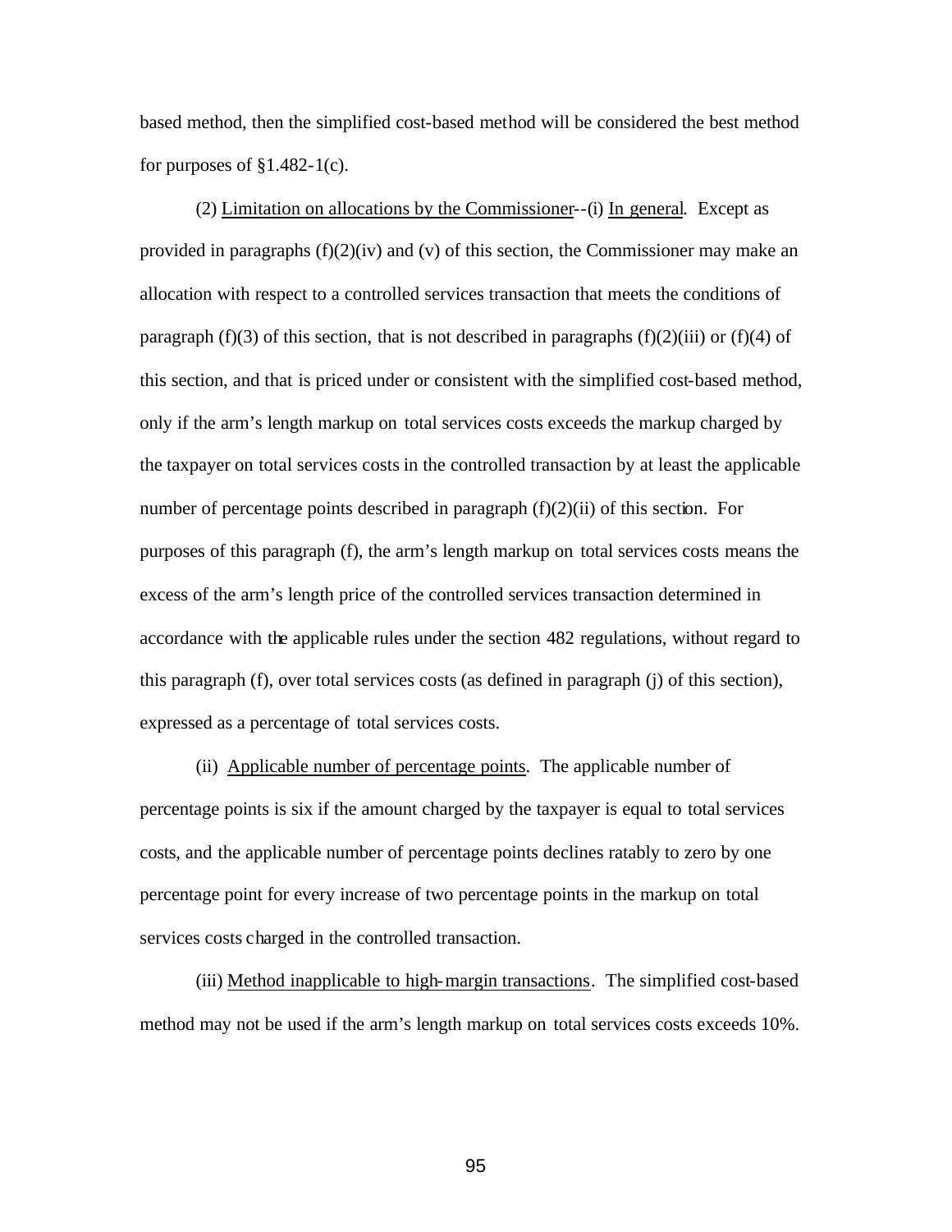based method, then the simplified cost-based method will be considered the best method for purposes of §1.482-1(c).

(2) Limitation on allocations by the Commissioner--(i) In general. Except as provided in paragraphs (f)(2)(iv) and (v) of this section, the Commissioner may make an allocation with respect to a controlled services transaction that meets the conditions of paragraph (f)(3) of this section, that is not described in paragraphs (f)(2)(iii) or (f)(4) of this section, and that is priced under or consistent with the simplified cost-based method, only if the arm's length markup on total services costs exceeds the markup charged by the taxpayer on total services costs in the controlled transaction by at least the applicable number of percentage points described in paragraph (f)(2)(ii) of this section. For purposes of this paragraph (f), the arm's length markup on total services costs means the excess of the arm's length price of the controlled services transaction determined in accordance with the applicable rules under the section 482 regulations, without regard to this paragraph (f), over total services costs (as defined in paragraph (j) of this section), expressed as a percentage of total services costs.

(ii) Applicable number of percentage points. The applicable number of percentage points is six if the amount charged by the taxpayer is equal to total services costs, and the applicable number of percentage points declines ratably to zero by one percentage point for every increase of two percentage points in the markup on total services costs charged in the controlled transaction.

(iii) Method inapplicable to high-margin transactions. The simplified cost-based method may not be used if the arm's length markup on total services costs exceeds 10%.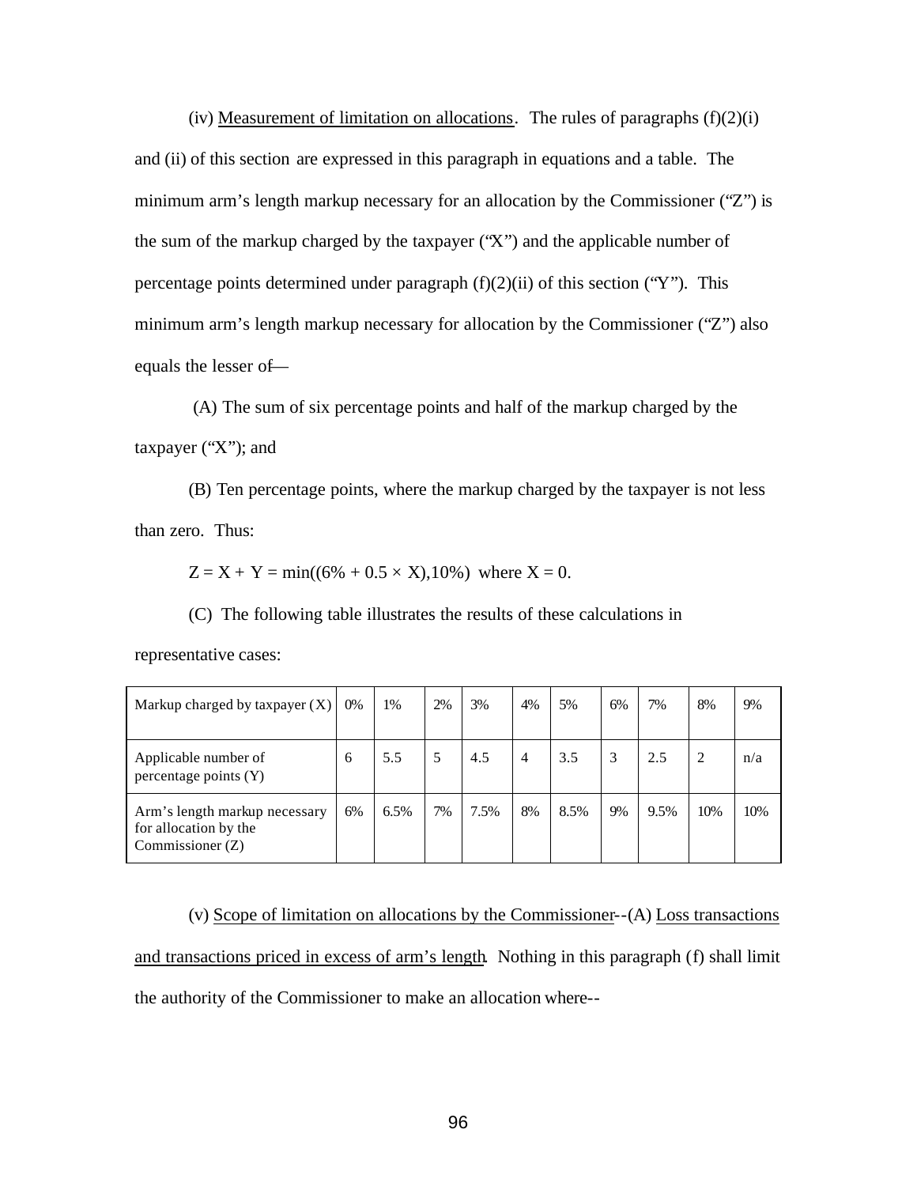(iv) Measurement of limitation on allocations. The rules of paragraphs (f)(2)(i) and (ii) of this section are expressed in this paragraph in equations and a table. The minimum arm's length markup necessary for an allocation by the Commissioner ("Z") is the sum of the markup charged by the taxpayer ("X") and the applicable number of percentage points determined under paragraph (f)(2)(ii) of this section ("Y"). This minimum arm's length markup necessary for allocation by the Commissioner ("Z") also equals the lesser of—

(A) The sum of six percentage points and half of the markup charged by the taxpayer ("X"); and

(B) Ten percentage points, where the markup charged by the taxpayer is not less than zero. Thus:

$Z = X + Y = \min((6\% + 0.5 \times X), 10\%)$ where $X = 0$.

(C) The following table illustrates the results of these calculations in representative cases:

| Markup charged by taxpayer (X) | 0% | 1% | 2% | 3% | 4% | 5% | 6% | 7% | 8% | 9% |
|---|---|---|---|---|---|---|---|---|---|---|
| Applicable number of percentage points (Y) | 6 | 5.5 | 5 | 4.5 | 4 | 3.5 | 3 | 2.5 | 2 | n/a |
| Arm's length markup necessary for allocation by the Commissioner (Z) | 6% | 6.5% | 7% | 7.5% | 8% | 8.5% | 9% | 9.5% | 10% | 10% |

(v) Scope of limitation on allocations by the Commissioner--(A) Loss transactions and transactions priced in excess of arm's length. Nothing in this paragraph (f) shall limit the authority of the Commissioner to make an allocation where--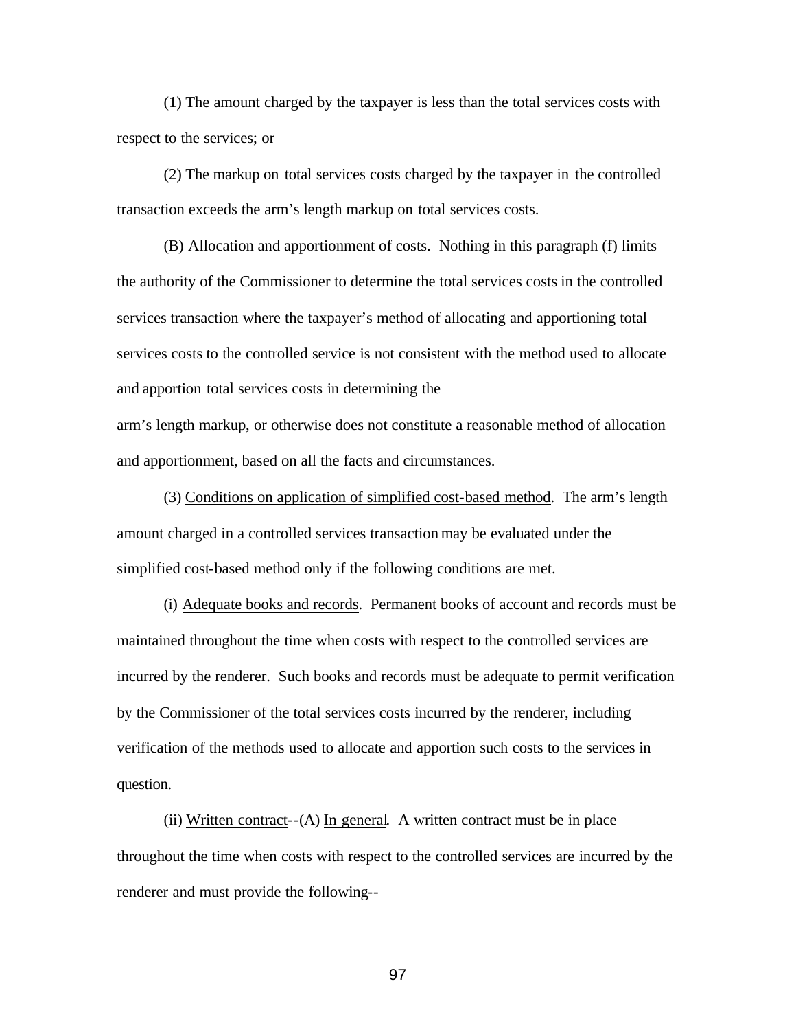(1) The amount charged by the taxpayer is less than the total services costs with respect to the services; or

(2) The markup on total services costs charged by the taxpayer in the controlled transaction exceeds the arm's length markup on total services costs.

(B) Allocation and apportionment of costs. Nothing in this paragraph (f) limits the authority of the Commissioner to determine the total services costs in the controlled services transaction where the taxpayer's method of allocating and apportioning total services costs to the controlled service is not consistent with the method used to allocate and apportion total services costs in determining the arm's length markup, or otherwise does not constitute a reasonable method of allocation and apportionment, based on all the facts and circumstances.

(3) Conditions on application of simplified cost-based method. The arm's length amount charged in a controlled services transaction may be evaluated under the simplified cost-based method only if the following conditions are met.

(i) Adequate books and records. Permanent books of account and records must be maintained throughout the time when costs with respect to the controlled services are incurred by the renderer. Such books and records must be adequate to permit verification by the Commissioner of the total services costs incurred by the renderer, including verification of the methods used to allocate and apportion such costs to the services in question.

(ii) Written contract--(A) In general. A written contract must be in place throughout the time when costs with respect to the controlled services are incurred by the renderer and must provide the following--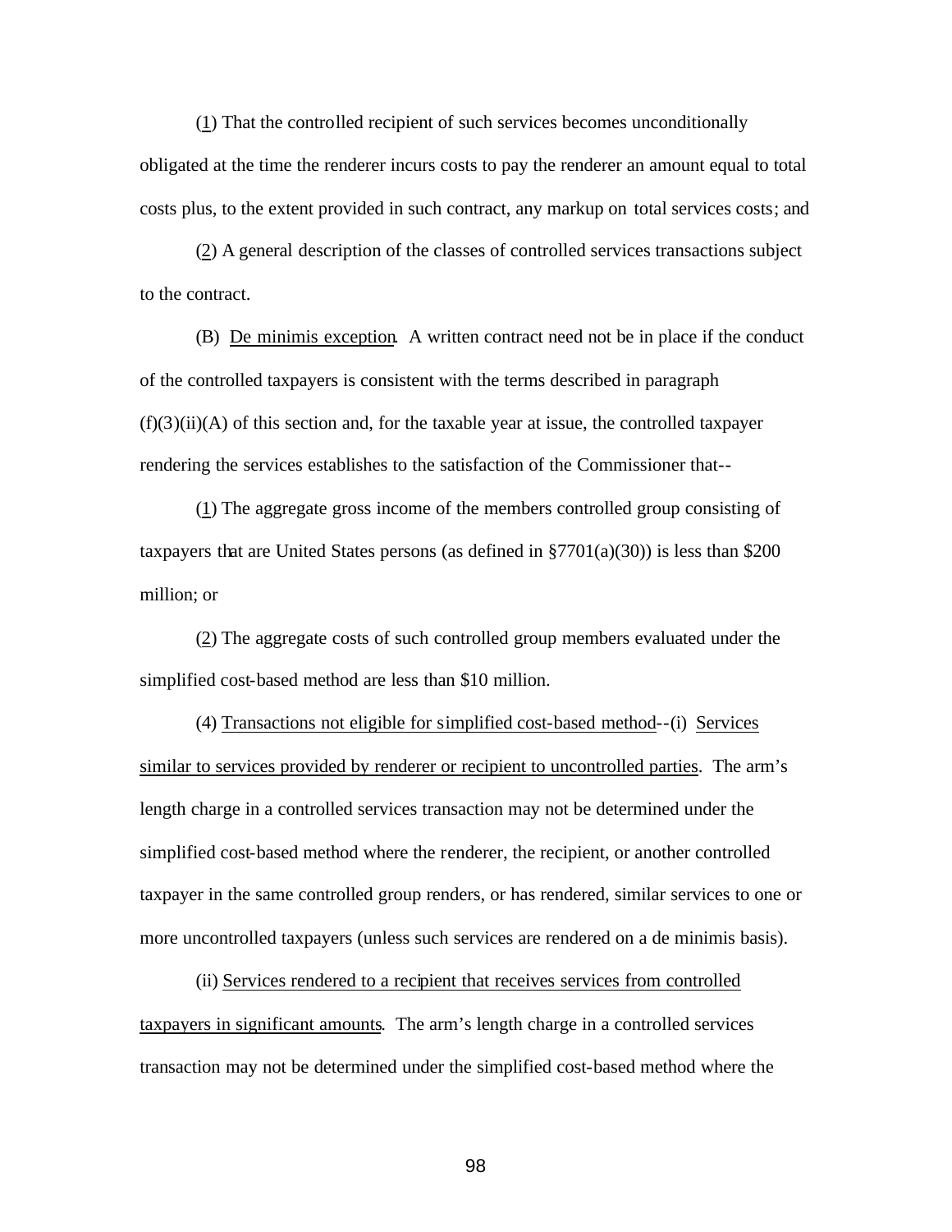(1) That the controlled recipient of such services becomes unconditionally obligated at the time the renderer incurs costs to pay the renderer an amount equal to total costs plus, to the extent provided in such contract, any markup on total services costs; and

(2) A general description of the classes of controlled services transactions subject to the contract.

(B) De minimis exception. A written contract need not be in place if the conduct of the controlled taxpayers is consistent with the terms described in paragraph (f)(3)(ii)(A) of this section and, for the taxable year at issue, the controlled taxpayer rendering the services establishes to the satisfaction of the Commissioner that--

(1) The aggregate gross income of the members controlled group consisting of taxpayers that are United States persons (as defined in §7701(a)(30)) is less than $200 million; or

(2) The aggregate costs of such controlled group members evaluated under the simplified cost-based method are less than $10 million.

(4) Transactions not eligible for simplified cost-based method--(i) Services similar to services provided by renderer or recipient to uncontrolled parties. The arm's length charge in a controlled services transaction may not be determined under the simplified cost-based method where the renderer, the recipient, or another controlled taxpayer in the same controlled group renders, or has rendered, similar services to one or more uncontrolled taxpayers (unless such services are rendered on a de minimis basis).

(ii) Services rendered to a recipient that receives services from controlled taxpayers in significant amounts. The arm's length charge in a controlled services transaction may not be determined under the simplified cost-based method where the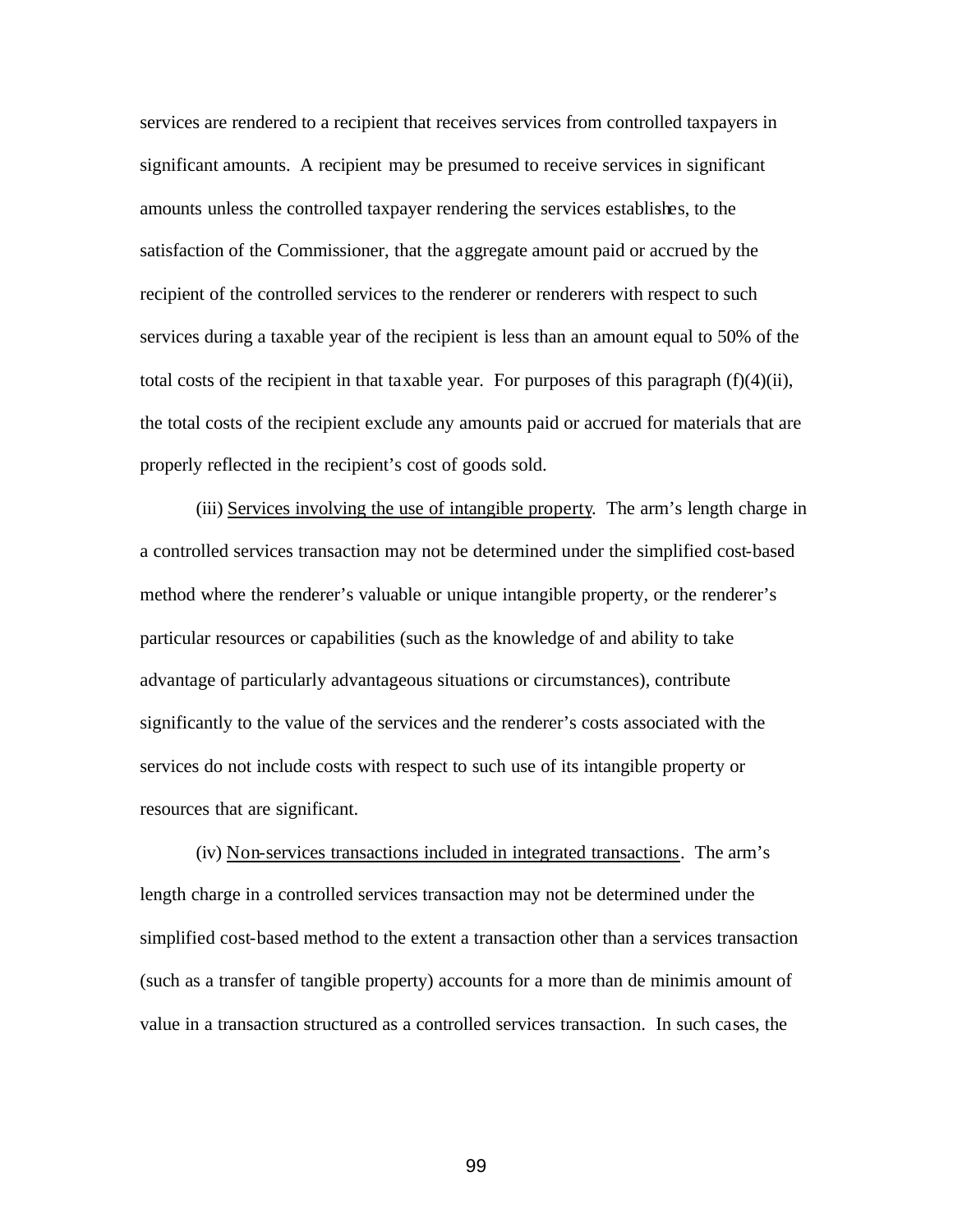services are rendered to a recipient that receives services from controlled taxpayers in significant amounts. A recipient may be presumed to receive services in significant amounts unless the controlled taxpayer rendering the services establishes, to the satisfaction of the Commissioner, that the aggregate amount paid or accrued by the recipient of the controlled services to the renderer or renderers with respect to such services during a taxable year of the recipient is less than an amount equal to 50% of the total costs of the recipient in that taxable year. For purposes of this paragraph (f)(4)(ii), the total costs of the recipient exclude any amounts paid or accrued for materials that are properly reflected in the recipient's cost of goods sold.

(iii) Services involving the use of intangible property. The arm's length charge in a controlled services transaction may not be determined under the simplified cost-based method where the renderer's valuable or unique intangible property, or the renderer's particular resources or capabilities (such as the knowledge of and ability to take advantage of particularly advantageous situations or circumstances), contribute significantly to the value of the services and the renderer's costs associated with the services do not include costs with respect to such use of its intangible property or resources that are significant.

(iv) Non-services transactions included in integrated transactions. The arm's length charge in a controlled services transaction may not be determined under the simplified cost-based method to the extent a transaction other than a services transaction (such as a transfer of tangible property) accounts for a more than de minimis amount of value in a transaction structured as a controlled services transaction. In such cases, the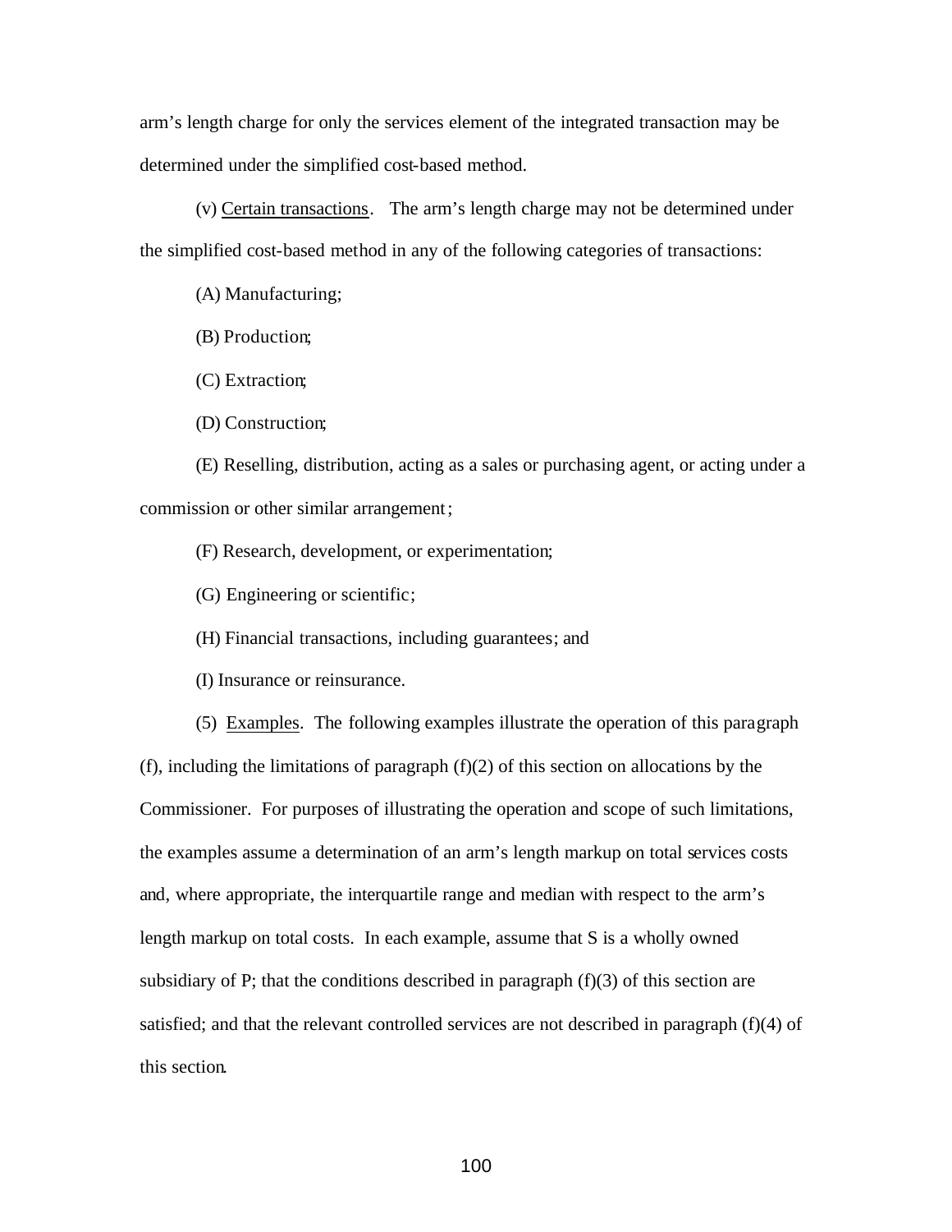arm's length charge for only the services element of the integrated transaction may be determined under the simplified cost-based method.

(v) Certain transactions. The arm's length charge may not be determined under the simplified cost-based method in any of the following categories of transactions:

(A) Manufacturing;

(B) Production;

(C) Extraction;

(D) Construction;

(E) Reselling, distribution, acting as a sales or purchasing agent, or acting under a commission or other similar arrangement;

(F) Research, development, or experimentation;

(G) Engineering or scientific;

(H) Financial transactions, including guarantees; and

(I) Insurance or reinsurance.

(5) Examples. The following examples illustrate the operation of this paragraph (f), including the limitations of paragraph (f)(2) of this section on allocations by the Commissioner. For purposes of illustrating the operation and scope of such limitations, the examples assume a determination of an arm's length markup on total services costs and, where appropriate, the interquartile range and median with respect to the arm's length markup on total costs. In each example, assume that S is a wholly owned subsidiary of P; that the conditions described in paragraph (f)(3) of this section are satisfied; and that the relevant controlled services are not described in paragraph (f)(4) of this section.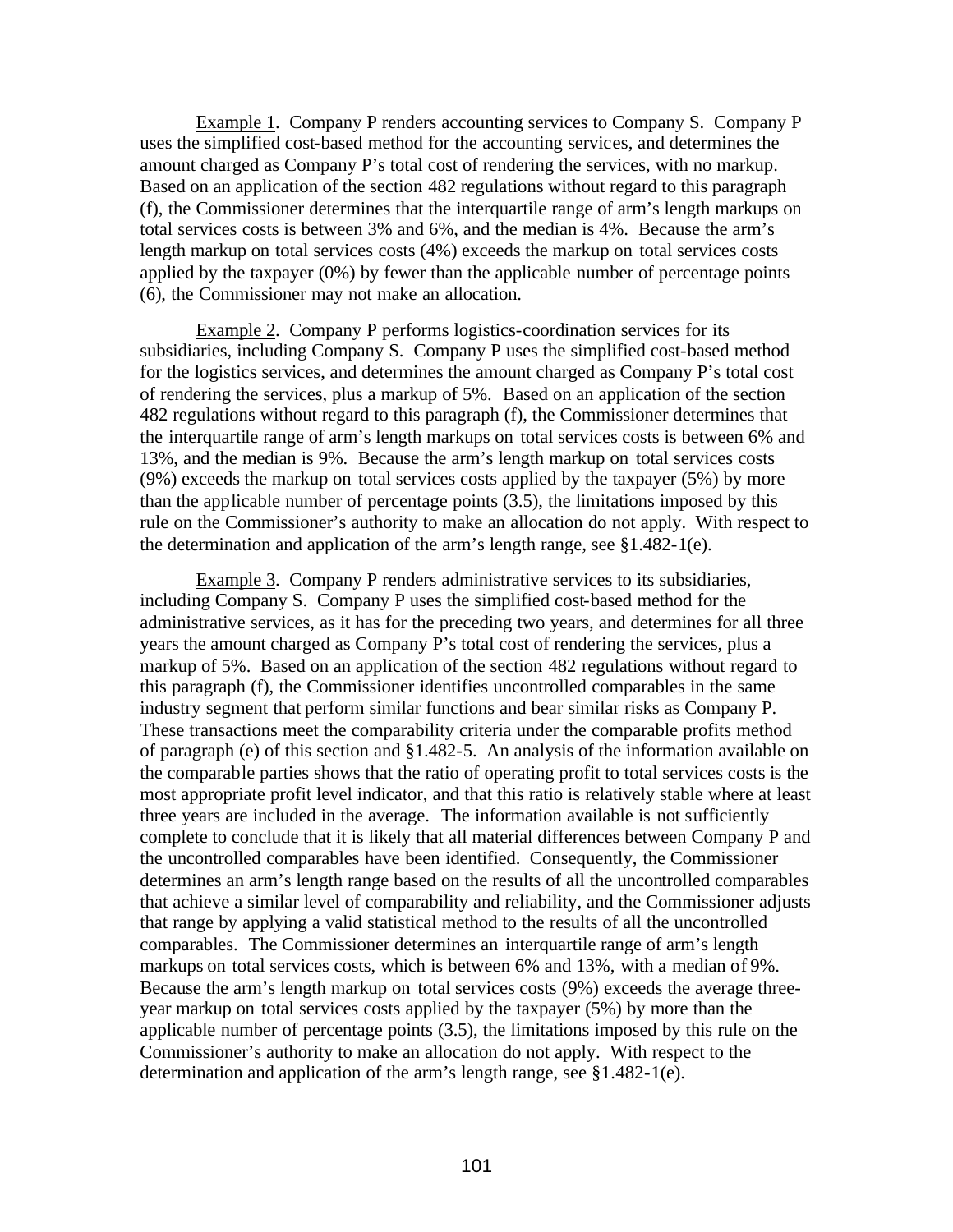Example 1. Company P renders accounting services to Company S. Company P uses the simplified cost-based method for the accounting services, and determines the amount charged as Company P's total cost of rendering the services, with no markup. Based on an application of the section 482 regulations without regard to this paragraph (f), the Commissioner determines that the interquartile range of arm's length markups on total services costs is between 3% and 6%, and the median is 4%. Because the arm's length markup on total services costs (4%) exceeds the markup on total services costs applied by the taxpayer (0%) by fewer than the applicable number of percentage points (6), the Commissioner may not make an allocation.

Example 2. Company P performs logistics-coordination services for its subsidiaries, including Company S. Company P uses the simplified cost-based method for the logistics services, and determines the amount charged as Company P's total cost of rendering the services, plus a markup of 5%. Based on an application of the section 482 regulations without regard to this paragraph (f), the Commissioner determines that the interquartile range of arm's length markups on total services costs is between 6% and 13%, and the median is 9%. Because the arm's length markup on total services costs (9%) exceeds the markup on total services costs applied by the taxpayer (5%) by more than the applicable number of percentage points (3.5), the limitations imposed by this rule on the Commissioner's authority to make an allocation do not apply. With respect to the determination and application of the arm's length range, see §1.482-1(e).

Example 3. Company P renders administrative services to its subsidiaries, including Company S. Company P uses the simplified cost-based method for the administrative services, as it has for the preceding two years, and determines for all three years the amount charged as Company P's total cost of rendering the services, plus a markup of 5%. Based on an application of the section 482 regulations without regard to this paragraph (f), the Commissioner identifies uncontrolled comparables in the same industry segment that perform similar functions and bear similar risks as Company P. These transactions meet the comparability criteria under the comparable profits method of paragraph (e) of this section and §1.482-5. An analysis of the information available on the comparable parties shows that the ratio of operating profit to total services costs is the most appropriate profit level indicator, and that this ratio is relatively stable where at least three years are included in the average. The information available is not sufficiently complete to conclude that it is likely that all material differences between Company P and the uncontrolled comparables have been identified. Consequently, the Commissioner determines an arm's length range based on the results of all the uncontrolled comparables that achieve a similar level of comparability and reliability, and the Commissioner adjusts that range by applying a valid statistical method to the results of all the uncontrolled comparables. The Commissioner determines an interquartile range of arm's length markups on total services costs, which is between 6% and 13%, with a median of 9%. Because the arm's length markup on total services costs (9%) exceeds the average three-year markup on total services costs applied by the taxpayer (5%) by more than the applicable number of percentage points (3.5), the limitations imposed by this rule on the Commissioner's authority to make an allocation do not apply. With respect to the determination and application of the arm's length range, see §1.482-1(e).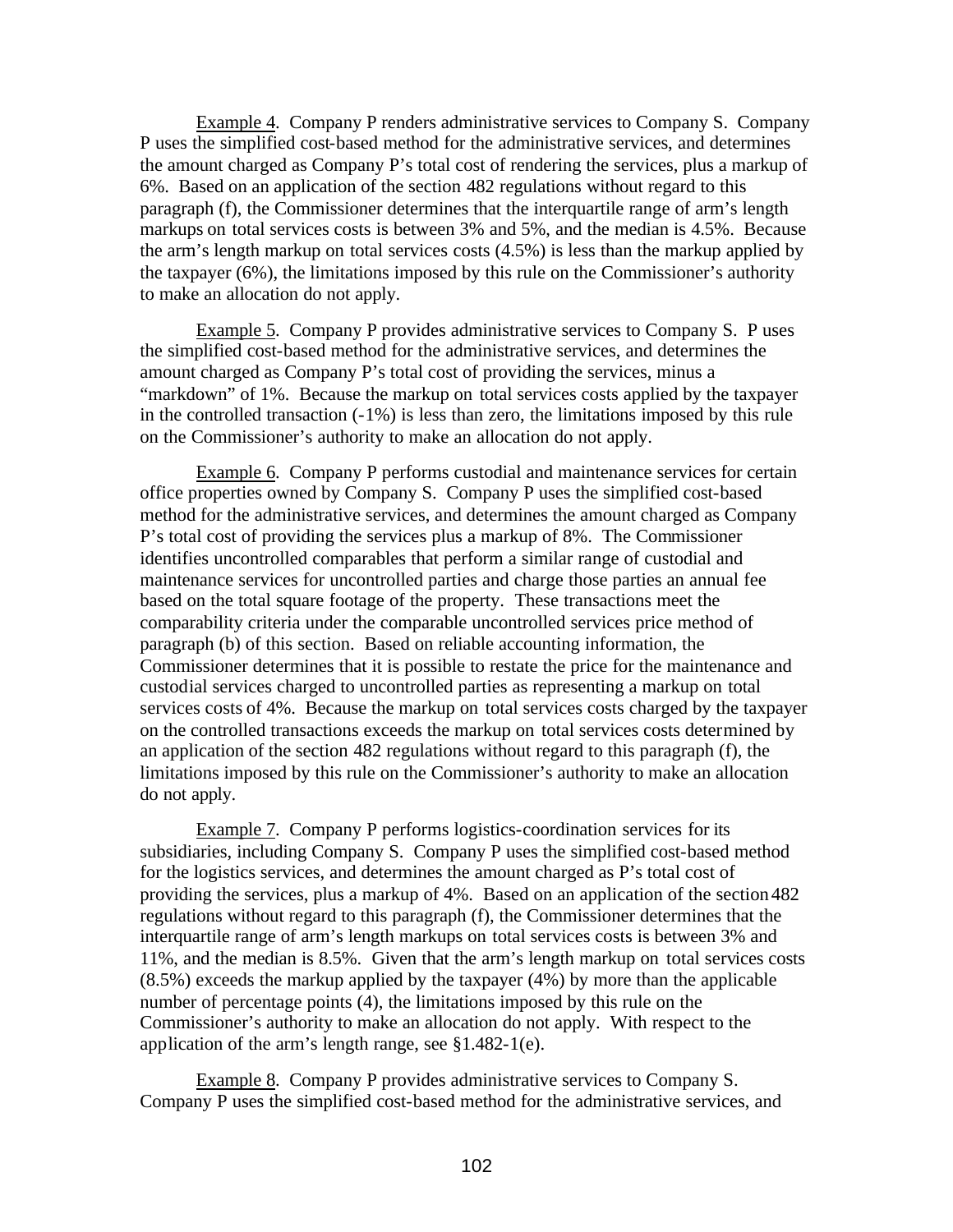Example 4. Company P renders administrative services to Company S. Company P uses the simplified cost-based method for the administrative services, and determines the amount charged as Company P's total cost of rendering the services, plus a markup of 6%. Based on an application of the section 482 regulations without regard to this paragraph (f), the Commissioner determines that the interquartile range of arm's length markups on total services costs is between 3% and 5%, and the median is 4.5%. Because the arm's length markup on total services costs (4.5%) is less than the markup applied by the taxpayer (6%), the limitations imposed by this rule on the Commissioner's authority to make an allocation do not apply.

Example 5. Company P provides administrative services to Company S. P uses the simplified cost-based method for the administrative services, and determines the amount charged as Company P's total cost of providing the services, minus a "markdown" of 1%. Because the markup on total services costs applied by the taxpayer in the controlled transaction (-1%) is less than zero, the limitations imposed by this rule on the Commissioner's authority to make an allocation do not apply.

Example 6. Company P performs custodial and maintenance services for certain office properties owned by Company S. Company P uses the simplified cost-based method for the administrative services, and determines the amount charged as Company P's total cost of providing the services plus a markup of 8%. The Commissioner identifies uncontrolled comparables that perform a similar range of custodial and maintenance services for uncontrolled parties and charge those parties an annual fee based on the total square footage of the property. These transactions meet the comparability criteria under the comparable uncontrolled services price method of paragraph (b) of this section. Based on reliable accounting information, the Commissioner determines that it is possible to restate the price for the maintenance and custodial services charged to uncontrolled parties as representing a markup on total services costs of 4%. Because the markup on total services costs charged by the taxpayer on the controlled transactions exceeds the markup on total services costs determined by an application of the section 482 regulations without regard to this paragraph (f), the limitations imposed by this rule on the Commissioner's authority to make an allocation do not apply.

Example 7. Company P performs logistics-coordination services for its subsidiaries, including Company S. Company P uses the simplified cost-based method for the logistics services, and determines the amount charged as P's total cost of providing the services, plus a markup of 4%. Based on an application of the section 482 regulations without regard to this paragraph (f), the Commissioner determines that the interquartile range of arm's length markups on total services costs is between 3% and 11%, and the median is 8.5%. Given that the arm's length markup on total services costs (8.5%) exceeds the markup applied by the taxpayer (4%) by more than the applicable number of percentage points (4), the limitations imposed by this rule on the Commissioner's authority to make an allocation do not apply. With respect to the application of the arm's length range, see §1.482-1(e).

Example 8. Company P provides administrative services to Company S. Company P uses the simplified cost-based method for the administrative services, and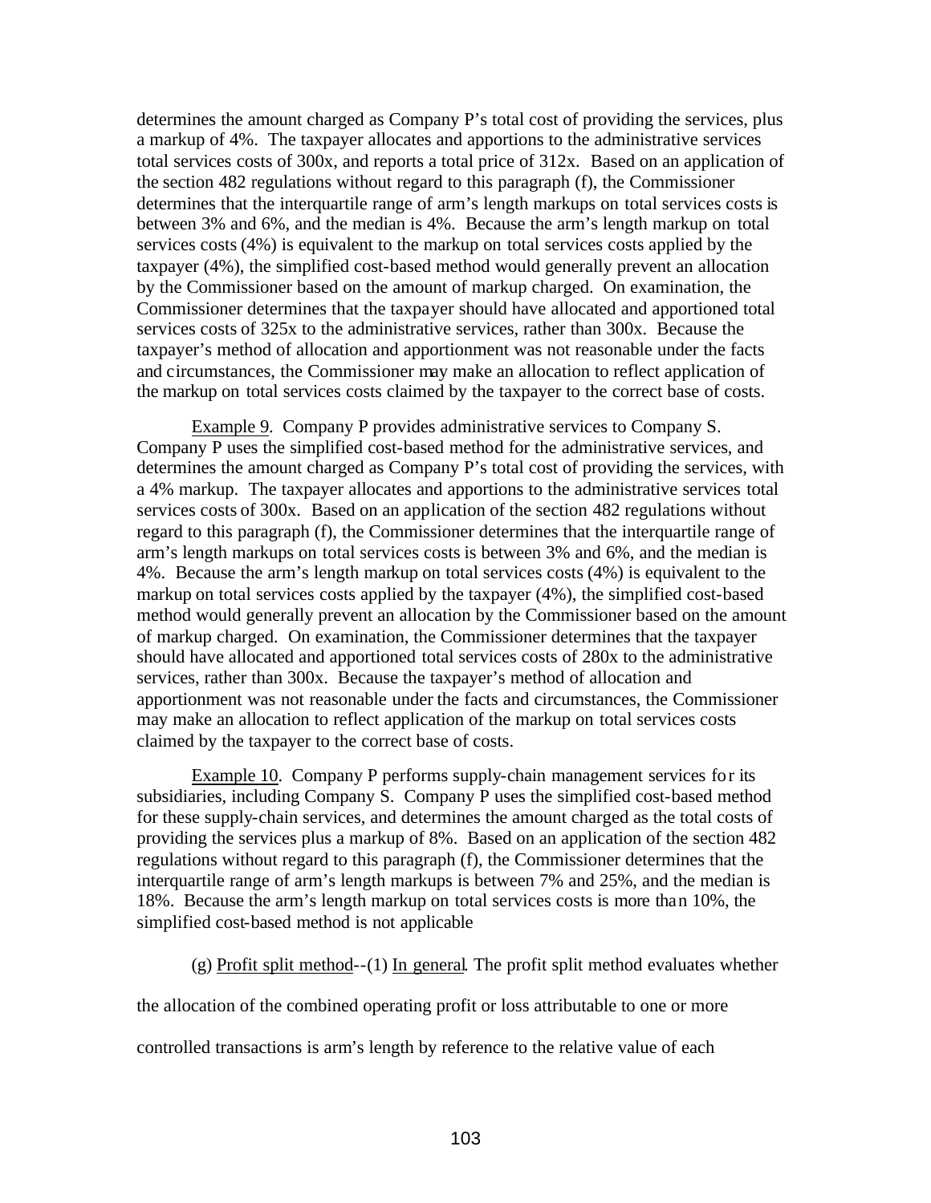determines the amount charged as Company P's total cost of providing the services, plus a markup of 4%. The taxpayer allocates and apportions to the administrative services total services costs of 300x, and reports a total price of 312x. Based on an application of the section 482 regulations without regard to this paragraph (f), the Commissioner determines that the interquartile range of arm's length markups on total services costs is between 3% and 6%, and the median is 4%. Because the arm's length markup on total services costs (4%) is equivalent to the markup on total services costs applied by the taxpayer (4%), the simplified cost-based method would generally prevent an allocation by the Commissioner based on the amount of markup charged. On examination, the Commissioner determines that the taxpayer should have allocated and apportioned total services costs of 325x to the administrative services, rather than 300x. Because the taxpayer's method of allocation and apportionment was not reasonable under the facts and circumstances, the Commissioner may make an allocation to reflect application of the markup on total services costs claimed by the taxpayer to the correct base of costs.

Example 9. Company P provides administrative services to Company S. Company P uses the simplified cost-based method for the administrative services, and determines the amount charged as Company P's total cost of providing the services, with a 4% markup. The taxpayer allocates and apportions to the administrative services total services costs of 300x. Based on an application of the section 482 regulations without regard to this paragraph (f), the Commissioner determines that the interquartile range of arm's length markups on total services costs is between 3% and 6%, and the median is 4%. Because the arm's length markup on total services costs (4%) is equivalent to the markup on total services costs applied by the taxpayer (4%), the simplified cost-based method would generally prevent an allocation by the Commissioner based on the amount of markup charged. On examination, the Commissioner determines that the taxpayer should have allocated and apportioned total services costs of 280x to the administrative services, rather than 300x. Because the taxpayer's method of allocation and apportionment was not reasonable under the facts and circumstances, the Commissioner may make an allocation to reflect application of the markup on total services costs claimed by the taxpayer to the correct base of costs.

Example 10. Company P performs supply-chain management services for its subsidiaries, including Company S. Company P uses the simplified cost-based method for these supply-chain services, and determines the amount charged as the total costs of providing the services plus a markup of 8%. Based on an application of the section 482 regulations without regard to this paragraph (f), the Commissioner determines that the interquartile range of arm's length markups is between 7% and 25%, and the median is 18%. Because the arm's length markup on total services costs is more than 10%, the simplified cost-based method is not applicable

(g) Profit split method--(1) In general. The profit split method evaluates whether the allocation of the combined operating profit or loss attributable to one or more controlled transactions is arm's length by reference to the relative value of each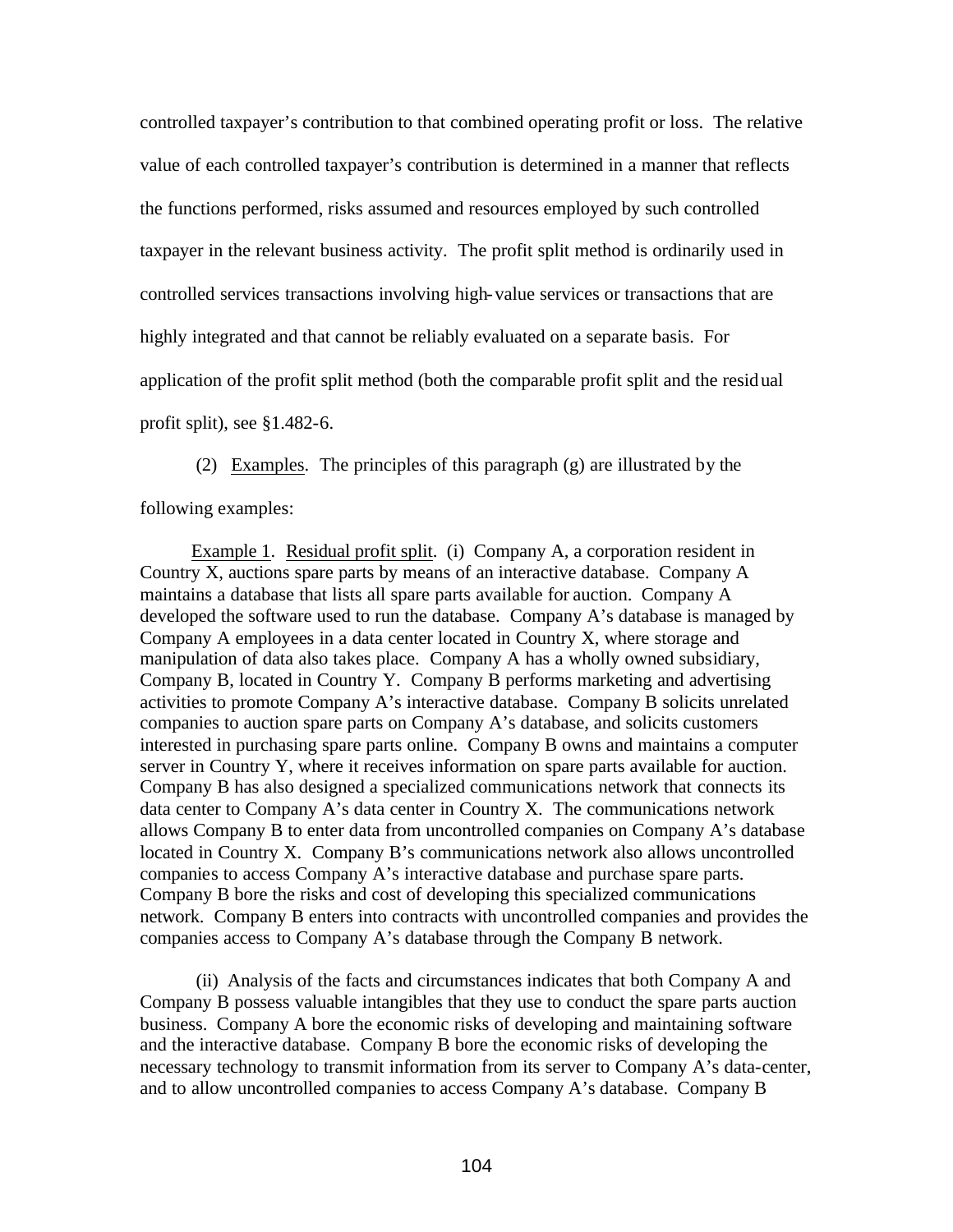controlled taxpayer's contribution to that combined operating profit or loss. The relative value of each controlled taxpayer's contribution is determined in a manner that reflects the functions performed, risks assumed and resources employed by such controlled taxpayer in the relevant business activity. The profit split method is ordinarily used in controlled services transactions involving high-value services or transactions that are highly integrated and that cannot be reliably evaluated on a separate basis. For application of the profit split method (both the comparable profit split and the residual profit split), see §1.482-6.

(2) Examples. The principles of this paragraph (g) are illustrated by the following examples:

Example 1. Residual profit split. (i) Company A, a corporation resident in Country X, auctions spare parts by means of an interactive database. Company A maintains a database that lists all spare parts available for auction. Company A developed the software used to run the database. Company A's database is managed by Company A employees in a data center located in Country X, where storage and manipulation of data also takes place. Company A has a wholly owned subsidiary, Company B, located in Country Y. Company B performs marketing and advertising activities to promote Company A's interactive database. Company B solicits unrelated companies to auction spare parts on Company A's database, and solicits customers interested in purchasing spare parts online. Company B owns and maintains a computer server in Country Y, where it receives information on spare parts available for auction. Company B has also designed a specialized communications network that connects its data center to Company A's data center in Country X. The communications network allows Company B to enter data from uncontrolled companies on Company A's database located in Country X. Company B's communications network also allows uncontrolled companies to access Company A's interactive database and purchase spare parts. Company B bore the risks and cost of developing this specialized communications network. Company B enters into contracts with uncontrolled companies and provides the companies access to Company A's database through the Company B network.

(ii) Analysis of the facts and circumstances indicates that both Company A and Company B possess valuable intangibles that they use to conduct the spare parts auction business. Company A bore the economic risks of developing and maintaining software and the interactive database. Company B bore the economic risks of developing the necessary technology to transmit information from its server to Company A's data-center, and to allow uncontrolled companies to access Company A's database. Company B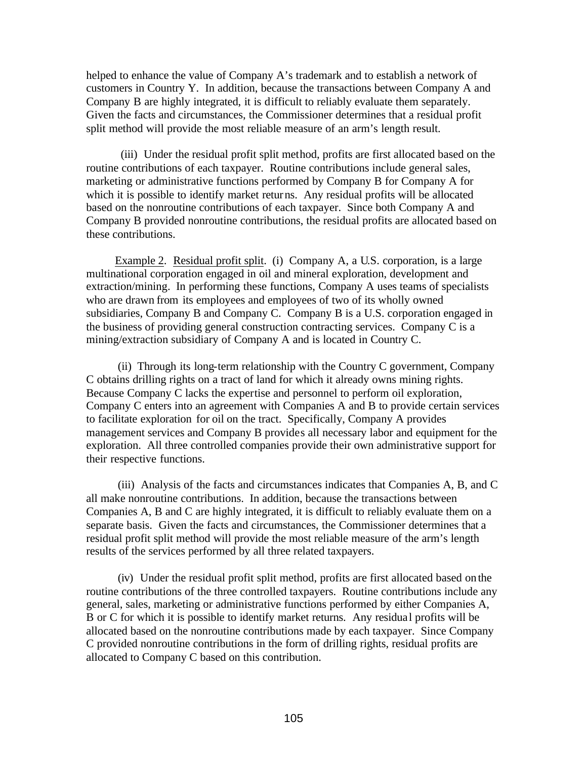helped to enhance the value of Company A's trademark and to establish a network of customers in Country Y. In addition, because the transactions between Company A and Company B are highly integrated, it is difficult to reliably evaluate them separately. Given the facts and circumstances, the Commissioner determines that a residual profit split method will provide the most reliable measure of an arm's length result.

(iii) Under the residual profit split method, profits are first allocated based on the routine contributions of each taxpayer. Routine contributions include general sales, marketing or administrative functions performed by Company B for Company A for which it is possible to identify market returns. Any residual profits will be allocated based on the nonroutine contributions of each taxpayer. Since both Company A and Company B provided nonroutine contributions, the residual profits are allocated based on these contributions.

<u>Example 2</u>. <u>Residual profit split</u>. (i) Company A, a U.S. corporation, is a large multinational corporation engaged in oil and mineral exploration, development and extraction/mining. In performing these functions, Company A uses teams of specialists who are drawn from its employees and employees of two of its wholly owned subsidiaries, Company B and Company C. Company B is a U.S. corporation engaged in the business of providing general construction contracting services. Company C is a mining/extraction subsidiary of Company A and is located in Country C.

(ii) Through its long-term relationship with the Country C government, Company C obtains drilling rights on a tract of land for which it already owns mining rights. Because Company C lacks the expertise and personnel to perform oil exploration, Company C enters into an agreement with Companies A and B to provide certain services to facilitate exploration for oil on the tract. Specifically, Company A provides management services and Company B provides all necessary labor and equipment for the exploration. All three controlled companies provide their own administrative support for their respective functions.

(iii) Analysis of the facts and circumstances indicates that Companies A, B, and C all make nonroutine contributions. In addition, because the transactions between Companies A, B and C are highly integrated, it is difficult to reliably evaluate them on a separate basis. Given the facts and circumstances, the Commissioner determines that a residual profit split method will provide the most reliable measure of the arm's length results of the services performed by all three related taxpayers.

(iv) Under the residual profit split method, profits are first allocated based on the routine contributions of the three controlled taxpayers. Routine contributions include any general, sales, marketing or administrative functions performed by either Companies A, B or C for which it is possible to identify market returns. Any residual profits will be allocated based on the nonroutine contributions made by each taxpayer. Since Company C provided nonroutine contributions in the form of drilling rights, residual profits are allocated to Company C based on this contribution.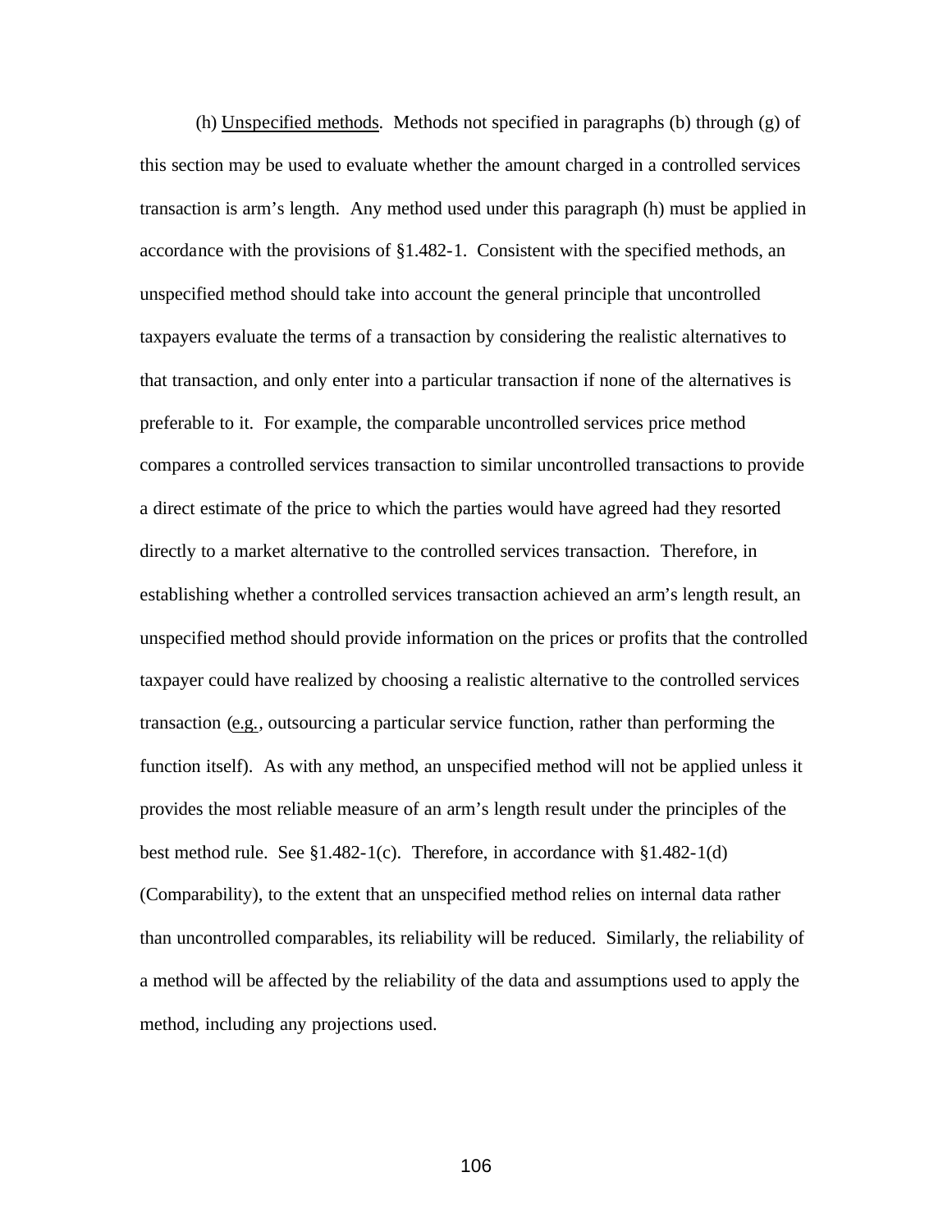(h) Unspecified methods. Methods not specified in paragraphs (b) through (g) of this section may be used to evaluate whether the amount charged in a controlled services transaction is arm's length. Any method used under this paragraph (h) must be applied in accordance with the provisions of §1.482-1. Consistent with the specified methods, an unspecified method should take into account the general principle that uncontrolled taxpayers evaluate the terms of a transaction by considering the realistic alternatives to that transaction, and only enter into a particular transaction if none of the alternatives is preferable to it. For example, the comparable uncontrolled services price method compares a controlled services transaction to similar uncontrolled transactions to provide a direct estimate of the price to which the parties would have agreed had they resorted directly to a market alternative to the controlled services transaction. Therefore, in establishing whether a controlled services transaction achieved an arm's length result, an unspecified method should provide information on the prices or profits that the controlled taxpayer could have realized by choosing a realistic alternative to the controlled services transaction (e.g., outsourcing a particular service function, rather than performing the function itself). As with any method, an unspecified method will not be applied unless it provides the most reliable measure of an arm's length result under the principles of the best method rule. See §1.482-1(c). Therefore, in accordance with §1.482-1(d) (Comparability), to the extent that an unspecified method relies on internal data rather than uncontrolled comparables, its reliability will be reduced. Similarly, the reliability of a method will be affected by the reliability of the data and assumptions used to apply the method, including any projections used.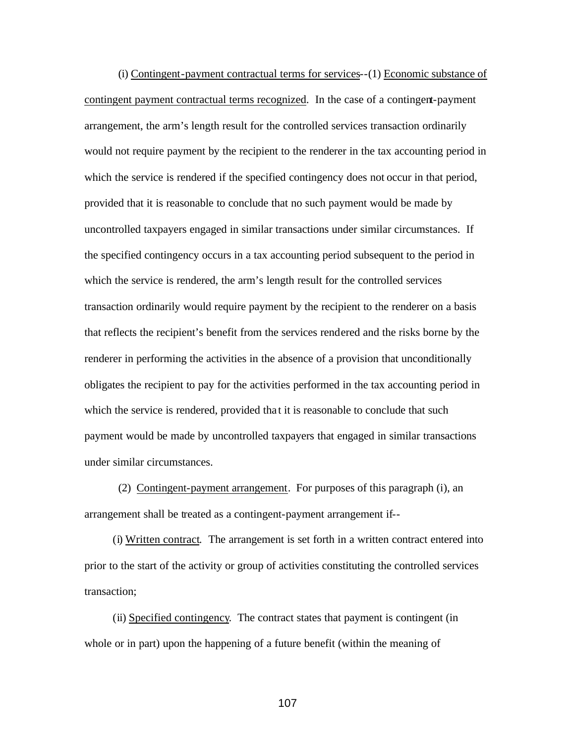(i) Contingent-payment contractual terms for services--(1) Economic substance of contingent payment contractual terms recognized. In the case of a contingent-payment arrangement, the arm's length result for the controlled services transaction ordinarily would not require payment by the recipient to the renderer in the tax accounting period in which the service is rendered if the specified contingency does not occur in that period, provided that it is reasonable to conclude that no such payment would be made by uncontrolled taxpayers engaged in similar transactions under similar circumstances. If the specified contingency occurs in a tax accounting period subsequent to the period in which the service is rendered, the arm's length result for the controlled services transaction ordinarily would require payment by the recipient to the renderer on a basis that reflects the recipient's benefit from the services rendered and the risks borne by the renderer in performing the activities in the absence of a provision that unconditionally obligates the recipient to pay for the activities performed in the tax accounting period in which the service is rendered, provided that it is reasonable to conclude that such payment would be made by uncontrolled taxpayers that engaged in similar transactions under similar circumstances.

(2) Contingent-payment arrangement. For purposes of this paragraph (i), an arrangement shall be treated as a contingent-payment arrangement if--

(i) Written contract. The arrangement is set forth in a written contract entered into prior to the start of the activity or group of activities constituting the controlled services transaction;

(ii) Specified contingency. The contract states that payment is contingent (in whole or in part) upon the happening of a future benefit (within the meaning of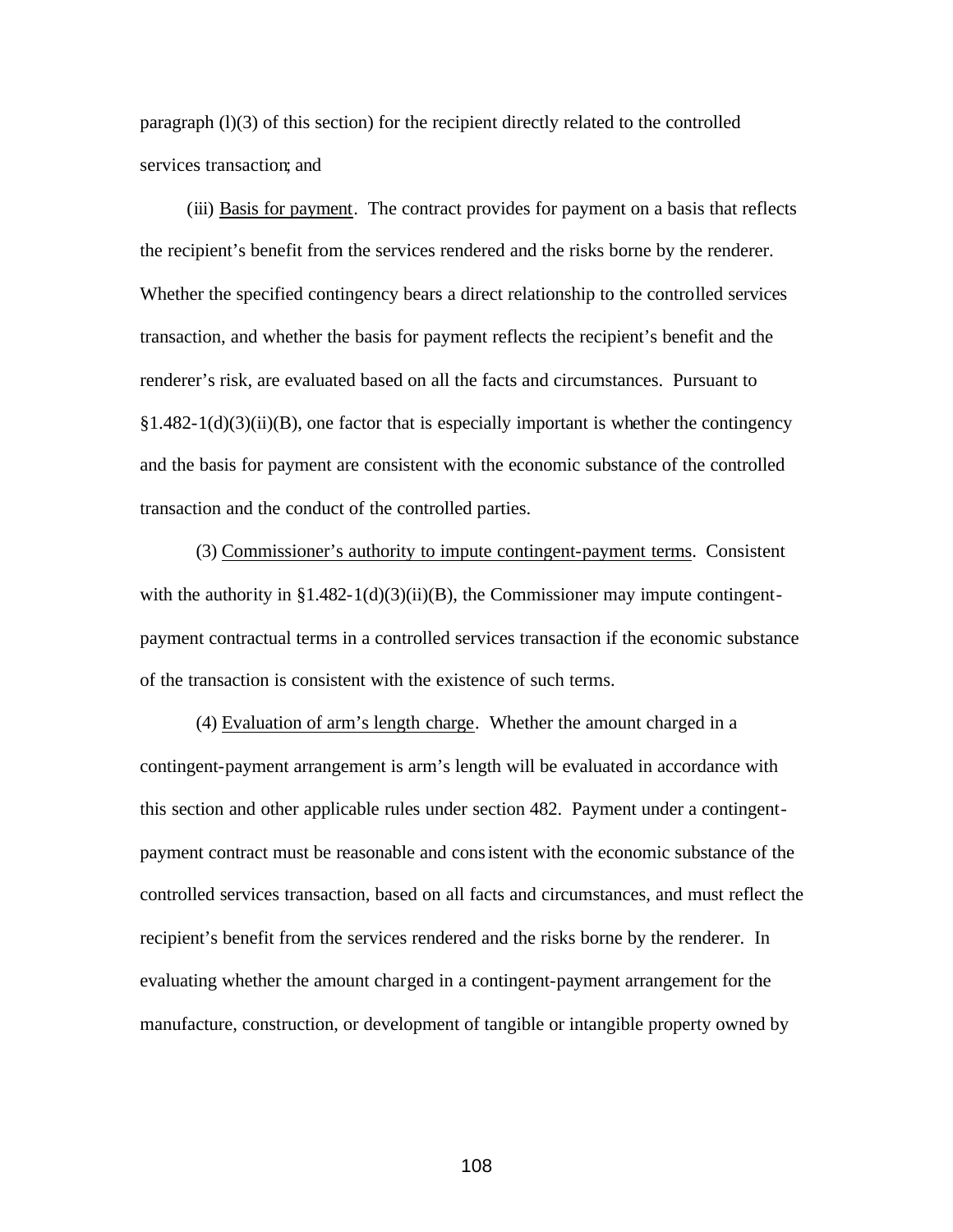paragraph (l)(3) of this section) for the recipient directly related to the controlled services transaction; and

(iii) Basis for payment. The contract provides for payment on a basis that reflects the recipient's benefit from the services rendered and the risks borne by the renderer. Whether the specified contingency bears a direct relationship to the controlled services transaction, and whether the basis for payment reflects the recipient's benefit and the renderer's risk, are evaluated based on all the facts and circumstances. Pursuant to §1.482-1(d)(3)(ii)(B), one factor that is especially important is whether the contingency and the basis for payment are consistent with the economic substance of the controlled transaction and the conduct of the controlled parties.

(3) Commissioner's authority to impute contingent-payment terms. Consistent with the authority in §1.482-1(d)(3)(ii)(B), the Commissioner may impute contingent-payment contractual terms in a controlled services transaction if the economic substance of the transaction is consistent with the existence of such terms.

(4) Evaluation of arm's length charge. Whether the amount charged in a contingent-payment arrangement is arm's length will be evaluated in accordance with this section and other applicable rules under section 482. Payment under a contingent-payment contract must be reasonable and consistent with the economic substance of the controlled services transaction, based on all facts and circumstances, and must reflect the recipient's benefit from the services rendered and the risks borne by the renderer. In evaluating whether the amount charged in a contingent-payment arrangement for the manufacture, construction, or development of tangible or intangible property owned by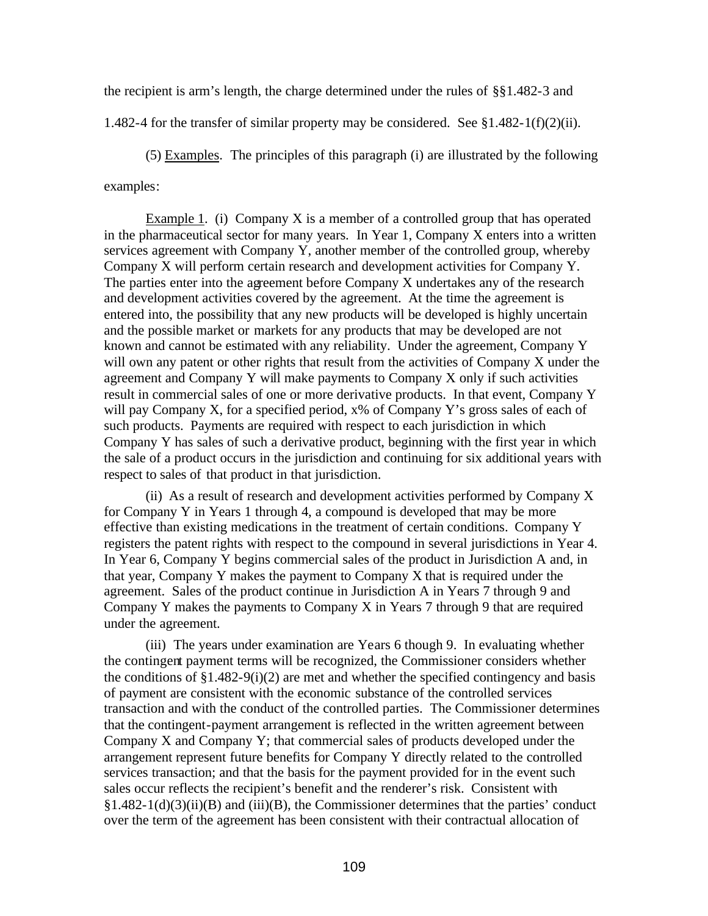the recipient is arm's length, the charge determined under the rules of §§1.482-3 and 1.482-4 for the transfer of similar property may be considered. See §1.482-1(f)(2)(ii).

(5) Examples. The principles of this paragraph (i) are illustrated by the following examples:

Example 1. (i) Company X is a member of a controlled group that has operated in the pharmaceutical sector for many years. In Year 1, Company X enters into a written services agreement with Company Y, another member of the controlled group, whereby Company X will perform certain research and development activities for Company Y. The parties enter into the agreement before Company X undertakes any of the research and development activities covered by the agreement. At the time the agreement is entered into, the possibility that any new products will be developed is highly uncertain and the possible market or markets for any products that may be developed are not known and cannot be estimated with any reliability. Under the agreement, Company Y will own any patent or other rights that result from the activities of Company X under the agreement and Company Y will make payments to Company X only if such activities result in commercial sales of one or more derivative products. In that event, Company Y will pay Company X, for a specified period, x% of Company Y's gross sales of each of such products. Payments are required with respect to each jurisdiction in which Company Y has sales of such a derivative product, beginning with the first year in which the sale of a product occurs in the jurisdiction and continuing for six additional years with respect to sales of that product in that jurisdiction.

(ii) As a result of research and development activities performed by Company X for Company Y in Years 1 through 4, a compound is developed that may be more effective than existing medications in the treatment of certain conditions. Company Y registers the patent rights with respect to the compound in several jurisdictions in Year 4. In Year 6, Company Y begins commercial sales of the product in Jurisdiction A and, in that year, Company Y makes the payment to Company X that is required under the agreement. Sales of the product continue in Jurisdiction A in Years 7 through 9 and Company Y makes the payments to Company X in Years 7 through 9 that are required under the agreement.

(iii) The years under examination are Years 6 though 9. In evaluating whether the contingent payment terms will be recognized, the Commissioner considers whether the conditions of §1.482-9(i)(2) are met and whether the specified contingency and basis of payment are consistent with the economic substance of the controlled services transaction and with the conduct of the controlled parties. The Commissioner determines that the contingent-payment arrangement is reflected in the written agreement between Company X and Company Y; that commercial sales of products developed under the arrangement represent future benefits for Company Y directly related to the controlled services transaction; and that the basis for the payment provided for in the event such sales occur reflects the recipient's benefit and the renderer's risk. Consistent with §1.482-1(d)(3)(ii)(B) and (iii)(B), the Commissioner determines that the parties' conduct over the term of the agreement has been consistent with their contractual allocation of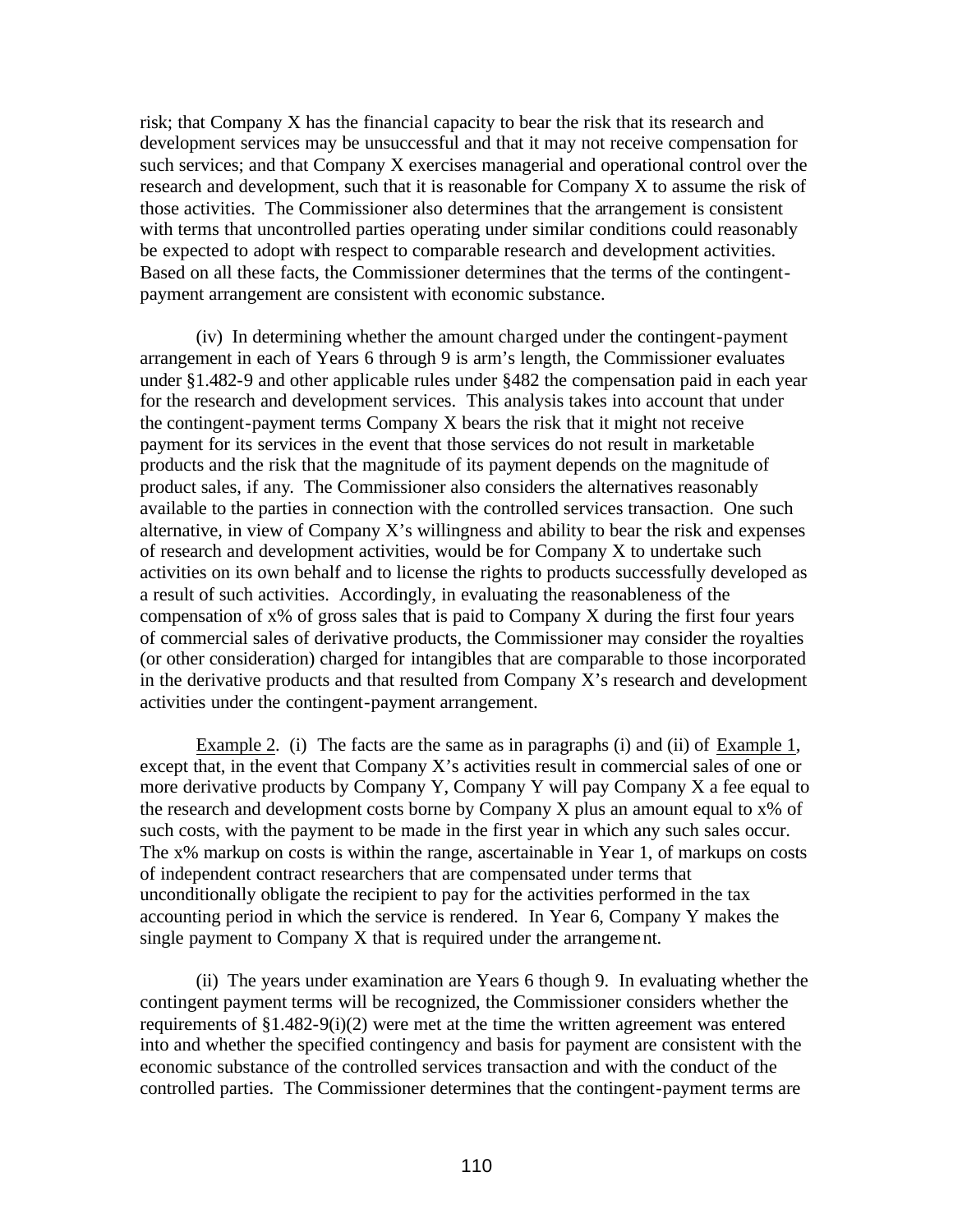risk; that Company X has the financial capacity to bear the risk that its research and development services may be unsuccessful and that it may not receive compensation for such services; and that Company X exercises managerial and operational control over the research and development, such that it is reasonable for Company X to assume the risk of those activities. The Commissioner also determines that the arrangement is consistent with terms that uncontrolled parties operating under similar conditions could reasonably be expected to adopt with respect to comparable research and development activities. Based on all these facts, the Commissioner determines that the terms of the contingent-payment arrangement are consistent with economic substance.

(iv) In determining whether the amount charged under the contingent-payment arrangement in each of Years 6 through 9 is arm's length, the Commissioner evaluates under §1.482-9 and other applicable rules under §482 the compensation paid in each year for the research and development services. This analysis takes into account that under the contingent-payment terms Company X bears the risk that it might not receive payment for its services in the event that those services do not result in marketable products and the risk that the magnitude of its payment depends on the magnitude of product sales, if any. The Commissioner also considers the alternatives reasonably available to the parties in connection with the controlled services transaction. One such alternative, in view of Company X's willingness and ability to bear the risk and expenses of research and development activities, would be for Company X to undertake such activities on its own behalf and to license the rights to products successfully developed as a result of such activities. Accordingly, in evaluating the reasonableness of the compensation of x% of gross sales that is paid to Company X during the first four years of commercial sales of derivative products, the Commissioner may consider the royalties (or other consideration) charged for intangibles that are comparable to those incorporated in the derivative products and that resulted from Company X's research and development activities under the contingent-payment arrangement.

Example 2. (i) The facts are the same as in paragraphs (i) and (ii) of Example 1, except that, in the event that Company X's activities result in commercial sales of one or more derivative products by Company Y, Company Y will pay Company X a fee equal to the research and development costs borne by Company X plus an amount equal to x% of such costs, with the payment to be made in the first year in which any such sales occur. The x% markup on costs is within the range, ascertainable in Year 1, of markups on costs of independent contract researchers that are compensated under terms that unconditionally obligate the recipient to pay for the activities performed in the tax accounting period in which the service is rendered. In Year 6, Company Y makes the single payment to Company X that is required under the arrangement.

(ii) The years under examination are Years 6 though 9. In evaluating whether the contingent payment terms will be recognized, the Commissioner considers whether the requirements of §1.482-9(i)(2) were met at the time the written agreement was entered into and whether the specified contingency and basis for payment are consistent with the economic substance of the controlled services transaction and with the conduct of the controlled parties. The Commissioner determines that the contingent-payment terms are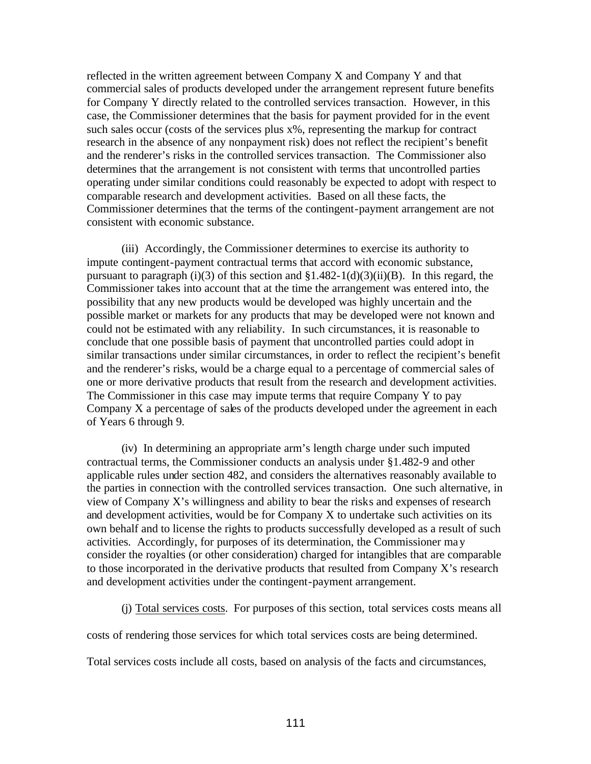reflected in the written agreement between Company X and Company Y and that commercial sales of products developed under the arrangement represent future benefits for Company Y directly related to the controlled services transaction. However, in this case, the Commissioner determines that the basis for payment provided for in the event such sales occur (costs of the services plus x%, representing the markup for contract research in the absence of any nonpayment risk) does not reflect the recipient's benefit and the renderer's risks in the controlled services transaction. The Commissioner also determines that the arrangement is not consistent with terms that uncontrolled parties operating under similar conditions could reasonably be expected to adopt with respect to comparable research and development activities. Based on all these facts, the Commissioner determines that the terms of the contingent-payment arrangement are not consistent with economic substance.

(iii) Accordingly, the Commissioner determines to exercise its authority to impute contingent-payment contractual terms that accord with economic substance, pursuant to paragraph (i)(3) of this section and §1.482-1(d)(3)(ii)(B). In this regard, the Commissioner takes into account that at the time the arrangement was entered into, the possibility that any new products would be developed was highly uncertain and the possible market or markets for any products that may be developed were not known and could not be estimated with any reliability. In such circumstances, it is reasonable to conclude that one possible basis of payment that uncontrolled parties could adopt in similar transactions under similar circumstances, in order to reflect the recipient's benefit and the renderer's risks, would be a charge equal to a percentage of commercial sales of one or more derivative products that result from the research and development activities. The Commissioner in this case may impute terms that require Company Y to pay Company X a percentage of sales of the products developed under the agreement in each of Years 6 through 9.

(iv) In determining an appropriate arm's length charge under such imputed contractual terms, the Commissioner conducts an analysis under §1.482-9 and other applicable rules under section 482, and considers the alternatives reasonably available to the parties in connection with the controlled services transaction. One such alternative, in view of Company X's willingness and ability to bear the risks and expenses of research and development activities, would be for Company X to undertake such activities on its own behalf and to license the rights to products successfully developed as a result of such activities. Accordingly, for purposes of its determination, the Commissioner may consider the royalties (or other consideration) charged for intangibles that are comparable to those incorporated in the derivative products that resulted from Company X's research and development activities under the contingent-payment arrangement.

(j) Total services costs. For purposes of this section, total services costs means all costs of rendering those services for which total services costs are being determined. Total services costs include all costs, based on analysis of the facts and circumstances,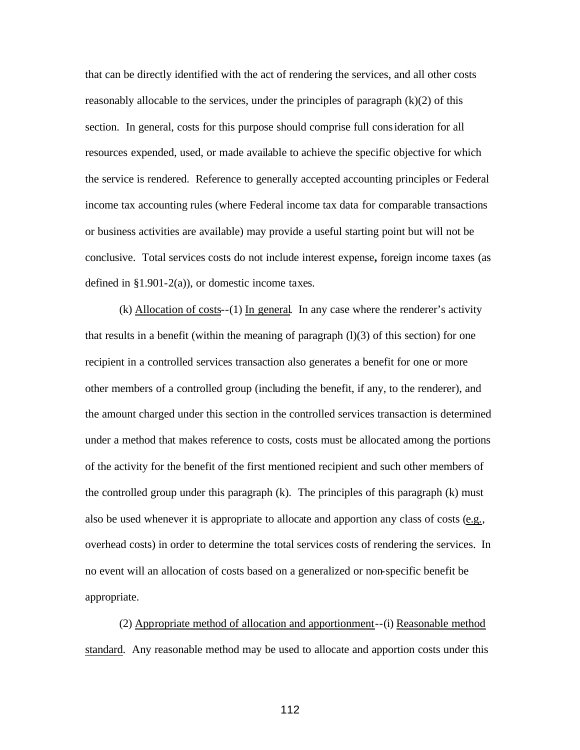that can be directly identified with the act of rendering the services, and all other costs reasonably allocable to the services, under the principles of paragraph (k)(2) of this section. In general, costs for this purpose should comprise full consideration for all resources expended, used, or made available to achieve the specific objective for which the service is rendered. Reference to generally accepted accounting principles or Federal income tax accounting rules (where Federal income tax data for comparable transactions or business activities are available) may provide a useful starting point but will not be conclusive. Total services costs do not include interest expense**,** foreign income taxes (as defined in §1.901-2(a)), or domestic income taxes.

(k) Allocation of costs--(1) In general. In any case where the renderer's activity that results in a benefit (within the meaning of paragraph (l)(3) of this section) for one recipient in a controlled services transaction also generates a benefit for one or more other members of a controlled group (including the benefit, if any, to the renderer), and the amount charged under this section in the controlled services transaction is determined under a method that makes reference to costs, costs must be allocated among the portions of the activity for the benefit of the first mentioned recipient and such other members of the controlled group under this paragraph (k). The principles of this paragraph (k) must also be used whenever it is appropriate to allocate and apportion any class of costs (e.g., overhead costs) in order to determine the total services costs of rendering the services. In no event will an allocation of costs based on a generalized or non-specific benefit be appropriate.

(2) Appropriate method of allocation and apportionment--(i) Reasonable method standard. Any reasonable method may be used to allocate and apportion costs under this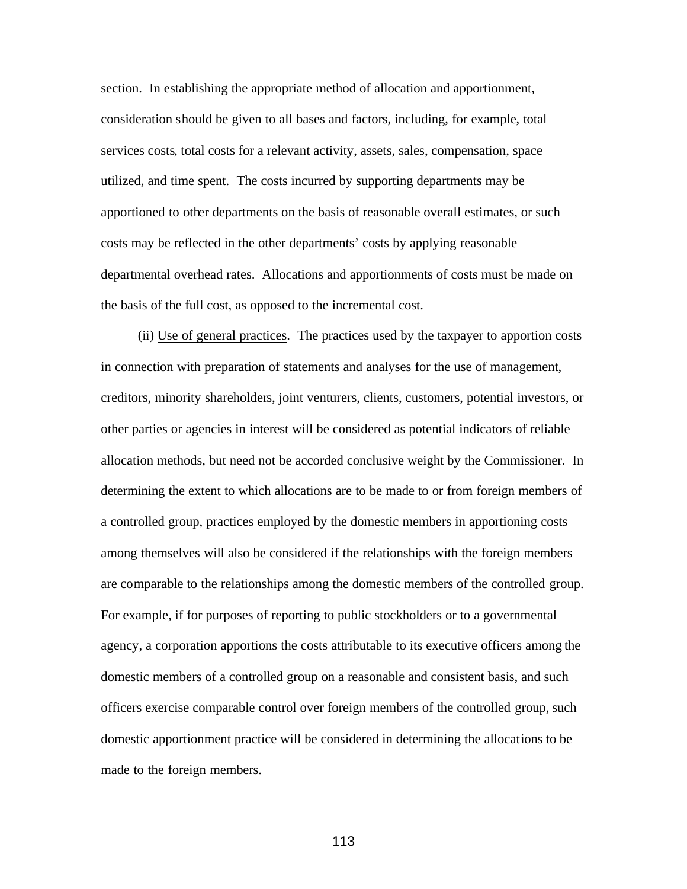section. In establishing the appropriate method of allocation and apportionment, consideration should be given to all bases and factors, including, for example, total services costs, total costs for a relevant activity, assets, sales, compensation, space utilized, and time spent. The costs incurred by supporting departments may be apportioned to other departments on the basis of reasonable overall estimates, or such costs may be reflected in the other departments' costs by applying reasonable departmental overhead rates. Allocations and apportionments of costs must be made on the basis of the full cost, as opposed to the incremental cost.

(ii) Use of general practices. The practices used by the taxpayer to apportion costs in connection with preparation of statements and analyses for the use of management, creditors, minority shareholders, joint venturers, clients, customers, potential investors, or other parties or agencies in interest will be considered as potential indicators of reliable allocation methods, but need not be accorded conclusive weight by the Commissioner. In determining the extent to which allocations are to be made to or from foreign members of a controlled group, practices employed by the domestic members in apportioning costs among themselves will also be considered if the relationships with the foreign members are comparable to the relationships among the domestic members of the controlled group. For example, if for purposes of reporting to public stockholders or to a governmental agency, a corporation apportions the costs attributable to its executive officers among the domestic members of a controlled group on a reasonable and consistent basis, and such officers exercise comparable control over foreign members of the controlled group, such domestic apportionment practice will be considered in determining the allocations to be made to the foreign members.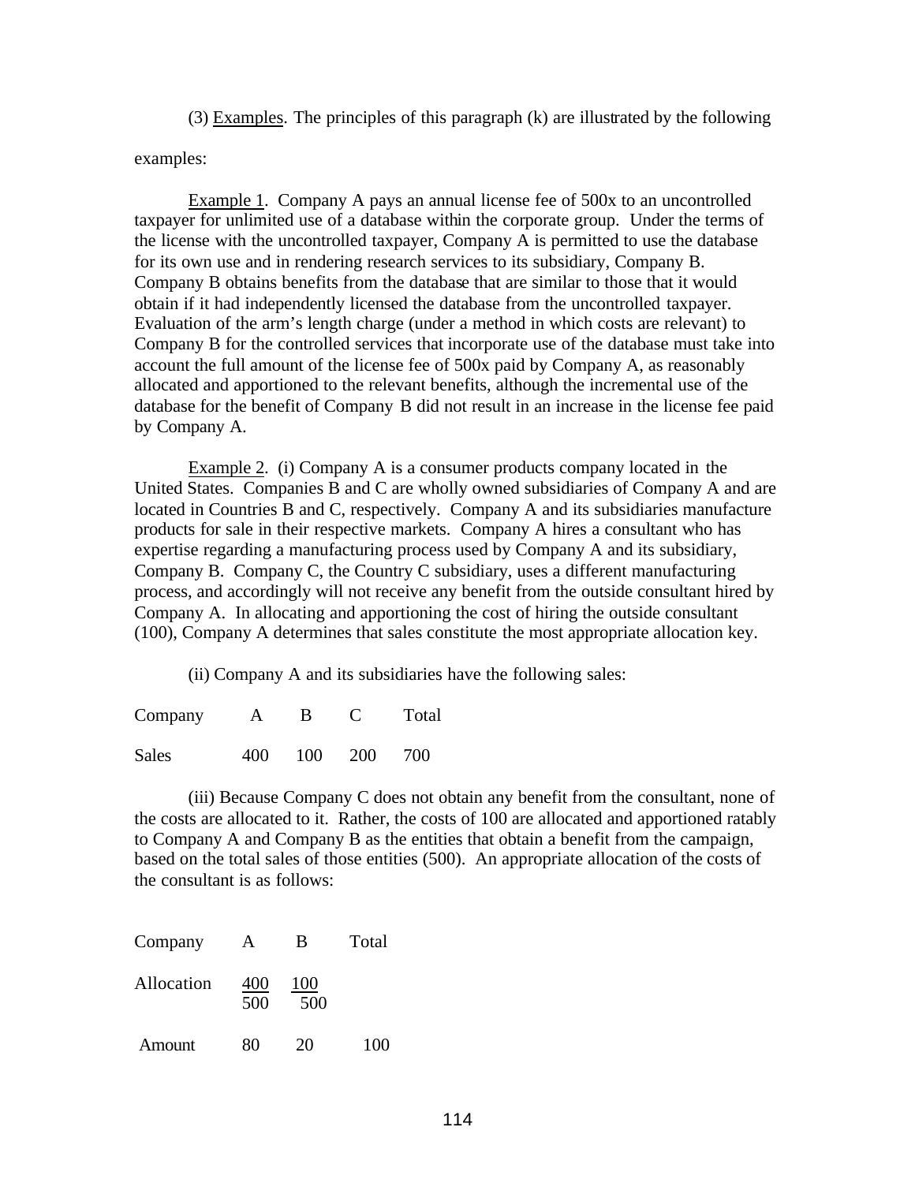(3) Examples. The principles of this paragraph (k) are illustrated by the following examples:

Example 1. Company A pays an annual license fee of 500x to an uncontrolled taxpayer for unlimited use of a database within the corporate group. Under the terms of the license with the uncontrolled taxpayer, Company A is permitted to use the database for its own use and in rendering research services to its subsidiary, Company B. Company B obtains benefits from the database that are similar to those that it would obtain if it had independently licensed the database from the uncontrolled taxpayer. Evaluation of the arm's length charge (under a method in which costs are relevant) to Company B for the controlled services that incorporate use of the database must take into account the full amount of the license fee of 500x paid by Company A, as reasonably allocated and apportioned to the relevant benefits, although the incremental use of the database for the benefit of Company B did not result in an increase in the license fee paid by Company A.

Example 2. (i) Company A is a consumer products company located in the United States. Companies B and C are wholly owned subsidiaries of Company A and are located in Countries B and C, respectively. Company A and its subsidiaries manufacture products for sale in their respective markets. Company A hires a consultant who has expertise regarding a manufacturing process used by Company A and its subsidiary, Company B. Company C, the Country C subsidiary, uses a different manufacturing process, and accordingly will not receive any benefit from the outside consultant hired by Company A. In allocating and apportioning the cost of hiring the outside consultant (100), Company A determines that sales constitute the most appropriate allocation key.

(ii) Company A and its subsidiaries have the following sales:

| Company | A | B | C | Total |
|---|---|---|---|---|
| Sales | 400 | 100 | 200 | 700 |

(iii) Because Company C does not obtain any benefit from the consultant, none of the costs are allocated to it. Rather, the costs of 100 are allocated and apportioned ratably to Company A and Company B as the entities that obtain a benefit from the campaign, based on the total sales of those entities (500). An appropriate allocation of the costs of the consultant is as follows:

| Company | A | B | Total |
|---|---|---|---|
| Allocation | $\frac{400}{500}$ | $\frac{100}{500}$ | |
| Amount | 80 | 20 | 100 |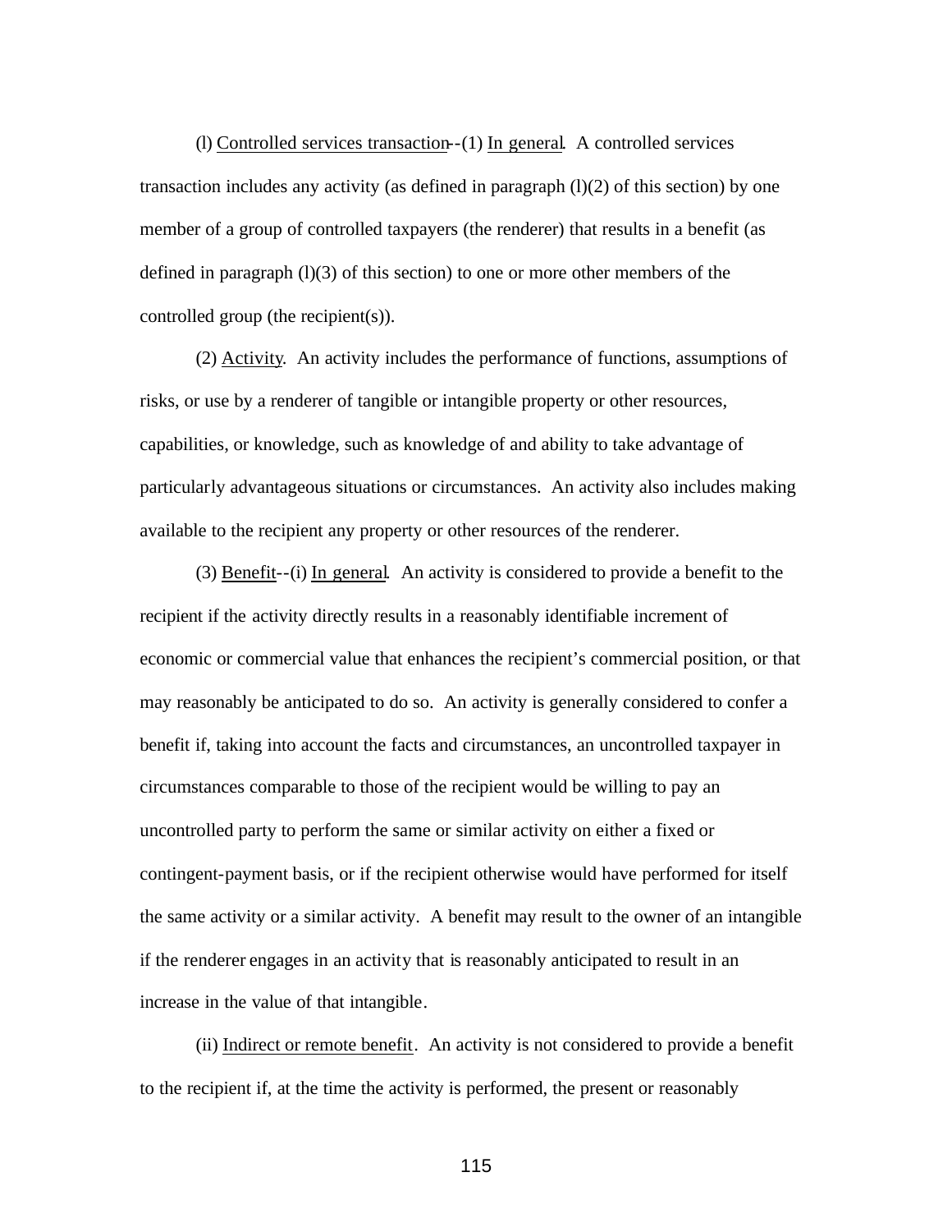(l) Controlled services transaction--(1) In general. A controlled services transaction includes any activity (as defined in paragraph (l)(2) of this section) by one member of a group of controlled taxpayers (the renderer) that results in a benefit (as defined in paragraph (l)(3) of this section) to one or more other members of the controlled group (the recipient(s)).

(2) Activity. An activity includes the performance of functions, assumptions of risks, or use by a renderer of tangible or intangible property or other resources, capabilities, or knowledge, such as knowledge of and ability to take advantage of particularly advantageous situations or circumstances. An activity also includes making available to the recipient any property or other resources of the renderer.

(3) Benefit--(i) In general. An activity is considered to provide a benefit to the recipient if the activity directly results in a reasonably identifiable increment of economic or commercial value that enhances the recipient's commercial position, or that may reasonably be anticipated to do so. An activity is generally considered to confer a benefit if, taking into account the facts and circumstances, an uncontrolled taxpayer in circumstances comparable to those of the recipient would be willing to pay an uncontrolled party to perform the same or similar activity on either a fixed or contingent-payment basis, or if the recipient otherwise would have performed for itself the same activity or a similar activity. A benefit may result to the owner of an intangible if the renderer engages in an activity that is reasonably anticipated to result in an increase in the value of that intangible.

(ii) Indirect or remote benefit. An activity is not considered to provide a benefit to the recipient if, at the time the activity is performed, the present or reasonably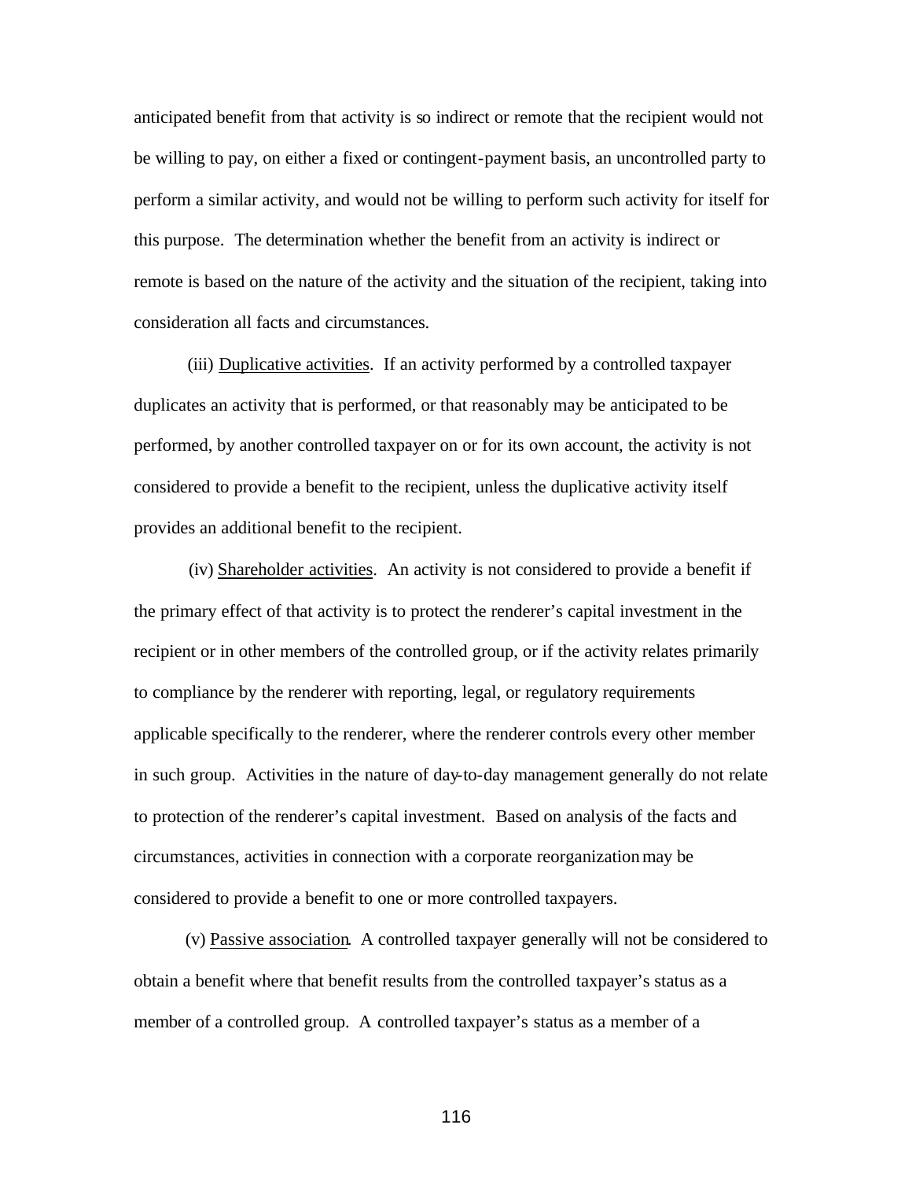anticipated benefit from that activity is so indirect or remote that the recipient would not be willing to pay, on either a fixed or contingent-payment basis, an uncontrolled party to perform a similar activity, and would not be willing to perform such activity for itself for this purpose. The determination whether the benefit from an activity is indirect or remote is based on the nature of the activity and the situation of the recipient, taking into consideration all facts and circumstances.

(iii) Duplicative activities. If an activity performed by a controlled taxpayer duplicates an activity that is performed, or that reasonably may be anticipated to be performed, by another controlled taxpayer on or for its own account, the activity is not considered to provide a benefit to the recipient, unless the duplicative activity itself provides an additional benefit to the recipient.

(iv) Shareholder activities. An activity is not considered to provide a benefit if the primary effect of that activity is to protect the renderer's capital investment in the recipient or in other members of the controlled group, or if the activity relates primarily to compliance by the renderer with reporting, legal, or regulatory requirements applicable specifically to the renderer, where the renderer controls every other member in such group. Activities in the nature of day-to-day management generally do not relate to protection of the renderer's capital investment. Based on analysis of the facts and circumstances, activities in connection with a corporate reorganization may be considered to provide a benefit to one or more controlled taxpayers.

(v) Passive association. A controlled taxpayer generally will not be considered to obtain a benefit where that benefit results from the controlled taxpayer's status as a member of a controlled group. A controlled taxpayer's status as a member of a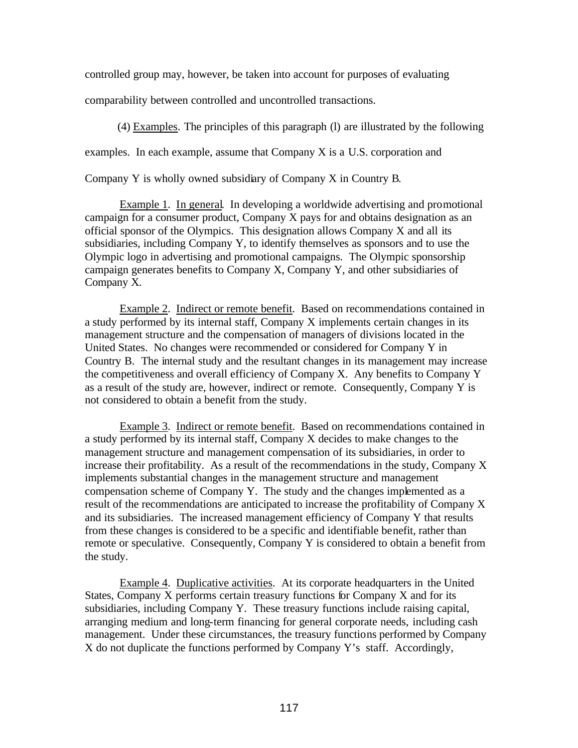controlled group may, however, be taken into account for purposes of evaluating comparability between controlled and uncontrolled transactions.

(4) Examples. The principles of this paragraph (l) are illustrated by the following examples. In each example, assume that Company X is a U.S. corporation and Company Y is wholly owned subsidiary of Company X in Country B.

Example 1. In general. In developing a worldwide advertising and promotional campaign for a consumer product, Company X pays for and obtains designation as an official sponsor of the Olympics. This designation allows Company X and all its subsidiaries, including Company Y, to identify themselves as sponsors and to use the Olympic logo in advertising and promotional campaigns. The Olympic sponsorship campaign generates benefits to Company X, Company Y, and other subsidiaries of Company X.

Example 2. Indirect or remote benefit. Based on recommendations contained in a study performed by its internal staff, Company X implements certain changes in its management structure and the compensation of managers of divisions located in the United States. No changes were recommended or considered for Company Y in Country B. The internal study and the resultant changes in its management may increase the competitiveness and overall efficiency of Company X. Any benefits to Company Y as a result of the study are, however, indirect or remote. Consequently, Company Y is not considered to obtain a benefit from the study.

Example 3. Indirect or remote benefit. Based on recommendations contained in a study performed by its internal staff, Company X decides to make changes to the management structure and management compensation of its subsidiaries, in order to increase their profitability. As a result of the recommendations in the study, Company X implements substantial changes in the management structure and management compensation scheme of Company Y. The study and the changes implemented as a result of the recommendations are anticipated to increase the profitability of Company X and its subsidiaries. The increased management efficiency of Company Y that results from these changes is considered to be a specific and identifiable benefit, rather than remote or speculative. Consequently, Company Y is considered to obtain a benefit from the study.

Example 4. Duplicative activities. At its corporate headquarters in the United States, Company X performs certain treasury functions for Company X and for its subsidiaries, including Company Y. These treasury functions include raising capital, arranging medium and long-term financing for general corporate needs, including cash management. Under these circumstances, the treasury functions performed by Company X do not duplicate the functions performed by Company Y's staff. Accordingly,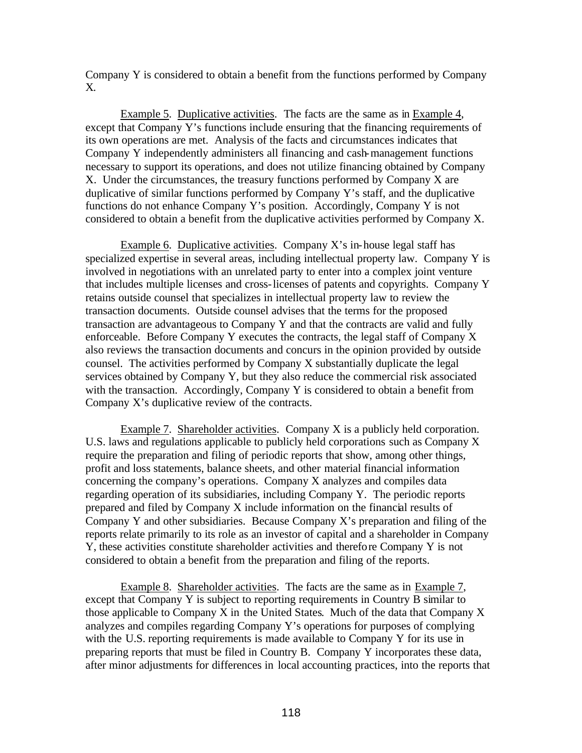Company Y is considered to obtain a benefit from the functions performed by Company X.

Example 5. Duplicative activities. The facts are the same as in Example 4, except that Company Y's functions include ensuring that the financing requirements of its own operations are met. Analysis of the facts and circumstances indicates that Company Y independently administers all financing and cash-management functions necessary to support its operations, and does not utilize financing obtained by Company X. Under the circumstances, the treasury functions performed by Company X are duplicative of similar functions performed by Company Y's staff, and the duplicative functions do not enhance Company Y's position. Accordingly, Company Y is not considered to obtain a benefit from the duplicative activities performed by Company X.

Example 6. Duplicative activities. Company X's in-house legal staff has specialized expertise in several areas, including intellectual property law. Company Y is involved in negotiations with an unrelated party to enter into a complex joint venture that includes multiple licenses and cross-licenses of patents and copyrights. Company Y retains outside counsel that specializes in intellectual property law to review the transaction documents. Outside counsel advises that the terms for the proposed transaction are advantageous to Company Y and that the contracts are valid and fully enforceable. Before Company Y executes the contracts, the legal staff of Company X also reviews the transaction documents and concurs in the opinion provided by outside counsel. The activities performed by Company X substantially duplicate the legal services obtained by Company Y, but they also reduce the commercial risk associated with the transaction. Accordingly, Company Y is considered to obtain a benefit from Company X's duplicative review of the contracts.

Example 7. Shareholder activities. Company X is a publicly held corporation. U.S. laws and regulations applicable to publicly held corporations such as Company X require the preparation and filing of periodic reports that show, among other things, profit and loss statements, balance sheets, and other material financial information concerning the company's operations. Company X analyzes and compiles data regarding operation of its subsidiaries, including Company Y. The periodic reports prepared and filed by Company X include information on the financial results of Company Y and other subsidiaries. Because Company X's preparation and filing of the reports relate primarily to its role as an investor of capital and a shareholder in Company Y, these activities constitute shareholder activities and therefore Company Y is not considered to obtain a benefit from the preparation and filing of the reports.

Example 8. Shareholder activities. The facts are the same as in Example 7, except that Company Y is subject to reporting requirements in Country B similar to those applicable to Company X in the United States. Much of the data that Company X analyzes and compiles regarding Company Y's operations for purposes of complying with the U.S. reporting requirements is made available to Company Y for its use in preparing reports that must be filed in Country B. Company Y incorporates these data, after minor adjustments for differences in local accounting practices, into the reports that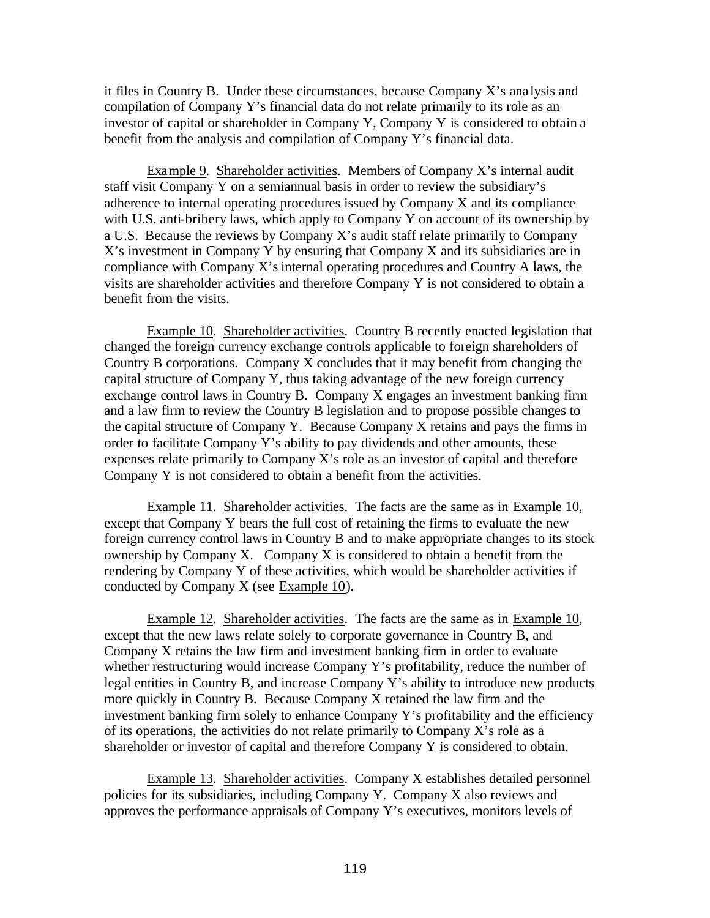it files in Country B. Under these circumstances, because Company X's analysis and compilation of Company Y's financial data do not relate primarily to its role as an investor of capital or shareholder in Company Y, Company Y is considered to obtain a benefit from the analysis and compilation of Company Y's financial data.

Example 9. Shareholder activities. Members of Company X's internal audit staff visit Company Y on a semiannual basis in order to review the subsidiary's adherence to internal operating procedures issued by Company X and its compliance with U.S. anti-bribery laws, which apply to Company Y on account of its ownership by a U.S. Because the reviews by Company X's audit staff relate primarily to Company X's investment in Company Y by ensuring that Company X and its subsidiaries are in compliance with Company X's internal operating procedures and Country A laws, the visits are shareholder activities and therefore Company Y is not considered to obtain a benefit from the visits.

Example 10. Shareholder activities. Country B recently enacted legislation that changed the foreign currency exchange controls applicable to foreign shareholders of Country B corporations. Company X concludes that it may benefit from changing the capital structure of Company Y, thus taking advantage of the new foreign currency exchange control laws in Country B. Company X engages an investment banking firm and a law firm to review the Country B legislation and to propose possible changes to the capital structure of Company Y. Because Company X retains and pays the firms in order to facilitate Company Y's ability to pay dividends and other amounts, these expenses relate primarily to Company X's role as an investor of capital and therefore Company Y is not considered to obtain a benefit from the activities.

Example 11. Shareholder activities. The facts are the same as in Example 10, except that Company Y bears the full cost of retaining the firms to evaluate the new foreign currency control laws in Country B and to make appropriate changes to its stock ownership by Company X. Company X is considered to obtain a benefit from the rendering by Company Y of these activities, which would be shareholder activities if conducted by Company X (see Example 10).

Example 12. Shareholder activities. The facts are the same as in Example 10, except that the new laws relate solely to corporate governance in Country B, and Company X retains the law firm and investment banking firm in order to evaluate whether restructuring would increase Company Y's profitability, reduce the number of legal entities in Country B, and increase Company Y's ability to introduce new products more quickly in Country B. Because Company X retained the law firm and the investment banking firm solely to enhance Company Y's profitability and the efficiency of its operations, the activities do not relate primarily to Company X's role as a shareholder or investor of capital and therefore Company Y is considered to obtain.

Example 13. Shareholder activities. Company X establishes detailed personnel policies for its subsidiaries, including Company Y. Company X also reviews and approves the performance appraisals of Company Y's executives, monitors levels of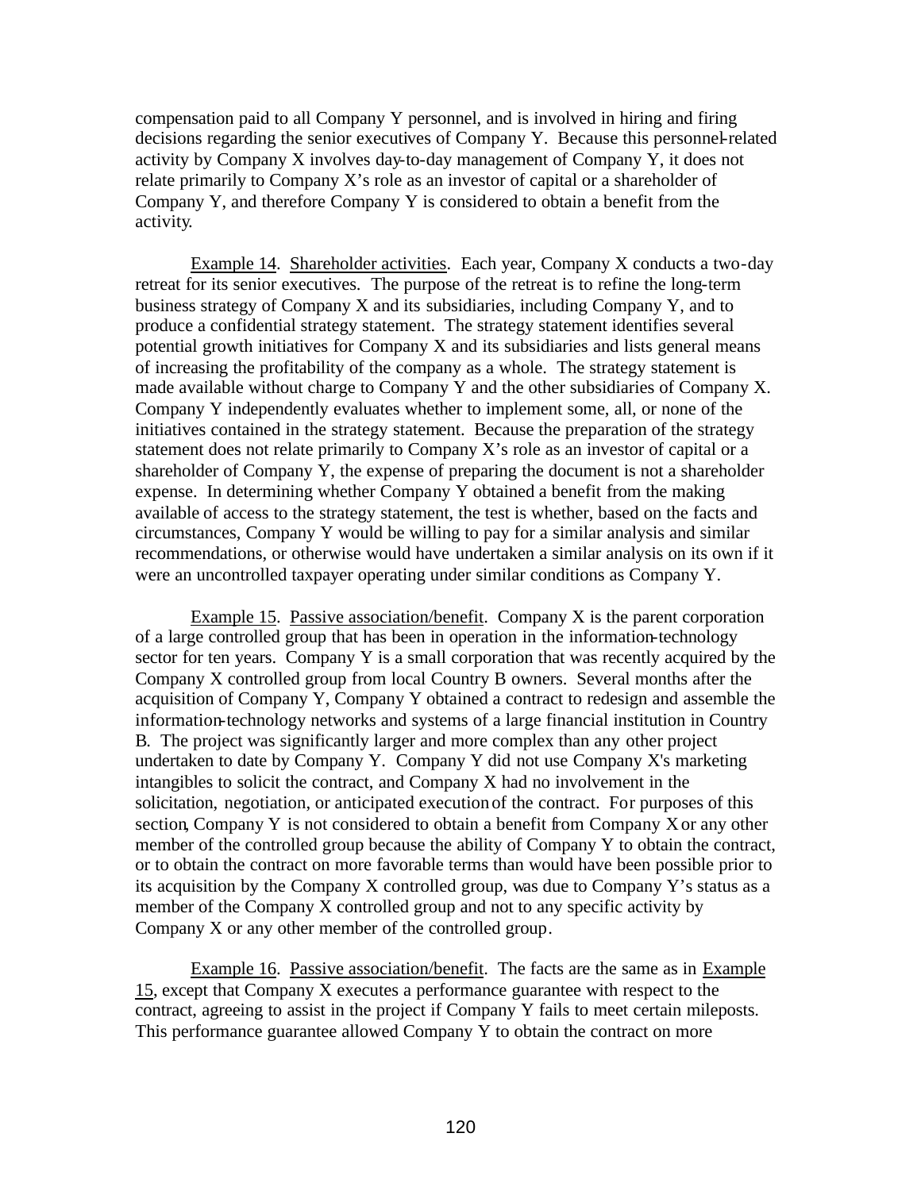compensation paid to all Company Y personnel, and is involved in hiring and firing decisions regarding the senior executives of Company Y. Because this personnel-related activity by Company X involves day-to-day management of Company Y, it does not relate primarily to Company X's role as an investor of capital or a shareholder of Company Y, and therefore Company Y is considered to obtain a benefit from the activity.

Example 14. Shareholder activities. Each year, Company X conducts a two-day retreat for its senior executives. The purpose of the retreat is to refine the long-term business strategy of Company X and its subsidiaries, including Company Y, and to produce a confidential strategy statement. The strategy statement identifies several potential growth initiatives for Company X and its subsidiaries and lists general means of increasing the profitability of the company as a whole. The strategy statement is made available without charge to Company Y and the other subsidiaries of Company X. Company Y independently evaluates whether to implement some, all, or none of the initiatives contained in the strategy statement. Because the preparation of the strategy statement does not relate primarily to Company X's role as an investor of capital or a shareholder of Company Y, the expense of preparing the document is not a shareholder expense. In determining whether Company Y obtained a benefit from the making available of access to the strategy statement, the test is whether, based on the facts and circumstances, Company Y would be willing to pay for a similar analysis and similar recommendations, or otherwise would have undertaken a similar analysis on its own if it were an uncontrolled taxpayer operating under similar conditions as Company Y.

Example 15. Passive association/benefit. Company X is the parent corporation of a large controlled group that has been in operation in the information-technology sector for ten years. Company Y is a small corporation that was recently acquired by the Company X controlled group from local Country B owners. Several months after the acquisition of Company Y, Company Y obtained a contract to redesign and assemble the information-technology networks and systems of a large financial institution in Country B. The project was significantly larger and more complex than any other project undertaken to date by Company Y. Company Y did not use Company X's marketing intangibles to solicit the contract, and Company X had no involvement in the solicitation, negotiation, or anticipated execution of the contract. For purposes of this section, Company Y is not considered to obtain a benefit from Company X or any other member of the controlled group because the ability of Company Y to obtain the contract, or to obtain the contract on more favorable terms than would have been possible prior to its acquisition by the Company X controlled group, was due to Company Y's status as a member of the Company X controlled group and not to any specific activity by Company X or any other member of the controlled group.

Example 16. Passive association/benefit. The facts are the same as in Example 15, except that Company X executes a performance guarantee with respect to the contract, agreeing to assist in the project if Company Y fails to meet certain mileposts. This performance guarantee allowed Company Y to obtain the contract on more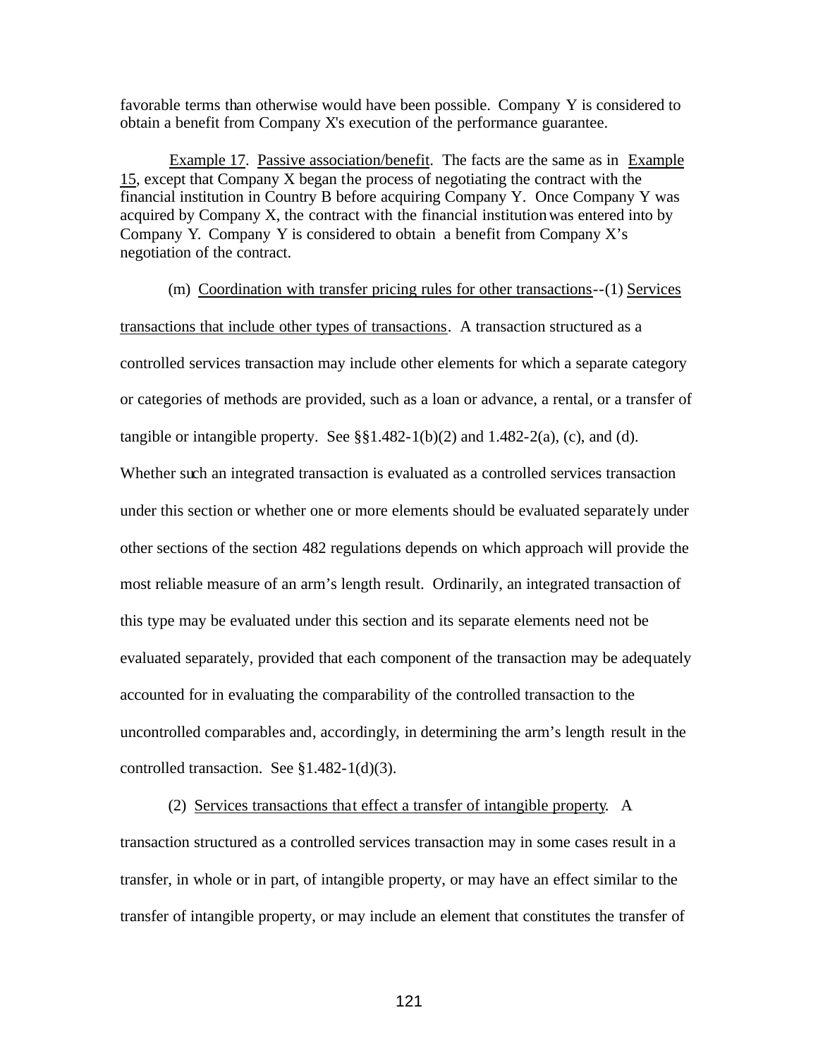favorable terms than otherwise would have been possible. Company Y is considered to obtain a benefit from Company X's execution of the performance guarantee.

Example 17. Passive association/benefit. The facts are the same as in Example 15, except that Company X began the process of negotiating the contract with the financial institution in Country B before acquiring Company Y. Once Company Y was acquired by Company X, the contract with the financial institution was entered into by Company Y. Company Y is considered to obtain a benefit from Company X's negotiation of the contract.

(m) Coordination with transfer pricing rules for other transactions--(1) Services transactions that include other types of transactions. A transaction structured as a controlled services transaction may include other elements for which a separate category or categories of methods are provided, such as a loan or advance, a rental, or a transfer of tangible or intangible property. See §§1.482-1(b)(2) and 1.482-2(a), (c), and (d). Whether such an integrated transaction is evaluated as a controlled services transaction under this section or whether one or more elements should be evaluated separately under other sections of the section 482 regulations depends on which approach will provide the most reliable measure of an arm's length result. Ordinarily, an integrated transaction of this type may be evaluated under this section and its separate elements need not be evaluated separately, provided that each component of the transaction may be adequately accounted for in evaluating the comparability of the controlled transaction to the uncontrolled comparables and, accordingly, in determining the arm's length result in the controlled transaction. See §1.482-1(d)(3).

(2) Services transactions that effect a transfer of intangible property. A transaction structured as a controlled services transaction may in some cases result in a transfer, in whole or in part, of intangible property, or may have an effect similar to the transfer of intangible property, or may include an element that constitutes the transfer of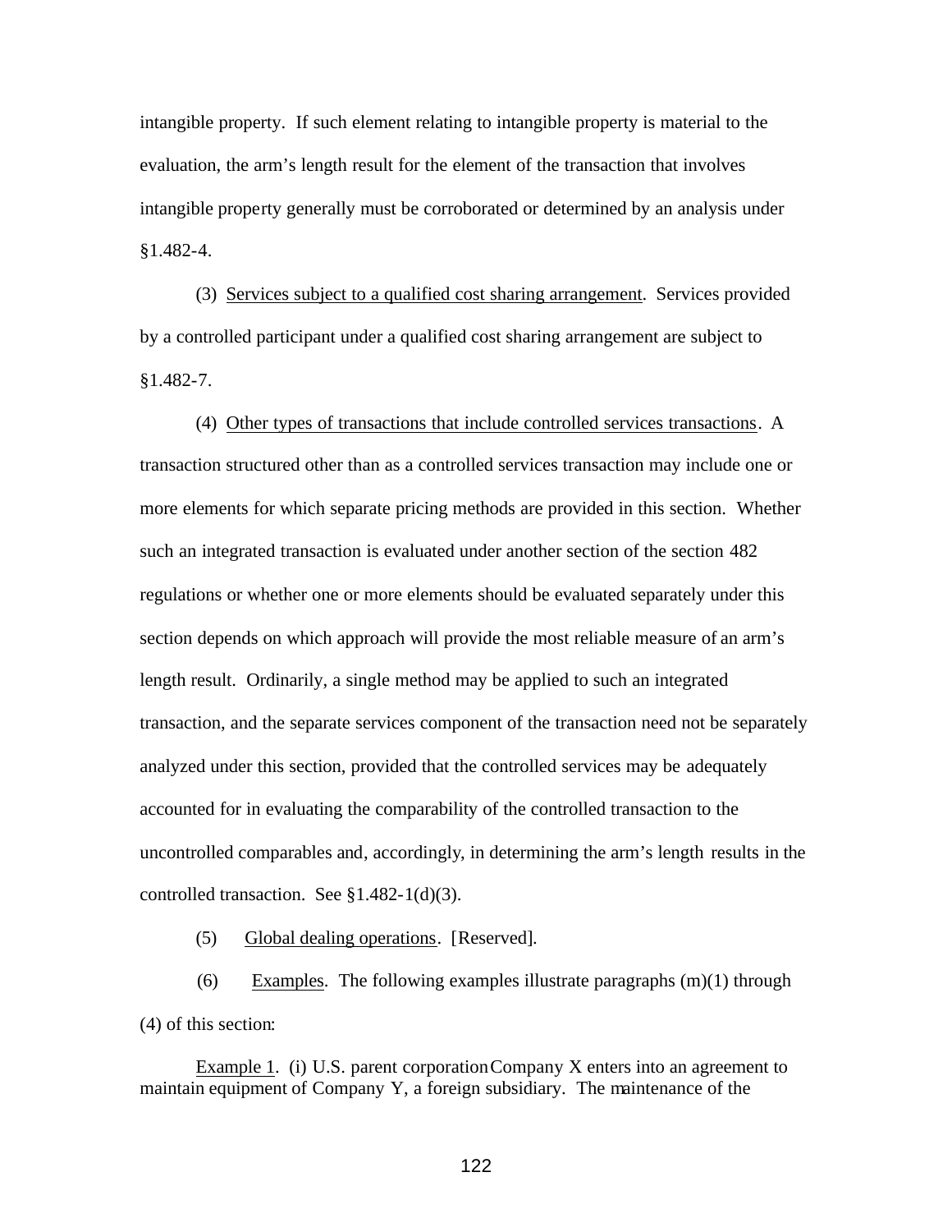intangible property. If such element relating to intangible property is material to the evaluation, the arm's length result for the element of the transaction that involves intangible property generally must be corroborated or determined by an analysis under §1.482-4.

(3) Services subject to a qualified cost sharing arrangement. Services provided by a controlled participant under a qualified cost sharing arrangement are subject to §1.482-7.

(4) Other types of transactions that include controlled services transactions. A transaction structured other than as a controlled services transaction may include one or more elements for which separate pricing methods are provided in this section. Whether such an integrated transaction is evaluated under another section of the section 482 regulations or whether one or more elements should be evaluated separately under this section depends on which approach will provide the most reliable measure of an arm's length result. Ordinarily, a single method may be applied to such an integrated transaction, and the separate services component of the transaction need not be separately analyzed under this section, provided that the controlled services may be adequately accounted for in evaluating the comparability of the controlled transaction to the uncontrolled comparables and, accordingly, in determining the arm's length results in the controlled transaction. See §1.482-1(d)(3).

(5) Global dealing operations. [Reserved].

(6) Examples. The following examples illustrate paragraphs (m)(1) through (4) of this section:

Example 1. (i) U.S. parent corporation Company X enters into an agreement to maintain equipment of Company Y, a foreign subsidiary. The maintenance of the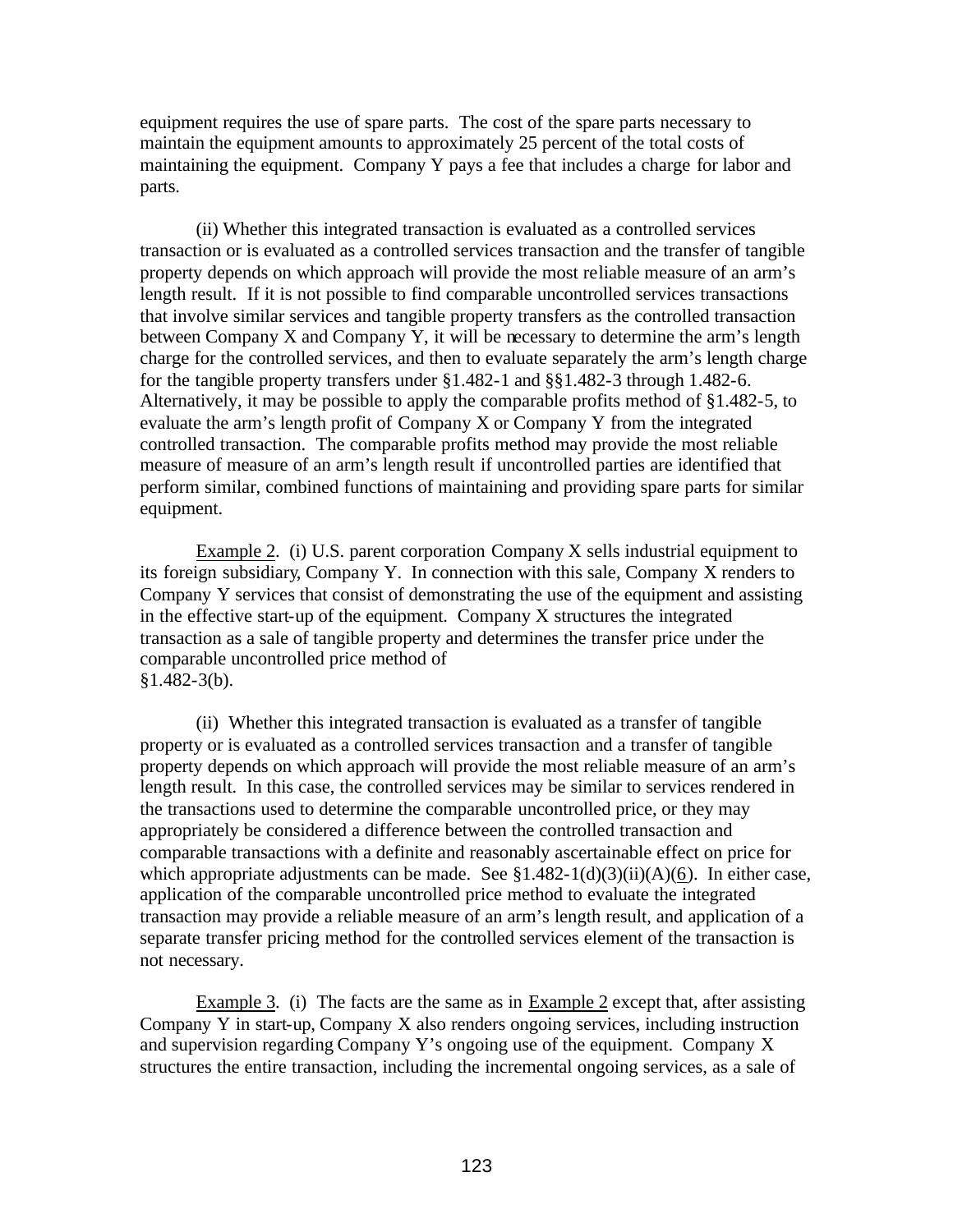equipment requires the use of spare parts. The cost of the spare parts necessary to maintain the equipment amounts to approximately 25 percent of the total costs of maintaining the equipment. Company Y pays a fee that includes a charge for labor and parts.

(ii) Whether this integrated transaction is evaluated as a controlled services transaction or is evaluated as a controlled services transaction and the transfer of tangible property depends on which approach will provide the most reliable measure of an arm's length result. If it is not possible to find comparable uncontrolled services transactions that involve similar services and tangible property transfers as the controlled transaction between Company X and Company Y, it will be necessary to determine the arm's length charge for the controlled services, and then to evaluate separately the arm's length charge for the tangible property transfers under §1.482-1 and §§1.482-3 through 1.482-6. Alternatively, it may be possible to apply the comparable profits method of §1.482-5, to evaluate the arm's length profit of Company X or Company Y from the integrated controlled transaction. The comparable profits method may provide the most reliable measure of measure of an arm's length result if uncontrolled parties are identified that perform similar, combined functions of maintaining and providing spare parts for similar equipment.

Example 2. (i) U.S. parent corporation Company X sells industrial equipment to its foreign subsidiary, Company Y. In connection with this sale, Company X renders to Company Y services that consist of demonstrating the use of the equipment and assisting in the effective start-up of the equipment. Company X structures the integrated transaction as a sale of tangible property and determines the transfer price under the comparable uncontrolled price method of §1.482-3(b).

(ii) Whether this integrated transaction is evaluated as a transfer of tangible property or is evaluated as a controlled services transaction and a transfer of tangible property depends on which approach will provide the most reliable measure of an arm's length result. In this case, the controlled services may be similar to services rendered in the transactions used to determine the comparable uncontrolled price, or they may appropriately be considered a difference between the controlled transaction and comparable transactions with a definite and reasonably ascertainable effect on price for which appropriate adjustments can be made. See §1.482-1(d)(3)(ii)(A)(6). In either case, application of the comparable uncontrolled price method to evaluate the integrated transaction may provide a reliable measure of an arm's length result, and application of a separate transfer pricing method for the controlled services element of the transaction is not necessary.

Example 3. (i) The facts are the same as in Example 2 except that, after assisting Company Y in start-up, Company X also renders ongoing services, including instruction and supervision regarding Company Y's ongoing use of the equipment. Company X structures the entire transaction, including the incremental ongoing services, as a sale of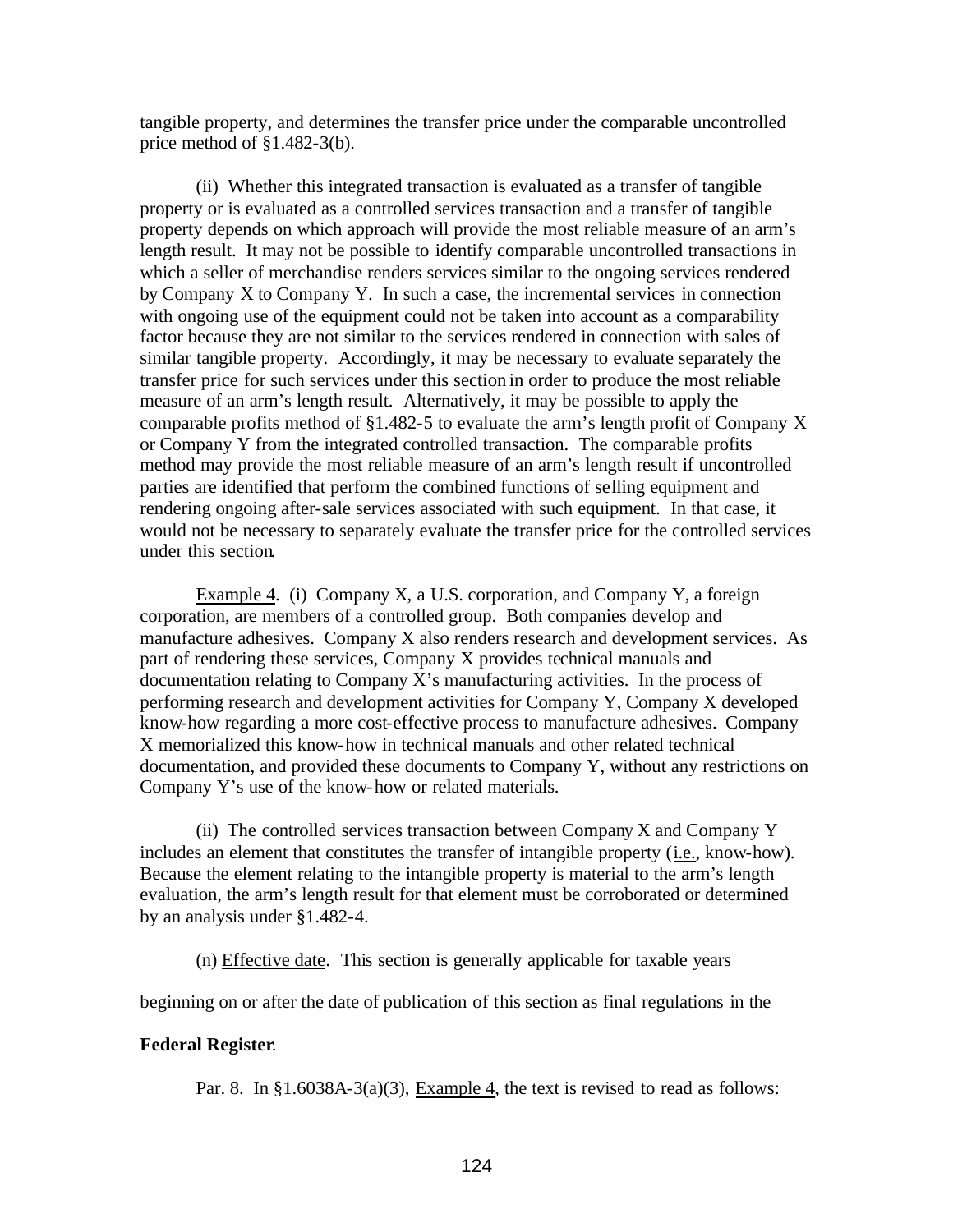tangible property, and determines the transfer price under the comparable uncontrolled price method of §1.482-3(b).

(ii) Whether this integrated transaction is evaluated as a transfer of tangible property or is evaluated as a controlled services transaction and a transfer of tangible property depends on which approach will provide the most reliable measure of an arm's length result. It may not be possible to identify comparable uncontrolled transactions in which a seller of merchandise renders services similar to the ongoing services rendered by Company X to Company Y. In such a case, the incremental services in connection with ongoing use of the equipment could not be taken into account as a comparability factor because they are not similar to the services rendered in connection with sales of similar tangible property. Accordingly, it may be necessary to evaluate separately the transfer price for such services under this section in order to produce the most reliable measure of an arm's length result. Alternatively, it may be possible to apply the comparable profits method of §1.482-5 to evaluate the arm's length profit of Company X or Company Y from the integrated controlled transaction. The comparable profits method may provide the most reliable measure of an arm's length result if uncontrolled parties are identified that perform the combined functions of selling equipment and rendering ongoing after-sale services associated with such equipment. In that case, it would not be necessary to separately evaluate the transfer price for the controlled services under this section.

Example 4. (i) Company X, a U.S. corporation, and Company Y, a foreign corporation, are members of a controlled group. Both companies develop and manufacture adhesives. Company X also renders research and development services. As part of rendering these services, Company X provides technical manuals and documentation relating to Company X's manufacturing activities. In the process of performing research and development activities for Company Y, Company X developed know-how regarding a more cost-effective process to manufacture adhesives. Company X memorialized this know-how in technical manuals and other related technical documentation, and provided these documents to Company Y, without any restrictions on Company Y's use of the know-how or related materials.

(ii) The controlled services transaction between Company X and Company Y includes an element that constitutes the transfer of intangible property (i.e., know-how). Because the element relating to the intangible property is material to the arm's length evaluation, the arm's length result for that element must be corroborated or determined by an analysis under §1.482-4.

(n) Effective date. This section is generally applicable for taxable years beginning on or after the date of publication of this section as final regulations in the **Federal Register**.

Par. 8. In §1.6038A-3(a)(3), Example 4, the text is revised to read as follows: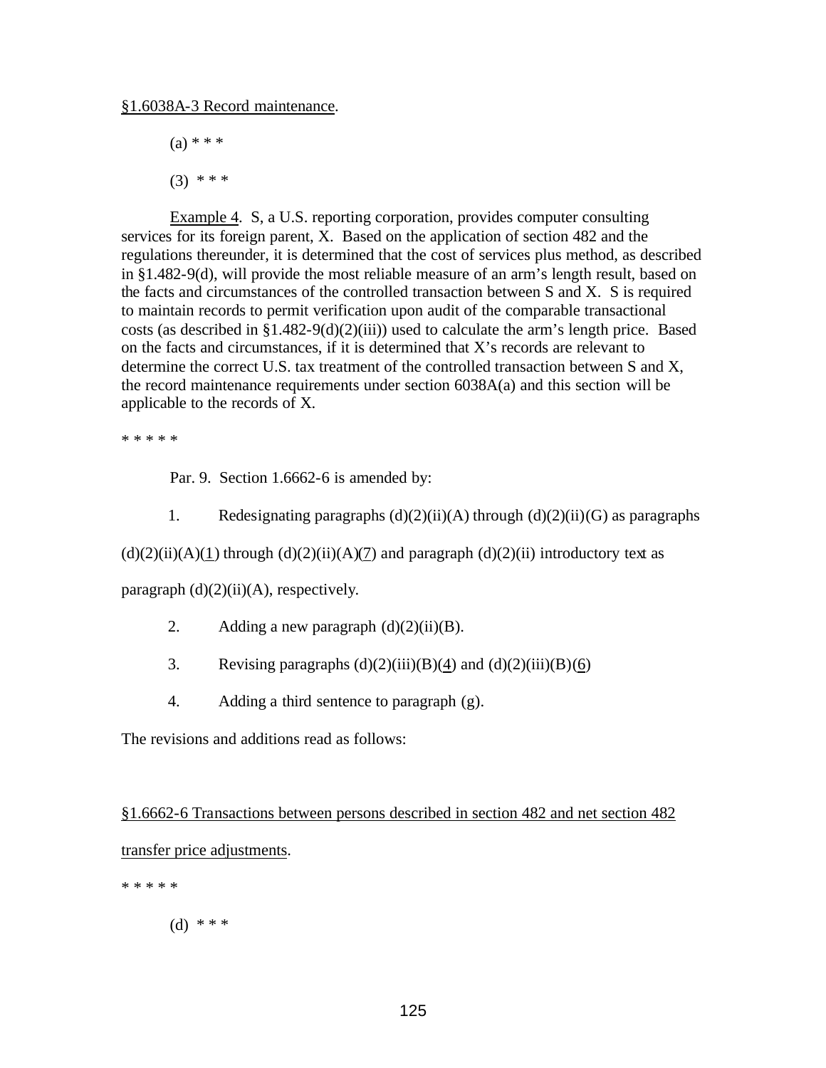§1.6038A-3 Record maintenance.

(a) * * *

(3) * * *

Example 4. S, a U.S. reporting corporation, provides computer consulting services for its foreign parent, X. Based on the application of section 482 and the regulations thereunder, it is determined that the cost of services plus method, as described in §1.482-9(d), will provide the most reliable measure of an arm's length result, based on the facts and circumstances of the controlled transaction between S and X. S is required to maintain records to permit verification upon audit of the comparable transactional costs (as described in §1.482-9(d)(2)(iii)) used to calculate the arm's length price. Based on the facts and circumstances, if it is determined that X's records are relevant to determine the correct U.S. tax treatment of the controlled transaction between S and X, the record maintenance requirements under section 6038A(a) and this section will be applicable to the records of X.

* * * * *

Par. 9. Section 1.6662-6 is amended by:

1. Redesignating paragraphs (d)(2)(ii)(A) through (d)(2)(ii)(G) as paragraphs (d)(2)(ii)(A)(1) through (d)(2)(ii)(A)(7) and paragraph (d)(2)(ii) introductory text as paragraph (d)(2)(ii)(A), respectively.

2. Adding a new paragraph (d)(2)(ii)(B).

3. Revising paragraphs (d)(2)(iii)(B)(4) and (d)(2)(iii)(B)(6)

4. Adding a third sentence to paragraph (g).

The revisions and additions read as follows:

§1.6662-6 Transactions between persons described in section 482 and net section 482 transfer price adjustments.

* * * * *

(d) * * *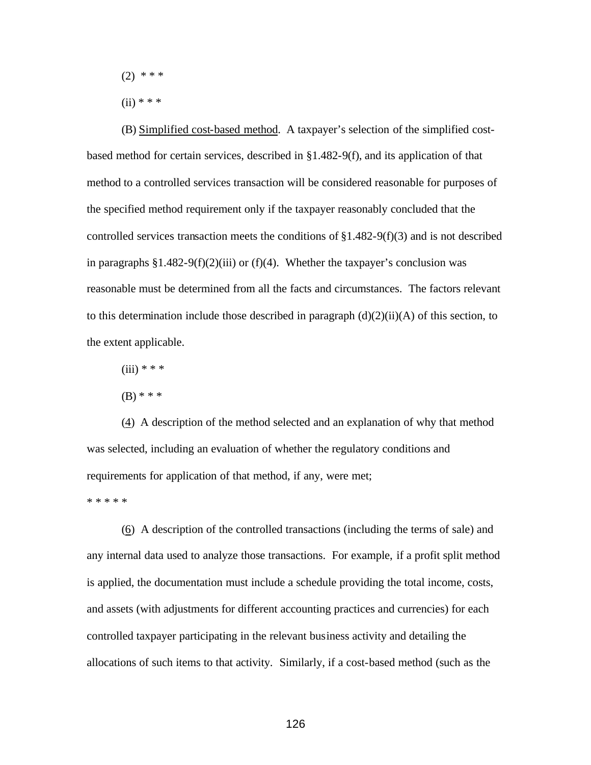(2) * * *

(ii) * * *

(B) Simplified cost-based method. A taxpayer's selection of the simplified cost-based method for certain services, described in §1.482-9(f), and its application of that method to a controlled services transaction will be considered reasonable for purposes of the specified method requirement only if the taxpayer reasonably concluded that the controlled services transaction meets the conditions of §1.482-9(f)(3) and is not described in paragraphs §1.482-9(f)(2)(iii) or (f)(4). Whether the taxpayer's conclusion was reasonable must be determined from all the facts and circumstances. The factors relevant to this determination include those described in paragraph (d)(2)(ii)(A) of this section, to the extent applicable.

(iii) * * *

(B) * * *

(4) A description of the method selected and an explanation of why that method was selected, including an evaluation of whether the regulatory conditions and requirements for application of that method, if any, were met;

* * * * *

(6) A description of the controlled transactions (including the terms of sale) and any internal data used to analyze those transactions. For example, if a profit split method is applied, the documentation must include a schedule providing the total income, costs, and assets (with adjustments for different accounting practices and currencies) for each controlled taxpayer participating in the relevant business activity and detailing the allocations of such items to that activity. Similarly, if a cost-based method (such as the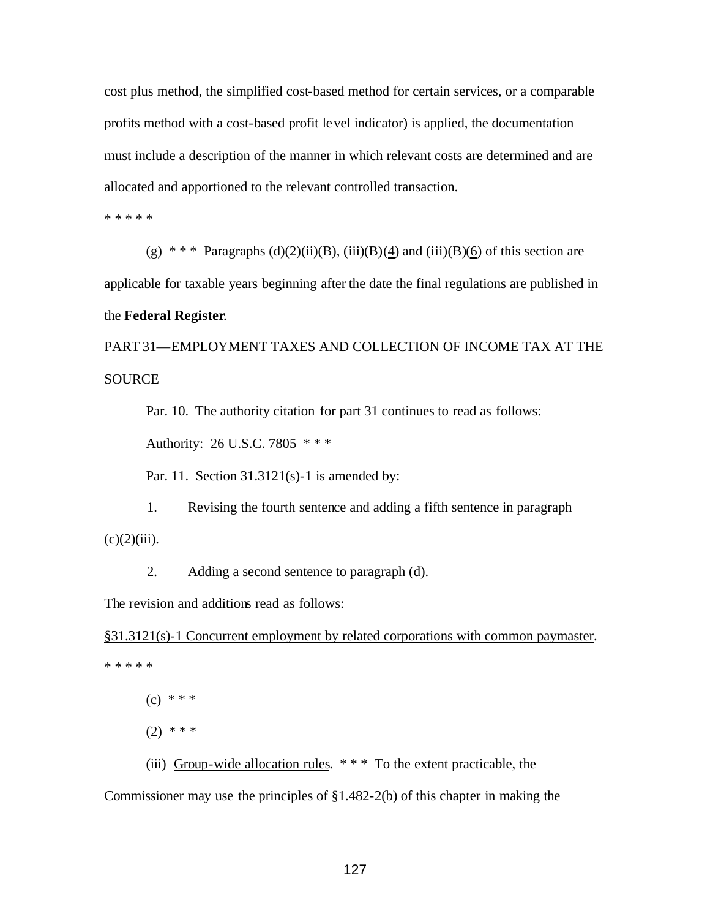cost plus method, the simplified cost-based method for certain services, or a comparable profits method with a cost-based profit level indicator) is applied, the documentation must include a description of the manner in which relevant costs are determined and are allocated and apportioned to the relevant controlled transaction.

\* \* \* \* \*

(g) \* \* \* Paragraphs (d)(2)(ii)(B), (iii)(B)(4) and (iii)(B)(6) of this section are applicable for taxable years beginning after the date the final regulations are published in the **Federal Register**.

PART 31—EMPLOYMENT TAXES AND COLLECTION OF INCOME TAX AT THE SOURCE

Par. 10. The authority citation for part 31 continues to read as follows:

Authority: 26 U.S.C. 7805 \* \* \*

Par. 11. Section 31.3121(s)-1 is amended by:

1. Revising the fourth sentence and adding a fifth sentence in paragraph (c)(2)(iii).

2. Adding a second sentence to paragraph (d).

The revision and additions read as follows:

<u>§31.3121(s)-1 Concurrent employment by related corporations with common paymaster</u>.

\* \* \* \* \*

(c) \* \* \*

(2) \* \* \*

(iii) <u>Group-wide allocation rules</u>. \* \* \* To the extent practicable, the Commissioner may use the principles of §1.482-2(b) of this chapter in making the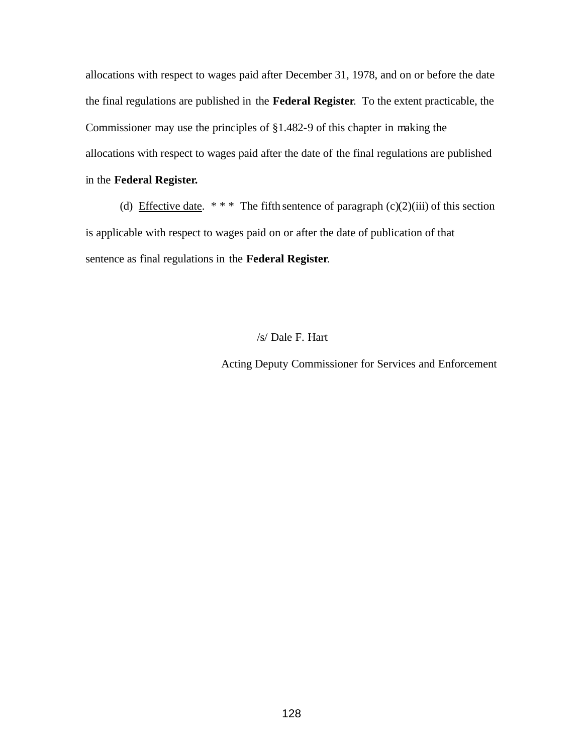allocations with respect to wages paid after December 31, 1978, and on or before the date the final regulations are published in the **Federal Register**. To the extent practicable, the Commissioner may use the principles of §1.482-9 of this chapter in making the allocations with respect to wages paid after the date of the final regulations are published in the **Federal Register.**

(d) Effective date. * * * The fifth sentence of paragraph (c)(2)(iii) of this section is applicable with respect to wages paid on or after the date of publication of that sentence as final regulations in the **Federal Register**.

/s/ Dale F. Hart

Acting Deputy Commissioner for Services and Enforcement